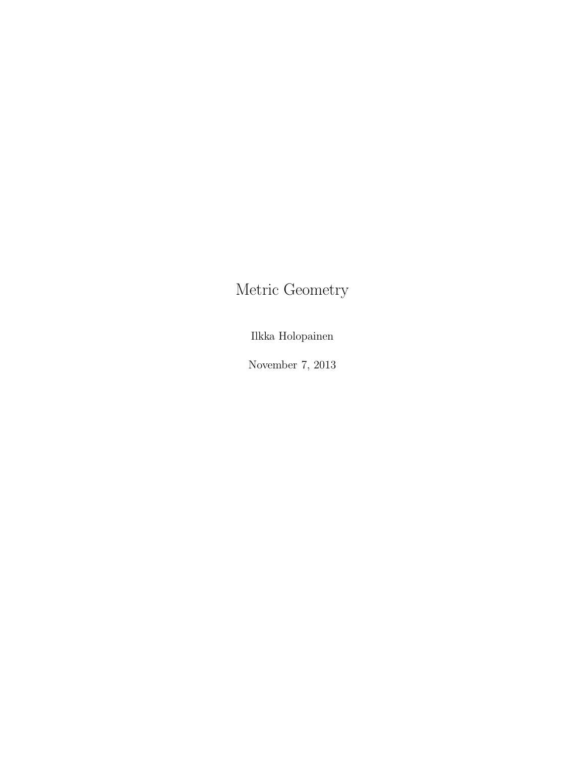# Metric Geometry

Ilkka Holopainen

November 7, 2013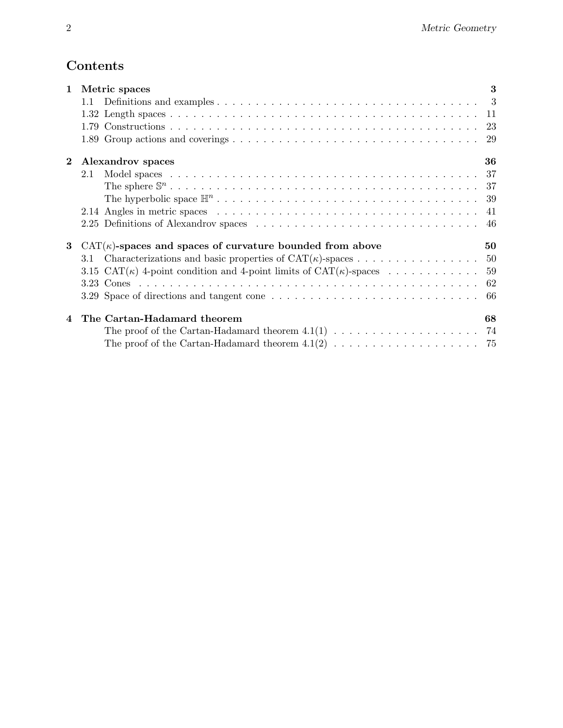## Contents

**1 Metric spaces** **3**

- 1.1 Definitions and examples . . . 3
- 1.32 Length spaces . . . 11
- 1.79 Constructions . . . 23
- 1.89 Group actions and coverings . . . 29

**2 Alexandrov spaces** **36**

- 2.1 Model spaces . . . 37
  - The sphere $\mathbb{S}^n$ . . . 37
  - The hyperbolic space $\mathbb{H}^n$ . . . 39
- 2.14 Angles in metric spaces . . . 41
- 2.25 Definitions of Alexandrov spaces . . . 46

**3 CAT($\kappa$)-spaces and spaces of curvature bounded from above** **50**

- 3.1 Characterizations and basic properties of CAT($\kappa$)-spaces . . . 50
- 3.15 CAT($\kappa$) 4-point condition and 4-point limits of CAT($\kappa$)-spaces . . . 59
- 3.23 Cones . . . 62
- 3.29 Space of directions and tangent cone . . . 66

**4 The Cartan-Hadamard theorem** **68**

- The proof of the Cartan-Hadamard theorem 4.1(1) . . . 74
- The proof of the Cartan-Hadamard theorem 4.1(2) . . . 75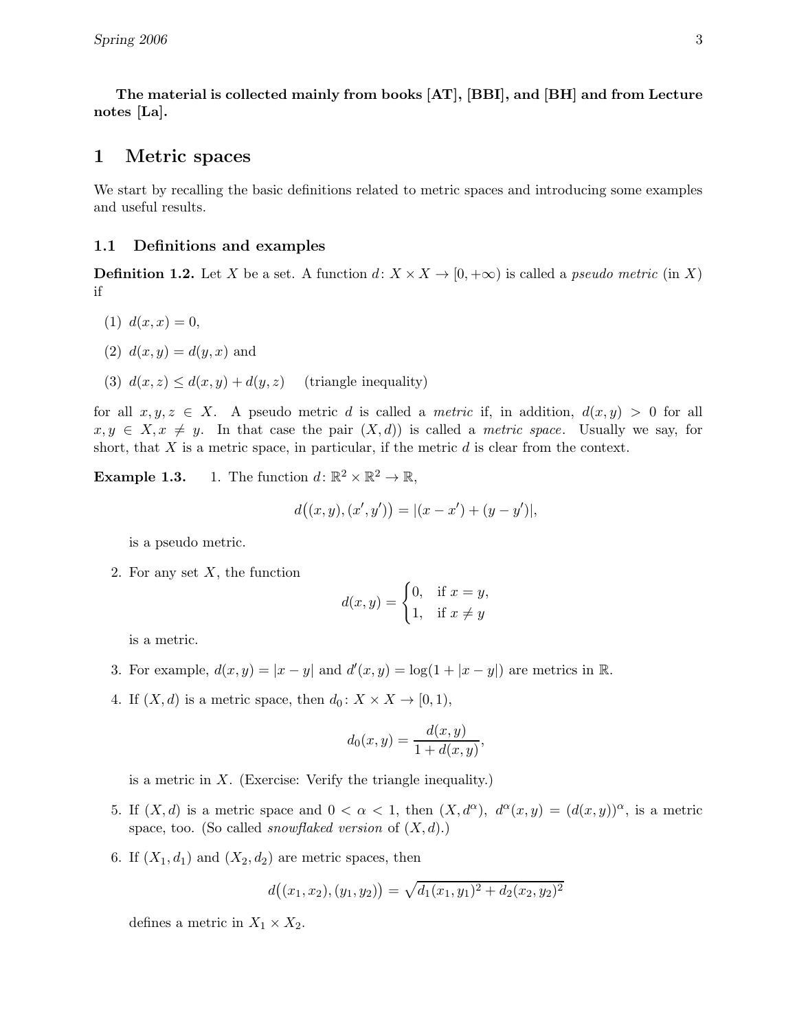**The material is collected mainly from books [AT], [BBI], and [BH] and from Lecture notes [La].**

# 1 Metric spaces

We start by recalling the basic definitions related to metric spaces and introducing some examples and useful results.

## 1.1 Definitions and examples

**Definition 1.2.** Let $X$ be a set. A function $d\colon X \times X \to [0, +\infty)$ is called a *pseudo metric* (in $X$) if

(1) $d(x, x) = 0$,

(2) $d(x, y) = d(y, x)$ and

(3) $d(x, z) \leq d(x, y) + d(y, z)$ (triangle inequality)

for all $x, y, z \in X$. A pseudo metric $d$ is called a *metric* if, in addition, $d(x, y) > 0$ for all $x, y \in X, x \neq y$. In that case the pair $(X, d))$ is called a *metric space*. Usually we say, for short, that $X$ is a metric space, in particular, if the metric $d$ is clear from the context.

**Example 1.3.**

1. The function $d\colon \mathbb{R}^2 \times \mathbb{R}^2 \to \mathbb{R}$,

$$d\big((x, y), (x', y')\big) = |(x - x') + (y - y')|,$$

is a pseudo metric.

2. For any set $X$, the function

$$d(x, y) = \begin{cases} 0, & \text{if } x = y, \\ 1, & \text{if } x \neq y \end{cases}$$

is a metric.

3. For example, $d(x, y) = |x - y|$ and $d'(x, y) = \log(1 + |x - y|)$ are metrics in $\mathbb{R}$.

4. If $(X, d)$ is a metric space, then $d_0\colon X \times X \to [0, 1)$,

$$d_0(x, y) = \frac{d(x, y)}{1 + d(x, y)},$$

is a metric in $X$. (Exercise: Verify the triangle inequality.)

5. If $(X, d)$ is a metric space and $0 < \alpha < 1$, then $(X, d^\alpha)$, $d^\alpha(x, y) = (d(x, y))^\alpha$, is a metric space, too. (So called *snowflaked version* of $(X, d)$.)

6. If $(X_1, d_1)$ and $(X_2, d_2)$ are metric spaces, then

$$d\big((x_1, x_2), (y_1, y_2)\big) = \sqrt{d_1(x_1, y_1)^2 + d_2(x_2, y_2)^2}$$

defines a metric in $X_1 \times X_2$.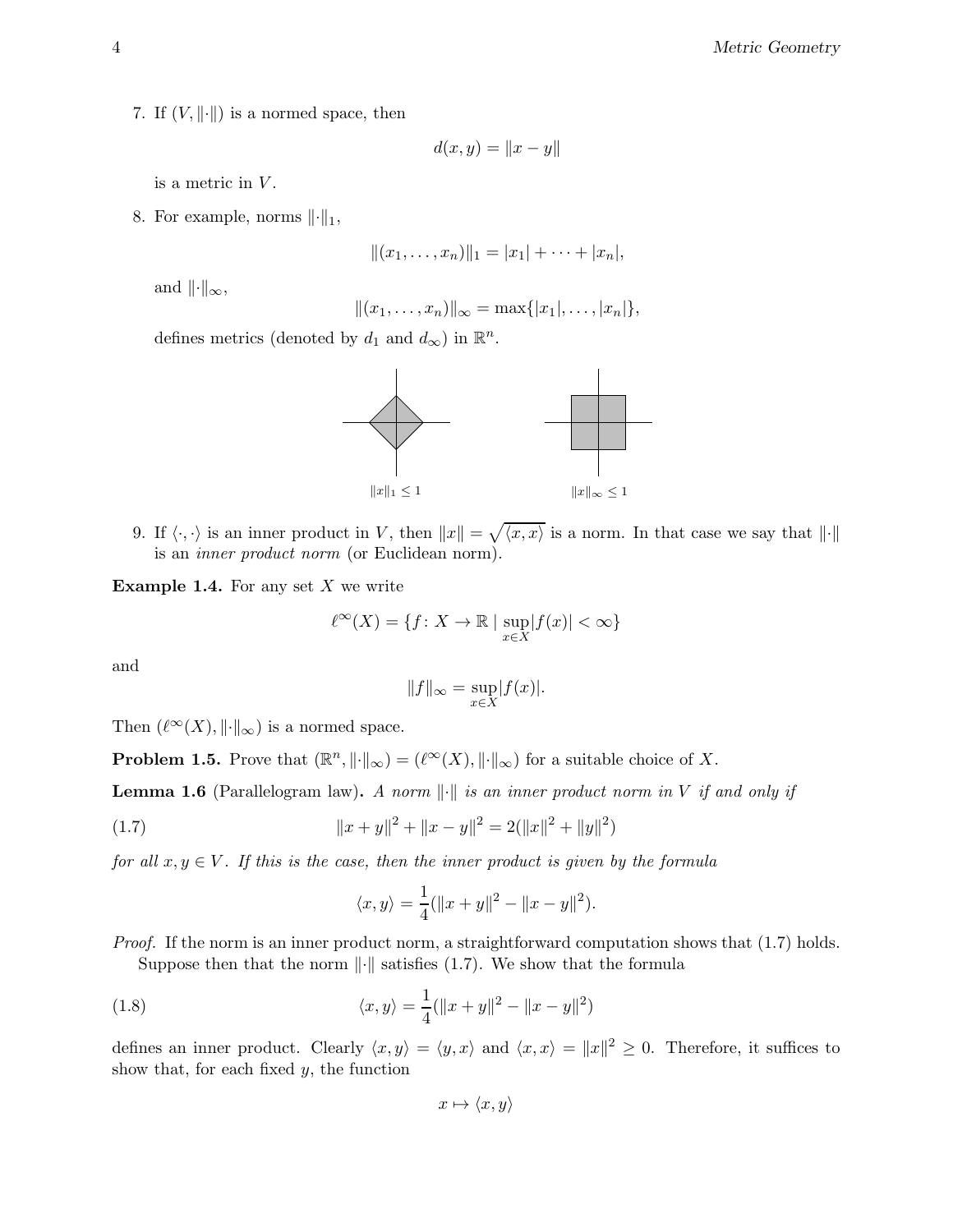7. If $(V, \|\cdot\|)$ is a normed space, then

$$d(x, y) = \|x - y\|$$

is a metric in $V$.

8. For example, norms $\|\cdot\|_1$,

$$\|(x_1, \ldots, x_n)\|_1 = |x_1| + \cdots + |x_n|,$$

and $\|\cdot\|_\infty$,

$$\|(x_1, \ldots, x_n)\|_\infty = \max\{|x_1|, \ldots, |x_n|\},$$

defines metrics (denoted by $d_1$ and $d_\infty$) in $\mathbb{R}^n$.

$\|x\|_1 \leq 1$ $\qquad$ $\|x\|_\infty \leq 1$

9. If $\langle \cdot, \cdot \rangle$ is an inner product in $V$, then $\|x\| = \sqrt{\langle x, x \rangle}$ is a norm. In that case we say that $\|\cdot\|$ is an *inner product norm* (or Euclidean norm).

**Example 1.4.** For any set $X$ we write

$$\ell^\infty(X) = \{f\colon X \to \mathbb{R} \mid \sup_{x \in X} |f(x)| < \infty\}$$

and

$$\|f\|_\infty = \sup_{x \in X} |f(x)|.$$

Then $(\ell^\infty(X), \|\cdot\|_\infty)$ is a normed space.

**Problem 1.5.** Prove that $(\mathbb{R}^n, \|\cdot\|_\infty) = (\ell^\infty(X), \|\cdot\|_\infty)$ for a suitable choice of $X$.

**Lemma 1.6** (Parallelogram law)**.** *A norm $\|\cdot\|$ is an inner product norm in $V$ if and only if*

$$\|x + y\|^2 + \|x - y\|^2 = 2(\|x\|^2 + \|y\|^2) \tag{1.7}$$

*for all $x, y \in V$. If this is the case, then the inner product is given by the formula*

$$\langle x, y \rangle = \frac{1}{4}(\|x + y\|^2 - \|x - y\|^2).$$

*Proof.* If the norm is an inner product norm, a straightforward computation shows that (1.7) holds.

Suppose then that the norm $\|\cdot\|$ satisfies (1.7). We show that the formula

$$\langle x, y \rangle = \frac{1}{4}(\|x + y\|^2 - \|x - y\|^2) \tag{1.8}$$

defines an inner product. Clearly $\langle x, y \rangle = \langle y, x \rangle$ and $\langle x, x \rangle = \|x\|^2 \geq 0$. Therefore, it suffices to show that, for each fixed $y$, the function

$$x \mapsto \langle x, y \rangle$$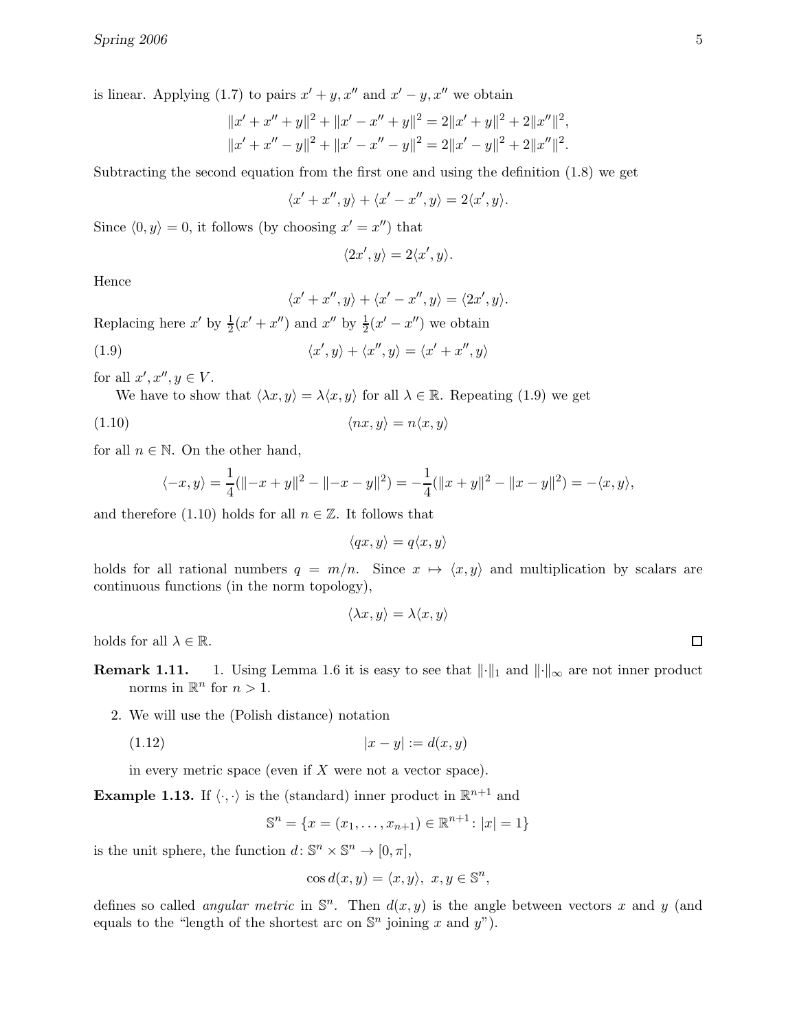is linear. Applying (1.7) to pairs $x' + y, x''$ and $x' - y, x''$ we obtain

$$
\begin{aligned}
\|x' + x'' + y\|^2 + \|x' - x'' + y\|^2 &= 2\|x' + y\|^2 + 2\|x''\|^2, \\
\|x' + x'' - y\|^2 + \|x' - x'' - y\|^2 &= 2\|x' - y\|^2 + 2\|x''\|^2.
\end{aligned}
$$

Subtracting the second equation from the first one and using the definition (1.8) we get

$$\langle x' + x'', y\rangle + \langle x' - x'', y\rangle = 2\langle x', y\rangle.$$

Since $\langle 0, y\rangle = 0$, it follows (by choosing $x' = x''$) that

$$\langle 2x', y\rangle = 2\langle x', y\rangle.$$

Hence

$$\langle x' + x'', y\rangle + \langle x' - x'', y\rangle = \langle 2x', y\rangle.$$

Replacing here $x'$ by $\frac{1}{2}(x' + x'')$ and $x''$ by $\frac{1}{2}(x' - x'')$ we obtain

$$\langle x', y\rangle + \langle x'', y\rangle = \langle x' + x'', y\rangle \tag{1.9}$$

for all $x', x'', y \in V$.

We have to show that $\langle \lambda x, y\rangle = \lambda\langle x, y\rangle$ for all $\lambda \in \mathbb{R}$. Repeating (1.9) we get

$$\langle nx, y\rangle = n\langle x, y\rangle \tag{1.10}$$

for all $n \in \mathbb{N}$. On the other hand,

$$\langle -x, y\rangle = \frac{1}{4}(\|-x + y\|^2 - \|-x - y\|^2) = -\frac{1}{4}(\|x + y\|^2 - \|x - y\|^2) = -\langle x, y\rangle,$$

and therefore (1.10) holds for all $n \in \mathbb{Z}$. It follows that

$$\langle qx, y\rangle = q\langle x, y\rangle$$

holds for all rational numbers $q = m/n$. Since $x \mapsto \langle x, y\rangle$ and multiplication by scalars are continuous functions (in the norm topology),

$$\langle \lambda x, y\rangle = \lambda\langle x, y\rangle$$

holds for all $\lambda \in \mathbb{R}$. □

**Remark 1.11.**

1. Using Lemma 1.6 it is easy to see that $\|\cdot\|_1$ and $\|\cdot\|_\infty$ are not inner product norms in $\mathbb{R}^n$ for $n > 1$.
2. We will use the (Polish distance) notation

$$|x - y| := d(x, y) \tag{1.12}$$

in every metric space (even if $X$ were not a vector space).

**Example 1.13.** If $\langle \cdot, \cdot\rangle$ is the (standard) inner product in $\mathbb{R}^{n+1}$ and

$$\mathbb{S}^n = \{x = (x_1, \dots, x_{n+1}) \in \mathbb{R}^{n+1} : |x| = 1\}$$

is the unit sphere, the function $d : \mathbb{S}^n \times \mathbb{S}^n \to [0, \pi]$,

$$\cos d(x, y) = \langle x, y\rangle, \ x, y \in \mathbb{S}^n,$$

defines so called *angular metric* in $\mathbb{S}^n$. Then $d(x, y)$ is the angle between vectors $x$ and $y$ (and equals to the "length of the shortest arc on $\mathbb{S}^n$ joining $x$ and $y$").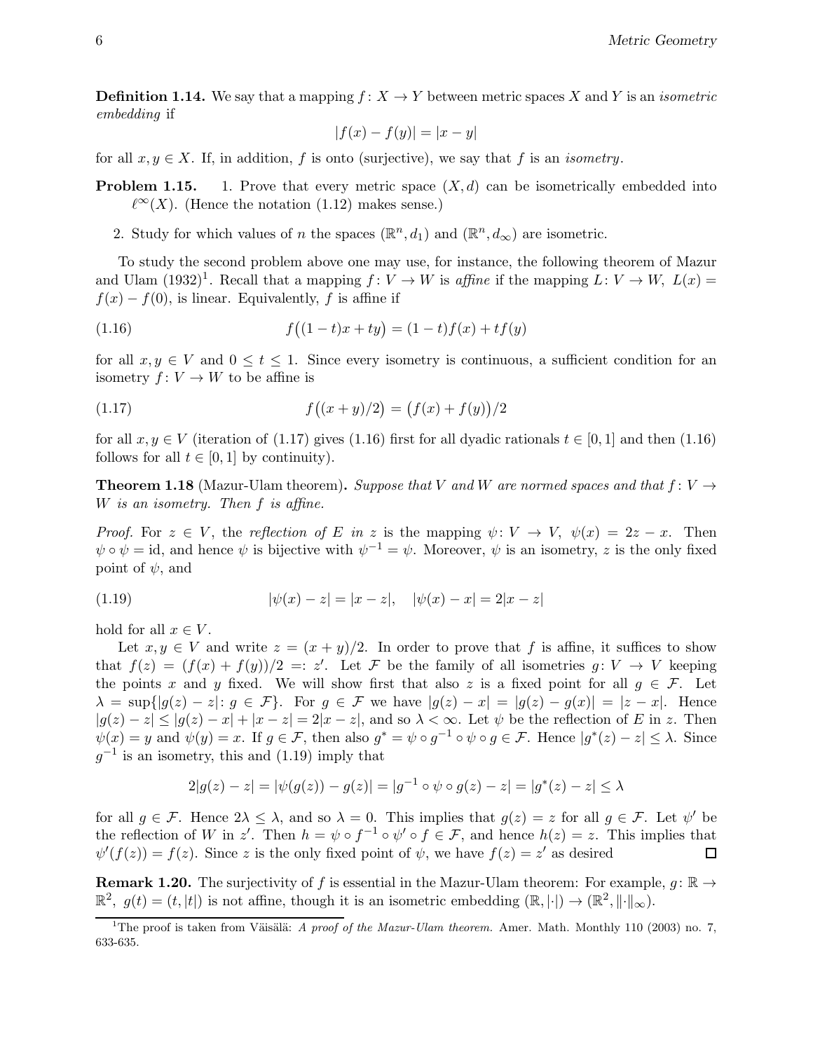**Definition 1.14.** We say that a mapping $f\colon X \to Y$ between metric spaces $X$ and $Y$ is an *isometric embedding* if

$$|f(x) - f(y)| = |x - y|$$

for all $x, y \in X$. If, in addition, $f$ is onto (surjective), we say that $f$ is an *isometry*.

**Problem 1.15.**

1. Prove that every metric space $(X, d)$ can be isometrically embedded into $\ell^\infty(X)$. (Hence the notation (1.12) makes sense.)

2. Study for which values of $n$ the spaces $(\mathbb{R}^n, d_1)$ and $(\mathbb{R}^n, d_\infty)$ are isometric.

To study the second problem above one may use, for instance, the following theorem of Mazur and Ulam (1932)[1]. Recall that a mapping $f\colon V \to W$ is *affine* if the mapping $L\colon V \to W$, $L(x) = f(x) - f(0)$, is linear. Equivalently, $f$ is affine if

$$f\big((1-t)x + ty\big) = (1-t)f(x) + tf(y) \tag{1.16}$$

for all $x, y \in V$ and $0 \le t \le 1$. Since every isometry is continuous, a sufficient condition for an isometry $f\colon V \to W$ to be affine is

$$f\big((x+y)/2\big) = \big(f(x) + f(y)\big)/2 \tag{1.17}$$

for all $x, y \in V$ (iteration of (1.17) gives (1.16) first for all dyadic rationals $t \in [0,1]$ and then (1.16) follows for all $t \in [0,1]$ by continuity).

**Theorem 1.18** (Mazur-Ulam theorem)**.** *Suppose that $V$ and $W$ are normed spaces and that $f\colon V \to W$ is an isometry. Then $f$ is affine.*

*Proof.* For $z \in V$, the *reflection of $E$ in $z$* is the mapping $\psi\colon V \to V$, $\psi(x) = 2z - x$. Then $\psi \circ \psi = \mathrm{id}$, and hence $\psi$ is bijective with $\psi^{-1} = \psi$. Moreover, $\psi$ is an isometry, $z$ is the only fixed point of $\psi$, and

$$|\psi(x) - z| = |x - z|, \quad |\psi(x) - x| = 2|x - z| \tag{1.19}$$

hold for all $x \in V$.

Let $x, y \in V$ and write $z = (x+y)/2$. In order to prove that $f$ is affine, it suffices to show that $f(z) = (f(x) + f(y))/2 =: z'$. Let $\mathcal{F}$ be the family of all isometries $g\colon V \to V$ keeping the points $x$ and $y$ fixed. We will show first that also $z$ is a fixed point for all $g \in \mathcal{F}$. Let $\lambda = \sup\{|g(z) - z|\colon g \in \mathcal{F}\}$. For $g \in \mathcal{F}$ we have $|g(z) - x| = |g(z) - g(x)| = |z - x|$. Hence $|g(z) - z| \le |g(z) - x| + |x - z| = 2|x - z|$, and so $\lambda < \infty$. Let $\psi$ be the reflection of $E$ in $z$. Then $\psi(x) = y$ and $\psi(y) = x$. If $g \in \mathcal{F}$, then also $g^* = \psi \circ g^{-1} \circ \psi \circ g \in \mathcal{F}$. Hence $|g^*(z) - z| \le \lambda$. Since $g^{-1}$ is an isometry, this and (1.19) imply that

$$2|g(z) - z| = |\psi(g(z)) - g(z)| = |g^{-1} \circ \psi \circ g(z) - z| = |g^*(z) - z| \le \lambda$$

for all $g \in \mathcal{F}$. Hence $2\lambda \le \lambda$, and so $\lambda = 0$. This implies that $g(z) = z$ for all $g \in \mathcal{F}$. Let $\psi'$ be the reflection of $W$ in $z'$. Then $h = \psi \circ f^{-1} \circ \psi' \circ f \in \mathcal{F}$, and hence $h(z) = z$. This implies that $\psi'(f(z)) = f(z)$. Since $z$ is the only fixed point of $\psi$, we have $f(z) = z'$ as desired $\square$

**Remark 1.20.** The surjectivity of $f$ is essential in the Mazur-Ulam theorem: For example, $g\colon \mathbb{R} \to \mathbb{R}^2$, $g(t) = (t, |t|)$ is not affine, though it is an isometric embedding $(\mathbb{R}, |\cdot|) \to (\mathbb{R}^2, \|\cdot\|_\infty)$.

[1] The proof is taken from Väisälä: *A proof of the Mazur-Ulam theorem.* Amer. Math. Monthly 110 (2003) no. 7, 633-635.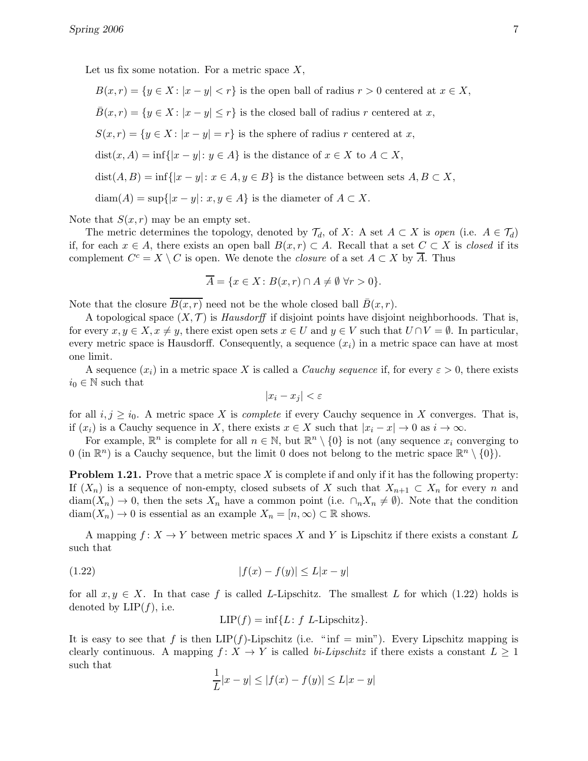Let us fix some notation. For a metric space $X$,

$B(x,r) = \{y \in X : |x-y| < r\}$ is the open ball of radius $r > 0$ centered at $x \in X$,

$\bar{B}(x,r) = \{y \in X : |x-y| \le r\}$ is the closed ball of radius $r$ centered at $x$,

$S(x,r) = \{y \in X : |x-y| = r\}$ is the sphere of radius $r$ centered at $x$,

$\operatorname{dist}(x,A) = \inf\{|x-y| : y \in A\}$ is the distance of $x \in X$ to $A \subset X$,

$\operatorname{dist}(A,B) = \inf\{|x-y| : x \in A, y \in B\}$ is the distance between sets $A, B \subset X$,

$\operatorname{diam}(A) = \sup\{|x-y| : x, y \in A\}$ is the diameter of $A \subset X$.

Note that $S(x,r)$ may be an empty set.

The metric determines the topology, denoted by $\mathcal{T}_d$, of $X$: A set $A \subset X$ is *open* (i.e. $A \in \mathcal{T}_d$) if, for each $x \in A$, there exists an open ball $B(x,r) \subset A$. Recall that a set $C \subset X$ is *closed* if its complement $C^c = X \setminus C$ is open. We denote the *closure* of a set $A \subset X$ by $\overline{A}$. Thus

$$\overline{A} = \{x \in X : B(x,r) \cap A \neq \emptyset \ \forall r > 0\}.$$

Note that the closure $\overline{B(x,r)}$ need not be the whole closed ball $\bar{B}(x,r)$.

A topological space $(X, \mathcal{T})$ is *Hausdorff* if disjoint points have disjoint neighborhoods. That is, for every $x, y \in X, x \neq y$, there exist open sets $x \in U$ and $y \in V$ such that $U \cap V = \emptyset$. In particular, every metric space is Hausdorff. Consequently, a sequence $(x_i)$ in a metric space can have at most one limit.

A sequence $(x_i)$ in a metric space $X$ is called a *Cauchy sequence* if, for every $\varepsilon > 0$, there exists $i_0 \in \mathbb{N}$ such that

$$|x_i - x_j| < \varepsilon$$

for all $i, j \ge i_0$. A metric space $X$ is *complete* if every Cauchy sequence in $X$ converges. That is, if $(x_i)$ is a Cauchy sequence in $X$, there exists $x \in X$ such that $|x_i - x| \to 0$ as $i \to \infty$.

For example, $\mathbb{R}^n$ is complete for all $n \in \mathbb{N}$, but $\mathbb{R}^n \setminus \{0\}$ is not (any sequence $x_i$ converging to $0$ (in $\mathbb{R}^n$) is a Cauchy sequence, but the limit $0$ does not belong to the metric space $\mathbb{R}^n \setminus \{0\}$).

**Problem 1.21.** Prove that a metric space $X$ is complete if and only if it has the following property: If $(X_n)$ is a sequence of non-empty, closed subsets of $X$ such that $X_{n+1} \subset X_n$ for every $n$ and $\operatorname{diam}(X_n) \to 0$, then the sets $X_n$ have a common point (i.e. $\cap_n X_n \neq \emptyset$). Note that the condition $\operatorname{diam}(X_n) \to 0$ is essential as an example $X_n = [n, \infty) \subset \mathbb{R}$ shows.

A mapping $f : X \to Y$ between metric spaces $X$ and $Y$ is Lipschitz if there exists a constant $L$ such that

$$|f(x) - f(y)| \le L|x-y| \tag{1.22}$$

for all $x, y \in X$. In that case $f$ is called $L$-Lipschitz. The smallest $L$ for which (1.22) holds is denoted by $\operatorname{LIP}(f)$, i.e.

$$\operatorname{LIP}(f) = \inf\{L : f \ L\text{-Lipschitz}\}.$$

It is easy to see that $f$ is then $\operatorname{LIP}(f)$-Lipschitz (i.e. "inf = min"). Every Lipschitz mapping is clearly continuous. A mapping $f : X \to Y$ is called *bi-Lipschitz* if there exists a constant $L \ge 1$ such that

$$\frac{1}{L}|x-y| \le |f(x) - f(y)| \le L|x-y|$$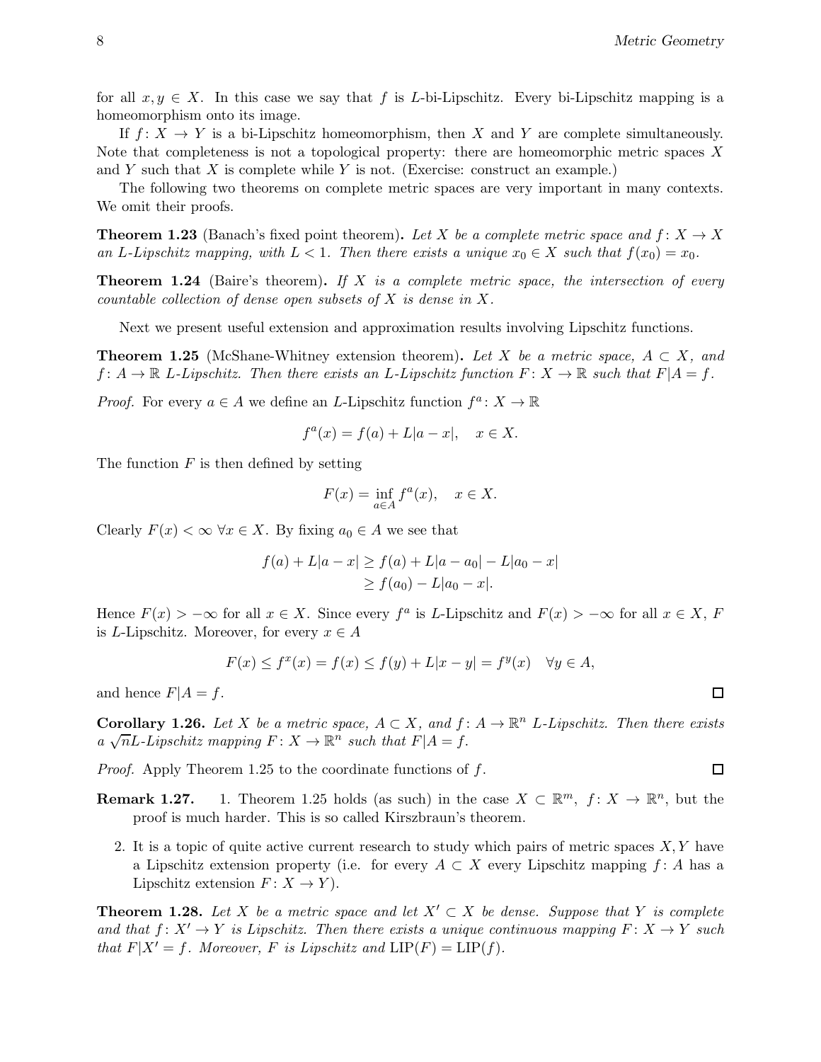for all $x, y \in X$. In this case we say that $f$ is $L$-bi-Lipschitz. Every bi-Lipschitz mapping is a homeomorphism onto its image.

If $f: X \to Y$ is a bi-Lipschitz homeomorphism, then $X$ and $Y$ are complete simultaneously. Note that completeness is not a topological property: there are homeomorphic metric spaces $X$ and $Y$ such that $X$ is complete while $Y$ is not. (Exercise: construct an example.)

The following two theorems on complete metric spaces are very important in many contexts. We omit their proofs.

**Theorem 1.23** (Banach's fixed point theorem)**.** *Let $X$ be a complete metric space and $f: X \to X$ an $L$-Lipschitz mapping, with $L < 1$. Then there exists a unique $x_0 \in X$ such that $f(x_0) = x_0$.*

**Theorem 1.24** (Baire's theorem)**.** *If $X$ is a complete metric space, the intersection of every countable collection of dense open subsets of $X$ is dense in $X$.*

Next we present useful extension and approximation results involving Lipschitz functions.

**Theorem 1.25** (McShane-Whitney extension theorem)**.** *Let $X$ be a metric space, $A \subset X$, and $f: A \to \mathbb{R}$ $L$-Lipschitz. Then there exists an $L$-Lipschitz function $F: X \to \mathbb{R}$ such that $F|A = f$.*

*Proof.* For every $a \in A$ we define an $L$-Lipschitz function $f^a: X \to \mathbb{R}$

$$f^a(x) = f(a) + L|a - x|, \quad x \in X.$$

The function $F$ is then defined by setting

$$F(x) = \inf_{a \in A} f^a(x), \quad x \in X.$$

Clearly $F(x) < \infty \ \forall x \in X$. By fixing $a_0 \in A$ we see that

$$\begin{aligned} f(a) + L|a - x| &\geq f(a) + L|a - a_0| - L|a_0 - x| \\ &\geq f(a_0) - L|a_0 - x|. \end{aligned}$$

Hence $F(x) > -\infty$ for all $x \in X$. Since every $f^a$ is $L$-Lipschitz and $F(x) > -\infty$ for all $x \in X$, $F$ is $L$-Lipschitz. Moreover, for every $x \in A$

$$F(x) \leq f^x(x) = f(x) \leq f(y) + L|x - y| = f^y(x) \quad \forall y \in A,$$

and hence $F|A = f$. $\square$

**Corollary 1.26.** *Let $X$ be a metric space, $A \subset X$, and $f: A \to \mathbb{R}^n$ $L$-Lipschitz. Then there exists a $\sqrt{n}L$-Lipschitz mapping $F: X \to \mathbb{R}^n$ such that $F|A = f$.*

*Proof.* Apply Theorem 1.25 to the coordinate functions of $f$. $\square$

**Remark 1.27.**

1. Theorem 1.25 holds (as such) in the case $X \subset \mathbb{R}^m$, $f: X \to \mathbb{R}^n$, but the proof is much harder. This is so called Kirszbraun's theorem.
2. It is a topic of quite active current research to study which pairs of metric spaces $X, Y$ have a Lipschitz extension property (i.e. for every $A \subset X$ every Lipschitz mapping $f: A$ has a Lipschitz extension $F: X \to Y$).

**Theorem 1.28.** *Let $X$ be a metric space and let $X' \subset X$ be dense. Suppose that $Y$ is complete and that $f: X' \to Y$ is Lipschitz. Then there exists a unique continuous mapping $F: X \to Y$ such that $F|X' = f$. Moreover, $F$ is Lipschitz and $\mathrm{LIP}(F) = \mathrm{LIP}(f)$.*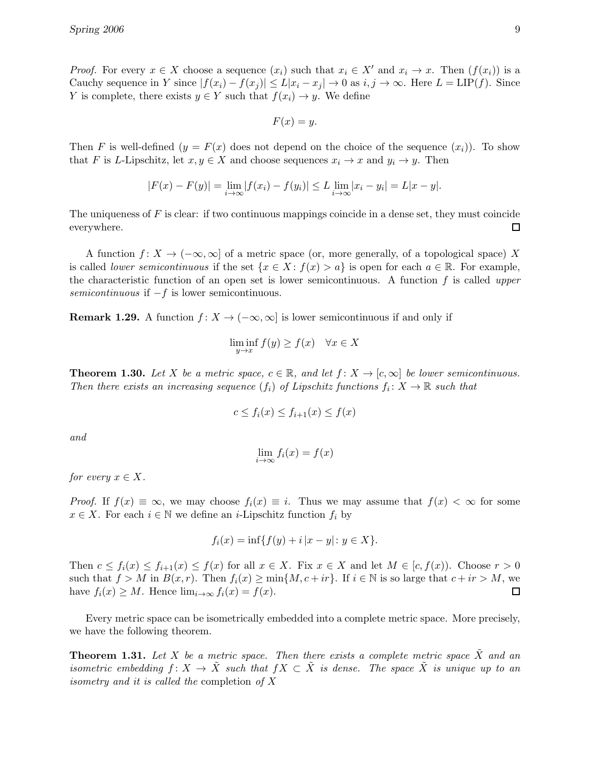*Proof.* For every $x \in X$ choose a sequence $(x_i)$ such that $x_i \in X'$ and $x_i \to x$. Then $(f(x_i))$ is a Cauchy sequence in $Y$ since $|f(x_i) - f(x_j)| \le L|x_i - x_j| \to 0$ as $i, j \to \infty$. Here $L = \operatorname{LIP}(f)$. Since $Y$ is complete, there exists $y \in Y$ such that $f(x_i) \to y$. We define

$$F(x) = y.$$

Then $F$ is well-defined ($y = F(x)$ does not depend on the choice of the sequence $(x_i)$). To show that $F$ is $L$-Lipschitz, let $x, y \in X$ and choose sequences $x_i \to x$ and $y_i \to y$. Then

$$|F(x) - F(y)| = \lim_{i\to\infty} |f(x_i) - f(y_i)| \le L \lim_{i\to\infty} |x_i - y_i| = L|x - y|.$$

The uniqueness of $F$ is clear: if two continuous mappings coincide in a dense set, they must coincide everywhere. □

A function $f\colon X \to (-\infty, \infty]$ of a metric space (or, more generally, of a topological space) $X$ is called *lower semicontinuous* if the set $\{x \in X : f(x) > a\}$ is open for each $a \in \mathbb{R}$. For example, the characteristic function of an open set is lower semicontinuous. A function $f$ is called *upper semicontinuous* if $-f$ is lower semicontinuous.

**Remark 1.29.** A function $f\colon X \to (-\infty, \infty]$ is lower semicontinuous if and only if

$$\liminf_{y\to x} f(y) \ge f(x) \quad \forall x \in X$$

**Theorem 1.30.** *Let $X$ be a metric space, $c \in \mathbb{R}$, and let $f\colon X \to [c, \infty]$ be lower semicontinuous. Then there exists an increasing sequence $(f_i)$ of Lipschitz functions $f_i\colon X \to \mathbb{R}$ such that*

$$c \le f_i(x) \le f_{i+1}(x) \le f(x)$$

*and*

$$\lim_{i\to\infty} f_i(x) = f(x)$$

*for every $x \in X$.*

*Proof.* If $f(x) \equiv \infty$, we may choose $f_i(x) \equiv i$. Thus we may assume that $f(x) < \infty$ for some $x \in X$. For each $i \in \mathbb{N}$ we define an $i$-Lipschitz function $f_i$ by

$$f_i(x) = \inf\{f(y) + i\,|x - y| : y \in X\}.$$

Then $c \le f_i(x) \le f_{i+1}(x) \le f(x)$ for all $x \in X$. Fix $x \in X$ and let $M \in [c, f(x))$. Choose $r > 0$ such that $f > M$ in $B(x, r)$. Then $f_i(x) \ge \min\{M, c + ir\}$. If $i \in \mathbb{N}$ is so large that $c + ir > M$, we have $f_i(x) \ge M$. Hence $\lim_{i\to\infty} f_i(x) = f(x)$. □

Every metric space can be isometrically embedded into a complete metric space. More precisely, we have the following theorem.

**Theorem 1.31.** *Let $X$ be a metric space. Then there exists a complete metric space $\tilde{X}$ and an isometric embedding $f\colon X \to \tilde{X}$ such that $fX \subset \tilde{X}$ is dense. The space $\tilde{X}$ is unique up to an isometry and it is called the* completion *of $X$*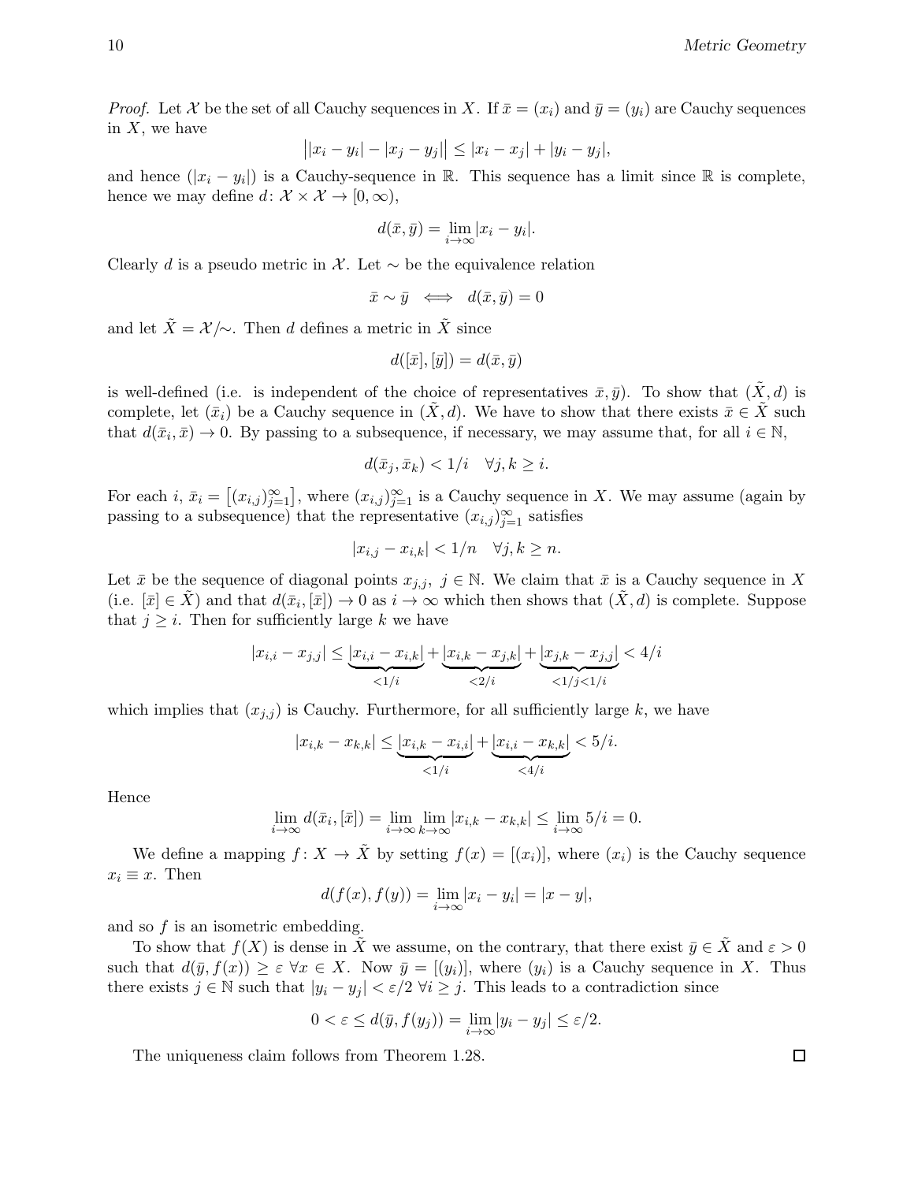*Proof.* Let $\mathcal{X}$ be the set of all Cauchy sequences in $X$. If $\bar{x} = (x_i)$ and $\bar{y} = (y_i)$ are Cauchy sequences in $X$, we have

$$\big||x_i - y_i| - |x_j - y_j|\big| \le |x_i - x_j| + |y_i - y_j|,$$

and hence $(|x_i - y_i|)$ is a Cauchy-sequence in $\mathbb{R}$. This sequence has a limit since $\mathbb{R}$ is complete, hence we may define $d\colon \mathcal{X} \times \mathcal{X} \to [0, \infty)$,

$$d(\bar{x}, \bar{y}) = \lim_{i\to\infty} |x_i - y_i|.$$

Clearly $d$ is a pseudo metric in $\mathcal{X}$. Let $\sim$ be the equivalence relation

$$\bar{x} \sim \bar{y} \iff d(\bar{x}, \bar{y}) = 0$$

and let $\tilde{X} = \mathcal{X}/\!\sim$. Then $d$ defines a metric in $\tilde{X}$ since

$$d([\bar{x}], [\bar{y}]) = d(\bar{x}, \bar{y})$$

is well-defined (i.e. is independent of the choice of representatives $\bar{x}, \bar{y}$). To show that $(\tilde{X}, d)$ is complete, let $(\bar{x}_i)$ be a Cauchy sequence in $(\tilde{X}, d)$. We have to show that there exists $\bar{x} \in \tilde{X}$ such that $d(\bar{x}_i, \bar{x}) \to 0$. By passing to a subsequence, if necessary, we may assume that, for all $i \in \mathbb{N}$,

$$d(\bar{x}_j, \bar{x}_k) < 1/i \quad \forall j, k \ge i.$$

For each $i$, $\bar{x}_i = \big[(x_{i,j})_{j=1}^\infty\big]$, where $(x_{i,j})_{j=1}^\infty$ is a Cauchy sequence in $X$. We may assume (again by passing to a subsequence) that the representative $(x_{i,j})_{j=1}^\infty$ satisfies

$$|x_{i,j} - x_{i,k}| < 1/n \quad \forall j, k \ge n.$$

Let $\bar{x}$ be the sequence of diagonal points $x_{j,j}$, $j \in \mathbb{N}$. We claim that $\bar{x}$ is a Cauchy sequence in $X$ (i.e. $[\bar{x}] \in \tilde{X}$) and that $d(\bar{x}_i, [\bar{x}]) \to 0$ as $i \to \infty$ which then shows that $(\tilde{X}, d)$ is complete. Suppose that $j \ge i$. Then for sufficiently large $k$ we have

$$|x_{i,i} - x_{j,j}| \le \underbrace{|x_{i,i} - x_{i,k}|}_{<1/i} + \underbrace{|x_{i,k} - x_{j,k}|}_{<2/i} + \underbrace{|x_{j,k} - x_{j,j}|}_{<1/j<1/i} < 4/i$$

which implies that $(x_{j,j})$ is Cauchy. Furthermore, for all sufficiently large $k$, we have

$$|x_{i,k} - x_{k,k}| \le \underbrace{|x_{i,k} - x_{i,i}|}_{<1/i} + \underbrace{|x_{i,i} - x_{k,k}|}_{<4/i} < 5/i.$$

Hence

$$\lim_{i\to\infty} d(\bar{x}_i, [\bar{x}]) = \lim_{i\to\infty} \lim_{k\to\infty} |x_{i,k} - x_{k,k}| \le \lim_{i\to\infty} 5/i = 0.$$

We define a mapping $f\colon X \to \tilde{X}$ by setting $f(x) = [(x_i)]$, where $(x_i)$ is the Cauchy sequence $x_i \equiv x$. Then

$$d(f(x), f(y)) = \lim_{i\to\infty} |x_i - y_i| = |x - y|,$$

and so $f$ is an isometric embedding.

To show that $f(X)$ is dense in $\tilde{X}$ we assume, on the contrary, that there exist $\bar{y} \in \tilde{X}$ and $\varepsilon > 0$ such that $d(\bar{y}, f(x)) \ge \varepsilon \ \forall x \in X$. Now $\bar{y} = [(y_i)]$, where $(y_i)$ is a Cauchy sequence in $X$. Thus there exists $j \in \mathbb{N}$ such that $|y_i - y_j| < \varepsilon/2 \ \forall i \ge j$. This leads to a contradiction since

$$0 < \varepsilon \le d(\bar{y}, f(y_j)) = \lim_{i\to\infty} |y_i - y_j| \le \varepsilon/2.$$

The uniqueness claim follows from Theorem 1.28. □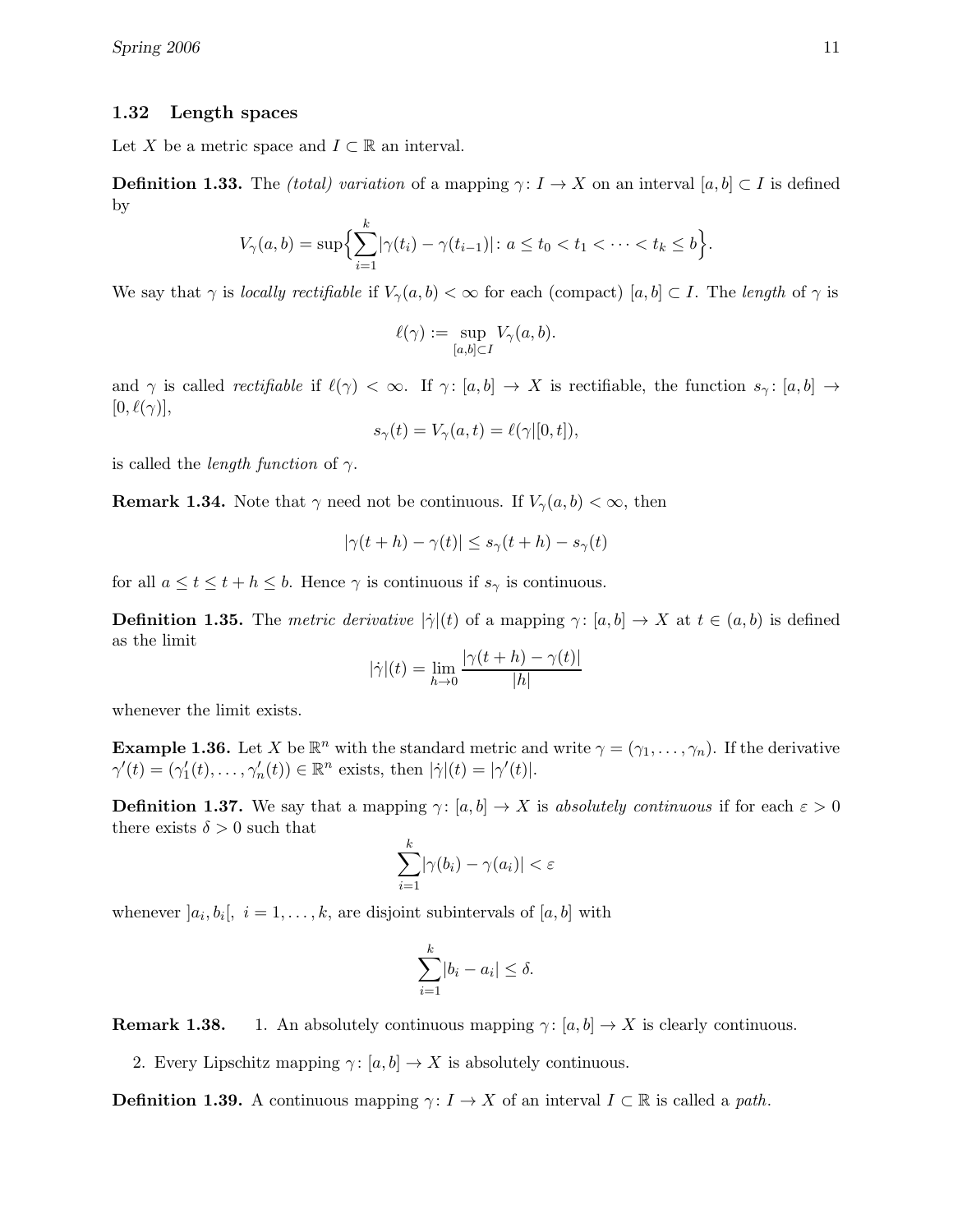### 1.32 Length spaces

Let $X$ be a metric space and $I \subset \mathbb{R}$ an interval.

**Definition 1.33.** The *(total) variation* of a mapping $\gamma\colon I \to X$ on an interval $[a,b] \subset I$ is defined by

$$V_\gamma(a,b) = \sup\Big\{\sum_{i=1}^{k} |\gamma(t_i) - \gamma(t_{i-1})| \colon a \le t_0 < t_1 < \cdots < t_k \le b\Big\}.$$

We say that $\gamma$ is *locally rectifiable* if $V_\gamma(a,b) < \infty$ for each (compact) $[a,b] \subset I$. The *length* of $\gamma$ is

$$\ell(\gamma) := \sup_{[a,b]\subset I} V_\gamma(a,b).$$

and $\gamma$ is called *rectifiable* if $\ell(\gamma) < \infty$. If $\gamma\colon [a,b] \to X$ is rectifiable, the function $s_\gamma\colon [a,b] \to [0,\ell(\gamma)]$,

$$s_\gamma(t) = V_\gamma(a,t) = \ell(\gamma|[0,t]),$$

is called the *length function* of $\gamma$.

**Remark 1.34.** Note that $\gamma$ need not be continuous. If $V_\gamma(a,b) < \infty$, then

$$|\gamma(t+h) - \gamma(t)| \le s_\gamma(t+h) - s_\gamma(t)$$

for all $a \le t \le t+h \le b$. Hence $\gamma$ is continuous if $s_\gamma$ is continuous.

**Definition 1.35.** The *metric derivative* $|\dot\gamma|(t)$ of a mapping $\gamma\colon [a,b] \to X$ at $t \in (a,b)$ is defined as the limit

$$|\dot\gamma|(t) = \lim_{h\to 0} \frac{|\gamma(t+h) - \gamma(t)|}{|h|}$$

whenever the limit exists.

**Example 1.36.** Let $X$ be $\mathbb{R}^n$ with the standard metric and write $\gamma = (\gamma_1, \ldots, \gamma_n)$. If the derivative $\gamma'(t) = (\gamma_1'(t), \ldots, \gamma_n'(t)) \in \mathbb{R}^n$ exists, then $|\dot\gamma|(t) = |\gamma'(t)|$.

**Definition 1.37.** We say that a mapping $\gamma\colon [a,b] \to X$ is *absolutely continuous* if for each $\varepsilon > 0$ there exists $\delta > 0$ such that

$$\sum_{i=1}^{k} |\gamma(b_i) - \gamma(a_i)| < \varepsilon$$

whenever $]a_i, b_i[,\ i = 1, \ldots, k$, are disjoint subintervals of $[a,b]$ with

$$\sum_{i=1}^{k} |b_i - a_i| \le \delta.$$

**Remark 1.38.**

1. An absolutely continuous mapping $\gamma\colon [a,b] \to X$ is clearly continuous.
2. Every Lipschitz mapping $\gamma\colon [a,b] \to X$ is absolutely continuous.

**Definition 1.39.** A continuous mapping $\gamma\colon I \to X$ of an interval $I \subset \mathbb{R}$ is called a *path*.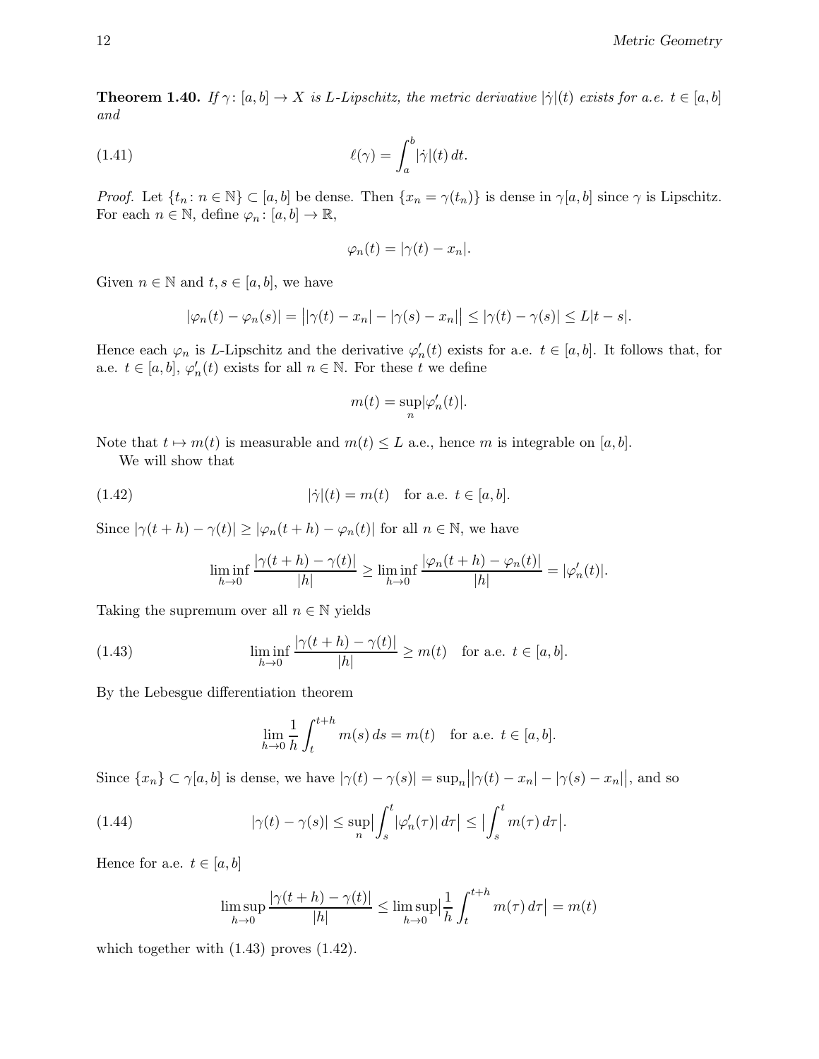**Theorem 1.40.** *If $\gamma\colon [a,b] \to X$ is $L$-Lipschitz, the metric derivative $|\dot{\gamma}|(t)$ exists for a.e. $t \in [a,b]$ and*

$$\ell(\gamma) = \int_a^b |\dot{\gamma}|(t)\, dt. \tag{1.41}$$

*Proof.* Let $\{t_n \colon n \in \mathbb{N}\} \subset [a,b]$ be dense. Then $\{x_n = \gamma(t_n)\}$ is dense in $\gamma[a,b]$ since $\gamma$ is Lipschitz. For each $n \in \mathbb{N}$, define $\varphi_n \colon [a,b] \to \mathbb{R}$,

$$\varphi_n(t) = |\gamma(t) - x_n|.$$

Given $n \in \mathbb{N}$ and $t, s \in [a,b]$, we have

$$|\varphi_n(t) - \varphi_n(s)| = \big||\gamma(t) - x_n| - |\gamma(s) - x_n|\big| \leq |\gamma(t) - \gamma(s)| \leq L|t-s|.$$

Hence each $\varphi_n$ is $L$-Lipschitz and the derivative $\varphi_n'(t)$ exists for a.e. $t \in [a,b]$. It follows that, for a.e. $t \in [a,b]$, $\varphi_n'(t)$ exists for all $n \in \mathbb{N}$. For these $t$ we define

$$m(t) = \sup_n |\varphi_n'(t)|.$$

Note that $t \mapsto m(t)$ is measurable and $m(t) \leq L$ a.e., hence $m$ is integrable on $[a,b]$.

We will show that

$$|\dot{\gamma}|(t) = m(t) \quad \text{for a.e. } t \in [a,b]. \tag{1.42}$$

Since $|\gamma(t+h) - \gamma(t)| \geq |\varphi_n(t+h) - \varphi_n(t)|$ for all $n \in \mathbb{N}$, we have

$$\liminf_{h \to 0} \frac{|\gamma(t+h) - \gamma(t)|}{|h|} \geq \liminf_{h \to 0} \frac{|\varphi_n(t+h) - \varphi_n(t)|}{|h|} = |\varphi_n'(t)|.$$

Taking the supremum over all $n \in \mathbb{N}$ yields

$$\liminf_{h \to 0} \frac{|\gamma(t+h) - \gamma(t)|}{|h|} \geq m(t) \quad \text{for a.e. } t \in [a,b]. \tag{1.43}$$

By the Lebesgue differentiation theorem

$$\lim_{h \to 0} \frac{1}{h} \int_t^{t+h} m(s)\, ds = m(t) \quad \text{for a.e. } t \in [a,b].$$

Since $\{x_n\} \subset \gamma[a,b]$ is dense, we have $|\gamma(t) - \gamma(s)| = \sup_n \big||\gamma(t) - x_n| - |\gamma(s) - x_n|\big|$, and so

$$|\gamma(t) - \gamma(s)| \leq \sup_n \Big|\int_s^t |\varphi_n'(\tau)|\, d\tau\Big| \leq \Big|\int_s^t m(\tau)\, d\tau\Big|. \tag{1.44}$$

Hence for a.e. $t \in [a,b]$

$$\limsup_{h \to 0} \frac{|\gamma(t+h) - \gamma(t)|}{|h|} \leq \limsup_{h \to 0} \Big|\frac{1}{h} \int_t^{t+h} m(\tau)\, d\tau\Big| = m(t)$$

which together with (1.43) proves (1.42).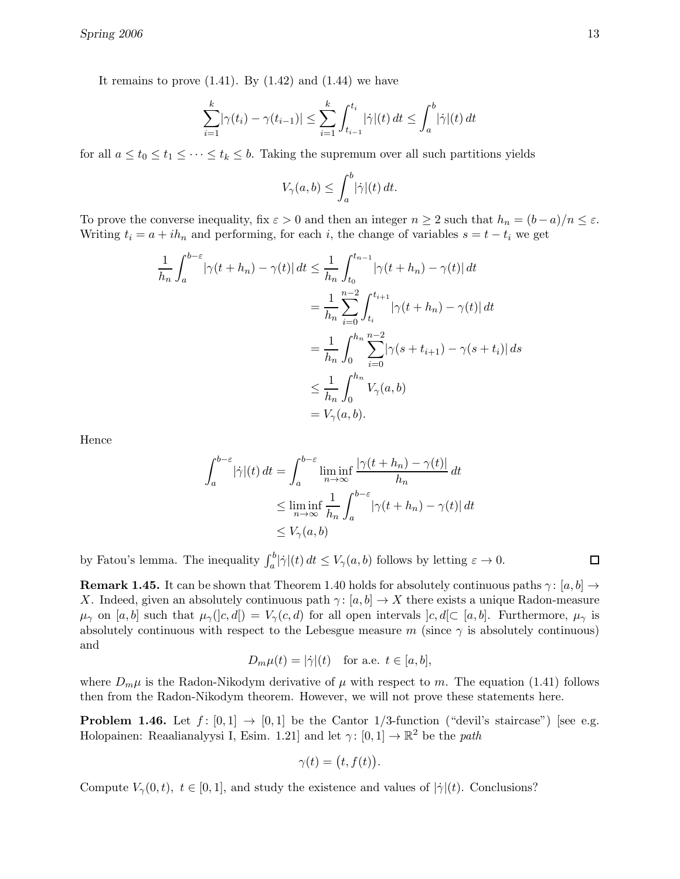It remains to prove (1.41). By (1.42) and (1.44) we have

$$\sum_{i=1}^{k} |\gamma(t_i) - \gamma(t_{i-1})| \le \sum_{i=1}^{k} \int_{t_{i-1}}^{t_i} |\dot{\gamma}|(t)\,dt \le \int_a^b |\dot{\gamma}|(t)\,dt$$

for all $a \le t_0 \le t_1 \le \cdots \le t_k \le b$. Taking the supremum over all such partitions yields

$$V_\gamma(a,b) \le \int_a^b |\dot{\gamma}|(t)\,dt.$$

To prove the converse inequality, fix $\varepsilon > 0$ and then an integer $n \ge 2$ such that $h_n = (b-a)/n \le \varepsilon$. Writing $t_i = a + ih_n$ and performing, for each $i$, the change of variables $s = t - t_i$ we get

$$\begin{aligned}
\frac{1}{h_n}\int_a^{b-\varepsilon} |\gamma(t+h_n) - \gamma(t)|\,dt &\le \frac{1}{h_n}\int_{t_0}^{t_{n-1}} |\gamma(t+h_n) - \gamma(t)|\,dt \\
&= \frac{1}{h_n}\sum_{i=0}^{n-2}\int_{t_i}^{t_{i+1}} |\gamma(t+h_n) - \gamma(t)|\,dt \\
&= \frac{1}{h_n}\int_0^{h_n}\sum_{i=0}^{n-2} |\gamma(s+t_{i+1}) - \gamma(s+t_i)|\,ds \\
&\le \frac{1}{h_n}\int_0^{h_n} V_\gamma(a,b) \\
&= V_\gamma(a,b).
\end{aligned}$$

Hence

$$\begin{aligned}
\int_a^{b-\varepsilon} |\dot{\gamma}|(t)\,dt &= \int_a^{b-\varepsilon} \liminf_{n\to\infty} \frac{|\gamma(t+h_n) - \gamma(t)|}{h_n}\,dt \\
&\le \liminf_{n\to\infty} \frac{1}{h_n}\int_a^{b-\varepsilon} |\gamma(t+h_n) - \gamma(t)|\,dt \\
&\le V_\gamma(a,b)
\end{aligned}$$

by Fatou's lemma. The inequality $\int_a^b |\dot{\gamma}|(t)\,dt \le V_\gamma(a,b)$ follows by letting $\varepsilon \to 0$. □

**Remark 1.45.** It can be shown that Theorem 1.40 holds for absolutely continuous paths $\gamma\colon [a,b] \to X$. Indeed, given an absolutely continuous path $\gamma\colon [a,b] \to X$ there exists a unique Radon-measure $\mu_\gamma$ on $[a,b]$ such that $\mu_\gamma(]c,d[) = V_\gamma(c,d)$ for all open intervals $]c,d[ \subset [a,b]$. Furthermore, $\mu_\gamma$ is absolutely continuous with respect to the Lebesgue measure $m$ (since $\gamma$ is absolutely continuous) and

$$D_m\mu(t) = |\dot{\gamma}|(t) \quad \text{for a.e. } t \in [a,b],$$

where $D_m\mu$ is the Radon-Nikodym derivative of $\mu$ with respect to $m$. The equation (1.41) follows then from the Radon-Nikodym theorem. However, we will not prove these statements here.

**Problem 1.46.** Let $f\colon [0,1] \to [0,1]$ be the Cantor 1/3-function ("devil's staircase") [see e.g. Holopainen: Reaalianalyysi I, Esim. 1.21] and let $\gamma\colon [0,1] \to \mathbb{R}^2$ be the *path*

$$\gamma(t) = \big(t, f(t)\big).$$

Compute $V_\gamma(0,t)$, $t \in [0,1]$, and study the existence and values of $|\dot{\gamma}|(t)$. Conclusions?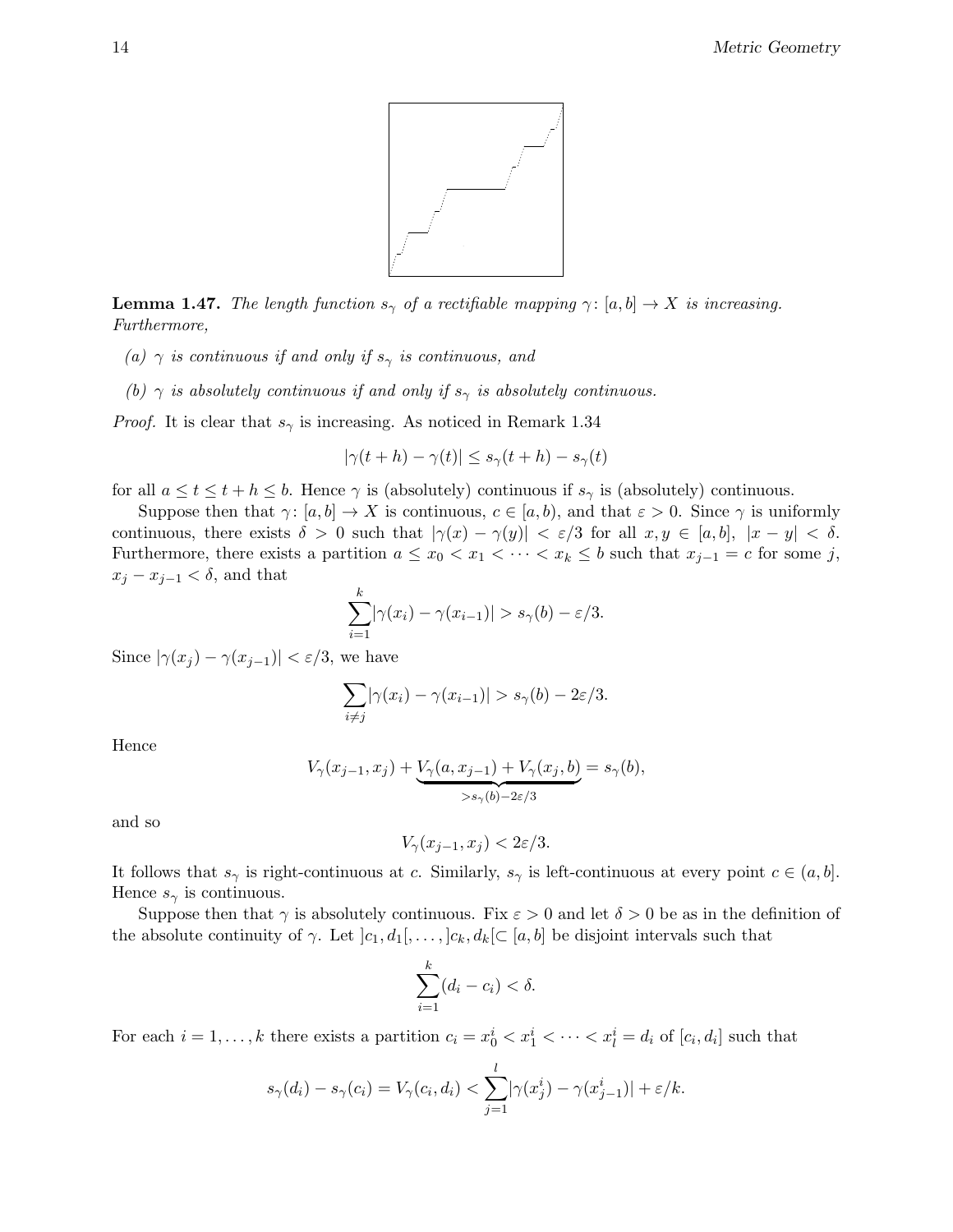**Lemma 1.47.** *The length function $s_\gamma$ of a rectifiable mapping $\gamma\colon [a,b] \to X$ is increasing. Furthermore,*

*(a) $\gamma$ is continuous if and only if $s_\gamma$ is continuous, and*

*(b) $\gamma$ is absolutely continuous if and only if $s_\gamma$ is absolutely continuous.*

*Proof.* It is clear that $s_\gamma$ is increasing. As noticed in Remark 1.34

$$|\gamma(t+h) - \gamma(t)| \le s_\gamma(t+h) - s_\gamma(t)$$

for all $a \le t \le t+h \le b$. Hence $\gamma$ is (absolutely) continuous if $s_\gamma$ is (absolutely) continuous.

Suppose then that $\gamma\colon [a,b] \to X$ is continuous, $c \in [a,b)$, and that $\varepsilon > 0$. Since $\gamma$ is uniformly continuous, there exists $\delta > 0$ such that $|\gamma(x) - \gamma(y)| < \varepsilon/3$ for all $x, y \in [a,b]$, $|x - y| < \delta$. Furthermore, there exists a partition $a \le x_0 < x_1 < \cdots < x_k \le b$ such that $x_{j-1} = c$ for some $j$, $x_j - x_{j-1} < \delta$, and that

$$\sum_{i=1}^{k} |\gamma(x_i) - \gamma(x_{i-1})| > s_\gamma(b) - \varepsilon/3.$$

Since $|\gamma(x_j) - \gamma(x_{j-1})| < \varepsilon/3$, we have

$$\sum_{i \ne j} |\gamma(x_i) - \gamma(x_{i-1})| > s_\gamma(b) - 2\varepsilon/3.$$

Hence

$$V_\gamma(x_{j-1}, x_j) + \underbrace{V_\gamma(a, x_{j-1}) + V_\gamma(x_j, b)}_{> s_\gamma(b) - 2\varepsilon/3} = s_\gamma(b),$$

and so

$$V_\gamma(x_{j-1}, x_j) < 2\varepsilon/3.$$

It follows that $s_\gamma$ is right-continuous at $c$. Similarly, $s_\gamma$ is left-continuous at every point $c \in (a,b]$. Hence $s_\gamma$ is continuous.

Suppose then that $\gamma$ is absolutely continuous. Fix $\varepsilon > 0$ and let $\delta > 0$ be as in the definition of the absolute continuity of $\gamma$. Let $]c_1, d_1[, \ldots, ]c_k, d_k[ \subset [a,b]$ be disjoint intervals such that

$$\sum_{i=1}^{k} (d_i - c_i) < \delta.$$

For each $i = 1, \ldots, k$ there exists a partition $c_i = x_0^i < x_1^i < \cdots < x_l^i = d_i$ of $[c_i, d_i]$ such that

$$s_\gamma(d_i) - s_\gamma(c_i) = V_\gamma(c_i, d_i) < \sum_{j=1}^{l} |\gamma(x_j^i) - \gamma(x_{j-1}^i)| + \varepsilon/k.$$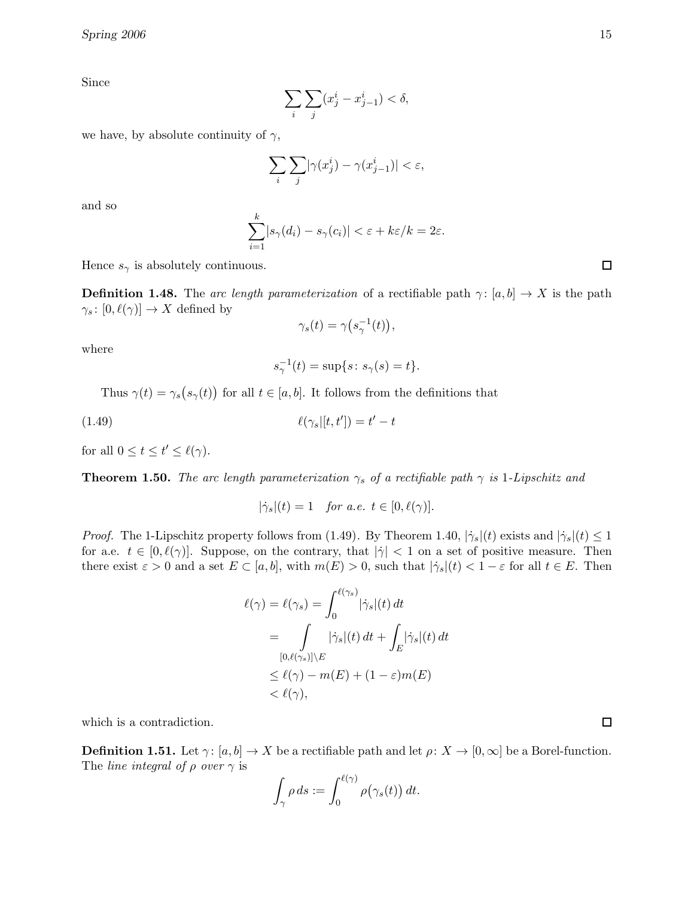Since

$$\sum_i \sum_j (x_j^i - x_{j-1}^i) < \delta,$$

we have, by absolute continuity of $\gamma$,

$$\sum_i \sum_j |\gamma(x_j^i) - \gamma(x_{j-1}^i)| < \varepsilon,$$

and so

$$\sum_{i=1}^k |s_\gamma(d_i) - s_\gamma(c_i)| < \varepsilon + k\varepsilon/k = 2\varepsilon.$$

Hence $s_\gamma$ is absolutely continuous. □

**Definition 1.48.** The *arc length parameterization* of a rectifiable path $\gamma\colon [a,b] \to X$ is the path $\gamma_s\colon [0, \ell(\gamma)] \to X$ defined by

$$\gamma_s(t) = \gamma\big(s_\gamma^{-1}(t)\big),$$

where

$$s_\gamma^{-1}(t) = \sup\{s\colon s_\gamma(s) = t\}.$$

Thus $\gamma(t) = \gamma_s\big(s_\gamma(t)\big)$ for all $t \in [a,b]$. It follows from the definitions that

$$\ell(\gamma_s|[t,t']) = t' - t \tag{1.49}$$

for all $0 \le t \le t' \le \ell(\gamma)$.

**Theorem 1.50.** *The arc length parameterization $\gamma_s$ of a rectifiable path $\gamma$ is 1-Lipschitz and*

$$|\dot{\gamma}_s|(t) = 1 \quad \textit{for a.e. } t \in [0, \ell(\gamma)].$$

*Proof.* The 1-Lipschitz property follows from (1.49). By Theorem 1.40, $|\dot{\gamma}_s|(t)$ exists and $|\dot{\gamma}_s|(t) \le 1$ for a.e. $t \in [0, \ell(\gamma)]$. Suppose, on the contrary, that $|\dot{\gamma}| < 1$ on a set of positive measure. Then there exist $\varepsilon > 0$ and a set $E \subset [a,b]$, with $m(E) > 0$, such that $|\dot{\gamma}_s|(t) < 1 - \varepsilon$ for all $t \in E$. Then

$$\begin{aligned}
\ell(\gamma) = \ell(\gamma_s) &= \int_0^{\ell(\gamma_s)} |\dot{\gamma}_s|(t)\,dt \\
&= \int_{[0,\ell(\gamma_s)]\setminus E} |\dot{\gamma}_s|(t)\,dt + \int_E |\dot{\gamma}_s|(t)\,dt \\
&\le \ell(\gamma) - m(E) + (1-\varepsilon)m(E) \\
&< \ell(\gamma),
\end{aligned}$$

which is a contradiction. □

**Definition 1.51.** Let $\gamma\colon [a,b] \to X$ be a rectifiable path and let $\rho\colon X \to [0,\infty]$ be a Borel-function. The *line integral of $\rho$ over $\gamma$* is

$$\int_\gamma \rho\,ds := \int_0^{\ell(\gamma)} \rho\big(\gamma_s(t)\big)\,dt.$$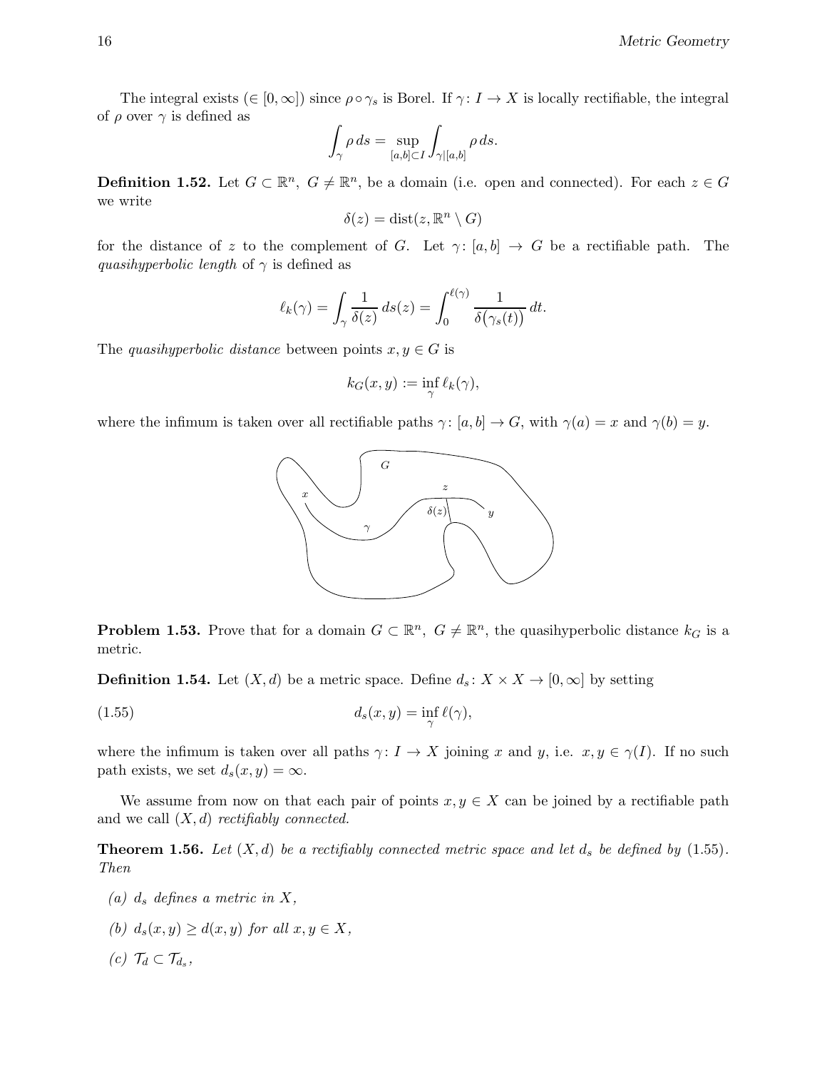The integral exists ($\in [0, \infty]$) since $\rho \circ \gamma_s$ is Borel. If $\gamma \colon I \to X$ is locally rectifiable, the integral of $\rho$ over $\gamma$ is defined as

$$\int_\gamma \rho \, ds = \sup_{[a,b] \subset I} \int_{\gamma|[a,b]} \rho \, ds.$$

**Definition 1.52.** Let $G \subset \mathbb{R}^n$, $G \neq \mathbb{R}^n$, be a domain (i.e. open and connected). For each $z \in G$ we write

$$\delta(z) = \operatorname{dist}(z, \mathbb{R}^n \setminus G)$$

for the distance of $z$ to the complement of $G$. Let $\gamma \colon [a, b] \to G$ be a rectifiable path. The *quasihyperbolic length* of $\gamma$ is defined as

$$\ell_k(\gamma) = \int_\gamma \frac{1}{\delta(z)} \, ds(z) = \int_0^{\ell(\gamma)} \frac{1}{\delta\big(\gamma_s(t)\big)} \, dt.$$

The *quasihyperbolic distance* between points $x, y \in G$ is

$$k_G(x, y) := \inf_\gamma \ell_k(\gamma),$$

where the infimum is taken over all rectifiable paths $\gamma \colon [a, b] \to G$, with $\gamma(a) = x$ and $\gamma(b) = y$.

**Problem 1.53.** Prove that for a domain $G \subset \mathbb{R}^n$, $G \neq \mathbb{R}^n$, the quasihyperbolic distance $k_G$ is a metric.

**Definition 1.54.** Let $(X, d)$ be a metric space. Define $d_s \colon X \times X \to [0, \infty]$ by setting

$$d_s(x, y) = \inf_\gamma \ell(\gamma), \tag{1.55}$$

where the infimum is taken over all paths $\gamma \colon I \to X$ joining $x$ and $y$, i.e. $x, y \in \gamma(I)$. If no such path exists, we set $d_s(x, y) = \infty$.

We assume from now on that each pair of points $x, y \in X$ can be joined by a rectifiable path and we call $(X, d)$ *rectifiably connected.*

**Theorem 1.56.** *Let $(X, d)$ be a rectifiably connected metric space and let $d_s$ be defined by (1.55). Then*

*(a)* *$d_s$ defines a metric in $X$,*

*(b)* *$d_s(x, y) \geq d(x, y)$ for all $x, y \in X$,*

*(c)* *$\mathcal{T}_d \subset \mathcal{T}_{d_s}$,*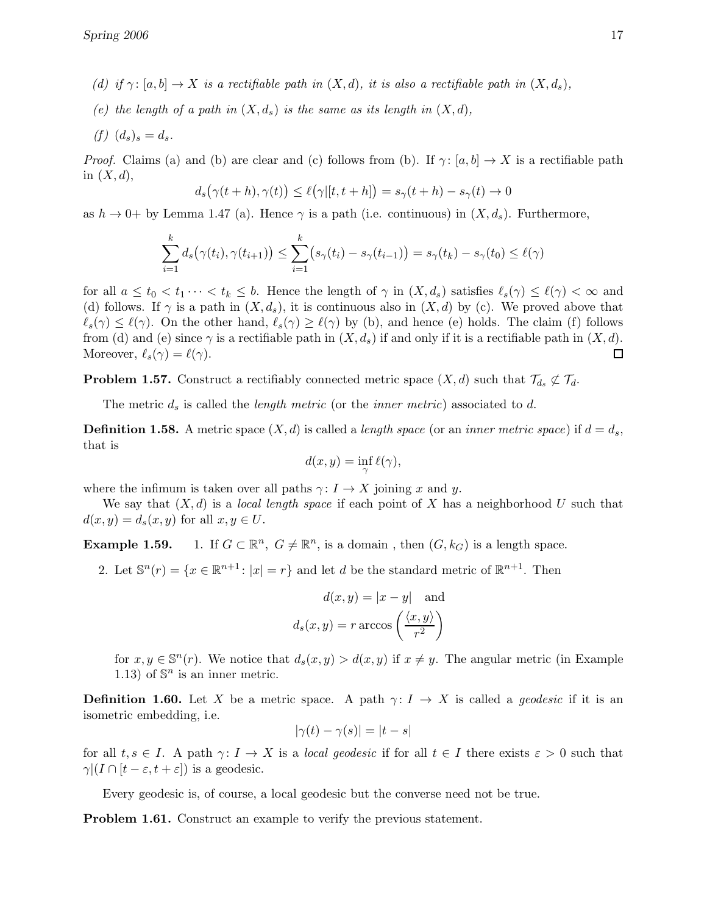(d) *if* $\gamma\colon [a,b] \to X$ *is a rectifiable path in* $(X,d)$*, it is also a rectifiable path in* $(X,d_s)$*,*

(e) *the length of a path in* $(X,d_s)$ *is the same as its length in* $(X,d)$*,*

(f) $(d_s)_s = d_s$*.*

*Proof.* Claims (a) and (b) are clear and (c) follows from (b). If $\gamma\colon [a,b] \to X$ is a rectifiable path in $(X,d)$,

$$d_s\big(\gamma(t+h),\gamma(t)\big) \le \ell\big(\gamma|[t,t+h]\big) = s_\gamma(t+h) - s_\gamma(t) \to 0$$

as $h \to 0+$ by Lemma 1.47 (a). Hence $\gamma$ is a path (i.e. continuous) in $(X,d_s)$. Furthermore,

$$\sum_{i=1}^{k} d_s\big(\gamma(t_i),\gamma(t_{i+1})\big) \le \sum_{i=1}^{k}\big(s_\gamma(t_i) - s_\gamma(t_{i-1})\big) = s_\gamma(t_k) - s_\gamma(t_0) \le \ell(\gamma)$$

for all $a \le t_0 < t_1 \cdots < t_k \le b$. Hence the length of $\gamma$ in $(X,d_s)$ satisfies $\ell_s(\gamma) \le \ell(\gamma) < \infty$ and (d) follows. If $\gamma$ is a path in $(X,d_s)$, it is continuous also in $(X,d)$ by (c). We proved above that $\ell_s(\gamma) \le \ell(\gamma)$. On the other hand, $\ell_s(\gamma) \ge \ell(\gamma)$ by (b), and hence (e) holds. The claim (f) follows from (d) and (e) since $\gamma$ is a rectifiable path in $(X,d_s)$ if and only if it is a rectifiable path in $(X,d)$. Moreover, $\ell_s(\gamma) = \ell(\gamma)$. □

**Problem 1.57.** Construct a rectifiably connected metric space $(X,d)$ such that $\mathcal{T}_{d_s} \not\subset \mathcal{T}_d$.

The metric $d_s$ is called the *length metric* (or the *inner metric*) associated to $d$.

**Definition 1.58.** A metric space $(X,d)$ is called a *length space* (or an *inner metric space*) if $d = d_s$, that is

$$d(x,y) = \inf_{\gamma} \ell(\gamma),$$

where the infimum is taken over all paths $\gamma\colon I \to X$ joining $x$ and $y$.

We say that $(X,d)$ is a *local length space* if each point of $X$ has a neighborhood $U$ such that $d(x,y) = d_s(x,y)$ for all $x,y \in U$.

**Example 1.59.**

1. If $G \subset \mathbb{R}^n$, $G \neq \mathbb{R}^n$, is a domain , then $(G,k_G)$ is a length space.

2. Let $\mathbb{S}^n(r) = \{x \in \mathbb{R}^{n+1}\colon |x| = r\}$ and let $d$ be the standard metric of $\mathbb{R}^{n+1}$. Then

$$d(x,y) = |x-y| \quad \text{and}$$
$$d_s(x,y) = r\arccos\left(\frac{\langle x,y\rangle}{r^2}\right)$$

for $x,y \in \mathbb{S}^n(r)$. We notice that $d_s(x,y) > d(x,y)$ if $x \neq y$. The angular metric (in Example 1.13) of $\mathbb{S}^n$ is an inner metric.

**Definition 1.60.** Let $X$ be a metric space. A path $\gamma\colon I \to X$ is called a *geodesic* if it is an isometric embedding, i.e.

$$|\gamma(t) - \gamma(s)| = |t-s|$$

for all $t,s \in I$. A path $\gamma\colon I \to X$ is a *local geodesic* if for all $t \in I$ there exists $\varepsilon > 0$ such that $\gamma|(I \cap [t-\varepsilon,t+\varepsilon])$ is a geodesic.

Every geodesic is, of course, a local geodesic but the converse need not be true.

**Problem 1.61.** Construct an example to verify the previous statement.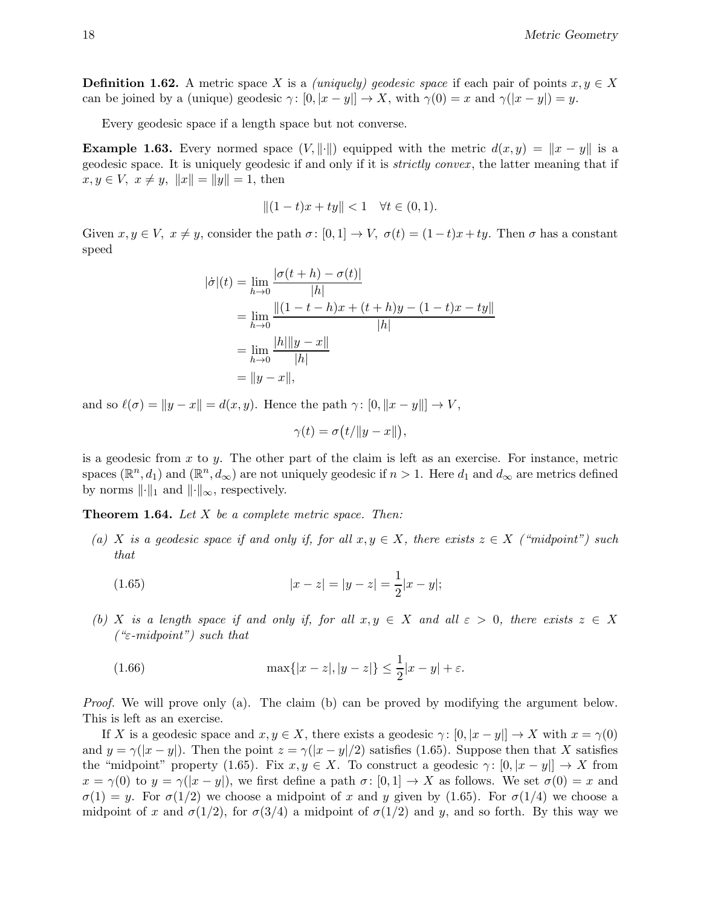**Definition 1.62.** A metric space $X$ is a *(uniquely) geodesic space* if each pair of points $x, y \in X$ can be joined by a (unique) geodesic $\gamma\colon [0, |x-y|] \to X$, with $\gamma(0) = x$ and $\gamma(|x-y|) = y$.

Every geodesic space if a length space but not converse.

**Example 1.63.** Every normed space $(V, \|\cdot\|)$ equipped with the metric $d(x, y) = \|x - y\|$ is a geodesic space. It is uniquely geodesic if and only if it is *strictly convex*, the latter meaning that if $x, y \in V,\ x \neq y,\ \|x\| = \|y\| = 1$, then

$$\|(1-t)x + ty\| < 1 \quad \forall t \in (0, 1).$$

Given $x, y \in V,\ x \neq y$, consider the path $\sigma\colon [0, 1] \to V,\ \sigma(t) = (1-t)x + ty$. Then $\sigma$ has a constant speed

$$\begin{aligned}
|\dot{\sigma}|(t) &= \lim_{h \to 0} \frac{|\sigma(t+h) - \sigma(t)|}{|h|} \\
&= \lim_{h \to 0} \frac{\|(1-t-h)x + (t+h)y - (1-t)x - ty\|}{|h|} \\
&= \lim_{h \to 0} \frac{|h|\|y - x\|}{|h|} \\
&= \|y - x\|,
\end{aligned}$$

and so $\ell(\sigma) = \|y - x\| = d(x, y)$. Hence the path $\gamma\colon [0, \|x - y\|] \to V$,

$$\gamma(t) = \sigma\big(t / \|y - x\|\big),$$

is a geodesic from $x$ to $y$. The other part of the claim is left as an exercise. For instance, metric spaces $(\mathbb{R}^n, d_1)$ and $(\mathbb{R}^n, d_\infty)$ are not uniquely geodesic if $n > 1$. Here $d_1$ and $d_\infty$ are metrics defined by norms $\|\cdot\|_1$ and $\|\cdot\|_\infty$, respectively.

**Theorem 1.64.** *Let $X$ be a complete metric space. Then:*

*(a) $X$ is a geodesic space if and only if, for all $x, y \in X$, there exists $z \in X$ ("midpoint") such that*

$$|x - z| = |y - z| = \frac{1}{2}|x - y|; \tag{1.65}$$

*(b) $X$ is a length space if and only if, for all $x, y \in X$ and all $\varepsilon > 0$, there exists $z \in X$ ("$\varepsilon$-midpoint") such that*

$$\max\{|x - z|, |y - z|\} \leq \frac{1}{2}|x - y| + \varepsilon. \tag{1.66}$$

*Proof.* We will prove only (a). The claim (b) can be proved by modifying the argument below. This is left as an exercise.

If $X$ is a geodesic space and $x, y \in X$, there exists a geodesic $\gamma\colon [0, |x-y|] \to X$ with $x = \gamma(0)$ and $y = \gamma(|x - y|)$. Then the point $z = \gamma(|x - y|/2)$ satisfies (1.65). Suppose then that $X$ satisfies the "midpoint" property (1.65). Fix $x, y \in X$. To construct a geodesic $\gamma\colon [0, |x - y|] \to X$ from $x = \gamma(0)$ to $y = \gamma(|x - y|)$, we first define a path $\sigma\colon [0, 1] \to X$ as follows. We set $\sigma(0) = x$ and $\sigma(1) = y$. For $\sigma(1/2)$ we choose a midpoint of $x$ and $y$ given by (1.65). For $\sigma(1/4)$ we choose a midpoint of $x$ and $\sigma(1/2)$, for $\sigma(3/4)$ a midpoint of $\sigma(1/2)$ and $y$, and so forth. By this way we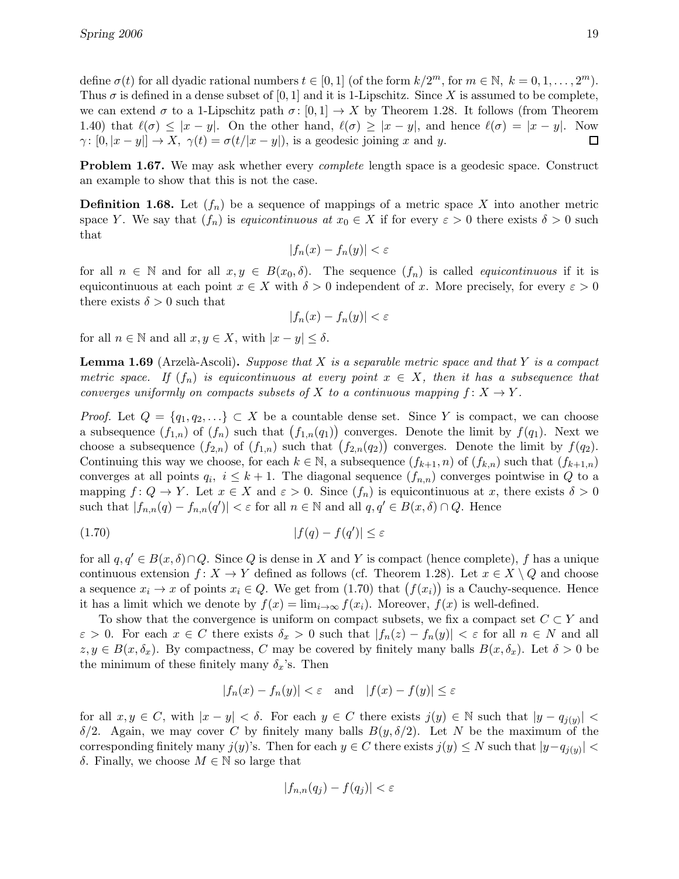define $\sigma(t)$ for all dyadic rational numbers $t \in [0,1]$ (of the form $k/2^m$, for $m \in \mathbb{N}$, $k = 0, 1, \ldots, 2^m$). Thus $\sigma$ is defined in a dense subset of $[0,1]$ and it is 1-Lipschitz. Since $X$ is assumed to be complete, we can extend $\sigma$ to a 1-Lipschitz path $\sigma\colon [0,1] \to X$ by Theorem 1.28. It follows (from Theorem 1.40) that $\ell(\sigma) \le |x-y|$. On the other hand, $\ell(\sigma) \ge |x-y|$, and hence $\ell(\sigma) = |x-y|$. Now $\gamma\colon [0, |x-y|] \to X$, $\gamma(t) = \sigma(t/|x-y|)$, is a geodesic joining $x$ and $y$. □

**Problem 1.67.** We may ask whether every *complete* length space is a geodesic space. Construct an example to show that this is not the case.

**Definition 1.68.** Let $(f_n)$ be a sequence of mappings of a metric space $X$ into another metric space $Y$. We say that $(f_n)$ is *equicontinuous at* $x_0 \in X$ if for every $\varepsilon > 0$ there exists $\delta > 0$ such that

$$|f_n(x) - f_n(y)| < \varepsilon$$

for all $n \in \mathbb{N}$ and for all $x, y \in B(x_0, \delta)$. The sequence $(f_n)$ is called *equicontinuous* if it is equicontinuous at each point $x \in X$ with $\delta > 0$ independent of $x$. More precisely, for every $\varepsilon > 0$ there exists $\delta > 0$ such that

$$|f_n(x) - f_n(y)| < \varepsilon$$

for all $n \in \mathbb{N}$ and all $x, y \in X$, with $|x-y| \le \delta$.

**Lemma 1.69** (Arzelà-Ascoli)**.** *Suppose that $X$ is a separable metric space and that $Y$ is a compact metric space. If $(f_n)$ is equicontinuous at every point $x \in X$, then it has a subsequence that converges uniformly on compacts subsets of $X$ to a continuous mapping $f\colon X \to Y$.*

*Proof.* Let $Q = \{q_1, q_2, \ldots\} \subset X$ be a countable dense set. Since $Y$ is compact, we can choose a subsequence $(f_{1,n})$ of $(f_n)$ such that $\big(f_{1,n}(q_1)\big)$ converges. Denote the limit by $f(q_1)$. Next we choose a subsequence $(f_{2,n})$ of $(f_{1,n})$ such that $\big(f_{2,n}(q_2)\big)$ converges. Denote the limit by $f(q_2)$. Continuing this way we choose, for each $k \in \mathbb{N}$, a subsequence $(f_{k+1}, n)$ of $(f_{k,n})$ such that $(f_{k+1,n})$ converges at all points $q_i$, $i \le k+1$. The diagonal sequence $(f_{n,n})$ converges pointwise in $Q$ to a mapping $f\colon Q \to Y$. Let $x \in X$ and $\varepsilon > 0$. Since $(f_n)$ is equicontinuous at $x$, there exists $\delta > 0$ such that $|f_{n,n}(q) - f_{n,n}(q')| < \varepsilon$ for all $n \in \mathbb{N}$ and all $q, q' \in B(x,\delta) \cap Q$. Hence

$$|f(q) - f(q')| \le \varepsilon \tag{1.70}$$

for all $q, q' \in B(x,\delta) \cap Q$. Since $Q$ is dense in $X$ and $Y$ is compact (hence complete), $f$ has a unique continuous extension $f\colon X \to Y$ defined as follows (cf. Theorem 1.28). Let $x \in X \setminus Q$ and choose a sequence $x_i \to x$ of points $x_i \in Q$. We get from (1.70) that $\big(f(x_i)\big)$ is a Cauchy-sequence. Hence it has a limit which we denote by $f(x) = \lim_{i\to\infty} f(x_i)$. Moreover, $f(x)$ is well-defined.

To show that the convergence is uniform on compact subsets, we fix a compact set $C \subset Y$ and $\varepsilon > 0$. For each $x \in C$ there exists $\delta_x > 0$ such that $|f_n(z) - f_n(y)| < \varepsilon$ for all $n \in N$ and all $z, y \in B(x, \delta_x)$. By compactness, $C$ may be covered by finitely many balls $B(x, \delta_x)$. Let $\delta > 0$ be the minimum of these finitely many $\delta_x$'s. Then

$$|f_n(x) - f_n(y)| < \varepsilon \quad \text{and} \quad |f(x) - f(y)| \le \varepsilon$$

for all $x, y \in C$, with $|x-y| < \delta$. For each $y \in C$ there exists $j(y) \in \mathbb{N}$ such that $|y - q_{j(y)}| < \delta/2$. Again, we may cover $C$ by finitely many balls $B(y, \delta/2)$. Let $N$ be the maximum of the corresponding finitely many $j(y)$'s. Then for each $y \in C$ there exists $j(y) \le N$ such that $|y - q_{j(y)}| < \delta$. Finally, we choose $M \in \mathbb{N}$ so large that

$$|f_{n,n}(q_j) - f(q_j)| < \varepsilon$$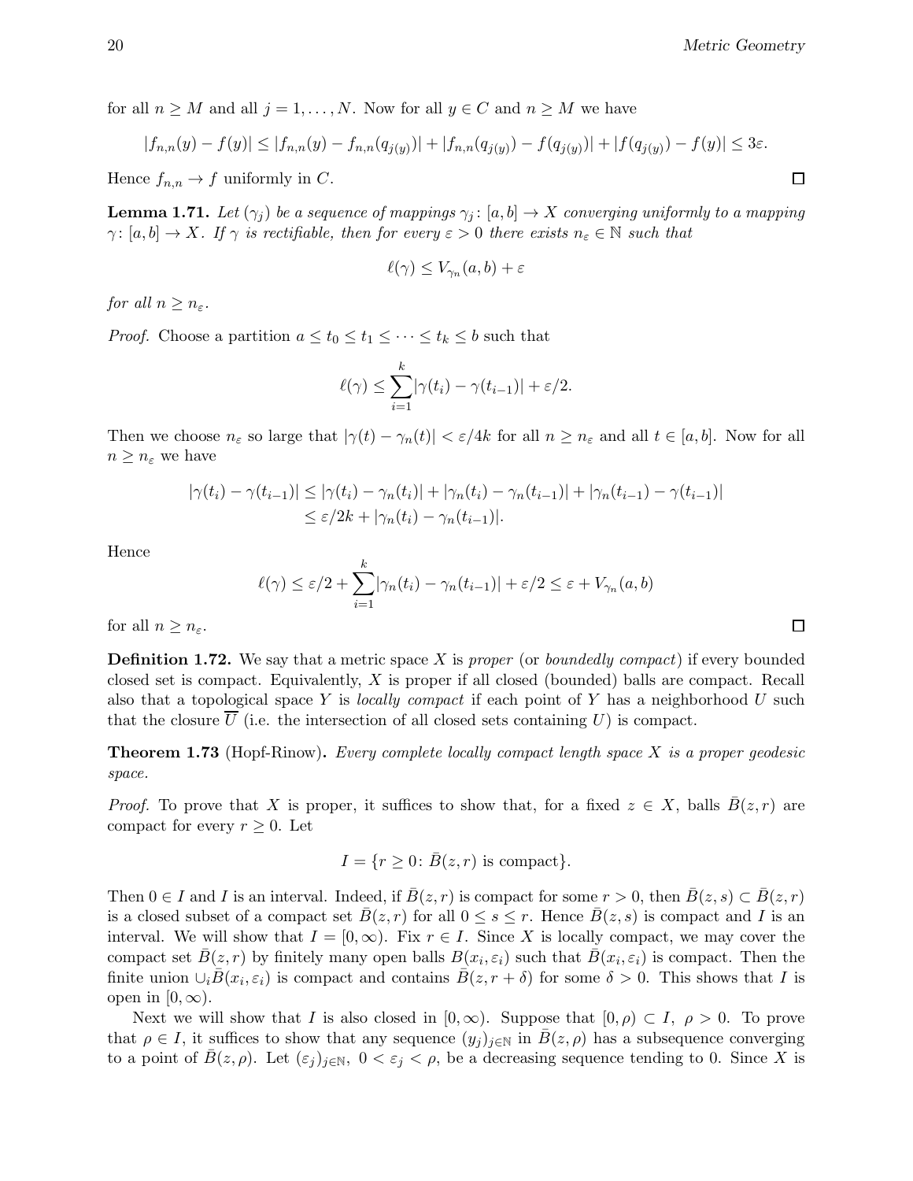for all $n \geq M$ and all $j = 1, \dots, N$. Now for all $y \in C$ and $n \geq M$ we have

$$|f_{n,n}(y) - f(y)| \leq |f_{n,n}(y) - f_{n,n}(q_{j(y)})| + |f_{n,n}(q_{j(y)}) - f(q_{j(y)})| + |f(q_{j(y)}) - f(y)| \leq 3\varepsilon.$$

Hence $f_{n,n} \to f$ uniformly in $C$. □

**Lemma 1.71.** *Let $(\gamma_j)$ be a sequence of mappings $\gamma_j \colon [a,b] \to X$ converging uniformly to a mapping $\gamma \colon [a,b] \to X$. If $\gamma$ is rectifiable, then for every $\varepsilon > 0$ there exists $n_\varepsilon \in \mathbb{N}$ such that*

$$\ell(\gamma) \leq V_{\gamma_n}(a,b) + \varepsilon$$

*for all $n \geq n_\varepsilon$.*

*Proof.* Choose a partition $a \leq t_0 \leq t_1 \leq \cdots \leq t_k \leq b$ such that

$$\ell(\gamma) \leq \sum_{i=1}^{k} |\gamma(t_i) - \gamma(t_{i-1})| + \varepsilon/2.$$

Then we choose $n_\varepsilon$ so large that $|\gamma(t) - \gamma_n(t)| < \varepsilon/4k$ for all $n \geq n_\varepsilon$ and all $t \in [a,b]$. Now for all $n \geq n_\varepsilon$ we have

$$\begin{aligned}
|\gamma(t_i) - \gamma(t_{i-1})| &\leq |\gamma(t_i) - \gamma_n(t_i)| + |\gamma_n(t_i) - \gamma_n(t_{i-1})| + |\gamma_n(t_{i-1}) - \gamma(t_{i-1})| \\
&\leq \varepsilon/2k + |\gamma_n(t_i) - \gamma_n(t_{i-1})|.
\end{aligned}$$

Hence

$$\ell(\gamma) \leq \varepsilon/2 + \sum_{i=1}^{k} |\gamma_n(t_i) - \gamma_n(t_{i-1})| + \varepsilon/2 \leq \varepsilon + V_{\gamma_n}(a,b)$$

for all $n \geq n_\varepsilon$. □

**Definition 1.72.** We say that a metric space $X$ is *proper* (or *boundedly compact*) if every bounded closed set is compact. Equivalently, $X$ is proper if all closed (bounded) balls are compact. Recall also that a topological space $Y$ is *locally compact* if each point of $Y$ has a neighborhood $U$ such that the closure $\overline{U}$ (i.e. the intersection of all closed sets containing $U$) is compact.

**Theorem 1.73** (Hopf-Rinow)**.** *Every complete locally compact length space $X$ is a proper geodesic space.*

*Proof.* To prove that $X$ is proper, it suffices to show that, for a fixed $z \in X$, balls $\bar{B}(z,r)$ are compact for every $r \geq 0$. Let

$$I = \{r \geq 0 \colon \bar{B}(z,r) \text{ is compact}\}.$$

Then $0 \in I$ and $I$ is an interval. Indeed, if $\bar{B}(z,r)$ is compact for some $r > 0$, then $\bar{B}(z,s) \subset \bar{B}(z,r)$ is a closed subset of a compact set $\bar{B}(z,r)$ for all $0 \leq s \leq r$. Hence $\bar{B}(z,s)$ is compact and $I$ is an interval. We will show that $I = [0,\infty)$. Fix $r \in I$. Since $X$ is locally compact, we may cover the compact set $\bar{B}(z,r)$ by finitely many open balls $B(x_i,\varepsilon_i)$ such that $\bar{B}(x_i,\varepsilon_i)$ is compact. Then the finite union $\cup_i \bar{B}(x_i,\varepsilon_i)$ is compact and contains $\bar{B}(z,r+\delta)$ for some $\delta > 0$. This shows that $I$ is open in $[0,\infty)$.

Next we will show that $I$ is also closed in $[0,\infty)$. Suppose that $[0,\rho) \subset I$, $\rho > 0$. To prove that $\rho \in I$, it suffices to show that any sequence $(y_j)_{j\in\mathbb{N}}$ in $\bar{B}(z,\rho)$ has a subsequence converging to a point of $\bar{B}(z,\rho)$. Let $(\varepsilon_j)_{j\in\mathbb{N}}$, $0 < \varepsilon_j < \rho$, be a decreasing sequence tending to 0. Since $X$ is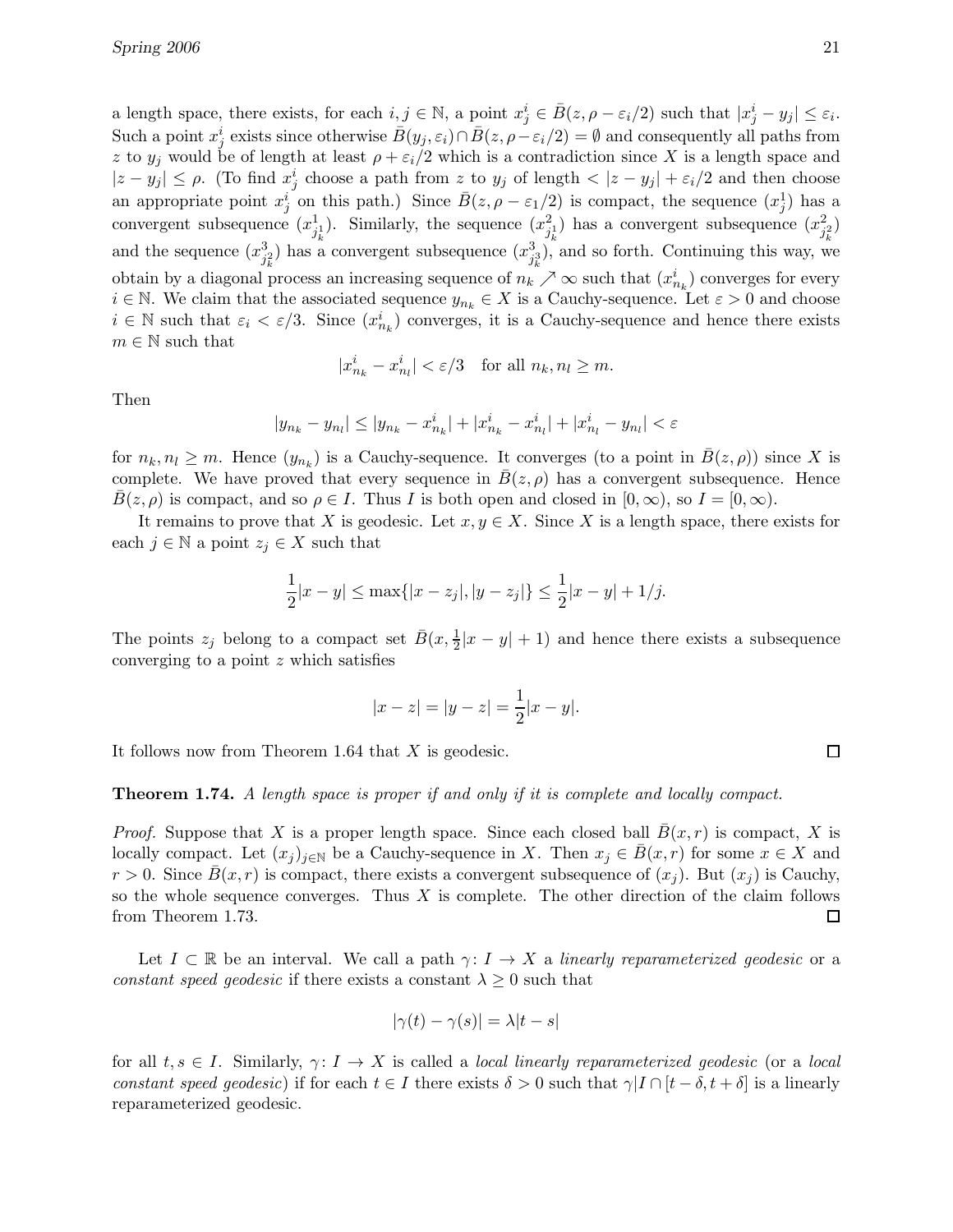a length space, there exists, for each $i, j \in \mathbb{N}$, a point $x_j^i \in \bar{B}(z, \rho - \varepsilon_i/2)$ such that $|x_j^i - y_j| \le \varepsilon_i$. Such a point $x_j^i$ exists since otherwise $\bar{B}(y_j, \varepsilon_i) \cap \bar{B}(z, \rho - \varepsilon_i/2) = \emptyset$ and consequently all paths from $z$ to $y_j$ would be of length at least $\rho + \varepsilon_i/2$ which is a contradiction since $X$ is a length space and $|z - y_j| \le \rho$. (To find $x_j^i$ choose a path from $z$ to $y_j$ of length $< |z - y_j| + \varepsilon_i/2$ and then choose an appropriate point $x_j^i$ on this path.) Since $\bar{B}(z, \rho - \varepsilon_1/2)$ is compact, the sequence $(x_j^1)$ has a convergent subsequence $(x_{j_k^1}^1)$. Similarly, the sequence $(x_{j_k^1}^2)$ has a convergent subsequence $(x_{j_k^2}^2)$ and the sequence $(x_{j_k^2}^3)$ has a convergent subsequence $(x_{j_k^3}^3)$, and so forth. Continuing this way, we obtain by a diagonal process an increasing sequence of $n_k \nearrow \infty$ such that $(x_{n_k}^i)$ converges for every $i \in \mathbb{N}$. We claim that the associated sequence $y_{n_k} \in X$ is a Cauchy-sequence. Let $\varepsilon > 0$ and choose $i \in \mathbb{N}$ such that $\varepsilon_i < \varepsilon/3$. Since $(x_{n_k}^i)$ converges, it is a Cauchy-sequence and hence there exists $m \in \mathbb{N}$ such that

$$|x_{n_k}^i - x_{n_l}^i| < \varepsilon/3 \quad \text{for all } n_k, n_l \ge m.$$

Then

$$|y_{n_k} - y_{n_l}| \le |y_{n_k} - x_{n_k}^i| + |x_{n_k}^i - x_{n_l}^i| + |x_{n_l}^i - y_{n_l}| < \varepsilon$$

for $n_k, n_l \ge m$. Hence $(y_{n_k})$ is a Cauchy-sequence. It converges (to a point in $\bar{B}(z, \rho)$) since $X$ is complete. We have proved that every sequence in $\bar{B}(z, \rho)$ has a convergent subsequence. Hence $\bar{B}(z, \rho)$ is compact, and so $\rho \in I$. Thus $I$ is both open and closed in $[0, \infty)$, so $I = [0, \infty)$.

It remains to prove that $X$ is geodesic. Let $x, y \in X$. Since $X$ is a length space, there exists for each $j \in \mathbb{N}$ a point $z_j \in X$ such that

$$\frac{1}{2}|x - y| \le \max\{|x - z_j|, |y - z_j|\} \le \frac{1}{2}|x - y| + 1/j.$$

The points $z_j$ belong to a compact set $\bar{B}(x, \frac{1}{2}|x - y| + 1)$ and hence there exists a subsequence converging to a point $z$ which satisfies

$$|x - z| = |y - z| = \frac{1}{2}|x - y|.$$

It follows now from Theorem 1.64 that $X$ is geodesic. □

**Theorem 1.74.** *A length space is proper if and only if it is complete and locally compact.*

*Proof.* Suppose that $X$ is a proper length space. Since each closed ball $\bar{B}(x, r)$ is compact, $X$ is locally compact. Let $(x_j)_{j \in \mathbb{N}}$ be a Cauchy-sequence in $X$. Then $x_j \in \bar{B}(x, r)$ for some $x \in X$ and $r > 0$. Since $\bar{B}(x, r)$ is compact, there exists a convergent subsequence of $(x_j)$. But $(x_j)$ is Cauchy, so the whole sequence converges. Thus $X$ is complete. The other direction of the claim follows from Theorem 1.73. □

Let $I \subset \mathbb{R}$ be an interval. We call a path $\gamma\colon I \to X$ a *linearly reparameterized geodesic* or a *constant speed geodesic* if there exists a constant $\lambda \ge 0$ such that

$$|\gamma(t) - \gamma(s)| = \lambda |t - s|$$

for all $t, s \in I$. Similarly, $\gamma\colon I \to X$ is called a *local linearly reparameterized geodesic* (or a *local constant speed geodesic*) if for each $t \in I$ there exists $\delta > 0$ such that $\gamma | I \cap [t - \delta, t + \delta]$ is a linearly reparameterized geodesic.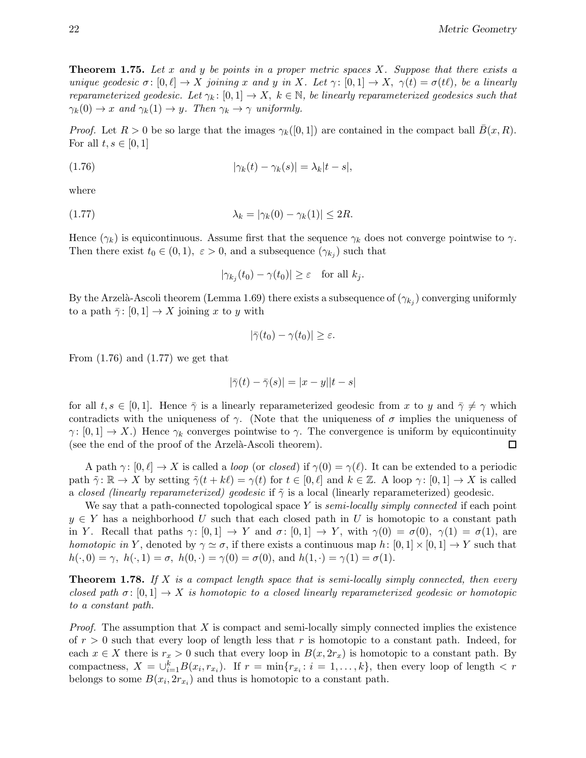**Theorem 1.75.** *Let $x$ and $y$ be points in a proper metric spaces $X$. Suppose that there exists a unique geodesic $\sigma\colon [0,\ell] \to X$ joining $x$ and $y$ in $X$. Let $\gamma\colon [0,1] \to X$, $\gamma(t) = \sigma(t\ell)$, be a linearly reparameterized geodesic. Let $\gamma_k\colon [0,1] \to X$, $k \in \mathbb{N}$, be linearly reparameterized geodesics such that $\gamma_k(0) \to x$ and $\gamma_k(1) \to y$. Then $\gamma_k \to \gamma$ uniformly.*

*Proof.* Let $R > 0$ be so large that the images $\gamma_k([0,1])$ are contained in the compact ball $\bar{B}(x,R)$. For all $t, s \in [0,1]$

$$|\gamma_k(t) - \gamma_k(s)| = \lambda_k |t-s|, \tag{1.76}$$

where

$$\lambda_k = |\gamma_k(0) - \gamma_k(1)| \le 2R. \tag{1.77}$$

Hence $(\gamma_k)$ is equicontinuous. Assume first that the sequence $\gamma_k$ does not converge pointwise to $\gamma$. Then there exist $t_0 \in (0,1)$, $\varepsilon > 0$, and a subsequence $(\gamma_{k_j})$ such that

$$|\gamma_{k_j}(t_0) - \gamma(t_0)| \ge \varepsilon \quad \text{for all } k_j.$$

By the Arzelà-Ascoli theorem (Lemma 1.69) there exists a subsequence of $(\gamma_{k_j})$ converging uniformly to a path $\bar{\gamma}\colon [0,1] \to X$ joining $x$ to $y$ with

$$|\bar{\gamma}(t_0) - \gamma(t_0)| \ge \varepsilon.$$

From (1.76) and (1.77) we get that

$$|\bar{\gamma}(t) - \bar{\gamma}(s)| = |x-y||t-s|$$

for all $t, s \in [0,1]$. Hence $\bar{\gamma}$ is a linearly reparameterized geodesic from $x$ to $y$ and $\bar{\gamma} \ne \gamma$ which contradicts with the uniqueness of $\gamma$. (Note that the uniqueness of $\sigma$ implies the uniqueness of $\gamma\colon [0,1] \to X$.) Hence $\gamma_k$ converges pointwise to $\gamma$. The convergence is uniform by equicontinuity (see the end of the proof of the Arzelà-Ascoli theorem). □

A path $\gamma\colon [0,\ell] \to X$ is called a *loop* (or *closed*) if $\gamma(0) = \gamma(\ell)$. It can be extended to a periodic path $\tilde{\gamma}\colon \mathbb{R} \to X$ by setting $\tilde{\gamma}(t + k\ell) = \gamma(t)$ for $t \in [0,\ell]$ and $k \in \mathbb{Z}$. A loop $\gamma\colon [0,1] \to X$ is called a *closed (linearly reparameterized) geodesic* if $\tilde{\gamma}$ is a local (linearly reparameterized) geodesic.

We say that a path-connected topological space $Y$ is *semi-locally simply connected* if each point $y \in Y$ has a neighborhood $U$ such that each closed path in $U$ is homotopic to a constant path in $Y$. Recall that paths $\gamma\colon [0,1] \to Y$ and $\sigma\colon [0,1] \to Y$, with $\gamma(0) = \sigma(0)$, $\gamma(1) = \sigma(1)$, are *homotopic in* $Y$, denoted by $\gamma \simeq \sigma$, if there exists a continuous map $h\colon [0,1] \times [0,1] \to Y$ such that $h(\cdot, 0) = \gamma$, $h(\cdot, 1) = \sigma$, $h(0, \cdot) = \gamma(0) = \sigma(0)$, and $h(1, \cdot) = \gamma(1) = \sigma(1)$.

**Theorem 1.78.** *If $X$ is a compact length space that is semi-locally simply connected, then every closed path $\sigma\colon [0,1] \to X$ is homotopic to a closed linearly reparameterized geodesic or homotopic to a constant path.*

*Proof.* The assumption that $X$ is compact and semi-locally simply connected implies the existence of $r > 0$ such that every loop of length less that $r$ is homotopic to a constant path. Indeed, for each $x \in X$ there is $r_x > 0$ such that every loop in $B(x, 2r_x)$ is homotopic to a constant path. By compactness, $X = \cup_{i=1}^k B(x_i, r_{x_i})$. If $r = \min\{r_{x_i} : i = 1, \dots, k\}$, then every loop of length $< r$ belongs to some $B(x_i, 2r_{x_i})$ and thus is homotopic to a constant path.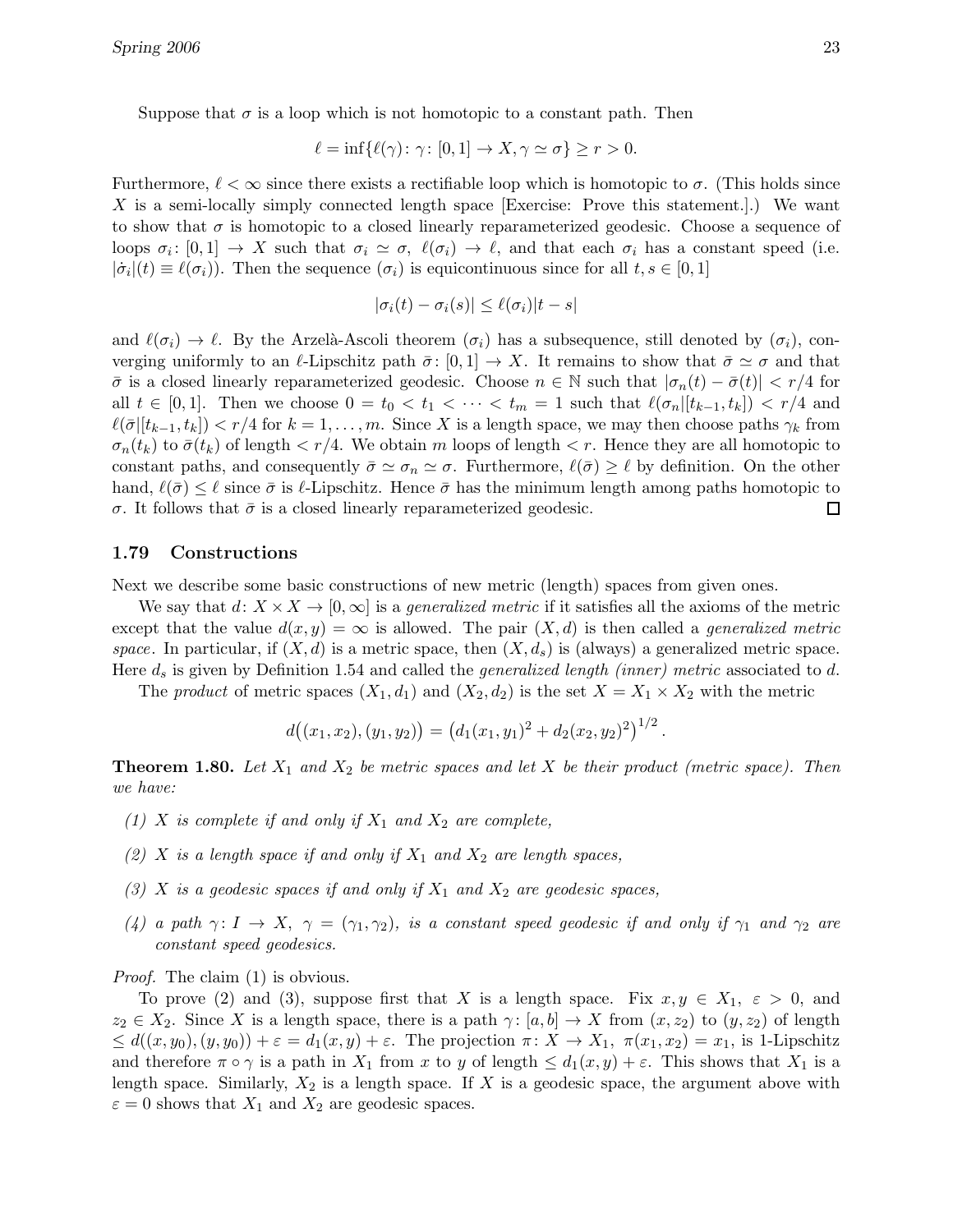Suppose that $\sigma$ is a loop which is not homotopic to a constant path. Then

$$\ell = \inf\{\ell(\gamma) \colon \gamma \colon [0,1] \to X, \gamma \simeq \sigma\} \geq r > 0.$$

Furthermore, $\ell < \infty$ since there exists a rectifiable loop which is homotopic to $\sigma$. (This holds since $X$ is a semi-locally simply connected length space [Exercise: Prove this statement.].) We want to show that $\sigma$ is homotopic to a closed linearly reparameterized geodesic. Choose a sequence of loops $\sigma_i \colon [0,1] \to X$ such that $\sigma_i \simeq \sigma$, $\ell(\sigma_i) \to \ell$, and that each $\sigma_i$ has a constant speed (i.e. $|\dot{\sigma}_i|(t) \equiv \ell(\sigma_i)$). Then the sequence $(\sigma_i)$ is equicontinuous since for all $t, s \in [0,1]$

$$|\sigma_i(t) - \sigma_i(s)| \leq \ell(\sigma_i)|t - s|$$

and $\ell(\sigma_i) \to \ell$. By the Arzelà-Ascoli theorem $(\sigma_i)$ has a subsequence, still denoted by $(\sigma_i)$, converging uniformly to an $\ell$-Lipschitz path $\bar{\sigma} \colon [0,1] \to X$. It remains to show that $\bar{\sigma} \simeq \sigma$ and that $\bar{\sigma}$ is a closed linearly reparameterized geodesic. Choose $n \in \mathbb{N}$ such that $|\sigma_n(t) - \bar{\sigma}(t)| < r/4$ for all $t \in [0,1]$. Then we choose $0 = t_0 < t_1 < \cdots < t_m = 1$ such that $\ell(\sigma_n|[t_{k-1}, t_k]) < r/4$ and $\ell(\bar{\sigma}|[t_{k-1}, t_k]) < r/4$ for $k = 1, \ldots, m$. Since $X$ is a length space, we may then choose paths $\gamma_k$ from $\sigma_n(t_k)$ to $\bar{\sigma}(t_k)$ of length $< r/4$. We obtain $m$ loops of length $< r$. Hence they are all homotopic to constant paths, and consequently $\bar{\sigma} \simeq \sigma_n \simeq \sigma$. Furthermore, $\ell(\bar{\sigma}) \geq \ell$ by definition. On the other hand, $\ell(\bar{\sigma}) \leq \ell$ since $\bar{\sigma}$ is $\ell$-Lipschitz. Hence $\bar{\sigma}$ has the minimum length among paths homotopic to $\sigma$. It follows that $\bar{\sigma}$ is a closed linearly reparameterized geodesic. $\square$

### 1.79 Constructions

Next we describe some basic constructions of new metric (length) spaces from given ones.

We say that $d \colon X \times X \to [0, \infty]$ is a *generalized metric* if it satisfies all the axioms of the metric except that the value $d(x, y) = \infty$ is allowed. The pair $(X, d)$ is then called a *generalized metric space*. In particular, if $(X, d)$ is a metric space, then $(X, d_s)$ is (always) a generalized metric space. Here $d_s$ is given by Definition 1.54 and called the *generalized length (inner) metric* associated to $d$.

The *product* of metric spaces $(X_1, d_1)$ and $(X_2, d_2)$ is the set $X = X_1 \times X_2$ with the metric

$$d\big((x_1, x_2), (y_1, y_2)\big) = \big(d_1(x_1, y_1)^2 + d_2(x_2, y_2)^2\big)^{1/2}.$$

**Theorem 1.80.** *Let $X_1$ and $X_2$ be metric spaces and let $X$ be their product (metric space). Then we have:*

*(1) $X$ is complete if and only if $X_1$ and $X_2$ are complete,*

*(2) $X$ is a length space if and only if $X_1$ and $X_2$ are length spaces,*

*(3) $X$ is a geodesic spaces if and only if $X_1$ and $X_2$ are geodesic spaces,*

*(4) a path $\gamma \colon I \to X$, $\gamma = (\gamma_1, \gamma_2)$, is a constant speed geodesic if and only if $\gamma_1$ and $\gamma_2$ are constant speed geodesics.*

*Proof.* The claim (1) is obvious.

To prove (2) and (3), suppose first that $X$ is a length space. Fix $x, y \in X_1$, $\varepsilon > 0$, and $z_2 \in X_2$. Since $X$ is a length space, there is a path $\gamma \colon [a, b] \to X$ from $(x, z_2)$ to $(y, z_2)$ of length $\leq d((x, y_0), (y, y_0)) + \varepsilon = d_1(x, y) + \varepsilon$. The projection $\pi \colon X \to X_1$, $\pi(x_1, x_2) = x_1$, is 1-Lipschitz and therefore $\pi \circ \gamma$ is a path in $X_1$ from $x$ to $y$ of length $\leq d_1(x, y) + \varepsilon$. This shows that $X_1$ is a length space. Similarly, $X_2$ is a length space. If $X$ is a geodesic space, the argument above with $\varepsilon = 0$ shows that $X_1$ and $X_2$ are geodesic spaces.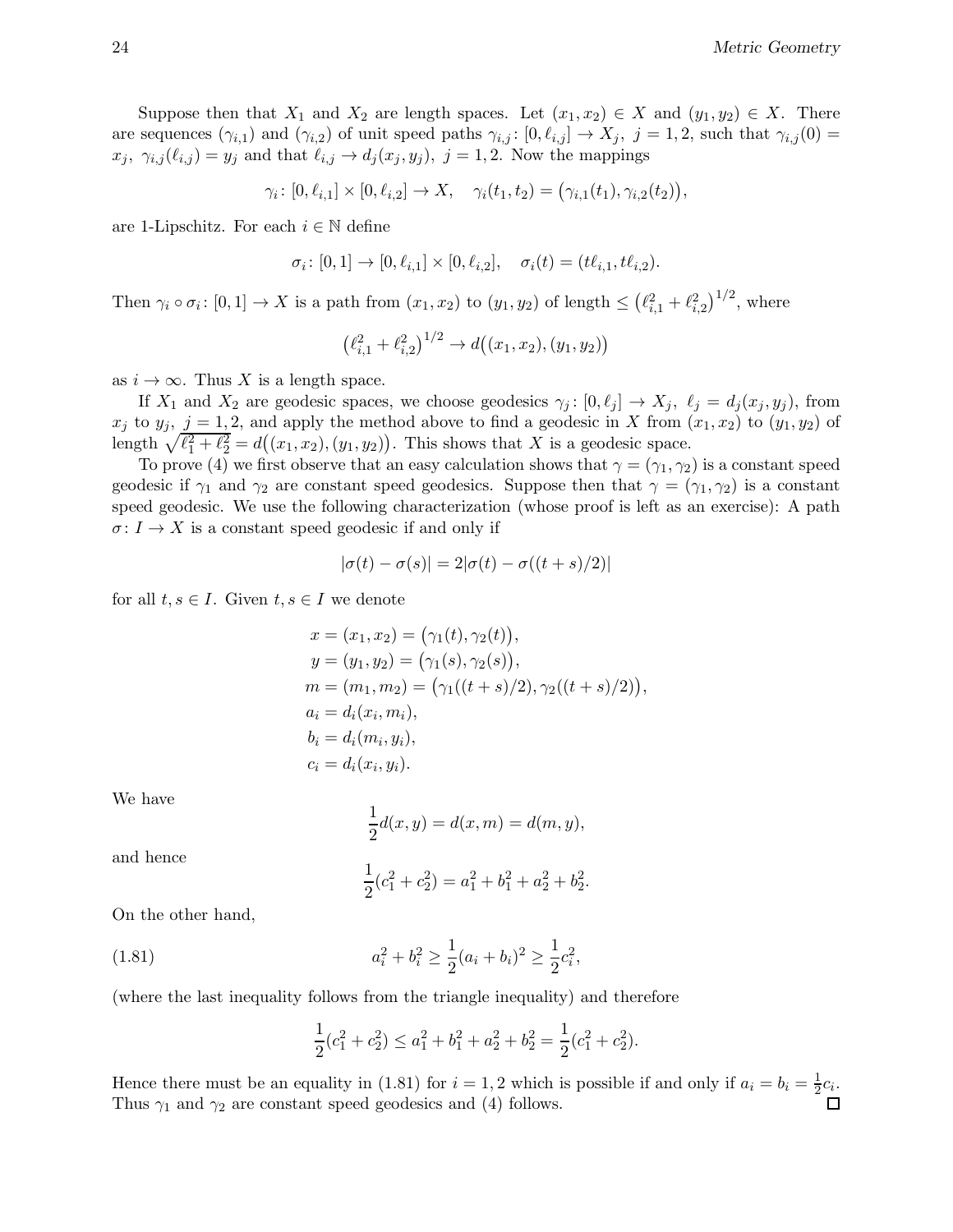Suppose then that $X_1$ and $X_2$ are length spaces. Let $(x_1, x_2) \in X$ and $(y_1, y_2) \in X$. There are sequences $(\gamma_{i,1})$ and $(\gamma_{i,2})$ of unit speed paths $\gamma_{i,j} \colon [0, \ell_{i,j}] \to X_j,\ j = 1, 2$, such that $\gamma_{i,j}(0) = x_j,\ \gamma_{i,j}(\ell_{i,j}) = y_j$ and that $\ell_{i,j} \to d_j(x_j, y_j),\ j = 1, 2$. Now the mappings

$$\gamma_i \colon [0, \ell_{i,1}] \times [0, \ell_{i,2}] \to X, \quad \gamma_i(t_1, t_2) = \big(\gamma_{i,1}(t_1), \gamma_{i,2}(t_2)\big),$$

are 1-Lipschitz. For each $i \in \mathbb{N}$ define

$$\sigma_i \colon [0, 1] \to [0, \ell_{i,1}] \times [0, \ell_{i,2}], \quad \sigma_i(t) = (t\ell_{i,1}, t\ell_{i,2}).$$

Then $\gamma_i \circ \sigma_i \colon [0, 1] \to X$ is a path from $(x_1, x_2)$ to $(y_1, y_2)$ of length $\le \big(\ell_{i,1}^2 + \ell_{i,2}^2\big)^{1/2}$, where

$$\big(\ell_{i,1}^2 + \ell_{i,2}^2\big)^{1/2} \to d\big((x_1, x_2), (y_1, y_2)\big)$$

as $i \to \infty$. Thus $X$ is a length space.

If $X_1$ and $X_2$ are geodesic spaces, we choose geodesics $\gamma_j \colon [0, \ell_j] \to X_j,\ \ell_j = d_j(x_j, y_j)$, from $x_j$ to $y_j$, $j = 1, 2$, and apply the method above to find a geodesic in $X$ from $(x_1, x_2)$ to $(y_1, y_2)$ of length $\sqrt{\ell_1^2 + \ell_2^2} = d\big((x_1, x_2), (y_1, y_2)\big)$. This shows that $X$ is a geodesic space.

To prove (4) we first observe that an easy calculation shows that $\gamma = (\gamma_1, \gamma_2)$ is a constant speed geodesic if $\gamma_1$ and $\gamma_2$ are constant speed geodesics. Suppose then that $\gamma = (\gamma_1, \gamma_2)$ is a constant speed geodesic. We use the following characterization (whose proof is left as an exercise): A path $\sigma \colon I \to X$ is a constant speed geodesic if and only if

$$|\sigma(t) - \sigma(s)| = 2|\sigma(t) - \sigma((t + s)/2)|$$

for all $t, s \in I$. Given $t, s \in I$ we denote

$$\begin{aligned}
x &= (x_1, x_2) = \big(\gamma_1(t), \gamma_2(t)\big), \\
y &= (y_1, y_2) = \big(\gamma_1(s), \gamma_2(s)\big), \\
m &= (m_1, m_2) = \big(\gamma_1((t + s)/2), \gamma_2((t + s)/2)\big), \\
a_i &= d_i(x_i, m_i), \\
b_i &= d_i(m_i, y_i), \\
c_i &= d_i(x_i, y_i).
\end{aligned}$$

We have

$$\frac{1}{2} d(x, y) = d(x, m) = d(m, y),$$

and hence

$$\frac{1}{2}(c_1^2 + c_2^2) = a_1^2 + b_1^2 + a_2^2 + b_2^2.$$

On the other hand,

$$a_i^2 + b_i^2 \ge \frac{1}{2}(a_i + b_i)^2 \ge \frac{1}{2} c_i^2, \tag{1.81}$$

(where the last inequality follows from the triangle inequality) and therefore

$$\frac{1}{2}(c_1^2 + c_2^2) \le a_1^2 + b_1^2 + a_2^2 + b_2^2 = \frac{1}{2}(c_1^2 + c_2^2).$$

Hence there must be an equality in (1.81) for $i = 1, 2$ which is possible if and only if $a_i = b_i = \frac{1}{2} c_i$. Thus $\gamma_1$ and $\gamma_2$ are constant speed geodesics and (4) follows. □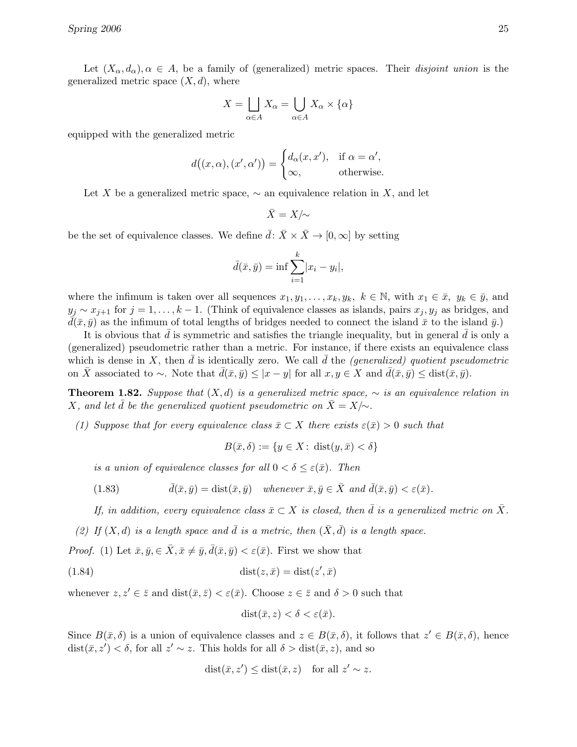Let $(X_\alpha, d_\alpha), \alpha \in A$, be a family of (generalized) metric spaces. Their *disjoint union* is the generalized metric space $(X, d)$, where

$$X = \bigsqcup_{\alpha \in A} X_\alpha = \bigcup_{\alpha \in A} X_\alpha \times \{\alpha\}$$

equipped with the generalized metric

$$d\big((x, \alpha), (x', \alpha')\big) = \begin{cases} d_\alpha(x, x'), & \text{if } \alpha = \alpha', \\ \infty, & \text{otherwise.} \end{cases}$$

Let $X$ be a generalized metric space, $\sim$ an equivalence relation in $X$, and let

$$\bar{X} = X/\!\sim$$

be the set of equivalence classes. We define $\bar{d} \colon \bar{X} \times \bar{X} \to [0, \infty]$ by setting

$$\bar{d}(\bar{x}, \bar{y}) = \inf \sum_{i=1}^{k} |x_i - y_i|,$$

where the infimum is taken over all sequences $x_1, y_1, \dots, x_k, y_k,\ k \in \mathbb{N}$, with $x_1 \in \bar{x},\ y_k \in \bar{y}$, and $y_j \sim x_{j+1}$ for $j = 1, \dots, k-1$. (Think of equivalence classes as islands, pairs $x_j, y_j$ as bridges, and $\bar{d}(\bar{x}, \bar{y})$ as the infimum of total lengths of bridges needed to connect the island $\bar{x}$ to the island $\bar{y}$.)

It is obvious that $\bar{d}$ is symmetric and satisfies the triangle inequality, but in general $\bar{d}$ is only a (generalized) pseudometric rather than a metric. For instance, if there exists an equivalence class which is dense in $X$, then $\bar{d}$ is identically zero. We call $\bar{d}$ the *(generalized) quotient pseudometric* on $\bar{X}$ associated to $\sim$. Note that $\bar{d}(\bar{x}, \bar{y}) \le |x - y|$ for all $x, y \in X$ and $\bar{d}(\bar{x}, \bar{y}) \le \operatorname{dist}(\bar{x}, \bar{y})$.

**Theorem 1.82.** *Suppose that $(X, d)$ is a generalized metric space, $\sim$ is an equivalence relation in $X$, and let $\bar{d}$ be the generalized quotient pseudometric on $\bar{X} = X/\!\sim$.*

*(1) Suppose that for every equivalence class $\bar{x} \subset X$ there exists $\varepsilon(\bar{x}) > 0$ such that*

$$B(\bar{x}, \delta) := \{y \in X \colon \operatorname{dist}(y, \bar{x}) < \delta\}$$

*is a union of equivalence classes for all $0 < \delta \le \varepsilon(\bar{x})$. Then*

$$\bar{d}(\bar{x}, \bar{y}) = \operatorname{dist}(\bar{x}, \bar{y}) \quad \textit{whenever } \bar{x}, \bar{y} \in \bar{X} \textit{ and } \bar{d}(\bar{x}, \bar{y}) < \varepsilon(\bar{x}). \tag{1.83}$$

*If, in addition, every equivalence class $\bar{x} \subset X$ is closed, then $\bar{d}$ is a generalized metric on $\bar{X}$.*

*(2) If $(X, d)$ is a length space and $\bar{d}$ is a metric, then $(\bar{X}, \bar{d})$ is a length space.*

*Proof.* (1) Let $\bar{x}, \bar{y}, \in \bar{X}, \bar{x} \ne \bar{y}, \bar{d}(\bar{x}, \bar{y}) < \varepsilon(\bar{x})$. First we show that

$$\operatorname{dist}(z, \bar{x}) = \operatorname{dist}(z', \bar{x}) \tag{1.84}$$

whenever $z, z' \in \bar{z}$ and $\operatorname{dist}(\bar{x}, \bar{z}) < \varepsilon(\bar{x})$. Choose $z \in \bar{z}$ and $\delta > 0$ such that

$$\operatorname{dist}(\bar{x}, z) < \delta < \varepsilon(\bar{x}).$$

Since $B(\bar{x}, \delta)$ is a union of equivalence classes and $z \in B(\bar{x}, \delta)$, it follows that $z' \in B(\bar{x}, \delta)$, hence $\operatorname{dist}(\bar{x}, z') < \delta$, for all $z' \sim z$. This holds for all $\delta > \operatorname{dist}(\bar{x}, z)$, and so

$$\operatorname{dist}(\bar{x}, z') \le \operatorname{dist}(\bar{x}, z) \quad \text{for all } z' \sim z.$$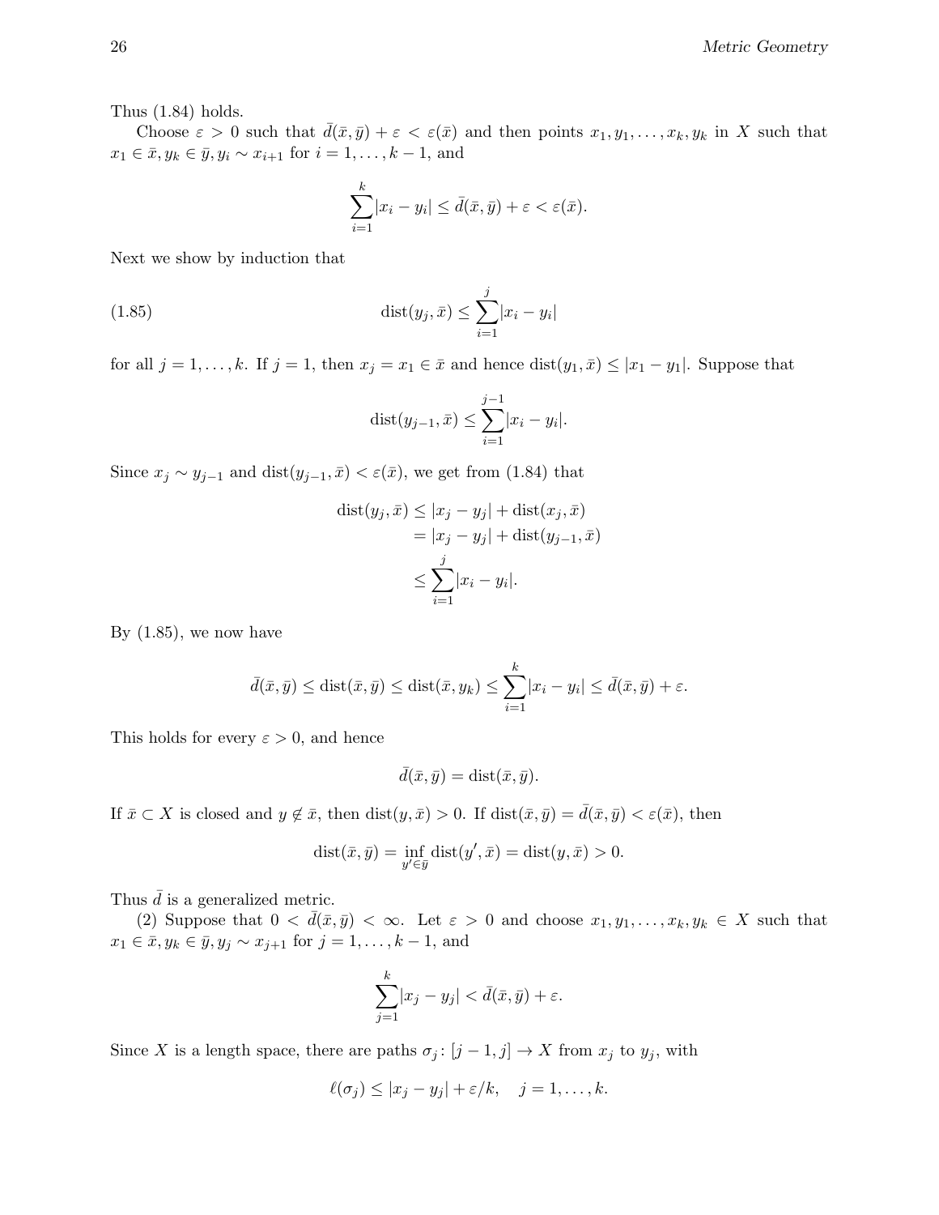Thus (1.84) holds.

Choose $\varepsilon > 0$ such that $\bar{d}(\bar{x}, \bar{y}) + \varepsilon < \varepsilon(\bar{x})$ and then points $x_1, y_1, \ldots, x_k, y_k$ in $X$ such that $x_1 \in \bar{x}, y_k \in \bar{y}, y_i \sim x_{i+1}$ for $i = 1, \ldots, k-1$, and

$$\sum_{i=1}^{k} |x_i - y_i| \leq \bar{d}(\bar{x}, \bar{y}) + \varepsilon < \varepsilon(\bar{x}).$$

Next we show by induction that

$$\operatorname{dist}(y_j, \bar{x}) \leq \sum_{i=1}^{j} |x_i - y_i| \tag{1.85}$$

for all $j = 1, \ldots, k$. If $j = 1$, then $x_j = x_1 \in \bar{x}$ and hence $\operatorname{dist}(y_1, \bar{x}) \leq |x_1 - y_1|$. Suppose that

$$\operatorname{dist}(y_{j-1}, \bar{x}) \leq \sum_{i=1}^{j-1} |x_i - y_i|.$$

Since $x_j \sim y_{j-1}$ and $\operatorname{dist}(y_{j-1}, \bar{x}) < \varepsilon(\bar{x})$, we get from (1.84) that

$$\begin{aligned}
\operatorname{dist}(y_j, \bar{x}) &\leq |x_j - y_j| + \operatorname{dist}(x_j, \bar{x}) \\
&= |x_j - y_j| + \operatorname{dist}(y_{j-1}, \bar{x}) \\
&\leq \sum_{i=1}^{j} |x_i - y_i|.
\end{aligned}$$

By (1.85), we now have

$$\bar{d}(\bar{x}, \bar{y}) \leq \operatorname{dist}(\bar{x}, \bar{y}) \leq \operatorname{dist}(\bar{x}, y_k) \leq \sum_{i=1}^{k} |x_i - y_i| \leq \bar{d}(\bar{x}, \bar{y}) + \varepsilon.$$

This holds for every $\varepsilon > 0$, and hence

$$\bar{d}(\bar{x}, \bar{y}) = \operatorname{dist}(\bar{x}, \bar{y}).$$

If $\bar{x} \subset X$ is closed and $y \notin \bar{x}$, then $\operatorname{dist}(y, \bar{x}) > 0$. If $\operatorname{dist}(\bar{x}, \bar{y}) = \bar{d}(\bar{x}, \bar{y}) < \varepsilon(\bar{x})$, then

$$\operatorname{dist}(\bar{x}, \bar{y}) = \inf_{y' \in \bar{y}} \operatorname{dist}(y', \bar{x}) = \operatorname{dist}(y, \bar{x}) > 0.$$

Thus $\bar{d}$ is a generalized metric.

(2) Suppose that $0 < \bar{d}(\bar{x}, \bar{y}) < \infty$. Let $\varepsilon > 0$ and choose $x_1, y_1, \ldots, x_k, y_k \in X$ such that $x_1 \in \bar{x}, y_k \in \bar{y}, y_j \sim x_{j+1}$ for $j = 1, \ldots, k-1$, and

$$\sum_{j=1}^{k} |x_j - y_j| < \bar{d}(\bar{x}, \bar{y}) + \varepsilon.$$

Since $X$ is a length space, there are paths $\sigma_j \colon [j-1, j] \to X$ from $x_j$ to $y_j$, with

$$\ell(\sigma_j) \leq |x_j - y_j| + \varepsilon / k, \quad j = 1, \ldots, k.$$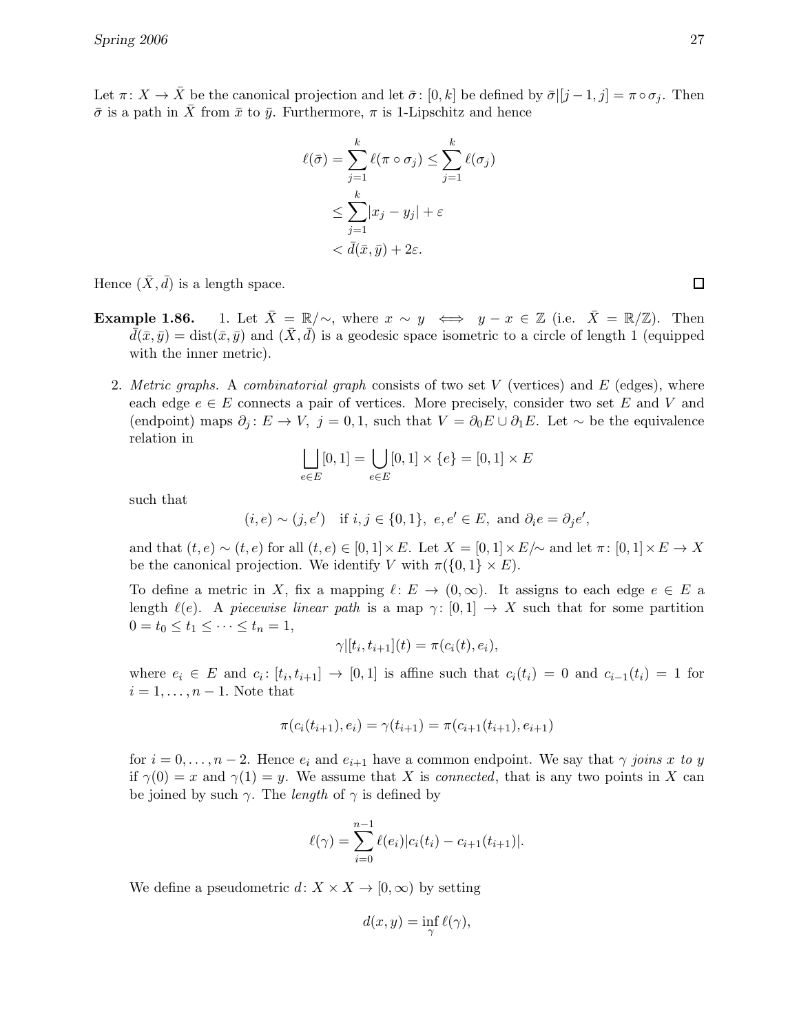Let $\pi\colon X \to \bar{X}$ be the canonical projection and let $\bar{\sigma}\colon [0,k]$ be defined by $\bar{\sigma}|[j-1,j] = \pi \circ \sigma_j$. Then $\bar{\sigma}$ is a path in $\bar{X}$ from $\bar{x}$ to $\bar{y}$. Furthermore, $\pi$ is 1-Lipschitz and hence

$$
\begin{aligned}
\ell(\bar{\sigma}) = \sum_{j=1}^{k} \ell(\pi \circ \sigma_j) &\leq \sum_{j=1}^{k} \ell(\sigma_j) \\
&\leq \sum_{j=1}^{k} |x_j - y_j| + \varepsilon \\
&< \bar{d}(\bar{x}, \bar{y}) + 2\varepsilon.
\end{aligned}
$$

Hence $(\bar{X}, \bar{d})$ is a length space. $\square$

**Example 1.86.**

1. Let $\bar{X} = \mathbb{R}/\sim$, where $x \sim y \iff y - x \in \mathbb{Z}$ (i.e. $\bar{X} = \mathbb{R}/\mathbb{Z}$). Then $\bar{d}(\bar{x}, \bar{y}) = \operatorname{dist}(\bar{x}, \bar{y})$ and $(\bar{X}, \bar{d})$ is a geodesic space isometric to a circle of length 1 (equipped with the inner metric).

2. *Metric graphs.* A *combinatorial graph* consists of two set $V$ (vertices) and $E$ (edges), where each edge $e \in E$ connects a pair of vertices. More precisely, consider two set $E$ and $V$ and (endpoint) maps $\partial_j\colon E \to V$, $j = 0, 1$, such that $V = \partial_0 E \cup \partial_1 E$. Let $\sim$ be the equivalence relation in

$$
\bigsqcup_{e \in E} [0,1] = \bigcup_{e \in E} [0,1] \times \{e\} = [0,1] \times E
$$

such that

$$
(i, e) \sim (j, e') \quad \text{if } i, j \in \{0,1\},\ e, e' \in E, \text{ and } \partial_i e = \partial_j e',
$$

and that $(t, e) \sim (t, e)$ for all $(t, e) \in [0,1] \times E$. Let $X = [0,1] \times E/\sim$ and let $\pi\colon [0,1] \times E \to X$ be the canonical projection. We identify $V$ with $\pi(\{0,1\} \times E)$.

To define a metric in $X$, fix a mapping $\ell\colon E \to (0, \infty)$. It assigns to each edge $e \in E$ a length $\ell(e)$. A *piecewise linear path* is a map $\gamma\colon [0,1] \to X$ such that for some partition $0 = t_0 \leq t_1 \leq \cdots \leq t_n = 1$,

$$
\gamma|[t_i, t_{i+1}](t) = \pi(c_i(t), e_i),
$$

where $e_i \in E$ and $c_i\colon [t_i, t_{i+1}] \to [0,1]$ is affine such that $c_i(t_i) = 0$ and $c_{i-1}(t_i) = 1$ for $i = 1, \ldots, n-1$. Note that

$$
\pi(c_i(t_{i+1}), e_i) = \gamma(t_{i+1}) = \pi(c_{i+1}(t_{i+1}), e_{i+1})
$$

for $i = 0, \ldots, n-2$. Hence $e_i$ and $e_{i+1}$ have a common endpoint. We say that $\gamma$ *joins $x$ to $y$* if $\gamma(0) = x$ and $\gamma(1) = y$. We assume that $X$ is *connected*, that is any two points in $X$ can be joined by such $\gamma$. The *length* of $\gamma$ is defined by

$$
\ell(\gamma) = \sum_{i=0}^{n-1} \ell(e_i) |c_i(t_i) - c_{i+1}(t_{i+1})|.
$$

We define a pseudometric $d\colon X \times X \to [0, \infty)$ by setting

$$
d(x, y) = \inf_{\gamma} \ell(\gamma),
$$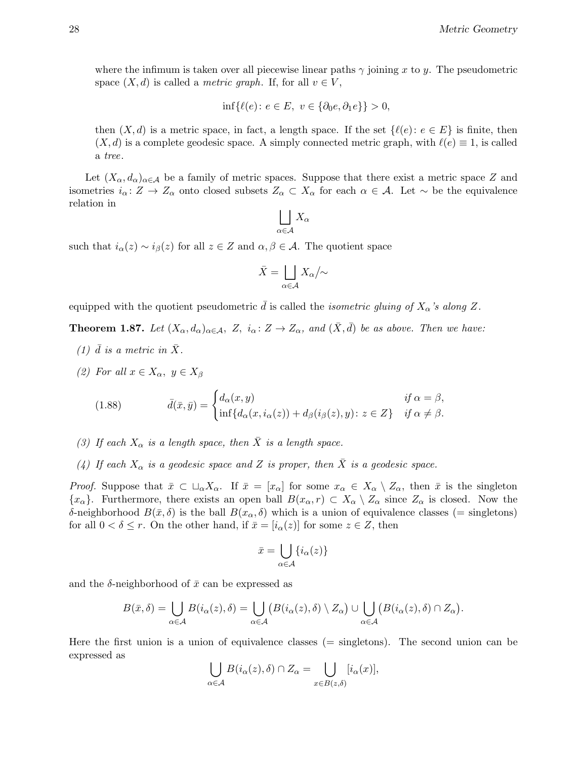where the infimum is taken over all piecewise linear paths $\gamma$ joining $x$ to $y$. The pseudometric space $(X, d)$ is called a *metric graph*. If, for all $v \in V$,

$$\inf\{\ell(e)\colon e \in E,\ v \in \{\partial_0 e, \partial_1 e\}\} > 0,$$

then $(X, d)$ is a metric space, in fact, a length space. If the set $\{\ell(e)\colon e \in E\}$ is finite, then $(X, d)$ is a complete geodesic space. A simply connected metric graph, with $\ell(e) \equiv 1$, is called a *tree*.

Let $(X_\alpha, d_\alpha)_{\alpha \in \mathcal{A}}$ be a family of metric spaces. Suppose that there exist a metric space $Z$ and isometries $i_\alpha\colon Z \to Z_\alpha$ onto closed subsets $Z_\alpha \subset X_\alpha$ for each $\alpha \in \mathcal{A}$. Let $\sim$ be the equivalence relation in

$$\bigsqcup_{\alpha \in \mathcal{A}} X_\alpha$$

such that $i_\alpha(z) \sim i_\beta(z)$ for all $z \in Z$ and $\alpha, \beta \in \mathcal{A}$. The quotient space

$$\bar{X} = \bigsqcup_{\alpha \in \mathcal{A}} X_\alpha / {\sim}$$

equipped with the quotient pseudometric $\bar{d}$ is called the *isometric gluing of $X_\alpha$'s along $Z$*.

**Theorem 1.87.** *Let $(X_\alpha, d_\alpha)_{\alpha \in \mathcal{A}}$, $Z$, $i_\alpha\colon Z \to Z_\alpha$, and $(\bar{X}, \bar{d})$ be as above. Then we have:*

*(1) $\bar{d}$ is a metric in $\bar{X}$.*

*(2) For all $x \in X_\alpha$, $y \in X_\beta$*

$$\bar{d}(\bar{x}, \bar{y}) = \begin{cases} d_\alpha(x, y) & \text{if } \alpha = \beta, \\ \inf\{d_\alpha(x, i_\alpha(z)) + d_\beta(i_\beta(z), y)\colon z \in Z\} & \text{if } \alpha \neq \beta. \end{cases} \tag{1.88}$$

*(3) If each $X_\alpha$ is a length space, then $\bar{X}$ is a length space.*

*(4) If each $X_\alpha$ is a geodesic space and $Z$ is proper, then $\bar{X}$ is a geodesic space.*

*Proof.* Suppose that $\bar{x} \subset \sqcup_\alpha X_\alpha$. If $\bar{x} = [x_\alpha]$ for some $x_\alpha \in X_\alpha \setminus Z_\alpha$, then $\bar{x}$ is the singleton $\{x_\alpha\}$. Furthermore, there exists an open ball $B(x_\alpha, r) \subset X_\alpha \setminus Z_\alpha$ since $Z_\alpha$ is closed. Now the $\delta$-neighborhood $B(\bar{x}, \delta)$ is the ball $B(x_\alpha, \delta)$ which is a union of equivalence classes (= singletons) for all $0 < \delta \leq r$. On the other hand, if $\bar{x} = [i_\alpha(z)]$ for some $z \in Z$, then

$$\bar{x} = \bigcup_{\alpha \in \mathcal{A}} \{i_\alpha(z)\}$$

and the $\delta$-neighborhood of $\bar{x}$ can be expressed as

$$B(\bar{x}, \delta) = \bigcup_{\alpha \in \mathcal{A}} B(i_\alpha(z), \delta) = \bigcup_{\alpha \in \mathcal{A}} \big(B(i_\alpha(z), \delta) \setminus Z_\alpha\big) \cup \bigcup_{\alpha \in \mathcal{A}} \big(B(i_\alpha(z), \delta) \cap Z_\alpha\big).$$

Here the first union is a union of equivalence classes (= singletons). The second union can be expressed as

$$\bigcup_{\alpha \in \mathcal{A}} B(i_\alpha(z), \delta) \cap Z_\alpha = \bigcup_{x \in B(z, \delta)} [i_\alpha(x)],$$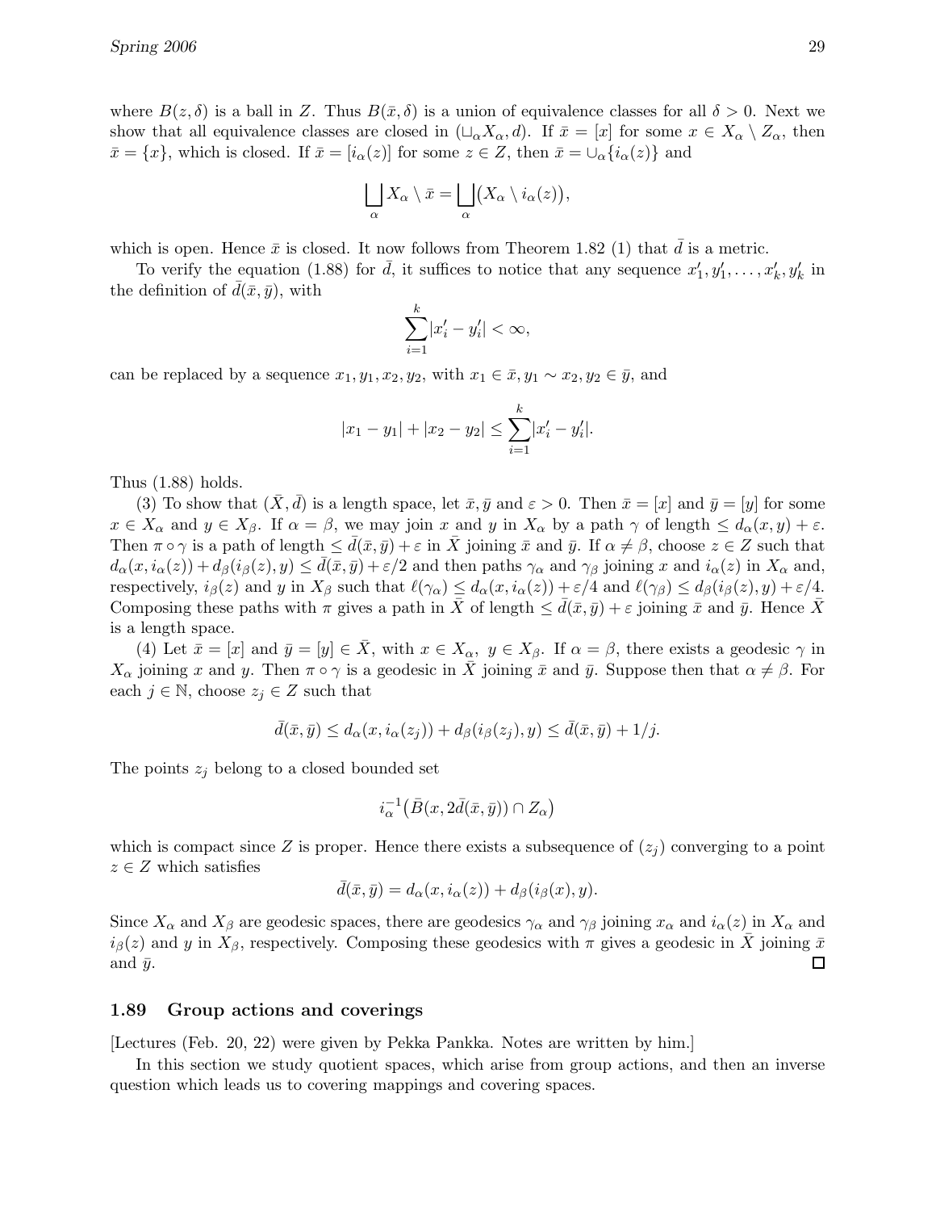where $B(z, \delta)$ is a ball in $Z$. Thus $B(\bar{x}, \delta)$ is a union of equivalence classes for all $\delta > 0$. Next we show that all equivalence classes are closed in $(\sqcup_\alpha X_\alpha, d)$. If $\bar{x} = [x]$ for some $x \in X_\alpha \setminus Z_\alpha$, then $\bar{x} = \{x\}$, which is closed. If $\bar{x} = [i_\alpha(z)]$ for some $z \in Z$, then $\bar{x} = \cup_\alpha \{i_\alpha(z)\}$ and

$$\bigsqcup_\alpha X_\alpha \setminus \bar{x} = \bigsqcup_\alpha \big(X_\alpha \setminus i_\alpha(z)\big),$$

which is open. Hence $\bar{x}$ is closed. It now follows from Theorem 1.82 (1) that $\bar{d}$ is a metric.

To verify the equation (1.88) for $\bar{d}$, it suffices to notice that any sequence $x_1', y_1', \ldots, x_k', y_k'$ in the definition of $\bar{d}(\bar{x}, \bar{y})$, with

$$\sum_{i=1}^k |x_i' - y_i'| < \infty,$$

can be replaced by a sequence $x_1, y_1, x_2, y_2$, with $x_1 \in \bar{x}, y_1 \sim x_2, y_2 \in \bar{y}$, and

$$|x_1 - y_1| + |x_2 - y_2| \le \sum_{i=1}^k |x_i' - y_i'|.$$

Thus (1.88) holds.

(3) To show that $(\bar{X}, \bar{d})$ is a length space, let $\bar{x}, \bar{y}$ and $\varepsilon > 0$. Then $\bar{x} = [x]$ and $\bar{y} = [y]$ for some $x \in X_\alpha$ and $y \in X_\beta$. If $\alpha = \beta$, we may join $x$ and $y$ in $X_\alpha$ by a path $\gamma$ of length $\le d_\alpha(x, y) + \varepsilon$. Then $\pi \circ \gamma$ is a path of length $\le \bar{d}(\bar{x}, \bar{y}) + \varepsilon$ in $\bar{X}$ joining $\bar{x}$ and $\bar{y}$. If $\alpha \neq \beta$, choose $z \in Z$ such that $d_\alpha(x, i_\alpha(z)) + d_\beta(i_\beta(z), y) \le \bar{d}(\bar{x}, \bar{y}) + \varepsilon/2$ and then paths $\gamma_\alpha$ and $\gamma_\beta$ joining $x$ and $i_\alpha(z)$ in $X_\alpha$ and, respectively, $i_\beta(z)$ and $y$ in $X_\beta$ such that $\ell(\gamma_\alpha) \le d_\alpha(x, i_\alpha(z)) + \varepsilon/4$ and $\ell(\gamma_\beta) \le d_\beta(i_\beta(z), y) + \varepsilon/4$. Composing these paths with $\pi$ gives a path in $\bar{X}$ of length $\le \bar{d}(\bar{x}, \bar{y}) + \varepsilon$ joining $\bar{x}$ and $\bar{y}$. Hence $\bar{X}$ is a length space.

(4) Let $\bar{x} = [x]$ and $\bar{y} = [y] \in \bar{X}$, with $x \in X_\alpha,\ y \in X_\beta$. If $\alpha = \beta$, there exists a geodesic $\gamma$ in $X_\alpha$ joining $x$ and $y$. Then $\pi \circ \gamma$ is a geodesic in $\bar{X}$ joining $\bar{x}$ and $\bar{y}$. Suppose then that $\alpha \neq \beta$. For each $j \in \mathbb{N}$, choose $z_j \in Z$ such that

$$\bar{d}(\bar{x}, \bar{y}) \le d_\alpha(x, i_\alpha(z_j)) + d_\beta(i_\beta(z_j), y) \le \bar{d}(\bar{x}, \bar{y}) + 1/j.$$

The points $z_j$ belong to a closed bounded set

$$i_\alpha^{-1}\big(\bar{B}(x, 2\bar{d}(\bar{x}, \bar{y})) \cap Z_\alpha\big)$$

which is compact since $Z$ is proper. Hence there exists a subsequence of $(z_j)$ converging to a point $z \in Z$ which satisfies

$$\bar{d}(\bar{x}, \bar{y}) = d_\alpha(x, i_\alpha(z)) + d_\beta(i_\beta(x), y).$$

Since $X_\alpha$ and $X_\beta$ are geodesic spaces, there are geodesics $\gamma_\alpha$ and $\gamma_\beta$ joining $x_\alpha$ and $i_\alpha(z)$ in $X_\alpha$ and $i_\beta(z)$ and $y$ in $X_\beta$, respectively. Composing these geodesics with $\pi$ gives a geodesic in $\bar{X}$ joining $\bar{x}$ and $\bar{y}$. □

### 1.89 Group actions and coverings

[Lectures (Feb. 20, 22) were given by Pekka Pankka. Notes are written by him.]

In this section we study quotient spaces, which arise from group actions, and then an inverse question which leads us to covering mappings and covering spaces.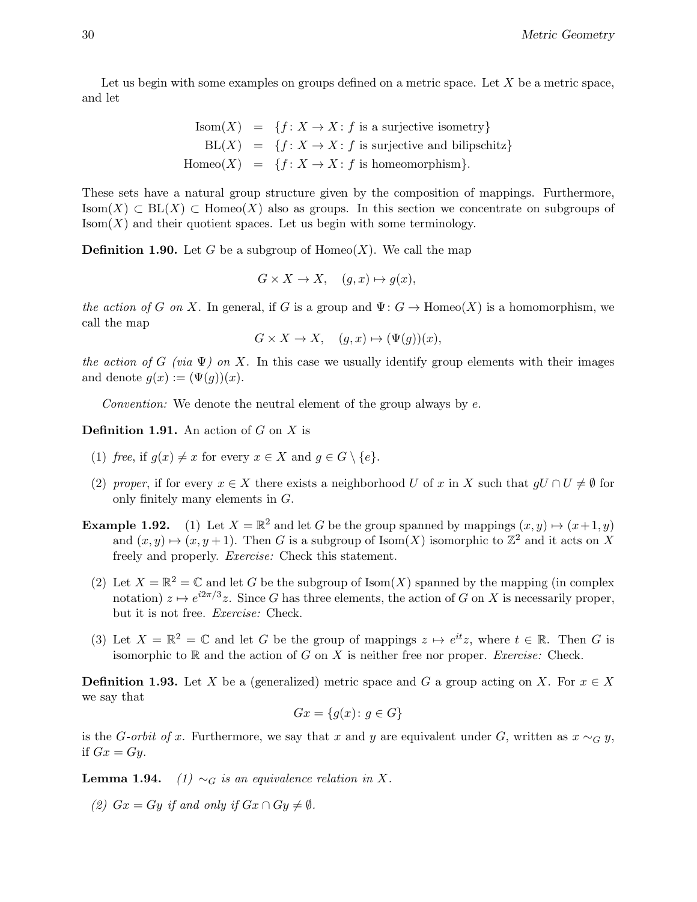Let us begin with some examples on groups defined on a metric space. Let $X$ be a metric space, and let

$$
\begin{aligned}
\mathrm{Isom}(X) &= \{f\colon X \to X : f \text{ is a surjective isometry}\} \\
\mathrm{BL}(X) &= \{f\colon X \to X : f \text{ is surjective and bilipschitz}\} \\
\mathrm{Homeo}(X) &= \{f\colon X \to X : f \text{ is homeomorphism}\}.
\end{aligned}
$$

These sets have a natural group structure given by the composition of mappings. Furthermore, $\mathrm{Isom}(X) \subset \mathrm{BL}(X) \subset \mathrm{Homeo}(X)$ also as groups. In this section we concentrate on subgroups of $\mathrm{Isom}(X)$ and their quotient spaces. Let us begin with some terminology.

**Definition 1.90.** Let $G$ be a subgroup of $\mathrm{Homeo}(X)$. We call the map

$$G \times X \to X, \quad (g,x) \mapsto g(x),$$

*the action of $G$ on $X$*. In general, if $G$ is a group and $\Psi\colon G \to \mathrm{Homeo}(X)$ is a homomorphism, we call the map

$$G \times X \to X, \quad (g,x) \mapsto (\Psi(g))(x),$$

*the action of $G$ (via $\Psi$) on $X$*. In this case we usually identify group elements with their images and denote $g(x) := (\Psi(g))(x)$.

*Convention:* We denote the neutral element of the group always by $e$.

**Definition 1.91.** An action of $G$ on $X$ is

(1) *free*, if $g(x) \neq x$ for every $x \in X$ and $g \in G \setminus \{e\}$.

(2) *proper*, if for every $x \in X$ there exists a neighborhood $U$ of $x$ in $X$ such that $gU \cap U \neq \emptyset$ for only finitely many elements in $G$.

**Example 1.92.** (1) Let $X = \mathbb{R}^2$ and let $G$ be the group spanned by mappings $(x,y) \mapsto (x+1,y)$ and $(x,y) \mapsto (x, y+1)$. Then $G$ is a subgroup of $\mathrm{Isom}(X)$ isomorphic to $\mathbb{Z}^2$ and it acts on $X$ freely and properly. *Exercise:* Check this statement.

(2) Let $X = \mathbb{R}^2 = \mathbb{C}$ and let $G$ be the subgroup of $\mathrm{Isom}(X)$ spanned by the mapping (in complex notation) $z \mapsto e^{i2\pi/3}z$. Since $G$ has three elements, the action of $G$ on $X$ is necessarily proper, but it is not free. *Exercise:* Check.

(3) Let $X = \mathbb{R}^2 = \mathbb{C}$ and let $G$ be the group of mappings $z \mapsto e^{it}z$, where $t \in \mathbb{R}$. Then $G$ is isomorphic to $\mathbb{R}$ and the action of $G$ on $X$ is neither free nor proper. *Exercise:* Check.

**Definition 1.93.** Let $X$ be a (generalized) metric space and $G$ a group acting on $X$. For $x \in X$ we say that

$$Gx = \{g(x) \colon g \in G\}$$

is the *$G$-orbit of $x$*. Furthermore, we say that $x$ and $y$ are equivalent under $G$, written as $x \sim_G y$, if $Gx = Gy$.

**Lemma 1.94.** *(1) $\sim_G$ is an equivalence relation in $X$.*

*(2) $Gx = Gy$ if and only if $Gx \cap Gy \neq \emptyset$.*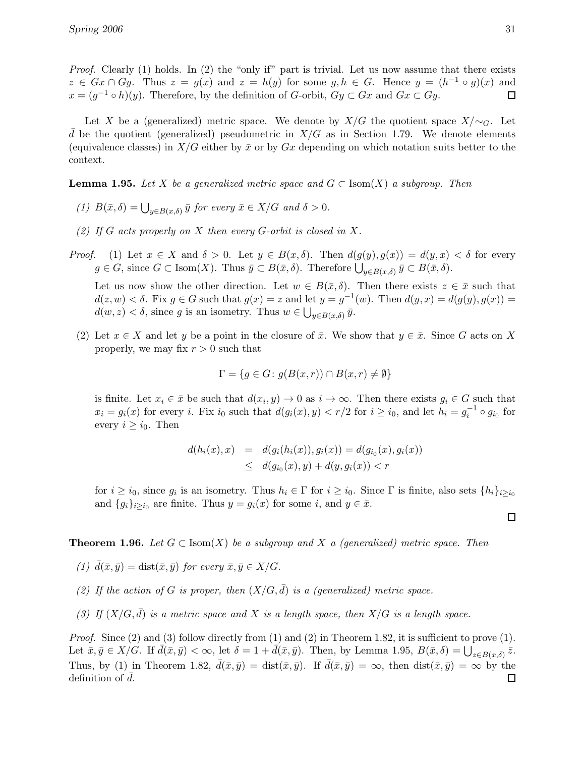*Proof.* Clearly (1) holds. In (2) the "only if" part is trivial. Let us now assume that there exists $z \in Gx \cap Gy$. Thus $z = g(x)$ and $z = h(y)$ for some $g, h \in G$. Hence $y = (h^{-1} \circ g)(x)$ and $x = (g^{-1} \circ h)(y)$. Therefore, by the definition of $G$-orbit, $Gy \subset Gx$ and $Gx \subset Gy$. □

Let $X$ be a (generalized) metric space. We denote by $X/G$ the quotient space $X/{\sim_G}$. Let $\bar{d}$ be the quotient (generalized) pseudometric in $X/G$ as in Section 1.79. We denote elements (equivalence classes) in $X/G$ either by $\bar{x}$ or by $Gx$ depending on which notation suits better to the context.

**Lemma 1.95.** *Let $X$ be a generalized metric space and $G \subset \mathrm{Isom}(X)$ a subgroup. Then*

1. *$B(\bar{x}, \delta) = \bigcup_{y \in B(x,\delta)} \bar{y}$ for every $\bar{x} \in X/G$ and $\delta > 0$.*
2. *If $G$ acts properly on $X$ then every $G$-orbit is closed in $X$.*

*Proof.* (1) Let $x \in X$ and $\delta > 0$. Let $y \in B(x, \delta)$. Then $d(g(y), g(x)) = d(y, x) < \delta$ for every $g \in G$, since $G \subset \mathrm{Isom}(X)$. Thus $\bar{y} \subset B(\bar{x}, \delta)$. Therefore $\bigcup_{y \in B(x,\delta)} \bar{y} \subset B(\bar{x}, \delta)$.

Let us now show the other direction. Let $w \in B(\bar{x}, \delta)$. Then there exists $z \in \bar{x}$ such that $d(z, w) < \delta$. Fix $g \in G$ such that $g(x) = z$ and let $y = g^{-1}(w)$. Then $d(y, x) = d(g(y), g(x)) = d(w, z) < \delta$, since $g$ is an isometry. Thus $w \in \bigcup_{y \in B(x,\delta)} \bar{y}$.

(2) Let $x \in X$ and let $y$ be a point in the closure of $\bar{x}$. We show that $y \in \bar{x}$. Since $G$ acts on $X$ properly, we may fix $r > 0$ such that

$$\Gamma = \{g \in G \colon g(B(x, r)) \cap B(x, r) \neq \emptyset\}$$

is finite. Let $x_i \in \bar{x}$ be such that $d(x_i, y) \to 0$ as $i \to \infty$. Then there exists $g_i \in G$ such that $x_i = g_i(x)$ for every $i$. Fix $i_0$ such that $d(g_i(x), y) < r/2$ for $i \geq i_0$, and let $h_i = g_i^{-1} \circ g_{i_0}$ for every $i \geq i_0$. Then

$$\begin{aligned} d(h_i(x), x) &= d(g_i(h_i(x)), g_i(x)) = d(g_{i_0}(x), g_i(x)) \\ &\leq d(g_{i_0}(x), y) + d(y, g_i(x)) < r \end{aligned}$$

for $i \geq i_0$, since $g_i$ is an isometry. Thus $h_i \in \Gamma$ for $i \geq i_0$. Since $\Gamma$ is finite, also sets $\{h_i\}_{i \geq i_0}$ and $\{g_i\}_{i \geq i_0}$ are finite. Thus $y = g_i(x)$ for some $i$, and $y \in \bar{x}$.

□

**Theorem 1.96.** *Let $G \subset \mathrm{Isom}(X)$ be a subgroup and $X$ a (generalized) metric space. Then*

1. *$\bar{d}(\bar{x}, \bar{y}) = \mathrm{dist}(\bar{x}, \bar{y})$ for every $\bar{x}, \bar{y} \in X/G$.*
2. *If the action of $G$ is proper, then $(X/G, \bar{d})$ is a (generalized) metric space.*
3. *If $(X/G, \bar{d})$ is a metric space and $X$ is a length space, then $X/G$ is a length space.*

*Proof.* Since (2) and (3) follow directly from (1) and (2) in Theorem 1.82, it is sufficient to prove (1). Let $\bar{x}, \bar{y} \in X/G$. If $\bar{d}(\bar{x}, \bar{y}) < \infty$, let $\delta = 1 + \bar{d}(\bar{x}, \bar{y})$. Then, by Lemma 1.95, $B(\bar{x}, \delta) = \bigcup_{z \in B(x,\delta)} \bar{z}$. Thus, by (1) in Theorem 1.82, $\bar{d}(\bar{x}, \bar{y}) = \mathrm{dist}(\bar{x}, \bar{y})$. If $\bar{d}(\bar{x}, \bar{y}) = \infty$, then $\mathrm{dist}(\bar{x}, \bar{y}) = \infty$ by the definition of $\bar{d}$. □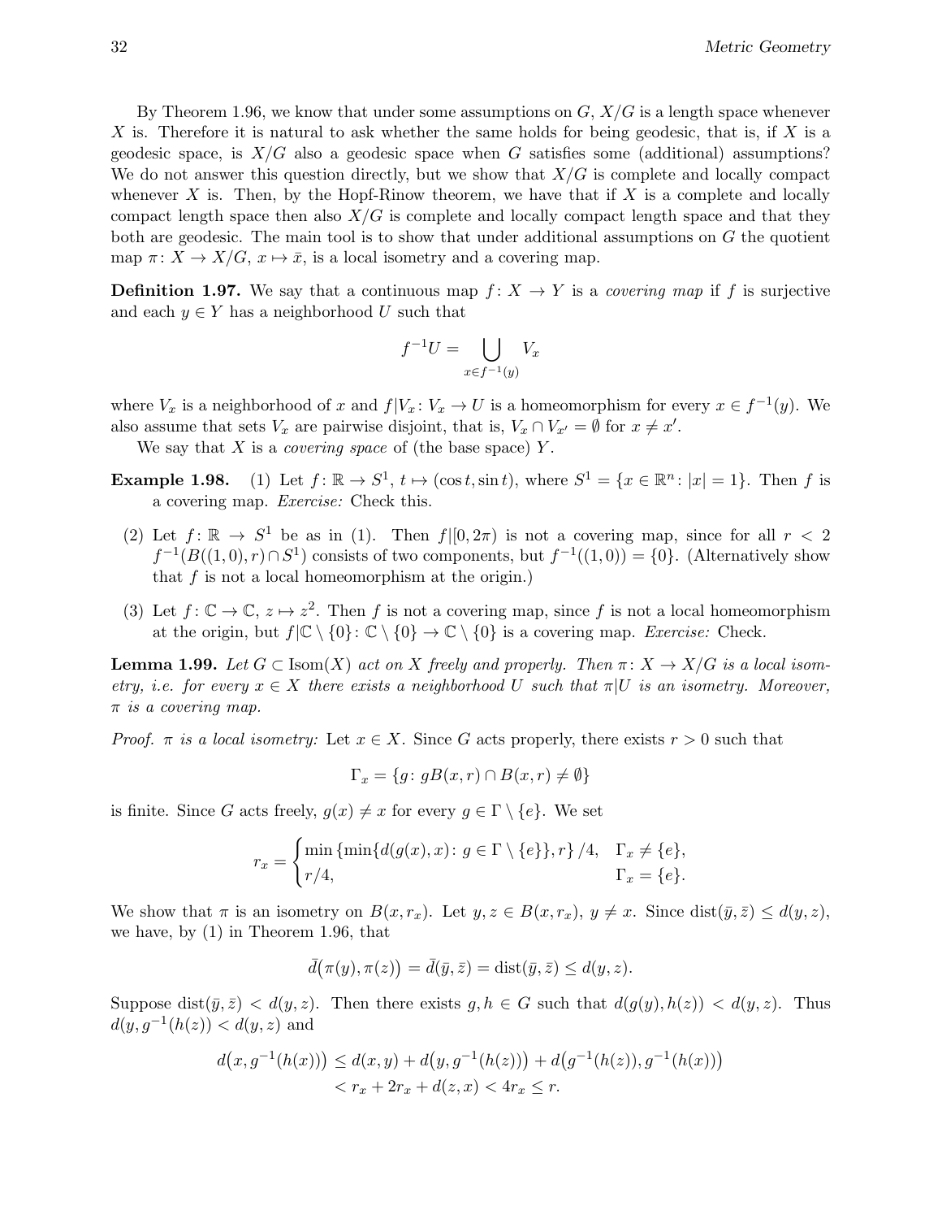By Theorem 1.96, we know that under some assumptions on $G$, $X/G$ is a length space whenever $X$ is. Therefore it is natural to ask whether the same holds for being geodesic, that is, if $X$ is a geodesic space, is $X/G$ also a geodesic space when $G$ satisfies some (additional) assumptions? We do not answer this question directly, but we show that $X/G$ is complete and locally compact whenever $X$ is. Then, by the Hopf-Rinow theorem, we have that if $X$ is a complete and locally compact length space then also $X/G$ is complete and locally compact length space and that they both are geodesic. The main tool is to show that under additional assumptions on $G$ the quotient map $\pi\colon X \to X/G$, $x \mapsto \bar{x}$, is a local isometry and a covering map.

**Definition 1.97.** We say that a continuous map $f\colon X \to Y$ is a *covering map* if $f$ is surjective and each $y \in Y$ has a neighborhood $U$ such that

$$f^{-1}U = \bigcup_{x \in f^{-1}(y)} V_x$$

where $V_x$ is a neighborhood of $x$ and $f|V_x\colon V_x \to U$ is a homeomorphism for every $x \in f^{-1}(y)$. We also assume that sets $V_x$ are pairwise disjoint, that is, $V_x \cap V_{x'} = \emptyset$ for $x \neq x'$.

We say that $X$ is a *covering space* of (the base space) $Y$.

**Example 1.98.**
(1) Let $f\colon \mathbb{R} \to S^1$, $t \mapsto (\cos t, \sin t)$, where $S^1 = \{x \in \mathbb{R}^n \colon |x| = 1\}$. Then $f$ is a covering map. *Exercise:* Check this.

(2) Let $f\colon \mathbb{R} \to S^1$ be as in (1). Then $f|[0, 2\pi)$ is not a covering map, since for all $r < 2$ $f^{-1}(B((1,0), r) \cap S^1)$ consists of two components, but $f^{-1}((1,0)) = \{0\}$. (Alternatively show that $f$ is not a local homeomorphism at the origin.)

(3) Let $f\colon \mathbb{C} \to \mathbb{C}$, $z \mapsto z^2$. Then $f$ is not a covering map, since $f$ is not a local homeomorphism at the origin, but $f|\mathbb{C} \setminus \{0\}\colon \mathbb{C} \setminus \{0\} \to \mathbb{C} \setminus \{0\}$ is a covering map. *Exercise:* Check.

**Lemma 1.99.** *Let $G \subset \operatorname{Isom}(X)$ act on $X$ freely and properly. Then $\pi\colon X \to X/G$ is a local isometry, i.e. for every $x \in X$ there exists a neighborhood $U$ such that $\pi|U$ is an isometry. Moreover, $\pi$ is a covering map.*

*Proof.* *$\pi$ is a local isometry:* Let $x \in X$. Since $G$ acts properly, there exists $r > 0$ such that

$$\Gamma_x = \{g \colon gB(x,r) \cap B(x,r) \neq \emptyset\}$$

is finite. Since $G$ acts freely, $g(x) \neq x$ for every $g \in \Gamma \setminus \{e\}$. We set

$$r_x = \begin{cases} \min\left\{\min\{d(g(x), x) \colon g \in \Gamma \setminus \{e\}\}, r\right\}/4, & \Gamma_x \neq \{e\}, \\ r/4, & \Gamma_x = \{e\}. \end{cases}$$

We show that $\pi$ is an isometry on $B(x, r_x)$. Let $y, z \in B(x, r_x)$, $y \neq x$. Since $\operatorname{dist}(\bar{y}, \bar{z}) \leq d(y,z)$, we have, by (1) in Theorem 1.96, that

$$\bar{d}\big(\pi(y), \pi(z)\big) = \bar{d}(\bar{y}, \bar{z}) = \operatorname{dist}(\bar{y}, \bar{z}) \leq d(y,z).$$

Suppose $\operatorname{dist}(\bar{y}, \bar{z}) < d(y,z)$. Then there exists $g, h \in G$ such that $d(g(y), h(z)) < d(y,z)$. Thus $d(y, g^{-1}(h(z)) < d(y,z)$ and

$$\begin{aligned} d\big(x, g^{-1}(h(x))\big) &\leq d(x,y) + d\big(y, g^{-1}(h(z))\big) + d\big(g^{-1}(h(z)), g^{-1}(h(x))\big) \\ &< r_x + 2r_x + d(z,x) < 4r_x \leq r. \end{aligned}$$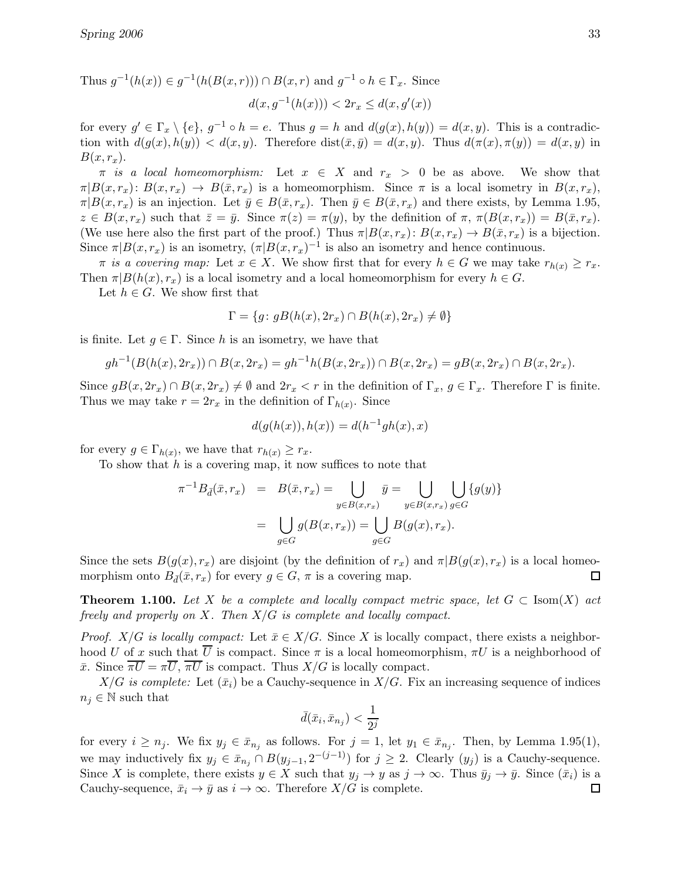Thus $g^{-1}(h(x)) \in g^{-1}(h(B(x,r))) \cap B(x,r)$ and $g^{-1} \circ h \in \Gamma_x$. Since

$$d(x, g^{-1}(h(x))) < 2r_x \le d(x, g'(x))$$

for every $g' \in \Gamma_x \setminus \{e\}$, $g^{-1} \circ h = e$. Thus $g = h$ and $d(g(x), h(y)) = d(x,y)$. This is a contradiction with $d(g(x), h(y)) < d(x,y)$. Therefore $\operatorname{dist}(\bar{x}, \bar{y}) = d(x,y)$. Thus $d(\pi(x), \pi(y)) = d(x,y)$ in $B(x, r_x)$.

*$\pi$ is a local homeomorphism:* Let $x \in X$ and $r_x > 0$ be as above. We show that $\pi|B(x,r_x)\colon B(x,r_x) \to B(\bar{x}, r_x)$ is a homeomorphism. Since $\pi$ is a local isometry in $B(x,r_x)$, $\pi|B(x,r_x)$ is an injection. Let $\bar{y} \in B(\bar{x}, r_x)$. Then $\bar{y} \in B(\bar{x}, r_x)$ and there exists, by Lemma 1.95, $z \in B(x, r_x)$ such that $\bar{z} = \bar{y}$. Since $\pi(z) = \pi(y)$, by the definition of $\pi$, $\pi(B(x,r_x)) = B(\bar{x}, r_x)$. (We use here also the first part of the proof.) Thus $\pi|B(x,r_x)\colon B(x,r_x) \to B(\bar{x}, r_x)$ is a bijection. Since $\pi|B(x,r_x)$ is an isometry, $(\pi|B(x,r_x))^{-1}$ is also an isometry and hence continuous.

*$\pi$ is a covering map:* Let $x \in X$. We show first that for every $h \in G$ we may take $r_{h(x)} \ge r_x$. Then $\pi|B(h(x), r_x)$ is a local isometry and a local homeomorphism for every $h \in G$.

Let $h \in G$. We show first that

$$\Gamma = \{g \colon gB(h(x), 2r_x) \cap B(h(x), 2r_x) \ne \emptyset\}$$

is finite. Let $g \in \Gamma$. Since $h$ is an isometry, we have that

$$gh^{-1}(B(h(x), 2r_x)) \cap B(x, 2r_x) = gh^{-1}h(B(x, 2r_x)) \cap B(x, 2r_x) = gB(x, 2r_x) \cap B(x, 2r_x).$$

Since $gB(x, 2r_x) \cap B(x, 2r_x) \ne \emptyset$ and $2r_x < r$ in the definition of $\Gamma_x$, $g \in \Gamma_x$. Therefore $\Gamma$ is finite. Thus we may take $r = 2r_x$ in the definition of $\Gamma_{h(x)}$. Since

$$d(g(h(x)), h(x)) = d(h^{-1}gh(x), x)$$

for every $g \in \Gamma_{h(x)}$, we have that $r_{h(x)} \ge r_x$.

To show that $h$ is a covering map, it now suffices to note that

$$\begin{aligned}
\pi^{-1} B_{\bar{d}}(\bar{x}, r_x) &= B(\bar{x}, r_x) = \bigcup_{y \in B(x, r_x)} \bar{y} = \bigcup_{y \in B(x,r_x)} \bigcup_{g \in G} \{g(y)\} \\
&= \bigcup_{g \in G} g(B(x, r_x)) = \bigcup_{g \in G} B(g(x), r_x).
\end{aligned}$$

Since the sets $B(g(x), r_x)$ are disjoint (by the definition of $r_x$) and $\pi|B(g(x), r_x)$ is a local homeomorphism onto $B_{\bar{d}}(\bar{x}, r_x)$ for every $g \in G$, $\pi$ is a covering map. $\square$

**Theorem 1.100.** *Let $X$ be a complete and locally compact metric space, let $G \subset \operatorname{Isom}(X)$ act freely and properly on $X$. Then $X/G$ is complete and locally compact.*

*Proof. $X/G$ is locally compact:* Let $\bar{x} \in X/G$. Since $X$ is locally compact, there exists a neighborhood $U$ of $x$ such that $\overline{U}$ is compact. Since $\pi$ is a local homeomorphism, $\pi U$ is a neighborhood of $\bar{x}$. Since $\overline{\pi U} = \pi \overline{U}$, $\overline{\pi U}$ is compact. Thus $X/G$ is locally compact.

*$X/G$ is complete:* Let $(\bar{x}_i)$ be a Cauchy-sequence in $X/G$. Fix an increasing sequence of indices $n_j \in \mathbb{N}$ such that

$$\bar{d}(\bar{x}_i, \bar{x}_{n_j}) < \frac{1}{2^j}$$

for every $i \ge n_j$. We fix $y_j \in \bar{x}_{n_j}$ as follows. For $j = 1$, let $y_1 \in \bar{x}_{n_j}$. Then, by Lemma 1.95(1), we may inductively fix $y_j \in \bar{x}_{n_j} \cap B(y_{j-1}, 2^{-(j-1)})$ for $j \ge 2$. Clearly $(y_j)$ is a Cauchy-sequence. Since $X$ is complete, there exists $y \in X$ such that $y_j \to y$ as $j \to \infty$. Thus $\bar{y}_j \to \bar{y}$. Since $(\bar{x}_i)$ is a Cauchy-sequence, $\bar{x}_i \to \bar{y}$ as $i \to \infty$. Therefore $X/G$ is complete. $\square$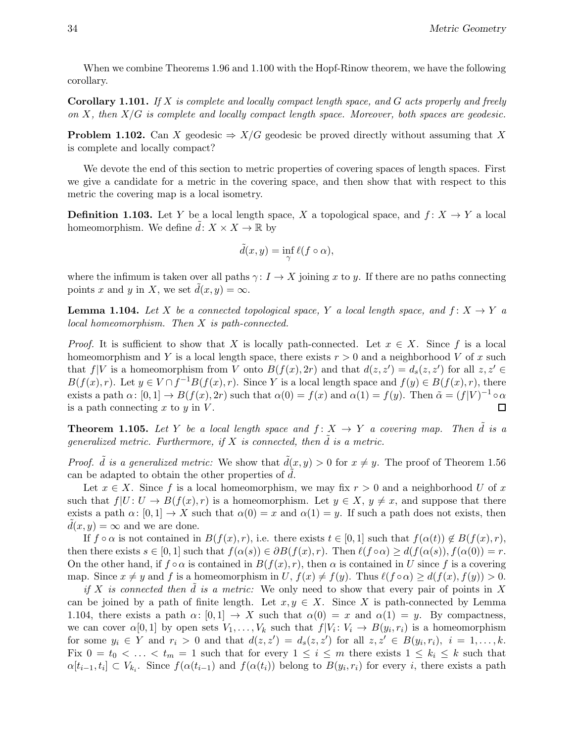When we combine Theorems 1.96 and 1.100 with the Hopf-Rinow theorem, we have the following corollary.

**Corollary 1.101.** *If $X$ is complete and locally compact length space, and $G$ acts properly and freely on $X$, then $X/G$ is complete and locally compact length space. Moreover, both spaces are geodesic.*

**Problem 1.102.** Can $X$ geodesic $\Rightarrow X/G$ geodesic be proved directly without assuming that $X$ is complete and locally compact?

We devote the end of this section to metric properties of covering spaces of length spaces. First we give a candidate for a metric in the covering space, and then show that with respect to this metric the covering map is a local isometry.

**Definition 1.103.** Let $Y$ be a local length space, $X$ a topological space, and $f\colon X \to Y$ a local homeomorphism. We define $\tilde{d}\colon X \times X \to \mathbb{R}$ by

$$\tilde{d}(x, y) = \inf_{\gamma} \ell(f \circ \alpha),$$

where the infimum is taken over all paths $\gamma\colon I \to X$ joining $x$ to $y$. If there are no paths connecting points $x$ and $y$ in $X$, we set $\tilde{d}(x, y) = \infty$.

**Lemma 1.104.** *Let $X$ be a connected topological space, $Y$ a local length space, and $f\colon X \to Y$ a local homeomorphism. Then $X$ is path-connected.*

*Proof.* It is sufficient to show that $X$ is locally path-connected. Let $x \in X$. Since $f$ is a local homeomorphism and $Y$ is a local length space, there exists $r > 0$ and a neighborhood $V$ of $x$ such that $f|V$ is a homeomorphism from $V$ onto $B(f(x), 2r)$ and that $d(z, z') = d_s(z, z')$ for all $z, z' \in B(f(x), r)$. Let $y \in V \cap f^{-1}B(f(x), r)$. Since $Y$ is a local length space and $f(y) \in B(f(x), r)$, there exists a path $\alpha\colon [0, 1] \to B(f(x), 2r)$ such that $\alpha(0) = f(x)$ and $\alpha(1) = f(y)$. Then $\tilde{\alpha} = (f|V)^{-1} \circ \alpha$ is a path connecting $x$ to $y$ in $V$. $\square$

**Theorem 1.105.** *Let $Y$ be a local length space and $f\colon X \to Y$ a covering map. Then $\tilde{d}$ is a generalized metric. Furthermore, if $X$ is connected, then $\tilde{d}$ is a metric.*

*Proof.* *$\tilde{d}$ is a generalized metric:* We show that $\tilde{d}(x, y) > 0$ for $x \neq y$. The proof of Theorem 1.56 can be adapted to obtain the other properties of $\tilde{d}$.

Let $x \in X$. Since $f$ is a local homeomorphism, we may fix $r > 0$ and a neighborhood $U$ of $x$ such that $f|U\colon U \to B(f(x), r)$ is a homeomorphism. Let $y \in X$, $y \neq x$, and suppose that there exists a path $\alpha\colon [0, 1] \to X$ such that $\alpha(0) = x$ and $\alpha(1) = y$. If such a path does not exists, then $\tilde{d}(x, y) = \infty$ and we are done.

If $f \circ \alpha$ is not contained in $B(f(x), r)$, i.e. there exists $t \in [0, 1]$ such that $f(\alpha(t)) \notin B(f(x), r)$, then there exists $s \in [0, 1]$ such that $f(\alpha(s)) \in \partial B(f(x), r)$. Then $\ell(f \circ \alpha) \geq d(f(\alpha(s)), f(\alpha(0)) = r$. On the other hand, if $f \circ \alpha$ is contained in $B(f(x), r)$, then $\alpha$ is contained in $U$ since $f$ is a covering map. Since $x \neq y$ and $f$ is a homeomorphism in $U$, $f(x) \neq f(y)$. Thus $\ell(f \circ \alpha) \geq d(f(x), f(y)) > 0$.

*if $X$ is connected then $\tilde{d}$ is a metric:* We only need to show that every pair of points in $X$ can be joined by a path of finite length. Let $x, y \in X$. Since $X$ is path-connected by Lemma 1.104, there exists a path $\alpha\colon [0, 1] \to X$ such that $\alpha(0) = x$ and $\alpha(1) = y$. By compactness, we can cover $\alpha[0, 1]$ by open sets $V_1, \ldots, V_k$ such that $f|V_i\colon V_i \to B(y_i, r_i)$ is a homeomorphism for some $y_i \in Y$ and $r_i > 0$ and that $d(z, z') = d_s(z, z')$ for all $z, z' \in B(y_i, r_i)$, $i = 1, \ldots, k$. Fix $0 = t_0 < \ldots < t_m = 1$ such that for every $1 \leq i \leq m$ there exists $1 \leq k_i \leq k$ such that $\alpha[t_{i-1}, t_i] \subset V_{k_i}$. Since $f(\alpha(t_{i-1})$ and $f(\alpha(t_i))$ belong to $B(y_i, r_i)$ for every $i$, there exists a path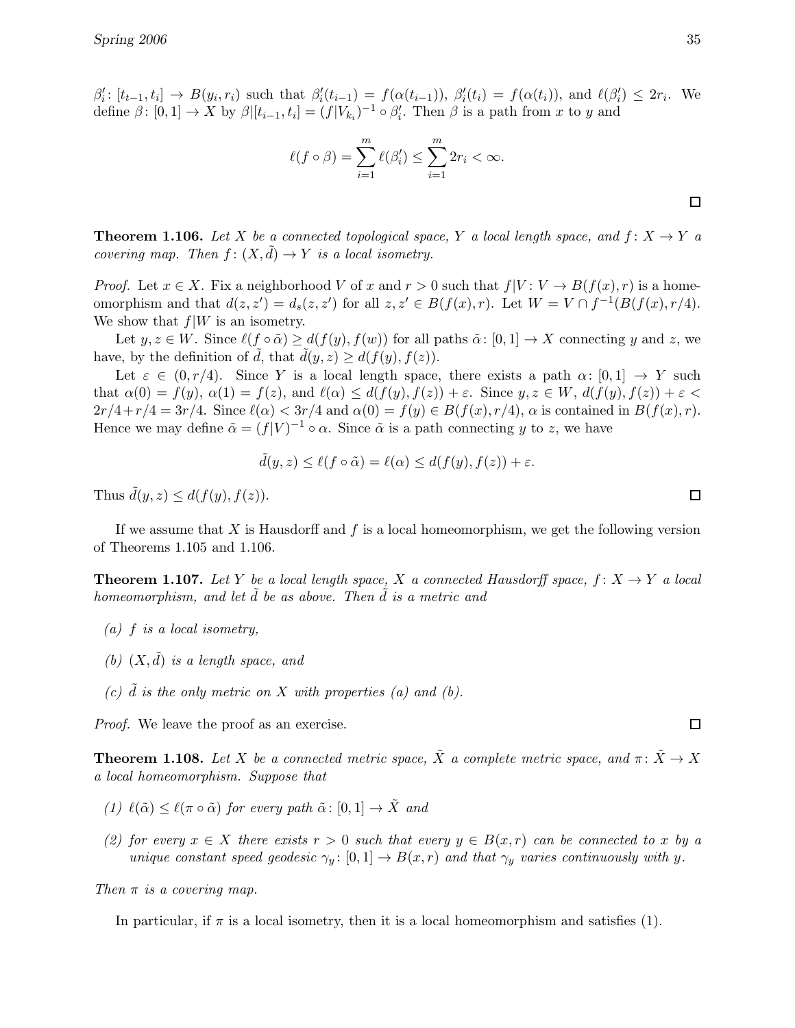$\beta_i' \colon [t_{t-1}, t_i] \to B(y_i, r_i)$ such that $\beta_i'(t_{i-1}) = f(\alpha(t_{i-1}))$, $\beta_i'(t_i) = f(\alpha(t_i))$, and $\ell(\beta_i') \le 2r_i$. We define $\beta \colon [0,1] \to X$ by $\beta|[t_{i-1}, t_i] = (f|V_{k_i})^{-1} \circ \beta_i'$. Then $\beta$ is a path from $x$ to $y$ and

$$\ell(f \circ \beta) = \sum_{i=1}^{m} \ell(\beta_i') \le \sum_{i=1}^{m} 2r_i < \infty.$$

□

**Theorem 1.106.** *Let $X$ be a connected topological space, $Y$ a local length space, and $f \colon X \to Y$ a covering map. Then $f \colon (X, \tilde{d}) \to Y$ is a local isometry.*

*Proof.* Let $x \in X$. Fix a neighborhood $V$ of $x$ and $r > 0$ such that $f|V \colon V \to B(f(x), r)$ is a homeomorphism and that $d(z, z') = d_s(z, z')$ for all $z, z' \in B(f(x), r)$. Let $W = V \cap f^{-1}(B(f(x), r/4)$. We show that $f|W$ is an isometry.

Let $y, z \in W$. Since $\ell(f \circ \tilde{\alpha}) \ge d(f(y), f(w))$ for all paths $\tilde{\alpha} \colon [0,1] \to X$ connecting $y$ and $z$, we have, by the definition of $\tilde{d}$, that $\tilde{d}(y,z) \ge d(f(y), f(z))$.

Let $\varepsilon \in (0, r/4)$. Since $Y$ is a local length space, there exists a path $\alpha \colon [0,1] \to Y$ such that $\alpha(0) = f(y)$, $\alpha(1) = f(z)$, and $\ell(\alpha) \le d(f(y), f(z)) + \varepsilon$. Since $y, z \in W$, $d(f(y), f(z)) + \varepsilon < 2r/4 + r/4 = 3r/4$. Since $\ell(\alpha) < 3r/4$ and $\alpha(0) = f(y) \in B(f(x), r/4)$, $\alpha$ is contained in $B(f(x), r)$. Hence we may define $\tilde{\alpha} = (f|V)^{-1} \circ \alpha$. Since $\tilde{\alpha}$ is a path connecting $y$ to $z$, we have

$$\tilde{d}(y,z) \le \ell(f \circ \tilde{\alpha}) = \ell(\alpha) \le d(f(y), f(z)) + \varepsilon.$$

Thus $\tilde{d}(y,z) \le d(f(y), f(z))$. □

If we assume that $X$ is Hausdorff and $f$ is a local homeomorphism, we get the following version of Theorems 1.105 and 1.106.

**Theorem 1.107.** *Let $Y$ be a local length space, $X$ a connected Hausdorff space, $f \colon X \to Y$ a local homeomorphism, and let $\tilde{d}$ be as above. Then $\tilde{d}$ is a metric and*

*(a) $f$ is a local isometry,*

*(b) $(X, \tilde{d})$ is a length space, and*

*(c) $\tilde{d}$ is the only metric on $X$ with properties (a) and (b).*

*Proof.* We leave the proof as an exercise. □

**Theorem 1.108.** *Let $X$ be a connected metric space, $\tilde{X}$ a complete metric space, and $\pi \colon \tilde{X} \to X$ a local homeomorphism. Suppose that*

*(1) $\ell(\tilde{\alpha}) \le \ell(\pi \circ \tilde{\alpha})$ for every path $\tilde{\alpha} \colon [0,1] \to \tilde{X}$ and*

*(2) for every $x \in X$ there exists $r > 0$ such that every $y \in B(x, r)$ can be connected to $x$ by a unique constant speed geodesic $\gamma_y \colon [0,1] \to B(x,r)$ and that $\gamma_y$ varies continuously with $y$.*

*Then $\pi$ is a covering map.*

In particular, if $\pi$ is a local isometry, then it is a local homeomorphism and satisfies (1).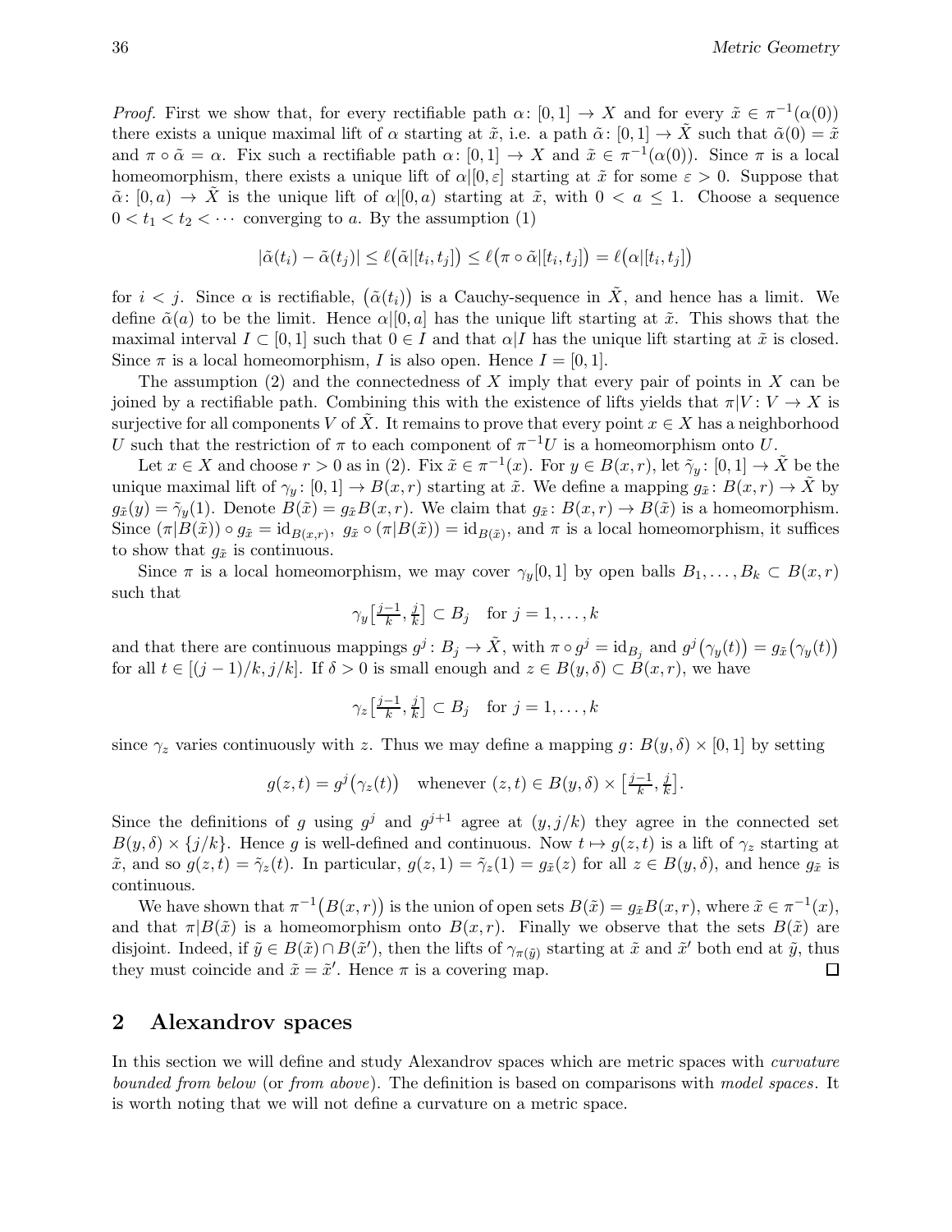*Proof.* First we show that, for every rectifiable path $\alpha\colon [0,1] \to X$ and for every $\tilde{x} \in \pi^{-1}(\alpha(0))$ there exists a unique maximal lift of $\alpha$ starting at $\tilde{x}$, i.e. a path $\tilde{\alpha}\colon [0,1] \to \tilde{X}$ such that $\tilde{\alpha}(0) = \tilde{x}$ and $\pi \circ \tilde{\alpha} = \alpha$. Fix such a rectifiable path $\alpha\colon [0,1] \to X$ and $\tilde{x} \in \pi^{-1}(\alpha(0))$. Since $\pi$ is a local homeomorphism, there exists a unique lift of $\alpha|[0,\varepsilon]$ starting at $\tilde{x}$ for some $\varepsilon > 0$. Suppose that $\tilde{\alpha}\colon [0,a) \to \tilde{X}$ is the unique lift of $\alpha|[0,a)$ starting at $\tilde{x}$, with $0 < a \le 1$. Choose a sequence $0 < t_1 < t_2 < \cdots$ converging to $a$. By the assumption (1)

$$|\tilde{\alpha}(t_i) - \tilde{\alpha}(t_j)| \le \ell\big(\tilde{\alpha}|[t_i,t_j]\big) \le \ell\big(\pi \circ \tilde{\alpha}|[t_i,t_j]\big) = \ell\big(\alpha|[t_i,t_j]\big)$$

for $i < j$. Since $\alpha$ is rectifiable, $\big(\tilde{\alpha}(t_i)\big)$ is a Cauchy-sequence in $\tilde{X}$, and hence has a limit. We define $\tilde{\alpha}(a)$ to be the limit. Hence $\alpha|[0,a]$ has the unique lift starting at $\tilde{x}$. This shows that the maximal interval $I \subset [0,1]$ such that $0 \in I$ and that $\alpha|I$ has the unique lift starting at $\tilde{x}$ is closed. Since $\pi$ is a local homeomorphism, $I$ is also open. Hence $I = [0,1]$.

The assumption (2) and the connectedness of $X$ imply that every pair of points in $X$ can be joined by a rectifiable path. Combining this with the existence of lifts yields that $\pi|V\colon V \to X$ is surjective for all components $V$ of $\tilde{X}$. It remains to prove that every point $x \in X$ has a neighborhood $U$ such that the restriction of $\pi$ to each component of $\pi^{-1}U$ is a homeomorphism onto $U$.

Let $x \in X$ and choose $r > 0$ as in (2). Fix $\tilde{x} \in \pi^{-1}(x)$. For $y \in B(x,r)$, let $\tilde{\gamma}_y\colon [0,1] \to \tilde{X}$ be the unique maximal lift of $\gamma_y\colon [0,1] \to B(x,r)$ starting at $\tilde{x}$. We define a mapping $g_{\tilde{x}}\colon B(x,r) \to \tilde{X}$ by $g_{\tilde{x}}(y) = \tilde{\gamma}_y(1)$. Denote $B(\tilde{x}) = g_{\tilde{x}}B(x,r)$. We claim that $g_{\tilde{x}}\colon B(x,r) \to B(\tilde{x})$ is a homeomorphism. Since $(\pi|B(\tilde{x})) \circ g_{\tilde{x}} = \mathrm{id}_{B(x,r)}$, $g_{\tilde{x}} \circ (\pi|B(\tilde{x})) = \mathrm{id}_{B(\tilde{x})}$, and $\pi$ is a local homeomorphism, it suffices to show that $g_{\tilde{x}}$ is continuous.

Since $\pi$ is a local homeomorphism, we may cover $\gamma_y[0,1]$ by open balls $B_1, \ldots, B_k \subset B(x,r)$ such that

$$\gamma_y\big[\tfrac{j-1}{k}, \tfrac{j}{k}\big] \subset B_j \quad \text{for } j = 1, \ldots, k$$

and that there are continuous mappings $g^j\colon B_j \to \tilde{X}$, with $\pi \circ g^j = \mathrm{id}_{B_j}$ and $g^j\big(\gamma_y(t)\big) = g_{\tilde{x}}\big(\gamma_y(t)\big)$ for all $t \in [(j-1)/k, j/k]$. If $\delta > 0$ is small enough and $z \in B(y,\delta) \subset B(x,r)$, we have

$$\gamma_z\big[\tfrac{j-1}{k}, \tfrac{j}{k}\big] \subset B_j \quad \text{for } j = 1, \ldots, k$$

since $\gamma_z$ varies continuously with $z$. Thus we may define a mapping $g\colon B(y,\delta) \times [0,1]$ by setting

$$g(z,t) = g^j\big(\gamma_z(t)\big) \quad \text{whenever } (z,t) \in B(y,\delta) \times \big[\tfrac{j-1}{k}, \tfrac{j}{k}\big].$$

Since the definitions of $g$ using $g^j$ and $g^{j+1}$ agree at $(y, j/k)$ they agree in the connected set $B(y,\delta) \times \{j/k\}$. Hence $g$ is well-defined and continuous. Now $t \mapsto g(z,t)$ is a lift of $\gamma_z$ starting at $\tilde{x}$, and so $g(z,t) = \tilde{\gamma}_z(t)$. In particular, $g(z,1) = \tilde{\gamma}_z(1) = g_{\tilde{x}}(z)$ for all $z \in B(y,\delta)$, and hence $g_{\tilde{x}}$ is continuous.

We have shown that $\pi^{-1}\big(B(x,r)\big)$ is the union of open sets $B(\tilde{x}) = g_{\tilde{x}}B(x,r)$, where $\tilde{x} \in \pi^{-1}(x)$, and that $\pi|B(\tilde{x})$ is a homeomorphism onto $B(x,r)$. Finally we observe that the sets $B(\tilde{x})$ are disjoint. Indeed, if $\tilde{y} \in B(\tilde{x}) \cap B(\tilde{x}')$, then the lifts of $\gamma_{\pi(\tilde{y})}$ starting at $\tilde{x}$ and $\tilde{x}'$ both end at $\tilde{y}$, thus they must coincide and $\tilde{x} = \tilde{x}'$. Hence $\pi$ is a covering map. $\square$

## 2 Alexandrov spaces

In this section we will define and study Alexandrov spaces which are metric spaces with *curvature bounded from below* (or *from above*). The definition is based on comparisons with *model spaces*. It is worth noting that we will not define a curvature on a metric space.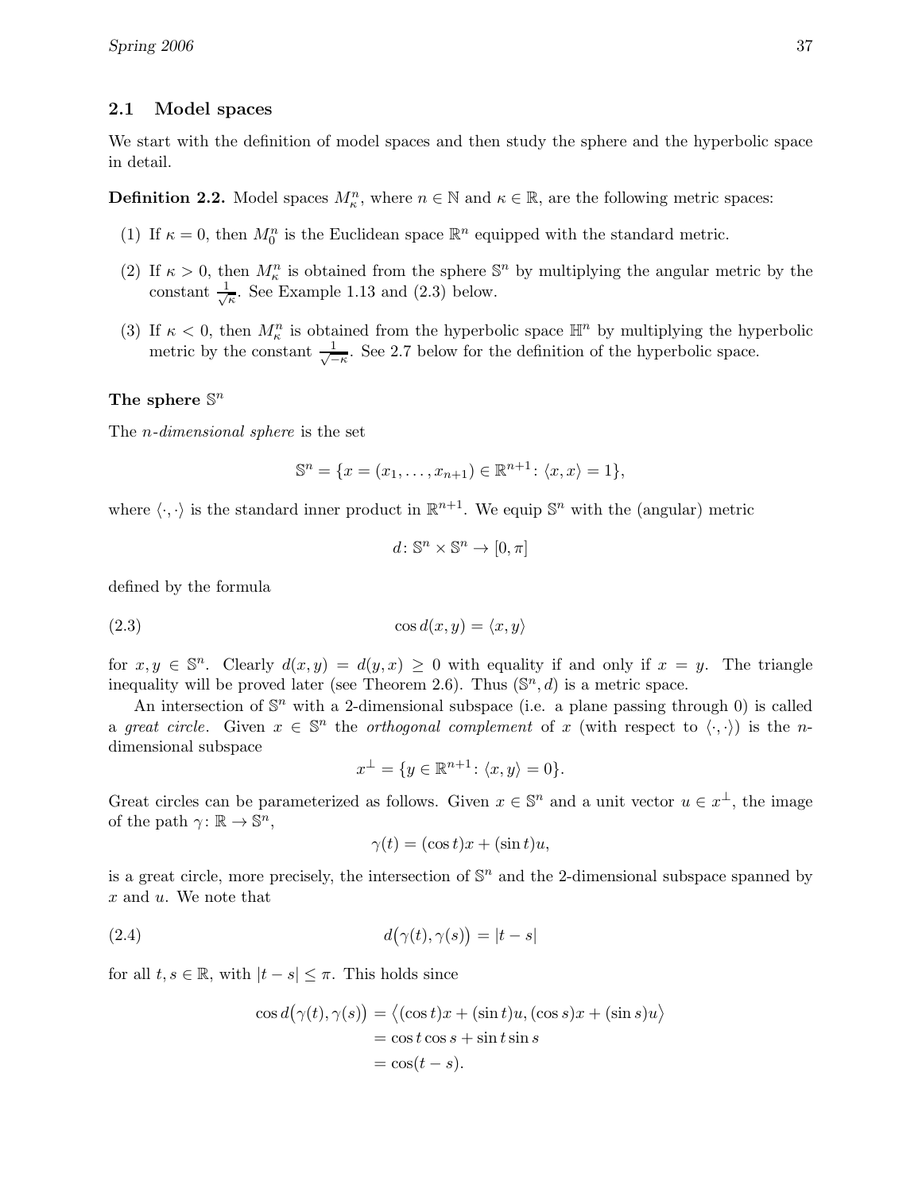## 2.1 Model spaces

We start with the definition of model spaces and then study the sphere and the hyperbolic space in detail.

**Definition 2.2.** Model spaces $M^n_\kappa$, where $n \in \mathbb{N}$ and $\kappa \in \mathbb{R}$, are the following metric spaces:

(1) If $\kappa = 0$, then $M^n_0$ is the Euclidean space $\mathbb{R}^n$ equipped with the standard metric.

(2) If $\kappa > 0$, then $M^n_\kappa$ is obtained from the sphere $\mathbb{S}^n$ by multiplying the angular metric by the constant $\frac{1}{\sqrt{\kappa}}$. See Example 1.13 and (2.3) below.

(3) If $\kappa < 0$, then $M^n_\kappa$ is obtained from the hyperbolic space $\mathbb{H}^n$ by multiplying the hyperbolic metric by the constant $\frac{1}{\sqrt{-\kappa}}$. See 2.7 below for the definition of the hyperbolic space.

### The sphere $\mathbb{S}^n$

The *n-dimensional sphere* is the set

$$\mathbb{S}^n = \{x = (x_1, \ldots, x_{n+1}) \in \mathbb{R}^{n+1} \colon \langle x, x\rangle = 1\},$$

where $\langle \cdot, \cdot \rangle$ is the standard inner product in $\mathbb{R}^{n+1}$. We equip $\mathbb{S}^n$ with the (angular) metric

$$d \colon \mathbb{S}^n \times \mathbb{S}^n \to [0, \pi]$$

defined by the formula

$$\cos d(x, y) = \langle x, y\rangle \tag{2.3}$$

for $x, y \in \mathbb{S}^n$. Clearly $d(x, y) = d(y, x) \geq 0$ with equality if and only if $x = y$. The triangle inequality will be proved later (see Theorem 2.6). Thus $(\mathbb{S}^n, d)$ is a metric space.

An intersection of $\mathbb{S}^n$ with a 2-dimensional subspace (i.e. a plane passing through 0) is called a *great circle*. Given $x \in \mathbb{S}^n$ the *orthogonal complement* of $x$ (with respect to $\langle \cdot, \cdot \rangle$) is the $n$-dimensional subspace

$$x^\perp = \{y \in \mathbb{R}^{n+1} \colon \langle x, y\rangle = 0\}.$$

Great circles can be parameterized as follows. Given $x \in \mathbb{S}^n$ and a unit vector $u \in x^\perp$, the image of the path $\gamma \colon \mathbb{R} \to \mathbb{S}^n$,

$$\gamma(t) = (\cos t)x + (\sin t)u,$$

is a great circle, more precisely, the intersection of $\mathbb{S}^n$ and the 2-dimensional subspace spanned by $x$ and $u$. We note that

$$d\big(\gamma(t), \gamma(s)\big) = |t - s| \tag{2.4}$$

for all $t, s \in \mathbb{R}$, with $|t - s| \leq \pi$. This holds since

$$\begin{aligned}
\cos d\big(\gamma(t), \gamma(s)\big) &= \big\langle (\cos t)x + (\sin t)u, (\cos s)x + (\sin s)u \big\rangle \\
&= \cos t \cos s + \sin t \sin s \\
&= \cos(t - s).
\end{aligned}$$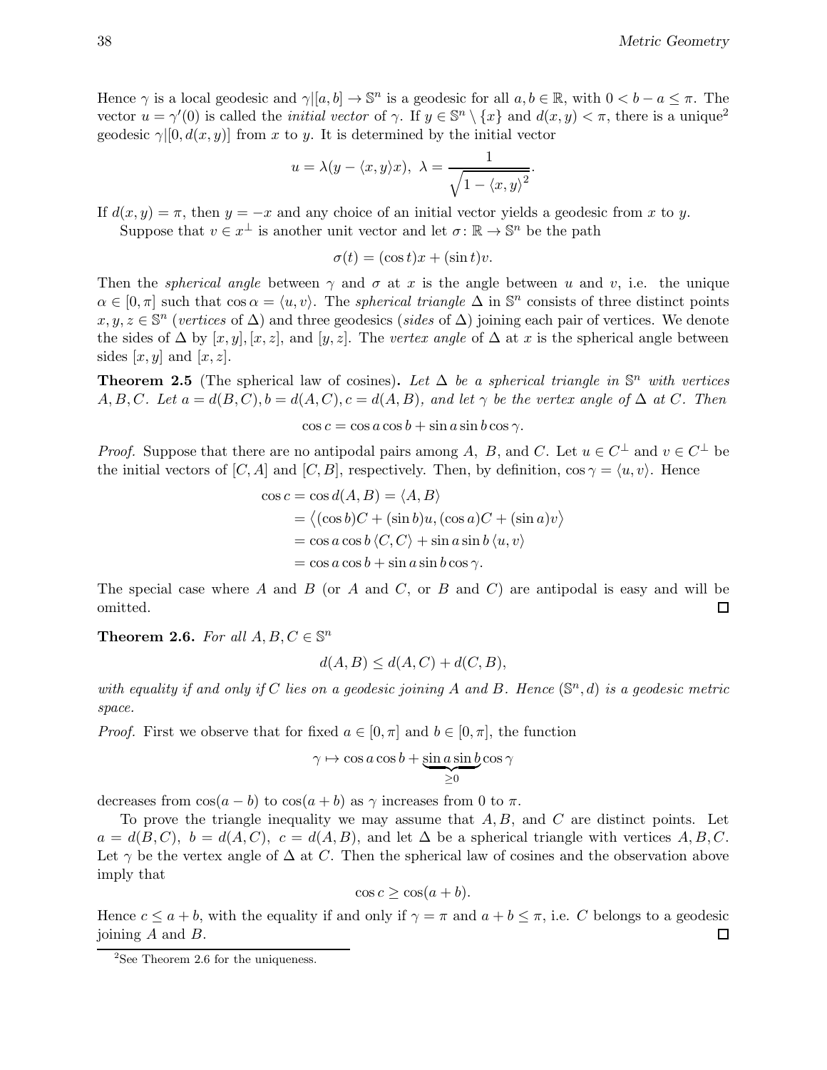Hence $\gamma$ is a local geodesic and $\gamma|[a,b] \to \mathbb{S}^n$ is a geodesic for all $a, b \in \mathbb{R}$, with $0 < b - a \leq \pi$. The vector $u = \gamma'(0)$ is called the *initial vector* of $\gamma$. If $y \in \mathbb{S}^n \setminus \{x\}$ and $d(x,y) < \pi$, there is a unique[2] geodesic $\gamma|[0, d(x,y)]$ from $x$ to $y$. It is determined by the initial vector

$$u = \lambda(y - \langle x, y \rangle x), \ \lambda = \frac{1}{\sqrt{1 - \langle x, y \rangle^2}}.$$

If $d(x,y) = \pi$, then $y = -x$ and any choice of an initial vector yields a geodesic from $x$ to $y$.

Suppose that $v \in x^\perp$ is another unit vector and let $\sigma \colon \mathbb{R} \to \mathbb{S}^n$ be the path

$$\sigma(t) = (\cos t)x + (\sin t)v.$$

Then the *spherical angle* between $\gamma$ and $\sigma$ at $x$ is the angle between $u$ and $v$, i.e. the unique $\alpha \in [0, \pi]$ such that $\cos \alpha = \langle u, v \rangle$. The *spherical triangle* $\Delta$ in $\mathbb{S}^n$ consists of three distinct points $x, y, z \in \mathbb{S}^n$ (*vertices* of $\Delta$) and three geodesics (*sides* of $\Delta$) joining each pair of vertices. We denote the sides of $\Delta$ by $[x,y], [x,z]$, and $[y,z]$. The *vertex angle* of $\Delta$ at $x$ is the spherical angle between sides $[x,y]$ and $[x,z]$.

**Theorem 2.5** (The spherical law of cosines)**.** *Let $\Delta$ be a spherical triangle in $\mathbb{S}^n$ with vertices $A, B, C$. Let $a = d(B,C), b = d(A,C), c = d(A,B)$, and let $\gamma$ be the vertex angle of $\Delta$ at $C$. Then*

$$\cos c = \cos a \cos b + \sin a \sin b \cos \gamma.$$

*Proof.* Suppose that there are no antipodal pairs among $A$, $B$, and $C$. Let $u \in C^\perp$ and $v \in C^\perp$ be the initial vectors of $[C,A]$ and $[C,B]$, respectively. Then, by definition, $\cos \gamma = \langle u, v \rangle$. Hence

$$\begin{aligned}
\cos c = \cos d(A,B) &= \langle A, B \rangle \\
&= \big\langle (\cos b)C + (\sin b)u, (\cos a)C + (\sin a)v \big\rangle \\
&= \cos a \cos b \, \langle C, C \rangle + \sin a \sin b \, \langle u, v \rangle \\
&= \cos a \cos b + \sin a \sin b \cos \gamma.
\end{aligned}$$

The special case where $A$ and $B$ (or $A$ and $C$, or $B$ and $C$) are antipodal is easy and will be omitted. □

**Theorem 2.6.** *For all $A, B, C \in \mathbb{S}^n$*

$$d(A,B) \leq d(A,C) + d(C,B),$$

*with equality if and only if $C$ lies on a geodesic joining $A$ and $B$. Hence $(\mathbb{S}^n, d)$ is a geodesic metric space.*

*Proof.* First we observe that for fixed $a \in [0, \pi]$ and $b \in [0, \pi]$, the function

$$\gamma \mapsto \cos a \cos b + \underbrace{\sin a \sin b}_{\geq 0} \cos \gamma$$

decreases from $\cos(a-b)$ to $\cos(a+b)$ as $\gamma$ increases from $0$ to $\pi$.

To prove the triangle inequality we may assume that $A, B$, and $C$ are distinct points. Let $a = d(B,C), \ b = d(A,C), \ c = d(A,B)$, and let $\Delta$ be a spherical triangle with vertices $A, B, C$. Let $\gamma$ be the vertex angle of $\Delta$ at $C$. Then the spherical law of cosines and the observation above imply that

$$\cos c \geq \cos(a+b).$$

Hence $c \leq a + b$, with the equality if and only if $\gamma = \pi$ and $a + b \leq \pi$, i.e. $C$ belongs to a geodesic joining $A$ and $B$. □

[2] See Theorem 2.6 for the uniqueness.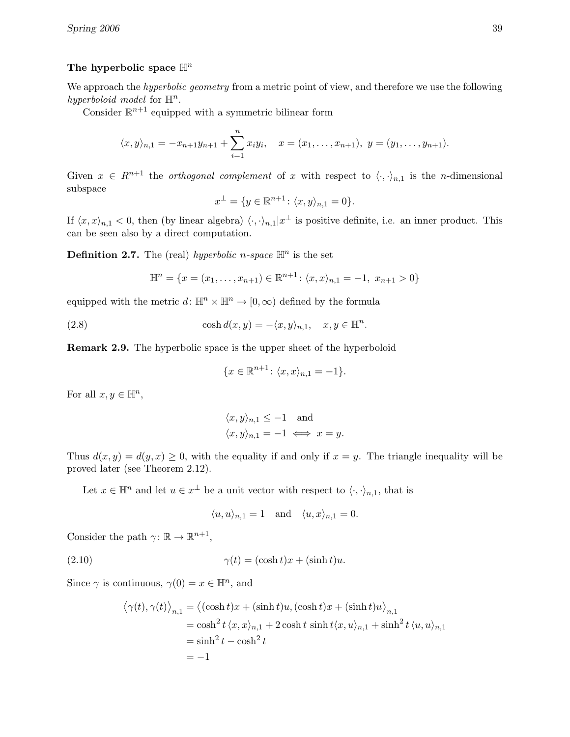**The hyperbolic space $\mathbb{H}^n$**

We approach the *hyperbolic geometry* from a metric point of view, and therefore we use the following *hyperboloid model* for $\mathbb{H}^n$.

Consider $\mathbb{R}^{n+1}$ equipped with a symmetric bilinear form

$$\langle x, y \rangle_{n,1} = -x_{n+1}y_{n+1} + \sum_{i=1}^{n} x_i y_i, \quad x = (x_1, \ldots, x_{n+1}),\ y = (y_1, \ldots, y_{n+1}).$$

Given $x \in R^{n+1}$ the *orthogonal complement* of $x$ with respect to $\langle \cdot, \cdot \rangle_{n,1}$ is the $n$-dimensional subspace

$$x^{\perp} = \{y \in \mathbb{R}^{n+1} \colon \langle x, y \rangle_{n,1} = 0\}.$$

If $\langle x, x \rangle_{n,1} < 0$, then (by linear algebra) $\langle \cdot, \cdot \rangle_{n,1} | x^{\perp}$ is positive definite, i.e. an inner product. This can be seen also by a direct computation.

**Definition 2.7.** The (real) *hyperbolic $n$-space* $\mathbb{H}^n$ is the set

$$\mathbb{H}^n = \{x = (x_1, \ldots, x_{n+1}) \in \mathbb{R}^{n+1} \colon \langle x, x \rangle_{n,1} = -1,\ x_{n+1} > 0\}$$

equipped with the metric $d \colon \mathbb{H}^n \times \mathbb{H}^n \to [0, \infty)$ defined by the formula

$$\cosh d(x, y) = -\langle x, y \rangle_{n,1}, \quad x, y \in \mathbb{H}^n. \tag{2.8}$$

**Remark 2.9.** The hyperbolic space is the upper sheet of the hyperboloid

$$\{x \in \mathbb{R}^{n+1} \colon \langle x, x \rangle_{n,1} = -1\}.$$

For all $x, y \in \mathbb{H}^n$,

$$\begin{aligned} &\langle x, y \rangle_{n,1} \leq -1 \quad \text{and} \\ &\langle x, y \rangle_{n,1} = -1 \iff x = y. \end{aligned}$$

Thus $d(x, y) = d(y, x) \geq 0$, with the equality if and only if $x = y$. The triangle inequality will be proved later (see Theorem 2.12).

Let $x \in \mathbb{H}^n$ and let $u \in x^{\perp}$ be a unit vector with respect to $\langle \cdot, \cdot \rangle_{n,1}$, that is

$$\langle u, u \rangle_{n,1} = 1 \quad \text{and} \quad \langle u, x \rangle_{n,1} = 0.$$

Consider the path $\gamma \colon \mathbb{R} \to \mathbb{R}^{n+1}$,

$$\gamma(t) = (\cosh t)x + (\sinh t)u. \tag{2.10}$$

Since $\gamma$ is continuous, $\gamma(0) = x \in \mathbb{H}^n$, and

$$\begin{aligned} \big\langle \gamma(t), \gamma(t) \big\rangle_{n,1} &= \big\langle (\cosh t)x + (\sinh t)u, (\cosh t)x + (\sinh t)u \big\rangle_{n,1} \\ &= \cosh^2 t \, \langle x, x \rangle_{n,1} + 2 \cosh t \, \sinh t \langle x, u \rangle_{n,1} + \sinh^2 t \, \langle u, u \rangle_{n,1} \\ &= \sinh^2 t - \cosh^2 t \\ &= -1 \end{aligned}$$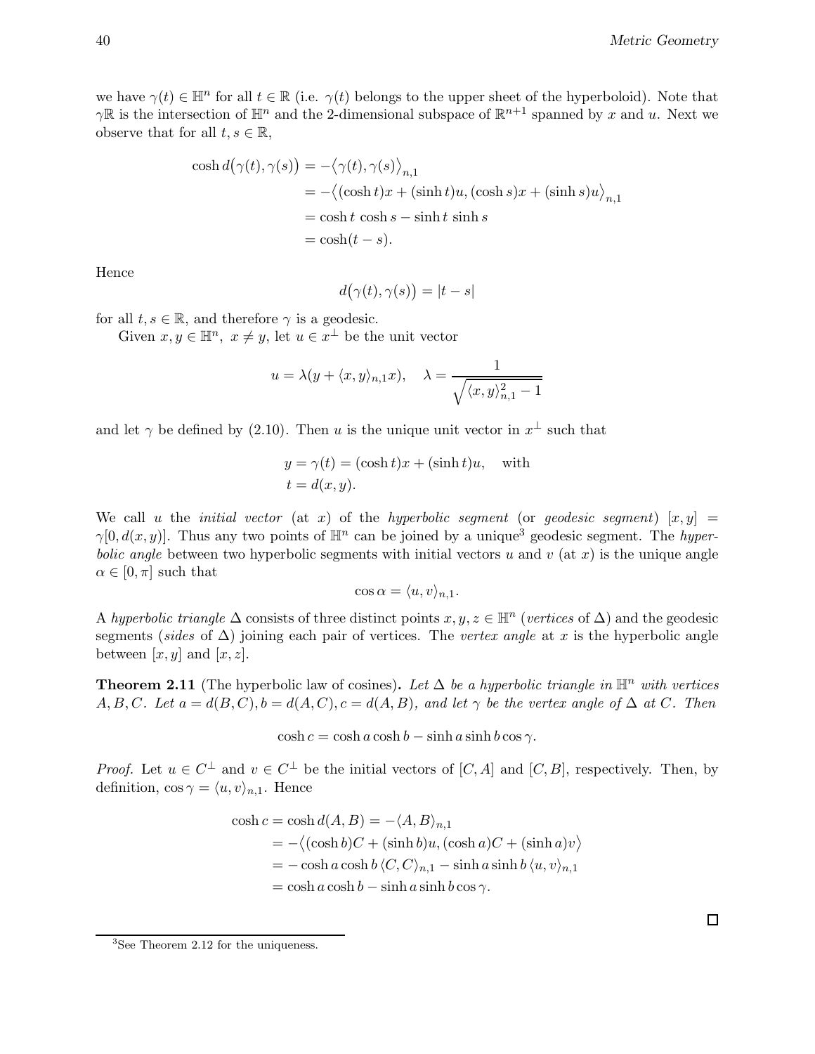we have $\gamma(t) \in \mathbb{H}^n$ for all $t \in \mathbb{R}$ (i.e. $\gamma(t)$ belongs to the upper sheet of the hyperboloid). Note that $\gamma\mathbb{R}$ is the intersection of $\mathbb{H}^n$ and the 2-dimensional subspace of $\mathbb{R}^{n+1}$ spanned by $x$ and $u$. Next we observe that for all $t, s \in \mathbb{R}$,

$$
\begin{aligned}
\cosh d\big(\gamma(t), \gamma(s)\big) &= -\big\langle \gamma(t), \gamma(s) \big\rangle_{n,1} \\
&= -\big\langle (\cosh t)x + (\sinh t)u, (\cosh s)x + (\sinh s)u \big\rangle_{n,1} \\
&= \cosh t \, \cosh s - \sinh t \, \sinh s \\
&= \cosh(t - s).
\end{aligned}
$$

Hence

$$d\big(\gamma(t), \gamma(s)\big) = |t - s|$$

for all $t, s \in \mathbb{R}$, and therefore $\gamma$ is a geodesic.

Given $x, y \in \mathbb{H}^n, \ x \neq y$, let $u \in x^\perp$ be the unit vector

$$u = \lambda(y + \langle x, y \rangle_{n,1} x), \quad \lambda = \frac{1}{\sqrt{\langle x, y \rangle_{n,1}^2 - 1}}$$

and let $\gamma$ be defined by (2.10). Then $u$ is the unique unit vector in $x^\perp$ such that

$$
\begin{aligned}
&y = \gamma(t) = (\cosh t)x + (\sinh t)u, \quad \text{with} \\
&t = d(x, y).
\end{aligned}
$$

We call $u$ the *initial vector* (at $x$) of the *hyperbolic segment* (or *geodesic segment*) $[x, y] = \gamma[0, d(x, y)]$. Thus any two points of $\mathbb{H}^n$ can be joined by a unique[3] geodesic segment. The *hyperbolic angle* between two hyperbolic segments with initial vectors $u$ and $v$ (at $x$) is the unique angle $\alpha \in [0, \pi]$ such that

$$\cos \alpha = \langle u, v \rangle_{n,1}.$$

A *hyperbolic triangle* $\Delta$ consists of three distinct points $x, y, z \in \mathbb{H}^n$ (*vertices* of $\Delta$) and the geodesic segments (*sides* of $\Delta$) joining each pair of vertices. The *vertex angle* at $x$ is the hyperbolic angle between $[x, y]$ and $[x, z]$.

**Theorem 2.11** (The hyperbolic law of cosines). *Let $\Delta$ be a hyperbolic triangle in $\mathbb{H}^n$ with vertices $A, B, C$. Let $a = d(B, C), b = d(A, C), c = d(A, B)$, and let $\gamma$ be the vertex angle of $\Delta$ at $C$. Then*

$$\cosh c = \cosh a \cosh b - \sinh a \sinh b \cos \gamma.$$

*Proof.* Let $u \in C^\perp$ and $v \in C^\perp$ be the initial vectors of $[C, A]$ and $[C, B]$, respectively. Then, by definition, $\cos \gamma = \langle u, v \rangle_{n,1}$. Hence

$$
\begin{aligned}
\cosh c = \cosh d(A, B) &= -\langle A, B \rangle_{n,1} \\
&= -\big\langle (\cosh b)C + (\sinh b)u, (\cosh a)C + (\sinh a)v \big\rangle \\
&= -\cosh a \cosh b \, \langle C, C \rangle_{n,1} - \sinh a \sinh b \, \langle u, v \rangle_{n,1} \\
&= \cosh a \cosh b - \sinh a \sinh b \cos \gamma.
\end{aligned}
$$

□

[3] See Theorem 2.12 for the uniqueness.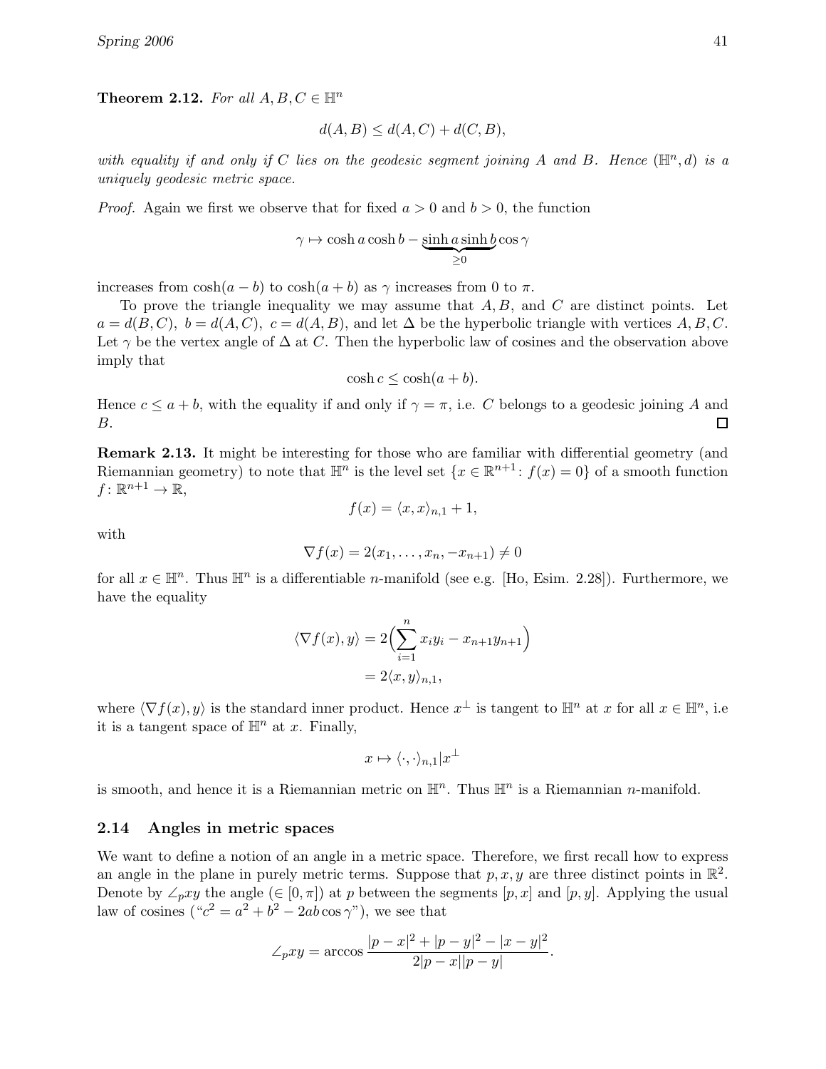**Theorem 2.12.** *For all $A, B, C \in \mathbb{H}^n$*

$$d(A,B) \leq d(A,C) + d(C,B),$$

*with equality if and only if $C$ lies on the geodesic segment joining $A$ and $B$. Hence $(\mathbb{H}^n, d)$ is a uniquely geodesic metric space.*

*Proof.* Again we first we observe that for fixed $a > 0$ and $b > 0$, the function

$$\gamma \mapsto \cosh a \cosh b - \underbrace{\sinh a \sinh b}_{\geq 0} \cos \gamma$$

increases from $\cosh(a-b)$ to $\cosh(a+b)$ as $\gamma$ increases from 0 to $\pi$.

To prove the triangle inequality we may assume that $A, B$, and $C$ are distinct points. Let $a = d(B,C)$, $b = d(A,C)$, $c = d(A,B)$, and let $\Delta$ be the hyperbolic triangle with vertices $A, B, C$. Let $\gamma$ be the vertex angle of $\Delta$ at $C$. Then the hyperbolic law of cosines and the observation above imply that

$$\cosh c \leq \cosh(a+b).$$

Hence $c \leq a + b$, with the equality if and only if $\gamma = \pi$, i.e. $C$ belongs to a geodesic joining $A$ and $B$. □

**Remark 2.13.** It might be interesting for those who are familiar with differential geometry (and Riemannian geometry) to note that $\mathbb{H}^n$ is the level set $\{x \in \mathbb{R}^{n+1} : f(x) = 0\}$ of a smooth function $f \colon \mathbb{R}^{n+1} \to \mathbb{R}$,

$$f(x) = \langle x, x \rangle_{n,1} + 1,$$

with

$$\nabla f(x) = 2(x_1, \ldots, x_n, -x_{n+1}) \neq 0$$

for all $x \in \mathbb{H}^n$. Thus $\mathbb{H}^n$ is a differentiable $n$-manifold (see e.g. [Ho, Esim. 2.28]). Furthermore, we have the equality

$$\begin{aligned} \langle \nabla f(x), y \rangle &= 2\Big( \sum_{i=1}^{n} x_i y_i - x_{n+1} y_{n+1} \Big) \\ &= 2 \langle x, y \rangle_{n,1}, \end{aligned}$$

where $\langle \nabla f(x), y \rangle$ is the standard inner product. Hence $x^{\perp}$ is tangent to $\mathbb{H}^n$ at $x$ for all $x \in \mathbb{H}^n$, i.e it is a tangent space of $\mathbb{H}^n$ at $x$. Finally,

$$x \mapsto \langle \cdot, \cdot \rangle_{n,1} | x^{\perp}$$

is smooth, and hence it is a Riemannian metric on $\mathbb{H}^n$. Thus $\mathbb{H}^n$ is a Riemannian $n$-manifold.

## 2.14 Angles in metric spaces

We want to define a notion of an angle in a metric space. Therefore, we first recall how to express an angle in the plane in purely metric terms. Suppose that $p, x, y$ are three distinct points in $\mathbb{R}^2$. Denote by $\angle_p xy$ the angle ($\in [0, \pi]$) at $p$ between the segments $[p, x]$ and $[p, y]$. Applying the usual law of cosines ("$c^2 = a^2 + b^2 - 2ab \cos \gamma$"), we see that

$$\angle_p xy = \arccos \frac{|p - x|^2 + |p - y|^2 - |x - y|^2}{2|p - x||p - y|}.$$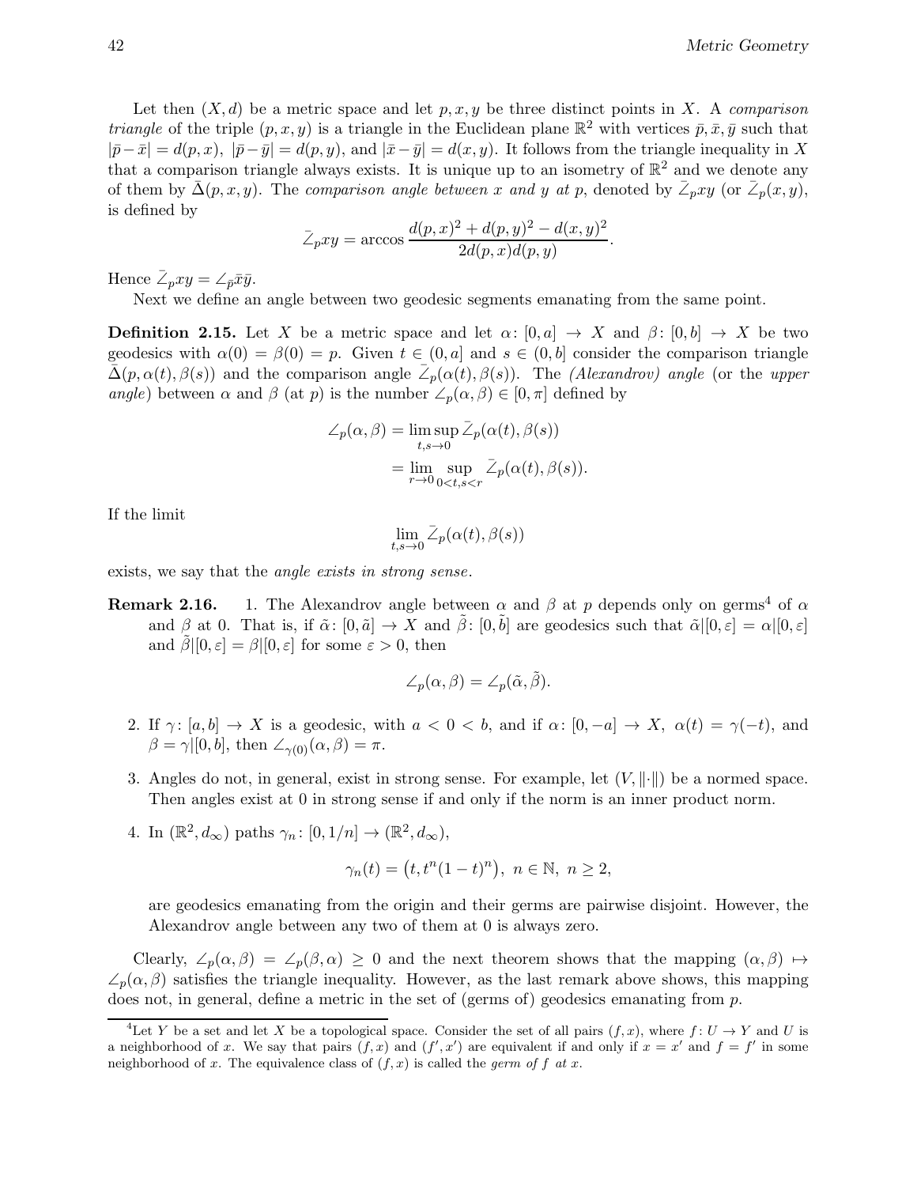Let then $(X, d)$ be a metric space and let $p, x, y$ be three distinct points in $X$. A *comparison triangle* of the triple $(p, x, y)$ is a triangle in the Euclidean plane $\mathbb{R}^2$ with vertices $\bar{p}, \bar{x}, \bar{y}$ such that $|\bar{p} - \bar{x}| = d(p, x)$, $|\bar{p} - \bar{y}| = d(p, y)$, and $|\bar{x} - \bar{y}| = d(x, y)$. It follows from the triangle inequality in $X$ that a comparison triangle always exists. It is unique up to an isometry of $\mathbb{R}^2$ and we denote any of them by $\bar{\Delta}(p, x, y)$. The *comparison angle between $x$ and $y$ at $p$*, denoted by $\bar{\angle}_p xy$ (or $\bar{\angle}_p(x, y)$, is defined by

$$\bar{\angle}_p xy = \arccos \frac{d(p,x)^2 + d(p,y)^2 - d(x,y)^2}{2d(p,x)d(p,y)}.$$

Hence $\bar{\angle}_p xy = \angle_{\bar{p}} \bar{x}\bar{y}$.

Next we define an angle between two geodesic segments emanating from the same point.

**Definition 2.15.** Let $X$ be a metric space and let $\alpha\colon [0, a] \to X$ and $\beta\colon [0, b] \to X$ be two geodesics with $\alpha(0) = \beta(0) = p$. Given $t \in (0, a]$ and $s \in (0, b]$ consider the comparison triangle $\bar{\Delta}(p, \alpha(t), \beta(s))$ and the comparison angle $\bar{\angle}_p(\alpha(t), \beta(s))$. The *(Alexandrov) angle* (or the *upper angle*) between $\alpha$ and $\beta$ (at $p$) is the number $\angle_p(\alpha, \beta) \in [0, \pi]$ defined by

$$\begin{aligned}
\angle_p(\alpha, \beta) &= \limsup_{t,s \to 0} \bar{\angle}_p(\alpha(t), \beta(s)) \\
&= \lim_{r \to 0} \sup_{0 < t, s < r} \bar{\angle}_p(\alpha(t), \beta(s)).
\end{aligned}$$

If the limit

$$\lim_{t,s \to 0} \bar{\angle}_p(\alpha(t), \beta(s))$$

exists, we say that the *angle exists in strong sense*.

**Remark 2.16.**

1. The Alexandrov angle between $\alpha$ and $\beta$ at $p$ depends only on germs[4] of $\alpha$ and $\beta$ at 0. That is, if $\tilde{\alpha}\colon [0, \tilde{a}] \to X$ and $\tilde{\beta}\colon [0, \tilde{b}]$ are geodesics such that $\tilde{\alpha}|[0, \varepsilon] = \alpha|[0, \varepsilon]$ and $\tilde{\beta}|[0, \varepsilon] = \beta|[0, \varepsilon]$ for some $\varepsilon > 0$, then

$$\angle_p(\alpha, \beta) = \angle_p(\tilde{\alpha}, \tilde{\beta}).$$

2. If $\gamma\colon [a, b] \to X$ is a geodesic, with $a < 0 < b$, and if $\alpha\colon [0, -a] \to X$, $\alpha(t) = \gamma(-t)$, and $\beta = \gamma|[0, b]$, then $\angle_{\gamma(0)}(\alpha, \beta) = \pi$.

3. Angles do not, in general, exist in strong sense. For example, let $(V, \|\cdot\|)$ be a normed space. Then angles exist at 0 in strong sense if and only if the norm is an inner product norm.

4. In $(\mathbb{R}^2, d_\infty)$ paths $\gamma_n\colon [0, 1/n] \to (\mathbb{R}^2, d_\infty)$,

$$\gamma_n(t) = \big(t, t^n(1-t)^n\big), \ n \in \mathbb{N}, \ n \geq 2,$$

are geodesics emanating from the origin and their germs are pairwise disjoint. However, the Alexandrov angle between any two of them at 0 is always zero.

Clearly, $\angle_p(\alpha, \beta) = \angle_p(\beta, \alpha) \geq 0$ and the next theorem shows that the mapping $(\alpha, \beta) \mapsto \angle_p(\alpha, \beta)$ satisfies the triangle inequality. However, as the last remark above shows, this mapping does not, in general, define a metric in the set of (germs of) geodesics emanating from $p$.

---

[4] Let $Y$ be a set and let $X$ be a topological space. Consider the set of all pairs $(f, x)$, where $f\colon U \to Y$ and $U$ is a neighborhood of $x$. We say that pairs $(f, x)$ and $(f', x')$ are equivalent if and only if $x = x'$ and $f = f'$ in some neighborhood of $x$. The equivalence class of $(f, x)$ is called the *germ of $f$ at $x$*.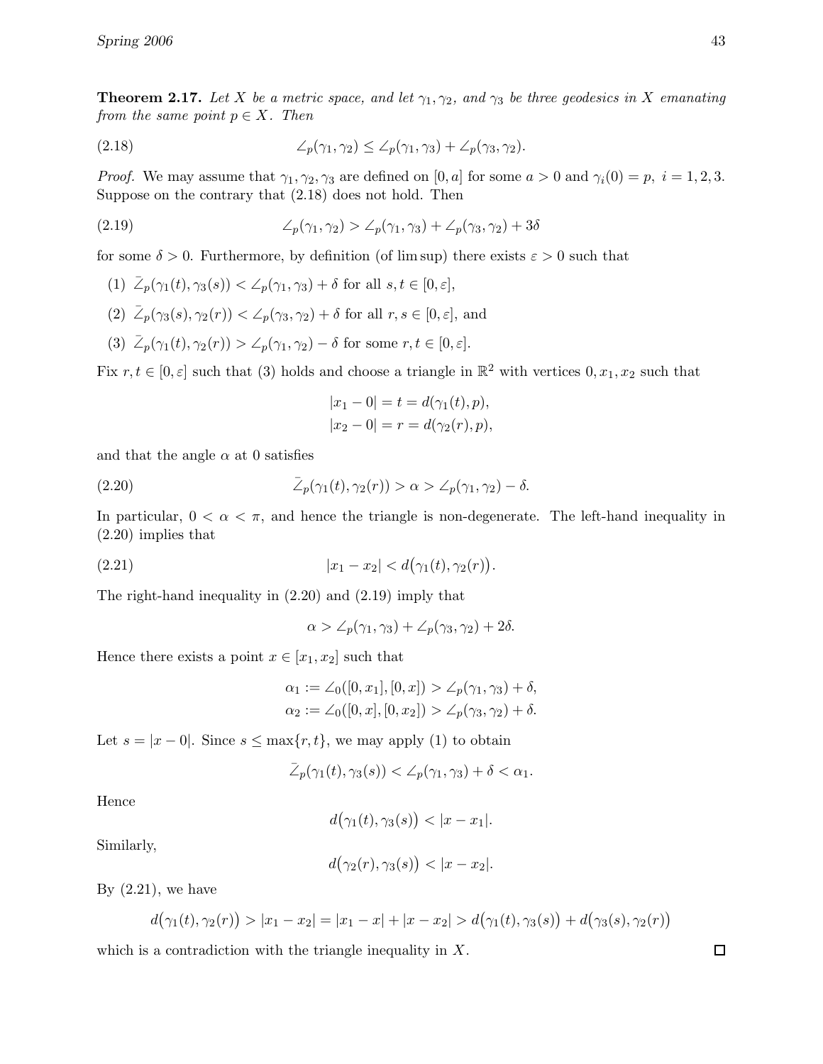**Theorem 2.17.** *Let $X$ be a metric space, and let $\gamma_1, \gamma_2$, and $\gamma_3$ be three geodesics in $X$ emanating from the same point $p \in X$. Then*

$$\angle_p(\gamma_1, \gamma_2) \leq \angle_p(\gamma_1, \gamma_3) + \angle_p(\gamma_3, \gamma_2). \tag{2.18}$$

*Proof.* We may assume that $\gamma_1, \gamma_2, \gamma_3$ are defined on $[0, a]$ for some $a > 0$ and $\gamma_i(0) = p$, $i = 1, 2, 3$. Suppose on the contrary that (2.18) does not hold. Then

$$\angle_p(\gamma_1, \gamma_2) > \angle_p(\gamma_1, \gamma_3) + \angle_p(\gamma_3, \gamma_2) + 3\delta \tag{2.19}$$

for some $\delta > 0$. Furthermore, by definition (of lim sup) there exists $\varepsilon > 0$ such that

(1) $\bar{\angle}_p(\gamma_1(t), \gamma_3(s)) < \angle_p(\gamma_1, \gamma_3) + \delta$ for all $s, t \in [0, \varepsilon]$,

(2) $\bar{\angle}_p(\gamma_3(s), \gamma_2(r)) < \angle_p(\gamma_3, \gamma_2) + \delta$ for all $r, s \in [0, \varepsilon]$, and

(3) $\bar{\angle}_p(\gamma_1(t), \gamma_2(r)) > \angle_p(\gamma_1, \gamma_2) - \delta$ for some $r, t \in [0, \varepsilon]$.

Fix $r, t \in [0, \varepsilon]$ such that (3) holds and choose a triangle in $\mathbb{R}^2$ with vertices $0, x_1, x_2$ such that

$$|x_1 - 0| = t = d(\gamma_1(t), p),$$
$$|x_2 - 0| = r = d(\gamma_2(r), p),$$

and that the angle $\alpha$ at 0 satisfies

$$\bar{\angle}_p(\gamma_1(t), \gamma_2(r)) > \alpha > \angle_p(\gamma_1, \gamma_2) - \delta. \tag{2.20}$$

In particular, $0 < \alpha < \pi$, and hence the triangle is non-degenerate. The left-hand inequality in (2.20) implies that

$$|x_1 - x_2| < d\big(\gamma_1(t), \gamma_2(r)\big). \tag{2.21}$$

The right-hand inequality in (2.20) and (2.19) imply that

$$\alpha > \angle_p(\gamma_1, \gamma_3) + \angle_p(\gamma_3, \gamma_2) + 2\delta.$$

Hence there exists a point $x \in [x_1, x_2]$ such that

$$\alpha_1 := \angle_0([0, x_1], [0, x]) > \angle_p(\gamma_1, \gamma_3) + \delta,$$
$$\alpha_2 := \angle_0([0, x], [0, x_2]) > \angle_p(\gamma_3, \gamma_2) + \delta.$$

Let $s = |x - 0|$. Since $s \leq \max\{r, t\}$, we may apply (1) to obtain

$$\bar{\angle}_p(\gamma_1(t), \gamma_3(s)) < \angle_p(\gamma_1, \gamma_3) + \delta < \alpha_1.$$

Hence

$$d\big(\gamma_1(t), \gamma_3(s)\big) < |x - x_1|.$$

Similarly,

$$d\big(\gamma_2(r), \gamma_3(s)\big) < |x - x_2|.$$

By (2.21), we have

$$d\big(\gamma_1(t), \gamma_2(r)\big) > |x_1 - x_2| = |x_1 - x| + |x - x_2| > d\big(\gamma_1(t), \gamma_3(s)\big) + d\big(\gamma_3(s), \gamma_2(r)\big)$$

which is a contradiction with the triangle inequality in $X$. □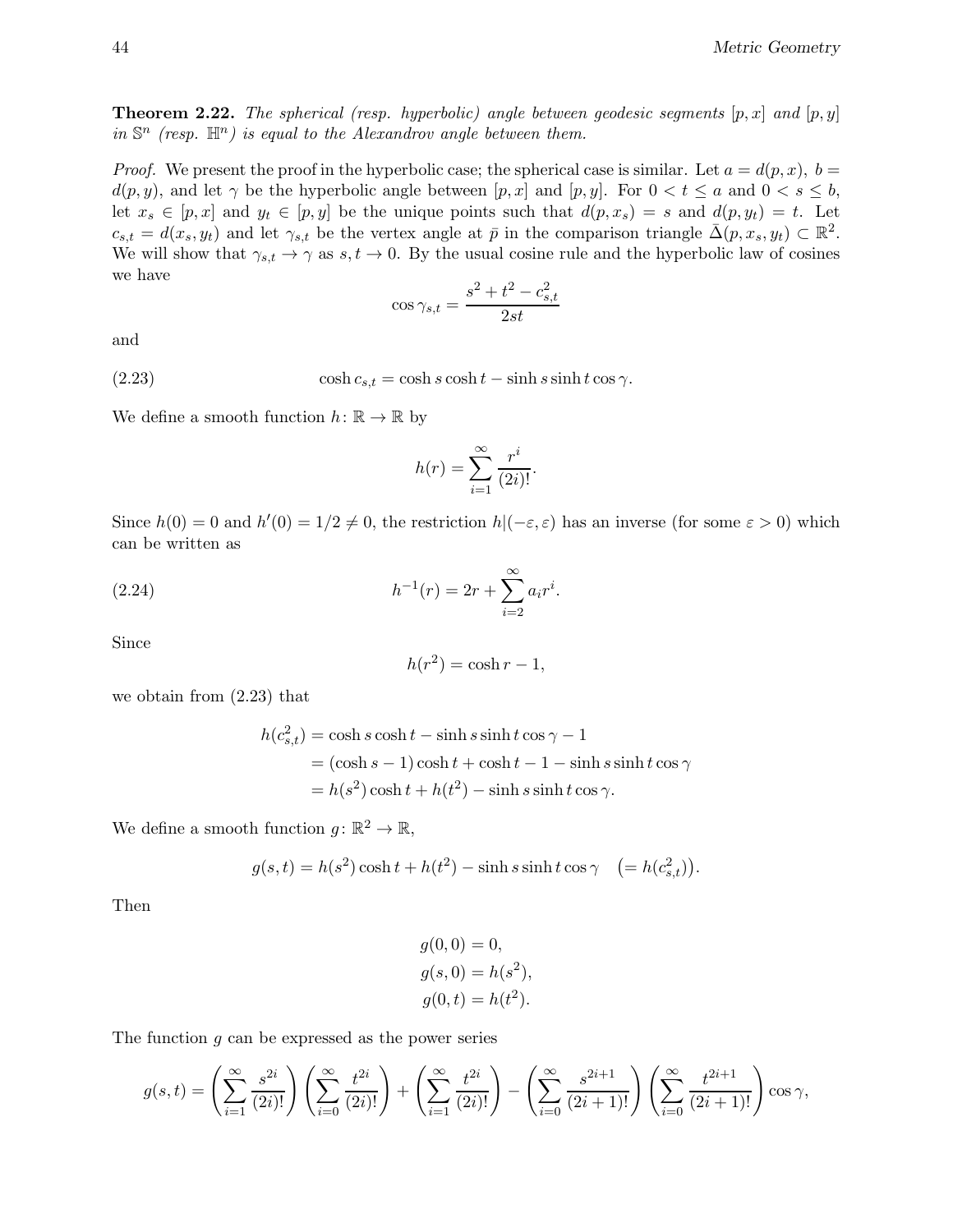**Theorem 2.22.** *The spherical (resp. hyperbolic) angle between geodesic segments $[p, x]$ and $[p, y]$ in $\mathbb{S}^n$ (resp. $\mathbb{H}^n$) is equal to the Alexandrov angle between them.*

*Proof.* We present the proof in the hyperbolic case; the spherical case is similar. Let $a = d(p, x)$, $b = d(p, y)$, and let $\gamma$ be the hyperbolic angle between $[p, x]$ and $[p, y]$. For $0 < t \leq a$ and $0 < s \leq b$, let $x_s \in [p, x]$ and $y_t \in [p, y]$ be the unique points such that $d(p, x_s) = s$ and $d(p, y_t) = t$. Let $c_{s,t} = d(x_s, y_t)$ and let $\gamma_{s,t}$ be the vertex angle at $\bar{p}$ in the comparison triangle $\bar{\Delta}(p, x_s, y_t) \subset \mathbb{R}^2$. We will show that $\gamma_{s,t} \to \gamma$ as $s, t \to 0$. By the usual cosine rule and the hyperbolic law of cosines we have

$$\cos \gamma_{s,t} = \frac{s^2 + t^2 - c_{s,t}^2}{2st}$$

and

$$\cosh c_{s,t} = \cosh s \cosh t - \sinh s \sinh t \cos \gamma. \tag{2.23}$$

We define a smooth function $h \colon \mathbb{R} \to \mathbb{R}$ by

$$h(r) = \sum_{i=1}^{\infty} \frac{r^i}{(2i)!}.$$

Since $h(0) = 0$ and $h'(0) = 1/2 \neq 0$, the restriction $h|(-\varepsilon, \varepsilon)$ has an inverse (for some $\varepsilon > 0$) which can be written as

$$h^{-1}(r) = 2r + \sum_{i=2}^{\infty} a_i r^i. \tag{2.24}$$

Since

$$h(r^2) = \cosh r - 1,$$

we obtain from (2.23) that

$$\begin{aligned} h(c_{s,t}^2) &= \cosh s \cosh t - \sinh s \sinh t \cos \gamma - 1 \\ &= (\cosh s - 1) \cosh t + \cosh t - 1 - \sinh s \sinh t \cos \gamma \\ &= h(s^2) \cosh t + h(t^2) - \sinh s \sinh t \cos \gamma. \end{aligned}$$

We define a smooth function $g \colon \mathbb{R}^2 \to \mathbb{R}$,

$$g(s, t) = h(s^2) \cosh t + h(t^2) - \sinh s \sinh t \cos \gamma \quad \big(= h(c_{s,t}^2)\big).$$

Then

$$\begin{aligned} g(0, 0) &= 0, \\ g(s, 0) &= h(s^2), \\ g(0, t) &= h(t^2). \end{aligned}$$

The function $g$ can be expressed as the power series

$$g(s, t) = \left( \sum_{i=1}^{\infty} \frac{s^{2i}}{(2i)!} \right) \left( \sum_{i=0}^{\infty} \frac{t^{2i}}{(2i)!} \right) + \left( \sum_{i=1}^{\infty} \frac{t^{2i}}{(2i)!} \right) - \left( \sum_{i=0}^{\infty} \frac{s^{2i+1}}{(2i+1)!} \right) \left( \sum_{i=0}^{\infty} \frac{t^{2i+1}}{(2i+1)!} \right) \cos \gamma,$$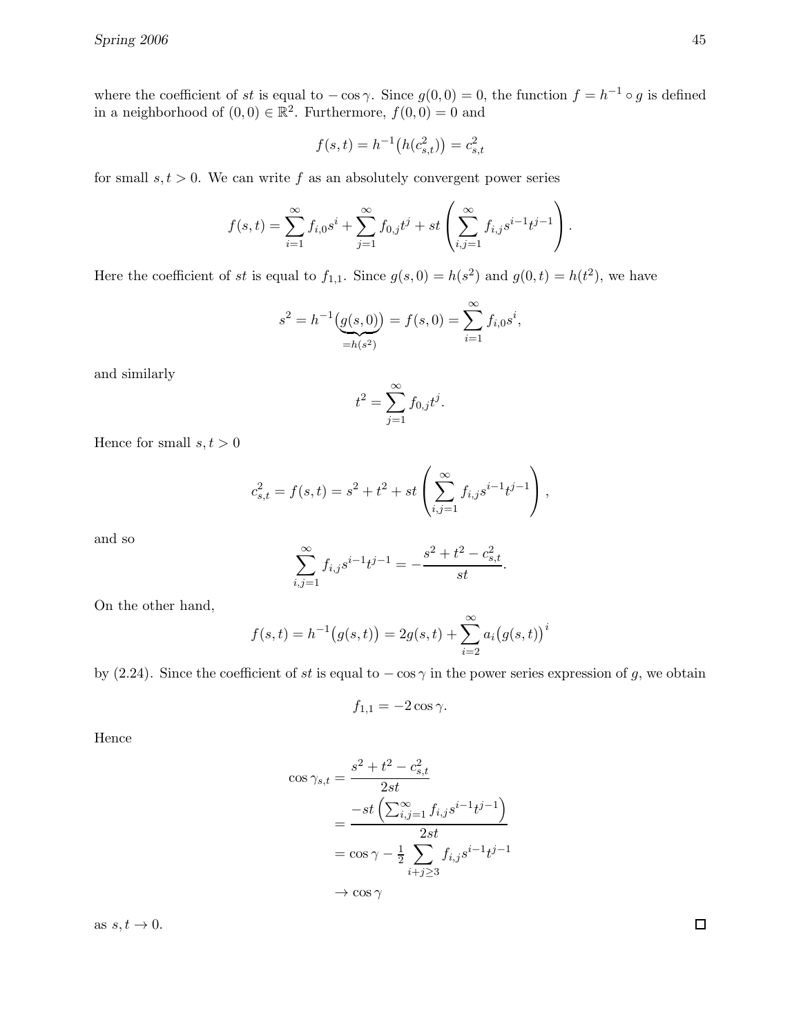where the coefficient of $st$ is equal to $-\cos\gamma$. Since $g(0,0) = 0$, the function $f = h^{-1} \circ g$ is defined in a neighborhood of $(0,0) \in \mathbb{R}^2$. Furthermore, $f(0,0) = 0$ and

$$f(s,t) = h^{-1}\big(h(c_{s,t}^2)\big) = c_{s,t}^2$$

for small $s, t > 0$. We can write $f$ as an absolutely convergent power series

$$f(s,t) = \sum_{i=1}^{\infty} f_{i,0} s^i + \sum_{j=1}^{\infty} f_{0,j} t^j + st \left( \sum_{i,j=1}^{\infty} f_{i,j} s^{i-1} t^{j-1} \right).$$

Here the coefficient of $st$ is equal to $f_{1,1}$. Since $g(s,0) = h(s^2)$ and $g(0,t) = h(t^2)$, we have

$$s^2 = h^{-1}\big(\underbrace{g(s,0)}_{=h(s^2)}\big) = f(s,0) = \sum_{i=1}^{\infty} f_{i,0} s^i,$$

and similarly

$$t^2 = \sum_{j=1}^{\infty} f_{0,j} t^j.$$

Hence for small $s, t > 0$

$$c_{s,t}^2 = f(s,t) = s^2 + t^2 + st \left( \sum_{i,j=1}^{\infty} f_{i,j} s^{i-1} t^{j-1} \right),$$

and so

$$\sum_{i,j=1}^{\infty} f_{i,j} s^{i-1} t^{j-1} = -\frac{s^2 + t^2 - c_{s,t}^2}{st}.$$

On the other hand,

$$f(s,t) = h^{-1}\big(g(s,t)\big) = 2g(s,t) + \sum_{i=2}^{\infty} a_i \big(g(s,t)\big)^i$$

by (2.24). Since the coefficient of $st$ is equal to $-\cos\gamma$ in the power series expression of $g$, we obtain

$$f_{1,1} = -2\cos\gamma.$$

Hence

$$\begin{aligned}
\cos\gamma_{s,t} &= \frac{s^2 + t^2 - c_{s,t}^2}{2st} \\
&= \frac{-st\left(\sum_{i,j=1}^{\infty} f_{i,j} s^{i-1} t^{j-1}\right)}{2st} \\
&= \cos\gamma - \tfrac{1}{2} \sum_{i+j \geq 3} f_{i,j} s^{i-1} t^{j-1} \\
&\to \cos\gamma
\end{aligned}$$

as $s, t \to 0$. ∎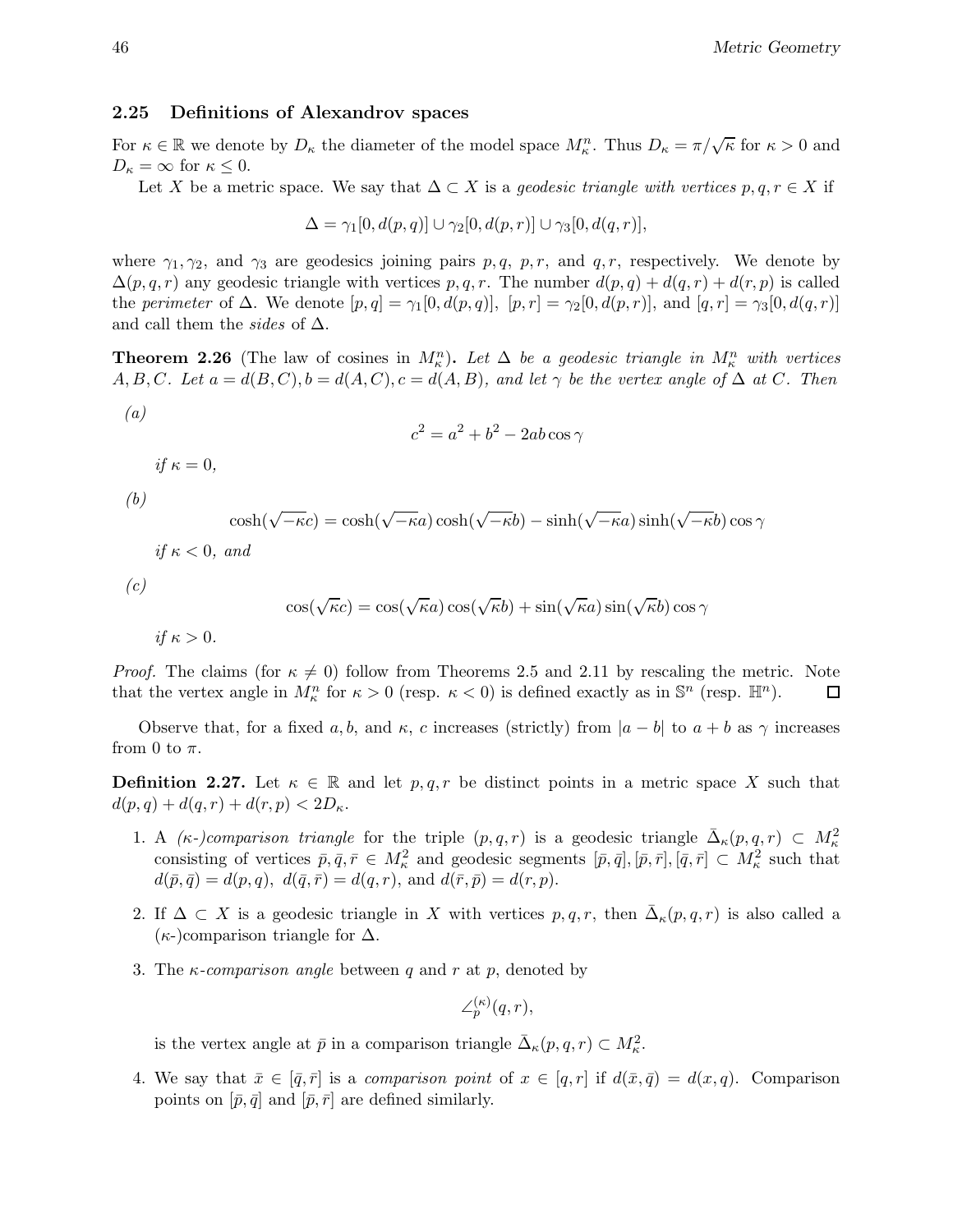## 2.25 Definitions of Alexandrov spaces

For $\kappa \in \mathbb{R}$ we denote by $D_\kappa$ the diameter of the model space $M^n_\kappa$. Thus $D_\kappa = \pi/\sqrt{\kappa}$ for $\kappa > 0$ and $D_\kappa = \infty$ for $\kappa \leq 0$.

Let $X$ be a metric space. We say that $\Delta \subset X$ is a *geodesic triangle with vertices* $p, q, r \in X$ if

$$\Delta = \gamma_1[0, d(p,q)] \cup \gamma_2[0, d(p,r)] \cup \gamma_3[0, d(q,r)],$$

where $\gamma_1, \gamma_2$, and $\gamma_3$ are geodesics joining pairs $p, q,$ $p, r,$ and $q, r$, respectively. We denote by $\Delta(p, q, r)$ any geodesic triangle with vertices $p, q, r$. The number $d(p,q) + d(q,r) + d(r,p)$ is called the *perimeter* of $\Delta$. We denote $[p,q] = \gamma_1[0, d(p,q)]$, $[p,r] = \gamma_2[0, d(p,r)]$, and $[q,r] = \gamma_3[0, d(q,r)]$ and call them the *sides* of $\Delta$.

**Theorem 2.26** (The law of cosines in $M^n_\kappa$). *Let $\Delta$ be a geodesic triangle in $M^n_\kappa$ with vertices $A, B, C$. Let $a = d(B,C), b = d(A,C), c = d(A,B)$, and let $\gamma$ be the vertex angle of $\Delta$ at $C$. Then*

*(a)*
$$c^2 = a^2 + b^2 - 2ab\cos\gamma$$
*if $\kappa = 0$,*

*(b)*
$$\cosh(\sqrt{-\kappa}c) = \cosh(\sqrt{-\kappa}a)\cosh(\sqrt{-\kappa}b) - \sinh(\sqrt{-\kappa}a)\sinh(\sqrt{-\kappa}b)\cos\gamma$$
*if $\kappa < 0$, and*

*(c)*
$$\cos(\sqrt{\kappa}c) = \cos(\sqrt{\kappa}a)\cos(\sqrt{\kappa}b) + \sin(\sqrt{\kappa}a)\sin(\sqrt{\kappa}b)\cos\gamma$$
*if $\kappa > 0$.*

*Proof.* The claims (for $\kappa \neq 0$) follow from Theorems 2.5 and 2.11 by rescaling the metric. Note that the vertex angle in $M^n_\kappa$ for $\kappa > 0$ (resp. $\kappa < 0$) is defined exactly as in $\mathbb{S}^n$ (resp. $\mathbb{H}^n$). □

Observe that, for a fixed $a, b$, and $\kappa$, $c$ increases (strictly) from $|a - b|$ to $a + b$ as $\gamma$ increases from 0 to $\pi$.

**Definition 2.27.** Let $\kappa \in \mathbb{R}$ and let $p, q, r$ be distinct points in a metric space $X$ such that $d(p,q) + d(q,r) + d(r,p) < 2D_\kappa$.

1. A *($\kappa$-)comparison triangle* for the triple $(p, q, r)$ is a geodesic triangle $\bar{\Delta}_\kappa(p,q,r) \subset M^2_\kappa$ consisting of vertices $\bar{p}, \bar{q}, \bar{r} \in M^2_\kappa$ and geodesic segments $[\bar{p}, \bar{q}], [\bar{p}, \bar{r}], [\bar{q}, \bar{r}] \subset M^2_\kappa$ such that $d(\bar{p}, \bar{q}) = d(p,q)$, $d(\bar{q}, \bar{r}) = d(q,r)$, and $d(\bar{r}, \bar{p}) = d(r,p)$.

2. If $\Delta \subset X$ is a geodesic triangle in $X$ with vertices $p, q, r$, then $\bar{\Delta}_\kappa(p,q,r)$ is also called a ($\kappa$-)comparison triangle for $\Delta$.

3. The *$\kappa$-comparison angle* between $q$ and $r$ at $p$, denoted by
$$\angle^{(\kappa)}_p(q,r),$$
is the vertex angle at $\bar{p}$ in a comparison triangle $\bar{\Delta}_\kappa(p,q,r) \subset M^2_\kappa$.

4. We say that $\bar{x} \in [\bar{q}, \bar{r}]$ is a *comparison point* of $x \in [q,r]$ if $d(\bar{x}, \bar{q}) = d(x,q)$. Comparison points on $[\bar{p}, \bar{q}]$ and $[\bar{p}, \bar{r}]$ are defined similarly.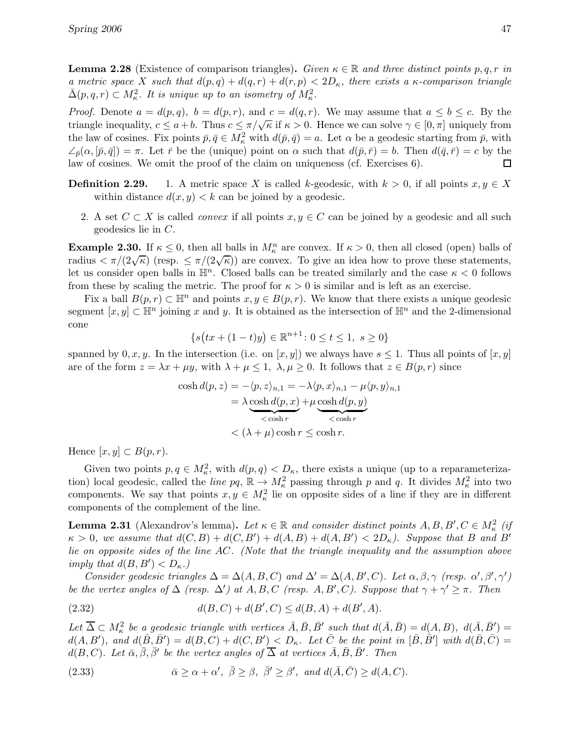**Lemma 2.28** (Existence of comparison triangles)**.** *Given $\kappa \in \mathbb{R}$ and three distinct points $p, q, r$ in a metric space $X$ such that $d(p,q) + d(q,r) + d(r,p) < 2D_\kappa$, there exists a $\kappa$-comparison triangle $\bar{\Delta}(p,q,r) \subset M^2_\kappa$. It is unique up to an isometry of $M^2_\kappa$.*

*Proof.* Denote $a = d(p,q)$, $b = d(p,r)$, and $c = d(q,r)$. We may assume that $a \leq b \leq c$. By the triangle inequality, $c \leq a + b$. Thus $c \leq \pi/\sqrt{\kappa}$ if $\kappa > 0$. Hence we can solve $\gamma \in [0,\pi]$ uniquely from the law of cosines. Fix points $\bar{p}, \bar{q} \in M^2_\kappa$ with $d(\bar{p},\bar{q}) = a$. Let $\alpha$ be a geodesic starting from $\bar{p}$, with $\angle_{\bar{p}}(\alpha, [\bar{p},\bar{q}]) = \pi$. Let $\bar{r}$ be the (unique) point on $\alpha$ such that $d(\bar{p},\bar{r}) = b$. Then $d(\bar{q},\bar{r}) = c$ by the law of cosines. We omit the proof of the claim on uniqueness (cf. Exercises 6). ☐

**Definition 2.29.**

1. A metric space $X$ is called $k$-geodesic, with $k > 0$, if all points $x, y \in X$ within distance $d(x,y) < k$ can be joined by a geodesic.
2. A set $C \subset X$ is called *convex* if all points $x, y \in C$ can be joined by a geodesic and all such geodesics lie in $C$.

**Example 2.30.** If $\kappa \leq 0$, then all balls in $M^n_\kappa$ are convex. If $\kappa > 0$, then all closed (open) balls of radius $< \pi/(2\sqrt{\kappa})$ (resp. $\leq \pi/(2\sqrt{\kappa})$) are convex. To give an idea how to prove these statements, let us consider open balls in $\mathbb{H}^n$. Closed balls can be treated similarly and the case $\kappa < 0$ follows from these by scaling the metric. The proof for $\kappa > 0$ is similar and is left as an exercise.

Fix a ball $B(p,r) \subset \mathbb{H}^n$ and points $x, y \in B(p,r)$. We know that there exists a unique geodesic segment $[x,y] \subset \mathbb{H}^n$ joining $x$ and $y$. It is obtained as the intersection of $\mathbb{H}^n$ and the 2-dimensional cone

$$\{s\big(tx + (1-t)y\big) \in \mathbb{R}^{n+1} \colon 0 \leq t \leq 1,\ s \geq 0\}$$

spanned by $0, x, y$. In the intersection (i.e. on $[x,y]$) we always have $s \leq 1$. Thus all points of $[x,y]$ are of the form $z = \lambda x + \mu y$, with $\lambda + \mu \leq 1$, $\lambda, \mu \geq 0$. It follows that $z \in B(p,r)$ since

$$\begin{aligned}
\cosh d(p,z) &= -\langle p, z\rangle_{n,1} = -\lambda\langle p, x\rangle_{n,1} - \mu\langle p, y\rangle_{n,1} \\
&= \lambda \underbrace{\cosh d(p,x)}_{<\cosh r} + \mu \underbrace{\cosh d(p,y)}_{<\cosh r} \\
&< (\lambda + \mu)\cosh r \leq \cosh r.
\end{aligned}$$

Hence $[x,y] \subset B(p,r)$.

Given two points $p, q \in M^2_\kappa$, with $d(p,q) < D_\kappa$, there exists a unique (up to a reparameterization) local geodesic, called the *line* $pq$, $\mathbb{R} \to M^2_\kappa$ passing through $p$ and $q$. It divides $M^2_\kappa$ into two components. We say that points $x, y \in M^2_\kappa$ lie on opposite sides of a line if they are in different components of the complement of the line.

**Lemma 2.31** (Alexandrov's lemma)**.** *Let $\kappa \in \mathbb{R}$ and consider distinct points $A, B, B', C \in M^2_\kappa$ (if $\kappa > 0$, we assume that $d(C,B) + d(C,B') + d(A,B) + d(A,B') < 2D_\kappa$). Suppose that $B$ and $B'$ lie on opposite sides of the line $AC$. (Note that the triangle inequality and the assumption above imply that $d(B,B') < D_\kappa$.)*

*Consider geodesic triangles $\Delta = \Delta(A,B,C)$ and $\Delta' = \Delta(A,B',C)$. Let $\alpha, \beta, \gamma$ (resp. $\alpha', \beta', \gamma'$) be the vertex angles of $\Delta$ (resp. $\Delta'$) at $A, B, C$ (resp. $A, B', C$). Suppose that $\gamma + \gamma' \geq \pi$. Then*

$$d(B,C) + d(B',C) \leq d(B,A) + d(B',A). \tag{2.32}$$

*Let $\overline{\Delta} \subset M^2_\kappa$ be a geodesic triangle with vertices $\bar{A}, \bar{B}, \bar{B}'$ such that $d(\bar{A},\bar{B}) = d(A,B)$, $d(\bar{A},\bar{B}') = d(A,B')$, and $d(\bar{B},\bar{B}') = d(B,C) + d(C,B') < D_\kappa$. Let $\bar{C}$ be the point in $[\bar{B},\bar{B}']$ with $d(\bar{B},\bar{C}) = d(B,C)$. Let $\bar{\alpha}, \bar{\beta}, \bar{\beta}'$ be the vertex angles of $\overline{\Delta}$ at vertices $\bar{A}, \bar{B}, \bar{B}'$. Then*

$$\bar{\alpha} \geq \alpha + \alpha',\ \bar{\beta} \geq \beta,\ \bar{\beta}' \geq \beta',\ \textit{and}\ d(\bar{A},\bar{C}) \geq d(A,C). \tag{2.33}$$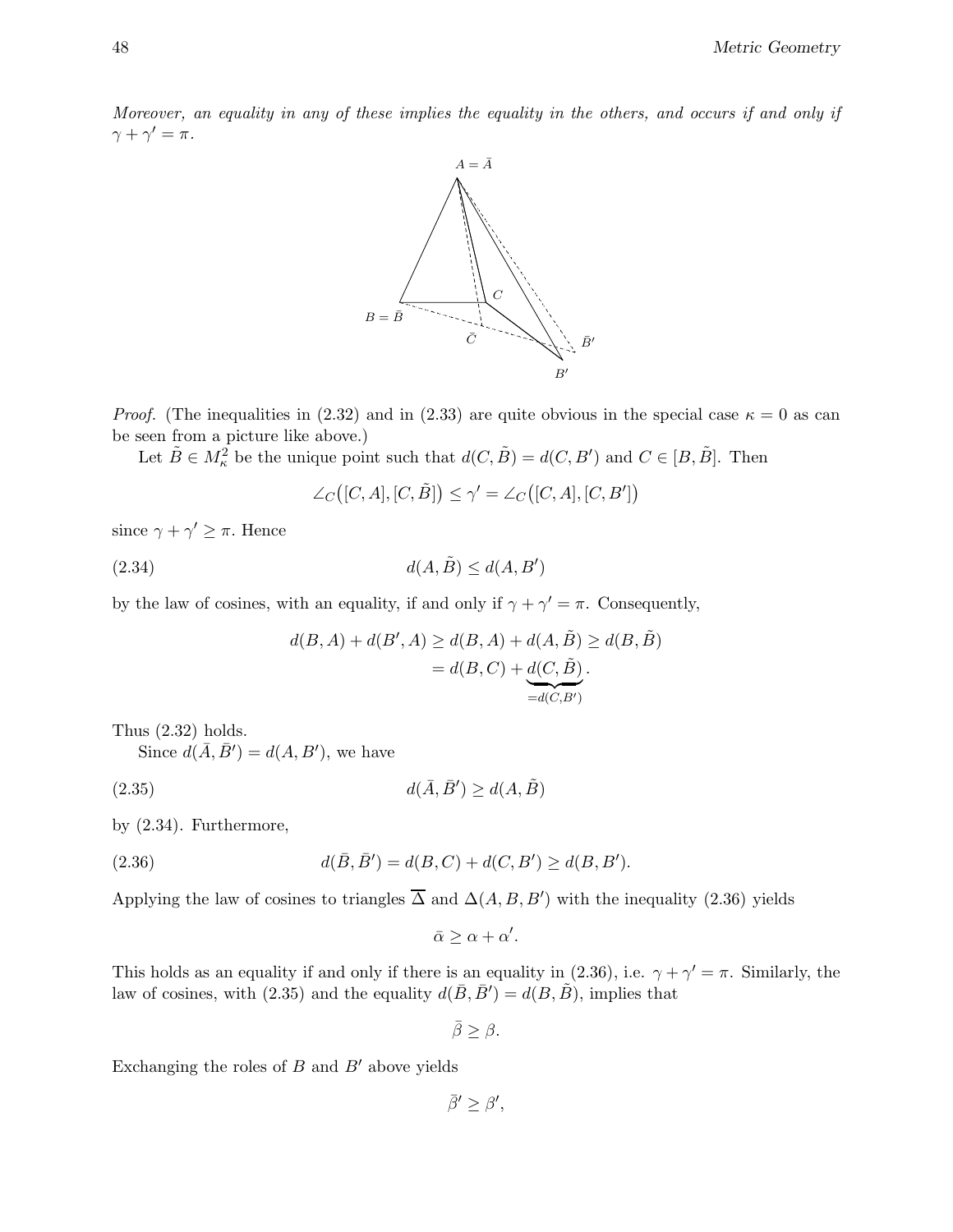*Moreover, an equality in any of these implies the equality in the others, and occurs if and only if* $\gamma + \gamma' = \pi$.

*Proof.* (The inequalities in (2.32) and in (2.33) are quite obvious in the special case $\kappa = 0$ as can be seen from a picture like above.)

Let $\tilde{B} \in M^2_\kappa$ be the unique point such that $d(C, \tilde{B}) = d(C, B')$ and $C \in [B, \tilde{B}]$. Then

$$\angle_C\big([C, A], [C, \tilde{B}]\big) \leq \gamma' = \angle_C\big([C, A], [C, B']\big)$$

since $\gamma + \gamma' \geq \pi$. Hence

$$d(A, \tilde{B}) \leq d(A, B') \tag{2.34}$$

by the law of cosines, with an equality, if and only if $\gamma + \gamma' = \pi$. Consequently,

$$\begin{aligned} d(B, A) + d(B', A) &\geq d(B, A) + d(A, \tilde{B}) \geq d(B, \tilde{B}) \\ &= d(B, C) + \underbrace{d(C, \tilde{B})}_{= d(C, B')}. \end{aligned}$$

Thus (2.32) holds.

Since $d(\bar{A}, \bar{B}') = d(A, B')$, we have

$$d(\bar{A}, \bar{B}') \geq d(A, \tilde{B}) \tag{2.35}$$

by (2.34). Furthermore,

$$d(\bar{B}, \bar{B}') = d(B, C) + d(C, B') \geq d(B, B'). \tag{2.36}$$

Applying the law of cosines to triangles $\overline{\Delta}$ and $\Delta(A, B, B')$ with the inequality (2.36) yields

$$\bar{\alpha} \geq \alpha + \alpha'.$$

This holds as an equality if and only if there is an equality in (2.36), i.e. $\gamma + \gamma' = \pi$. Similarly, the law of cosines, with (2.35) and the equality $d(\bar{B}, \bar{B}') = d(B, \tilde{B})$, implies that

$$\bar{\beta} \geq \beta.$$

Exchanging the roles of $B$ and $B'$ above yields

$$\bar{\beta}' \geq \beta',$$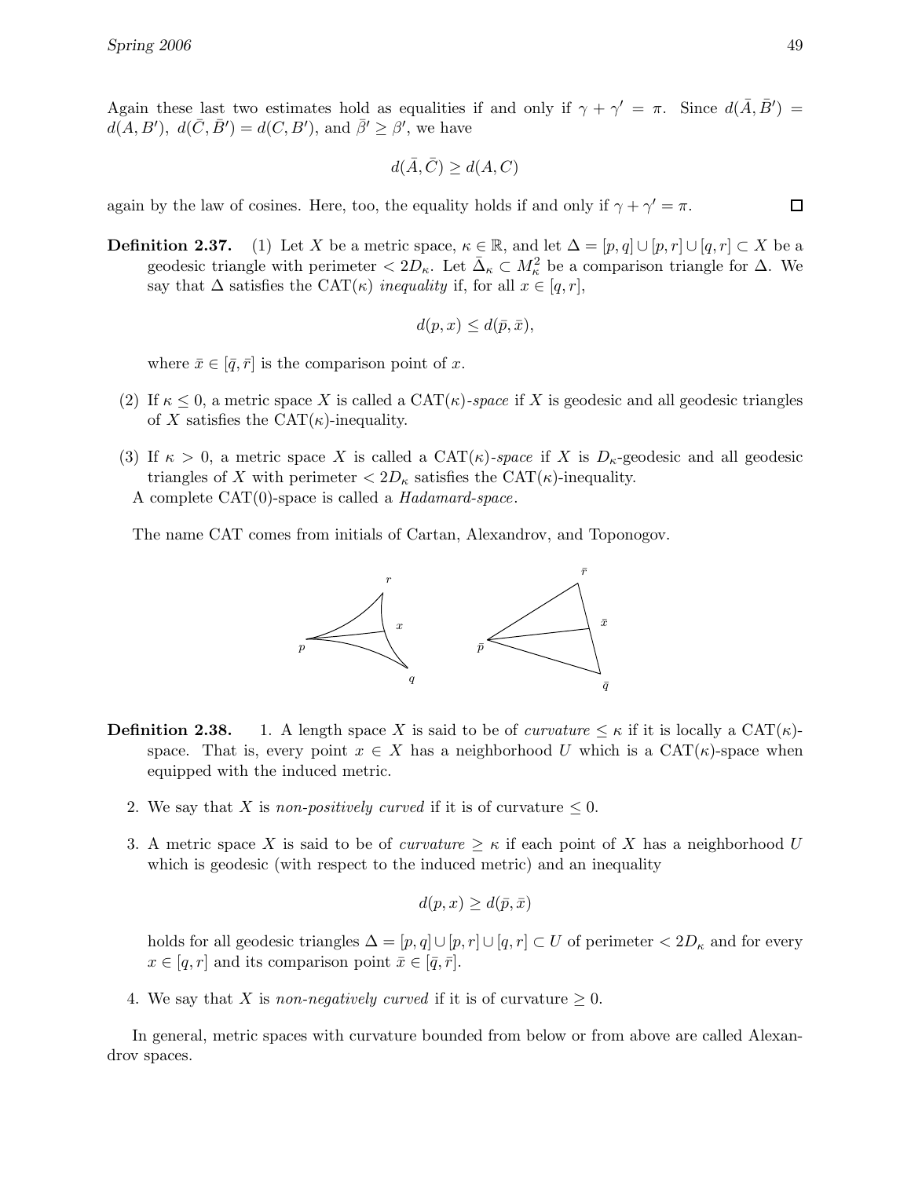Again these last two estimates hold as equalities if and only if $\gamma + \gamma' = \pi$. Since $d(\bar{A}, \bar{B}') = d(A, B')$, $d(\bar{C}, \bar{B}') = d(C, B')$, and $\bar{\beta}' \geq \beta'$, we have

$$d(\bar{A}, \bar{C}) \geq d(A, C)$$

again by the law of cosines. Here, too, the equality holds if and only if $\gamma + \gamma' = \pi$. □

**Definition 2.37.** (1) Let $X$ be a metric space, $\kappa \in \mathbb{R}$, and let $\Delta = [p, q] \cup [p, r] \cup [q, r] \subset X$ be a geodesic triangle with perimeter $< 2D_\kappa$. Let $\bar{\Delta}_\kappa \subset M^2_\kappa$ be a comparison triangle for $\Delta$. We say that $\Delta$ satisfies the CAT($\kappa$) *inequality* if, for all $x \in [q, r]$,

$$d(p, x) \leq d(\bar{p}, \bar{x}),$$

where $\bar{x} \in [\bar{q}, \bar{r}]$ is the comparison point of $x$.

(2) If $\kappa \leq 0$, a metric space $X$ is called a CAT($\kappa$)*-space* if $X$ is geodesic and all geodesic triangles of $X$ satisfies the CAT($\kappa$)-inequality.

(3) If $\kappa > 0$, a metric space $X$ is called a CAT($\kappa$)*-space* if $X$ is $D_\kappa$-geodesic and all geodesic triangles of $X$ with perimeter $< 2D_\kappa$ satisfies the CAT($\kappa$)-inequality.
A complete CAT(0)-space is called a *Hadamard-space*.

The name CAT comes from initials of Cartan, Alexandrov, and Toponogov.

**Definition 2.38.** 1. A length space $X$ is said to be of *curvature* $\leq \kappa$ if it is locally a CAT($\kappa$)-space. That is, every point $x \in X$ has a neighborhood $U$ which is a CAT($\kappa$)-space when equipped with the induced metric.

2. We say that $X$ is *non-positively curved* if it is of curvature $\leq 0$.

3. A metric space $X$ is said to be of *curvature* $\geq \kappa$ if each point of $X$ has a neighborhood $U$ which is geodesic (with respect to the induced metric) and an inequality

$$d(p, x) \geq d(\bar{p}, \bar{x})$$

holds for all geodesic triangles $\Delta = [p, q] \cup [p, r] \cup [q, r] \subset U$ of perimeter $< 2D_\kappa$ and for every $x \in [q, r]$ and its comparison point $\bar{x} \in [\bar{q}, \bar{r}]$.

4. We say that $X$ is *non-negatively curved* if it is of curvature $\geq 0$.

In general, metric spaces with curvature bounded from below or from above are called Alexandrov spaces.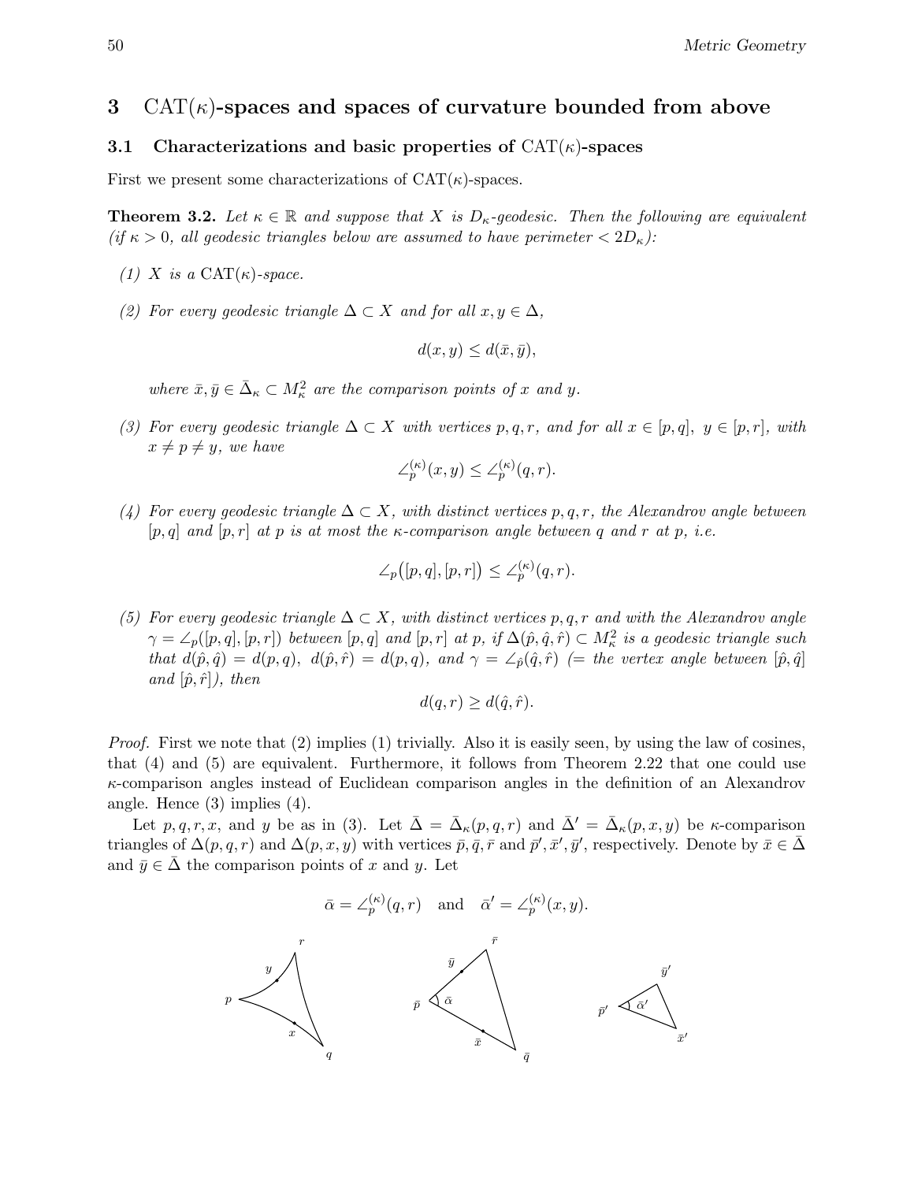# 3 CAT($\kappa$)-spaces and spaces of curvature bounded from above

## 3.1 Characterizations and basic properties of CAT($\kappa$)-spaces

First we present some characterizations of CAT($\kappa$)-spaces.

**Theorem 3.2.** *Let $\kappa \in \mathbb{R}$ and suppose that $X$ is $D_\kappa$-geodesic. Then the following are equivalent (if $\kappa > 0$, all geodesic triangles below are assumed to have perimeter $< 2D_\kappa$):*

*(1) $X$ is a CAT($\kappa$)-space.*

*(2) For every geodesic triangle $\Delta \subset X$ and for all $x, y \in \Delta$,*

$$d(x,y) \leq d(\bar{x}, \bar{y}),$$

*where $\bar{x}, \bar{y} \in \bar{\Delta}_\kappa \subset M^2_\kappa$ are the comparison points of $x$ and $y$.*

*(3) For every geodesic triangle $\Delta \subset X$ with vertices $p, q, r$, and for all $x \in [p,q]$, $y \in [p,r]$, with $x \neq p \neq y$, we have*

$$\angle^{(\kappa)}_p(x,y) \leq \angle^{(\kappa)}_p(q,r).$$

*(4) For every geodesic triangle $\Delta \subset X$, with distinct vertices $p, q, r$, the Alexandrov angle between $[p,q]$ and $[p,r]$ at $p$ is at most the $\kappa$-comparison angle between $q$ and $r$ at $p$, i.e.*

$$\angle_p\big([p,q],[p,r]\big) \leq \angle^{(\kappa)}_p(q,r).$$

*(5) For every geodesic triangle $\Delta \subset X$, with distinct vertices $p, q, r$ and with the Alexandrov angle $\gamma = \angle_p([p,q],[p,r])$ between $[p,q]$ and $[p,r]$ at $p$, if $\Delta(\hat{p}, \hat{q}, \hat{r}) \subset M^2_\kappa$ is a geodesic triangle such that $d(\hat{p}, \hat{q}) = d(p,q)$, $d(\hat{p}, \hat{r}) = d(p,q)$, and $\gamma = \angle_{\hat{p}}(\hat{q}, \hat{r})$ (= the vertex angle between $[\hat{p}, \hat{q}]$ and $[\hat{p}, \hat{r}]$), then*

$$d(q,r) \geq d(\hat{q}, \hat{r}).$$

*Proof.* First we note that (2) implies (1) trivially. Also it is easily seen, by using the law of cosines, that (4) and (5) are equivalent. Furthermore, it follows from Theorem 2.22 that one could use $\kappa$-comparison angles instead of Euclidean comparison angles in the definition of an Alexandrov angle. Hence (3) implies (4).

Let $p, q, r, x$, and $y$ be as in (3). Let $\bar{\Delta} = \bar{\Delta}_\kappa(p,q,r)$ and $\bar{\Delta}' = \bar{\Delta}_\kappa(p,x,y)$ be $\kappa$-comparison triangles of $\Delta(p,q,r)$ and $\Delta(p,x,y)$ with vertices $\bar{p}, \bar{q}, \bar{r}$ and $\bar{p}', \bar{x}', \bar{y}'$, respectively. Denote by $\bar{x} \in \bar{\Delta}$ and $\bar{y} \in \bar{\Delta}$ the comparison points of $x$ and $y$. Let

$$\bar{\alpha} = \angle^{(\kappa)}_p(q,r) \quad \text{and} \quad \bar{\alpha}' = \angle^{(\kappa)}_p(x,y).$$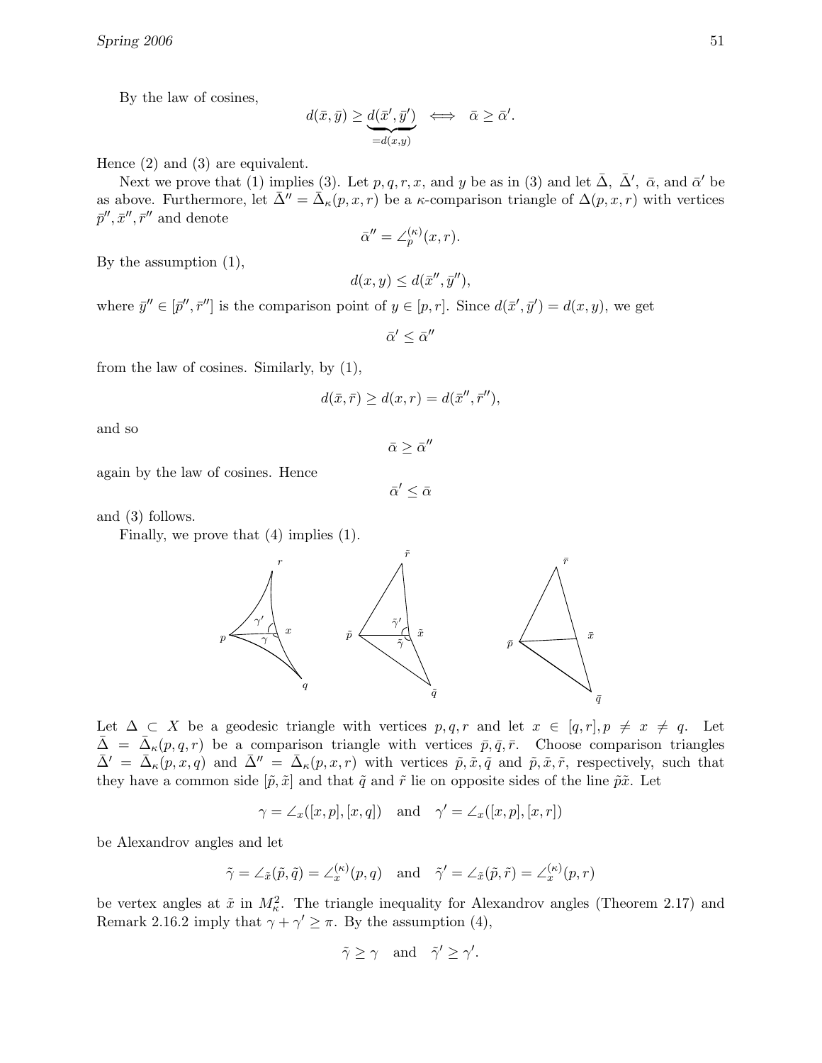By the law of cosines,

$$d(\bar{x}, \bar{y}) \geq \underbrace{d(\bar{x}', \bar{y}')}_{=d(x,y)} \iff \bar{\alpha} \geq \bar{\alpha}'.$$

Hence (2) and (3) are equivalent.

Next we prove that (1) implies (3). Let $p, q, r, x$, and $y$ be as in (3) and let $\bar{\Delta}$, $\bar{\Delta}'$, $\bar{\alpha}$, and $\bar{\alpha}'$ be as above. Furthermore, let $\bar{\Delta}'' = \bar{\Delta}_\kappa(p, x, r)$ be a $\kappa$-comparison triangle of $\Delta(p, x, r)$ with vertices $\bar{p}'', \bar{x}'', \bar{r}''$ and denote

$$\bar{\alpha}'' = \angle_p^{(\kappa)}(x, r).$$

By the assumption (1),

$$d(x, y) \leq d(\bar{x}'', \bar{y}''),$$

where $\bar{y}'' \in [\bar{p}'', \bar{r}'']$ is the comparison point of $y \in [p, r]$. Since $d(\bar{x}', \bar{y}') = d(x, y)$, we get

$$\bar{\alpha}' \leq \bar{\alpha}''$$

from the law of cosines. Similarly, by (1),

$$d(\bar{x}, \bar{r}) \geq d(x, r) = d(\bar{x}'', \bar{r}''),$$

and so

$$\bar{\alpha} \geq \bar{\alpha}''$$

again by the law of cosines. Hence

$$\bar{\alpha}' \leq \bar{\alpha}$$

and (3) follows.

Finally, we prove that (4) implies (1).

Let $\Delta \subset X$ be a geodesic triangle with vertices $p, q, r$ and let $x \in [q, r], p \neq x \neq q$. Let $\bar{\Delta} = \bar{\Delta}_\kappa(p, q, r)$ be a comparison triangle with vertices $\bar{p}, \bar{q}, \bar{r}$. Choose comparison triangles $\bar{\Delta}' = \bar{\Delta}_\kappa(p, x, q)$ and $\bar{\Delta}'' = \bar{\Delta}_\kappa(p, x, r)$ with vertices $\tilde{p}, \tilde{x}, \tilde{q}$ and $\tilde{p}, \tilde{x}, \tilde{r}$, respectively, such that they have a common side $[\tilde{p}, \tilde{x}]$ and that $\tilde{q}$ and $\tilde{r}$ lie on opposite sides of the line $\tilde{p}\tilde{x}$. Let

$$\gamma = \angle_x([x, p], [x, q]) \quad \text{and} \quad \gamma' = \angle_x([x, p], [x, r])$$

be Alexandrov angles and let

$$\tilde{\gamma} = \angle_{\tilde{x}}(\tilde{p}, \tilde{q}) = \angle_x^{(\kappa)}(p, q) \quad \text{and} \quad \tilde{\gamma}' = \angle_{\tilde{x}}(\tilde{p}, \tilde{r}) = \angle_x^{(\kappa)}(p, r)$$

be vertex angles at $\tilde{x}$ in $M_\kappa^2$. The triangle inequality for Alexandrov angles (Theorem 2.17) and Remark 2.16.2 imply that $\gamma + \gamma' \geq \pi$. By the assumption (4),

$$\tilde{\gamma} \geq \gamma \quad \text{and} \quad \tilde{\gamma}' \geq \gamma'.$$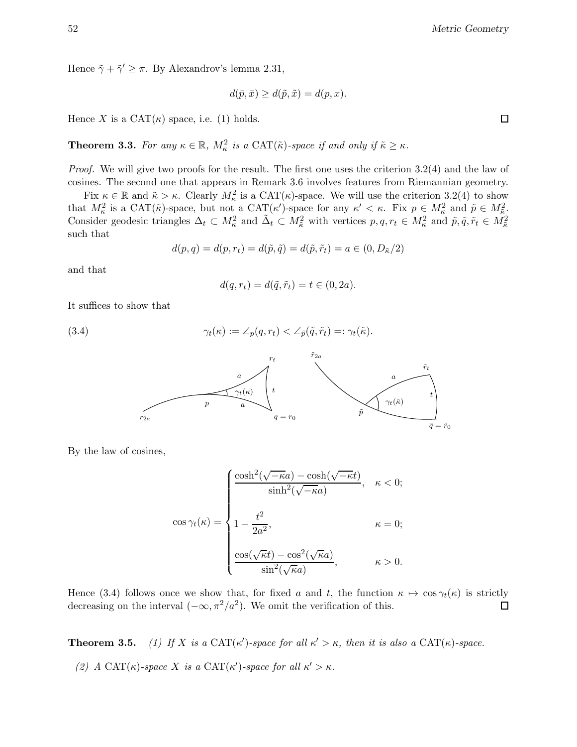Hence $\tilde{\gamma} + \tilde{\gamma}' \geq \pi$. By Alexandrov's lemma 2.31,

$$d(\bar{p}, \bar{x}) \geq d(\tilde{p}, \tilde{x}) = d(p, x).$$

Hence $X$ is a $\mathrm{CAT}(\kappa)$ space, i.e. (1) holds. □

**Theorem 3.3.** *For any $\kappa \in \mathbb{R}$, $M^2_\kappa$ is a $\mathrm{CAT}(\tilde{\kappa})$-space if and only if $\tilde{\kappa} \geq \kappa$.*

*Proof.* We will give two proofs for the result. The first one uses the criterion 3.2(4) and the law of cosines. The second one that appears in Remark 3.6 involves features from Riemannian geometry.

Fix $\kappa \in \mathbb{R}$ and $\tilde{\kappa} > \kappa$. Clearly $M^2_\kappa$ is a $\mathrm{CAT}(\kappa)$-space. We will use the criterion 3.2(4) to show that $M^2_\kappa$ is a $\mathrm{CAT}(\tilde{\kappa})$-space, but not a $\mathrm{CAT}(\kappa')$-space for any $\kappa' < \kappa$. Fix $p \in M^2_\kappa$ and $\tilde{p} \in M^2_{\tilde{\kappa}}$. Consider geodesic triangles $\Delta_t \subset M^2_\kappa$ and $\tilde{\Delta}_t \subset M^2_{\tilde{\kappa}}$ with vertices $p, q, r_t \in M^2_\kappa$ and $\tilde{p}, \tilde{q}, \tilde{r}_t \in M^2_{\tilde{\kappa}}$ such that

$$d(p, q) = d(p, r_t) = d(\tilde{p}, \tilde{q}) = d(\tilde{p}, \tilde{r}_t) = a \in (0, D_{\tilde{\kappa}}/2)$$

and that

$$d(q, r_t) = d(\tilde{q}, \tilde{r}_t) = t \in (0, 2a).$$

It suffices to show that

$$\gamma_t(\kappa) := \angle_p(q, r_t) < \angle_{\tilde{p}}(\tilde{q}, \tilde{r}_t) =: \gamma_t(\tilde{\kappa}). \tag{3.4}$$

By the law of cosines,

$$\cos \gamma_t(\kappa) = \begin{cases} \dfrac{\cosh^2(\sqrt{-\kappa} a) - \cosh(\sqrt{-\kappa} t)}{\sinh^2(\sqrt{-\kappa} a)}, & \kappa < 0; \\[2ex] 1 - \dfrac{t^2}{2a^2}, & \kappa = 0; \\[2ex] \dfrac{\cos(\sqrt{\kappa} t) - \cos^2(\sqrt{\kappa} a)}{\sin^2(\sqrt{\kappa} a)}, & \kappa > 0. \end{cases}$$

Hence (3.4) follows once we show that, for fixed $a$ and $t$, the function $\kappa \mapsto \cos \gamma_t(\kappa)$ is strictly decreasing on the interval $(-\infty, \pi^2/a^2)$. We omit the verification of this. □

**Theorem 3.5.** *(1) If $X$ is a $\mathrm{CAT}(\kappa')$-space for all $\kappa' > \kappa$, then it is also a $\mathrm{CAT}(\kappa)$-space.*

*(2) A $\mathrm{CAT}(\kappa)$-space $X$ is a $\mathrm{CAT}(\kappa')$-space for all $\kappa' > \kappa$.*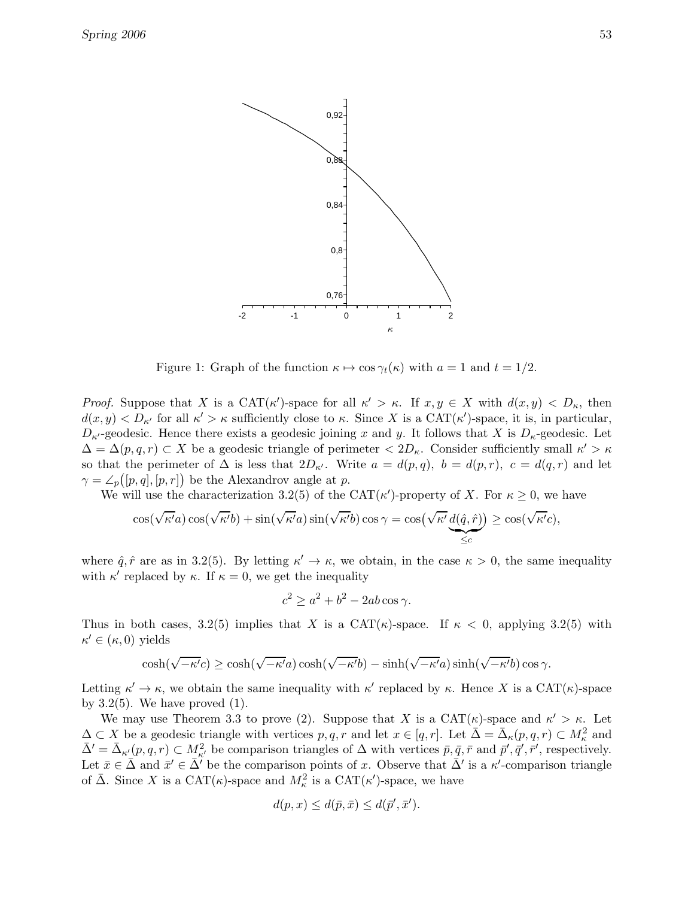Figure 1: Graph of the function $\kappa \mapsto \cos \gamma_t(\kappa)$ with $a = 1$ and $t = 1/2$.

*Proof.* Suppose that $X$ is a CAT($\kappa'$)-space for all $\kappa' > \kappa$. If $x, y \in X$ with $d(x,y) < D_\kappa$, then $d(x,y) < D_{\kappa'}$ for all $\kappa' > \kappa$ sufficiently close to $\kappa$. Since $X$ is a CAT($\kappa'$)-space, it is, in particular, $D_{\kappa'}$-geodesic. Hence there exists a geodesic joining $x$ and $y$. It follows that $X$ is $D_\kappa$-geodesic. Let $\Delta = \Delta(p,q,r) \subset X$ be a geodesic triangle of perimeter $< 2D_\kappa$. Consider sufficiently small $\kappa' > \kappa$ so that the perimeter of $\Delta$ is less that $2D_{\kappa'}$. Write $a = d(p,q)$, $b = d(p,r)$, $c = d(q,r)$ and let $\gamma = \angle_p\big([p,q],[p,r]\big)$ be the Alexandrov angle at $p$.

We will use the characterization 3.2(5) of the CAT($\kappa'$)-property of $X$. For $\kappa \geq 0$, we have

$$\cos(\sqrt{\kappa'}a)\cos(\sqrt{\kappa'}b) + \sin(\sqrt{\kappa'}a)\sin(\sqrt{\kappa'}b)\cos\gamma = \cos\big(\sqrt{\kappa'}\underbrace{d(\hat{q},\hat{r})}_{\leq c}\big) \geq \cos(\sqrt{\kappa'}c),$$

where $\hat{q}, \hat{r}$ are as in 3.2(5). By letting $\kappa' \to \kappa$, we obtain, in the case $\kappa > 0$, the same inequality with $\kappa'$ replaced by $\kappa$. If $\kappa = 0$, we get the inequality

$$c^2 \geq a^2 + b^2 - 2ab\cos\gamma.$$

Thus in both cases, 3.2(5) implies that $X$ is a CAT($\kappa$)-space. If $\kappa < 0$, applying 3.2(5) with $\kappa' \in (\kappa, 0)$ yields

$$\cosh(\sqrt{-\kappa'}c) \geq \cosh(\sqrt{-\kappa'}a)\cosh(\sqrt{-\kappa'}b) - \sinh(\sqrt{-\kappa'}a)\sinh(\sqrt{-\kappa'}b)\cos\gamma.$$

Letting $\kappa' \to \kappa$, we obtain the same inequality with $\kappa'$ replaced by $\kappa$. Hence $X$ is a CAT($\kappa$)-space by 3.2(5). We have proved (1).

We may use Theorem 3.3 to prove (2). Suppose that $X$ is a CAT($\kappa$)-space and $\kappa' > \kappa$. Let $\Delta \subset X$ be a geodesic triangle with vertices $p, q, r$ and let $x \in [q,r]$. Let $\bar{\Delta} = \bar{\Delta}_\kappa(p,q,r) \subset M^2_\kappa$ and $\bar{\Delta}' = \bar{\Delta}_{\kappa'}(p,q,r) \subset M^2_{\kappa'}$ be comparison triangles of $\Delta$ with vertices $\bar{p}, \bar{q}, \bar{r}$ and $\bar{p}', \bar{q}', \bar{r}'$, respectively. Let $\bar{x} \in \bar{\Delta}$ and $\bar{x}' \in \bar{\Delta}'$ be the comparison points of $x$. Observe that $\bar{\Delta}'$ is a $\kappa'$-comparison triangle of $\bar{\Delta}$. Since $X$ is a CAT($\kappa$)-space and $M^2_\kappa$ is a CAT($\kappa'$)-space, we have

$$d(p,x) \leq d(\bar{p},\bar{x}) \leq d(\bar{p}',\bar{x}').$$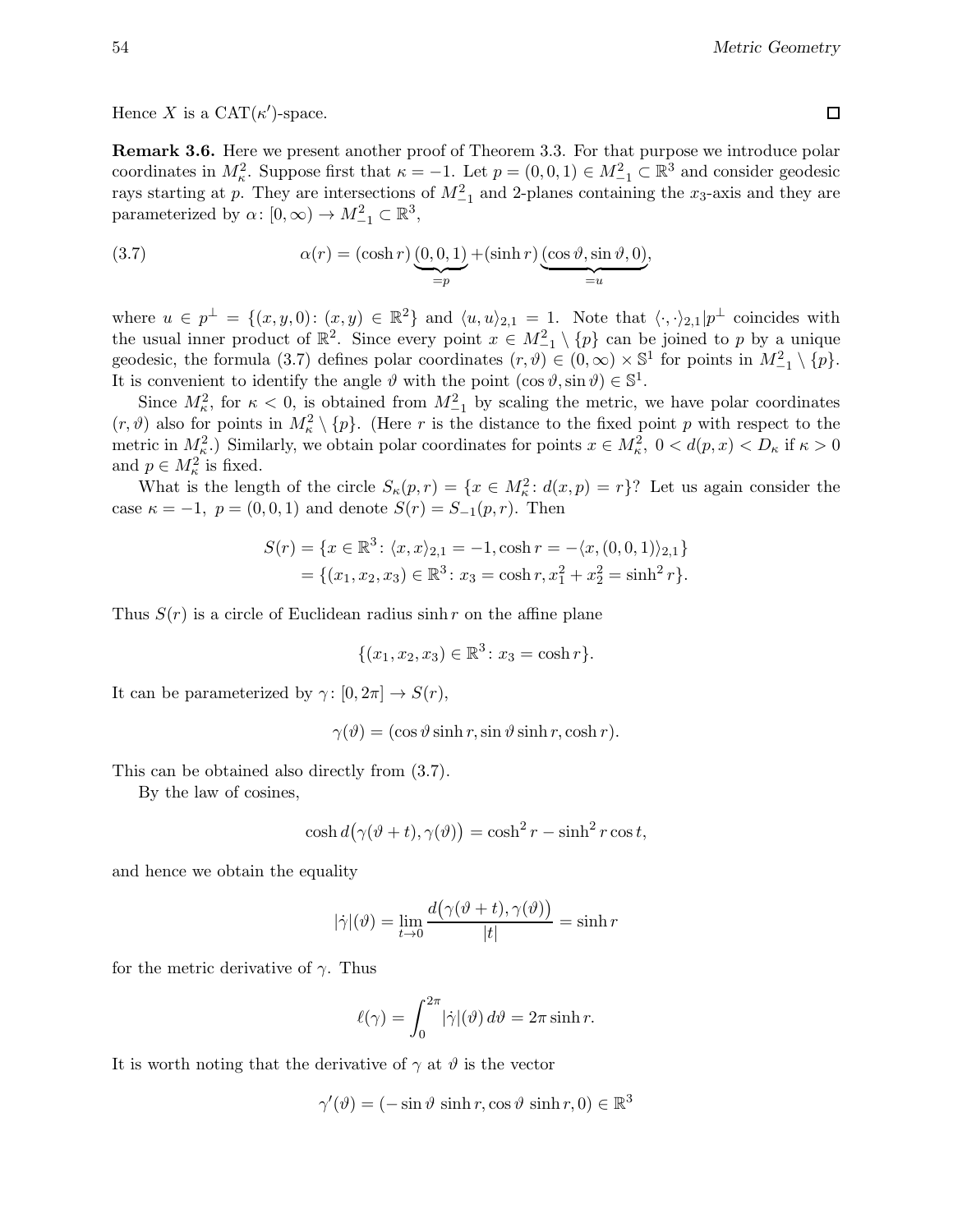Hence $X$ is a $\mathrm{CAT}(\kappa')$-space. $\square$

**Remark 3.6.** Here we present another proof of Theorem 3.3. For that purpose we introduce polar coordinates in $M^2_\kappa$. Suppose first that $\kappa = -1$. Let $p = (0,0,1) \in M^2_{-1} \subset \mathbb{R}^3$ and consider geodesic rays starting at $p$. They are intersections of $M^2_{-1}$ and 2-planes containing the $x_3$-axis and they are parameterized by $\alpha\colon [0,\infty) \to M^2_{-1} \subset \mathbb{R}^3$,

$$\alpha(r) = (\cosh r)\underbrace{(0,0,1)}_{=p} + (\sinh r)\underbrace{(\cos\vartheta, \sin\vartheta, 0)}_{=u}, \tag{3.7}$$

where $u \in p^\perp = \{(x,y,0)\colon (x,y) \in \mathbb{R}^2\}$ and $\langle u,u\rangle_{2,1} = 1$. Note that $\langle\cdot,\cdot\rangle_{2,1}|p^\perp$ coincides with the usual inner product of $\mathbb{R}^2$. Since every point $x \in M^2_{-1}\setminus\{p\}$ can be joined to $p$ by a unique geodesic, the formula (3.7) defines polar coordinates $(r,\vartheta) \in (0,\infty)\times\mathbb{S}^1$ for points in $M^2_{-1}\setminus\{p\}$. It is convenient to identify the angle $\vartheta$ with the point $(\cos\vartheta, \sin\vartheta) \in \mathbb{S}^1$.

Since $M^2_\kappa$, for $\kappa < 0$, is obtained from $M^2_{-1}$ by scaling the metric, we have polar coordinates $(r,\vartheta)$ also for points in $M^2_\kappa\setminus\{p\}$. (Here $r$ is the distance to the fixed point $p$ with respect to the metric in $M^2_\kappa$.) Similarly, we obtain polar coordinates for points $x \in M^2_\kappa$, $0 < d(p,x) < D_\kappa$ if $\kappa > 0$ and $p \in M^2_\kappa$ is fixed.

What is the length of the circle $S_\kappa(p,r) = \{x \in M^2_\kappa\colon d(x,p) = r\}$? Let us again consider the case $\kappa = -1$, $p = (0,0,1)$ and denote $S(r) = S_{-1}(p,r)$. Then

$$\begin{aligned} S(r) &= \{x \in \mathbb{R}^3\colon \langle x,x\rangle_{2,1} = -1, \cosh r = -\langle x,(0,0,1)\rangle_{2,1}\} \\ &= \{(x_1,x_2,x_3) \in \mathbb{R}^3\colon x_3 = \cosh r, x_1^2 + x_2^2 = \sinh^2 r\}. \end{aligned}$$

Thus $S(r)$ is a circle of Euclidean radius $\sinh r$ on the affine plane

$$\{(x_1,x_2,x_3) \in \mathbb{R}^3\colon x_3 = \cosh r\}.$$

It can be parameterized by $\gamma\colon [0,2\pi] \to S(r)$,

$$\gamma(\vartheta) = (\cos\vartheta\sinh r, \sin\vartheta\sinh r, \cosh r).$$

This can be obtained also directly from (3.7).

By the law of cosines,

$$\cosh d\big(\gamma(\vartheta+t),\gamma(\vartheta)\big) = \cosh^2 r - \sinh^2 r\cos t,$$

and hence we obtain the equality

$$|\dot\gamma|(\vartheta) = \lim_{t\to 0}\frac{d\big(\gamma(\vartheta+t),\gamma(\vartheta)\big)}{|t|} = \sinh r$$

for the metric derivative of $\gamma$. Thus

$$\ell(\gamma) = \int_0^{2\pi} |\dot\gamma|(\vartheta)\,d\vartheta = 2\pi\sinh r.$$

It is worth noting that the derivative of $\gamma$ at $\vartheta$ is the vector

$$\gamma'(\vartheta) = (-\sin\vartheta\,\sinh r, \cos\vartheta\,\sinh r, 0) \in \mathbb{R}^3$$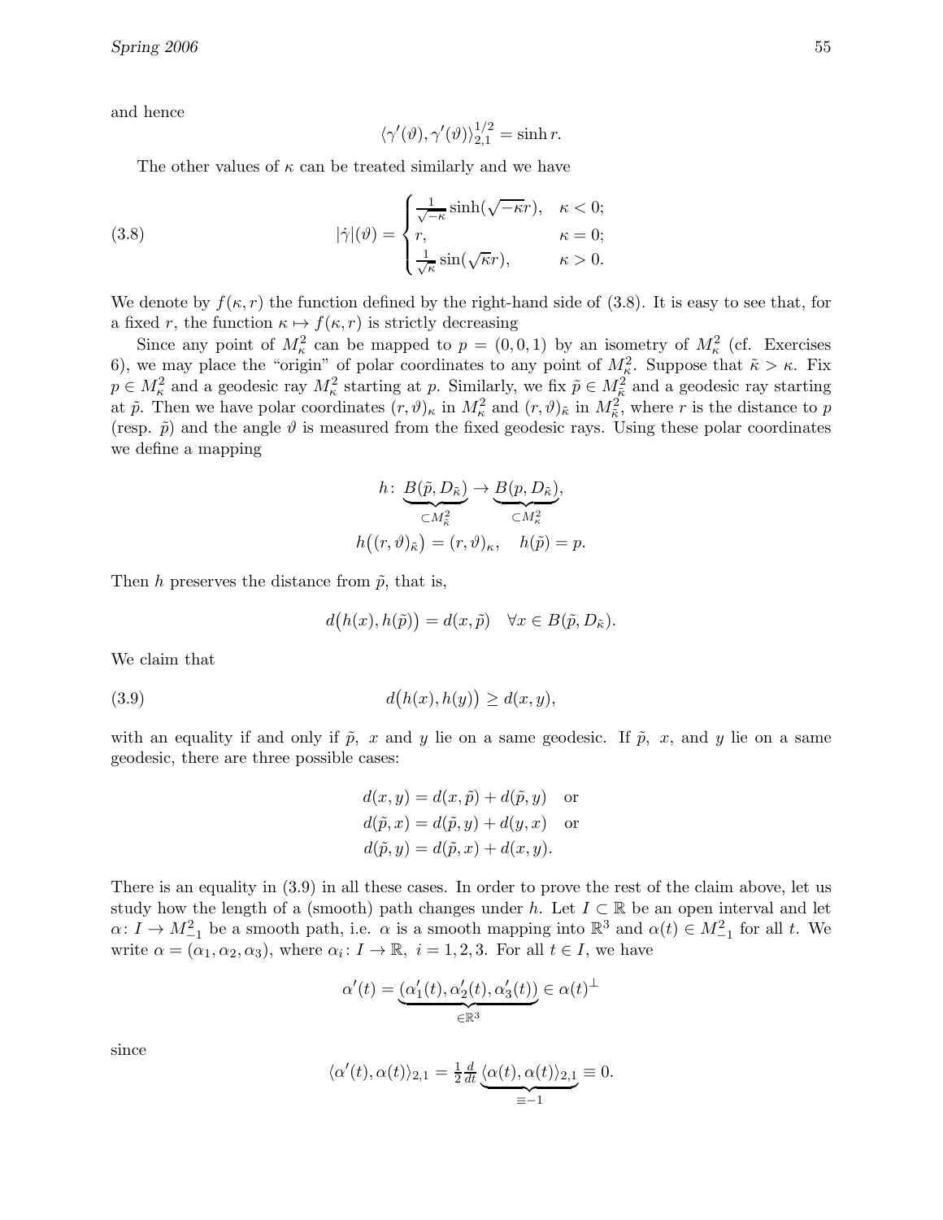and hence

$$\langle \gamma'(\vartheta), \gamma'(\vartheta) \rangle_{2,1}^{1/2} = \sinh r.$$

The other values of $\kappa$ can be treated similarly and we have

$$|\dot{\gamma}|(\vartheta) = \begin{cases} \frac{1}{\sqrt{-\kappa}} \sinh(\sqrt{-\kappa} r), & \kappa < 0; \\ r, & \kappa = 0; \\ \frac{1}{\sqrt{\kappa}} \sin(\sqrt{\kappa} r), & \kappa > 0. \end{cases} \tag{3.8}$$

We denote by $f(\kappa, r)$ the function defined by the right-hand side of (3.8). It is easy to see that, for a fixed $r$, the function $\kappa \mapsto f(\kappa, r)$ is strictly decreasing

Since any point of $M_\kappa^2$ can be mapped to $p = (0,0,1)$ by an isometry of $M_\kappa^2$ (cf. Exercises 6), we may place the "origin" of polar coordinates to any point of $M_\kappa^2$. Suppose that $\tilde{\kappa} > \kappa$. Fix $p \in M_\kappa^2$ and a geodesic ray $M_\kappa^2$ starting at $p$. Similarly, we fix $\tilde{p} \in M_{\tilde{\kappa}}^2$ and a geodesic ray starting at $\tilde{p}$. Then we have polar coordinates $(r, \vartheta)_\kappa$ in $M_\kappa^2$ and $(r, \vartheta)_{\tilde{\kappa}}$ in $M_{\tilde{\kappa}}^2$, where $r$ is the distance to $p$ (resp. $\tilde{p}$) and the angle $\vartheta$ is measured from the fixed geodesic rays. Using these polar coordinates we define a mapping

$$h \colon \underbrace{B(\tilde{p}, D_{\tilde{\kappa}})}_{\subset M_{\tilde{\kappa}}^2} \to \underbrace{B(p, D_{\tilde{\kappa}})}_{\subset M_\kappa^2},$$

$$h\big((r,\vartheta)_{\tilde{\kappa}}\big) = (r, \vartheta)_\kappa, \quad h(\tilde{p}) = p.$$

Then $h$ preserves the distance from $\tilde{p}$, that is,

$$d\big(h(x), h(\tilde{p})\big) = d(x, \tilde{p}) \quad \forall x \in B(\tilde{p}, D_{\tilde{\kappa}}).$$

We claim that

$$d\big(h(x), h(y)\big) \geq d(x,y), \tag{3.9}$$

with an equality if and only if $\tilde{p}$, $x$ and $y$ lie on a same geodesic. If $\tilde{p}$, $x$, and $y$ lie on a same geodesic, there are three possible cases:

$$\begin{aligned} d(x,y) &= d(x,\tilde{p}) + d(\tilde{p}, y) \quad \text{or} \\ d(\tilde{p}, x) &= d(\tilde{p}, y) + d(y, x) \quad \text{or} \\ d(\tilde{p}, y) &= d(\tilde{p}, x) + d(x, y). \end{aligned}$$

There is an equality in (3.9) in all these cases. In order to prove the rest of the claim above, let us study how the length of a (smooth) path changes under $h$. Let $I \subset \mathbb{R}$ be an open interval and let $\alpha \colon I \to M_{-1}^2$ be a smooth path, i.e. $\alpha$ is a smooth mapping into $\mathbb{R}^3$ and $\alpha(t) \in M_{-1}^2$ for all $t$. We write $\alpha = (\alpha_1, \alpha_2, \alpha_3)$, where $\alpha_i \colon I \to \mathbb{R}$, $i = 1,2,3$. For all $t \in I$, we have

$$\alpha'(t) = \underbrace{\big(\alpha_1'(t), \alpha_2'(t), \alpha_3'(t)\big)}_{\in \mathbb{R}^3} \in \alpha(t)^\perp$$

since

$$\langle \alpha'(t), \alpha(t) \rangle_{2,1} = \tfrac{1}{2} \tfrac{d}{dt} \underbrace{\langle \alpha(t), \alpha(t) \rangle_{2,1}}_{\equiv -1} \equiv 0.$$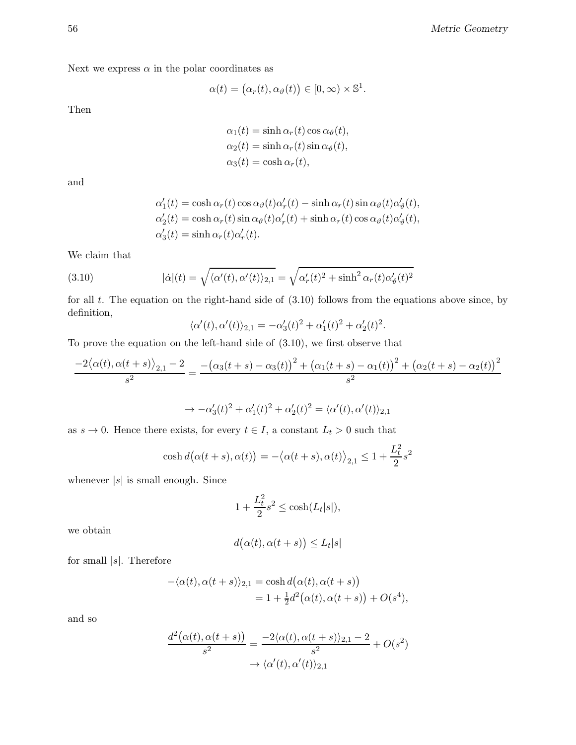Next we express $\alpha$ in the polar coordinates as

$$\alpha(t) = \big(\alpha_r(t), \alpha_\vartheta(t)\big) \in [0, \infty) \times \mathbb{S}^1.$$

Then

$$\begin{aligned}
\alpha_1(t) &= \sinh \alpha_r(t) \cos \alpha_\vartheta(t), \\
\alpha_2(t) &= \sinh \alpha_r(t) \sin \alpha_\vartheta(t), \\
\alpha_3(t) &= \cosh \alpha_r(t),
\end{aligned}$$

and

$$\begin{aligned}
\alpha_1'(t) &= \cosh \alpha_r(t) \cos \alpha_\vartheta(t) \alpha_r'(t) - \sinh \alpha_r(t) \sin \alpha_\vartheta(t) \alpha_\vartheta'(t), \\
\alpha_2'(t) &= \cosh \alpha_r(t) \sin \alpha_\vartheta(t) \alpha_r'(t) + \sinh \alpha_r(t) \cos \alpha_\vartheta(t) \alpha_\vartheta'(t), \\
\alpha_3'(t) &= \sinh \alpha_r(t) \alpha_r'(t).
\end{aligned}$$

We claim that

$$|\dot{\alpha}|(t) = \sqrt{\langle \alpha'(t), \alpha'(t) \rangle_{2,1}} = \sqrt{\alpha_r'(t)^2 + \sinh^2 \alpha_r(t) \alpha_\vartheta'(t)^2} \tag{3.10}$$

for all $t$. The equation on the right-hand side of (3.10) follows from the equations above since, by definition,

$$\langle \alpha'(t), \alpha'(t) \rangle_{2,1} = -\alpha_3'(t)^2 + \alpha_1'(t)^2 + \alpha_2'(t)^2.$$

To prove the equation on the left-hand side of (3.10), we first observe that

$$\frac{-2\big\langle \alpha(t), \alpha(t+s) \big\rangle_{2,1} - 2}{s^2} = \frac{-\big(\alpha_3(t+s) - \alpha_3(t)\big)^2 + \big(\alpha_1(t+s) - \alpha_1(t)\big)^2 + \big(\alpha_2(t+s) - \alpha_2(t)\big)^2}{s^2}$$

$$\to -\alpha_3'(t)^2 + \alpha_1'(t)^2 + \alpha_2'(t)^2 = \langle \alpha'(t), \alpha'(t) \rangle_{2,1}$$

as $s \to 0$. Hence there exists, for every $t \in I$, a constant $L_t > 0$ such that

$$\cosh d\big(\alpha(t+s), \alpha(t)\big) = -\big\langle \alpha(t+s), \alpha(t) \big\rangle_{2,1} \leq 1 + \frac{L_t^2}{2} s^2$$

whenever $|s|$ is small enough. Since

$$1 + \frac{L_t^2}{2} s^2 \leq \cosh(L_t |s|),$$

we obtain

$$d\big(\alpha(t), \alpha(t+s)\big) \leq L_t |s|$$

for small $|s|$. Therefore

$$\begin{aligned}
-\langle \alpha(t), \alpha(t+s) \rangle_{2,1} &= \cosh d\big(\alpha(t), \alpha(t+s)\big) \\
&= 1 + \tfrac{1}{2} d^2\big(\alpha(t), \alpha(t+s)\big) + O(s^4),
\end{aligned}$$

and so

$$\begin{aligned}
\frac{d^2\big(\alpha(t), \alpha(t+s)\big)}{s^2} &= \frac{-2\langle \alpha(t), \alpha(t+s) \rangle_{2,1} - 2}{s^2} + O(s^2) \\
&\to \langle \alpha'(t), \alpha'(t) \rangle_{2,1}
\end{aligned}$$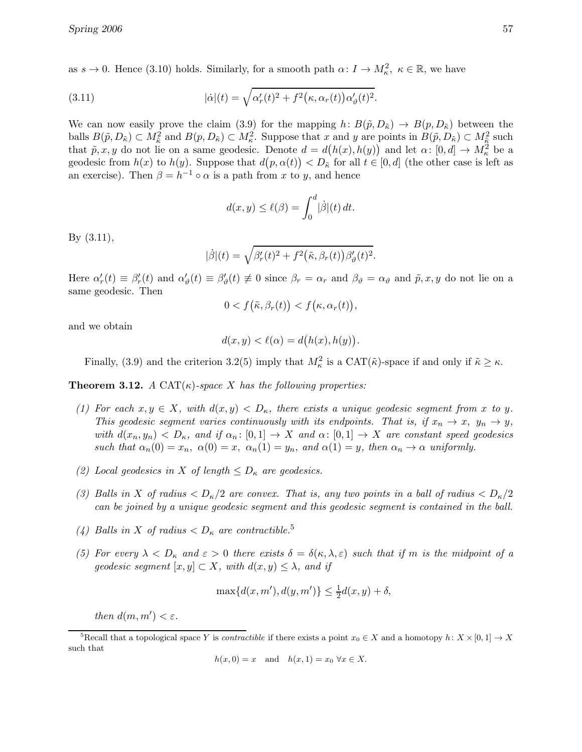as $s \to 0$. Hence (3.10) holds. Similarly, for a smooth path $\alpha\colon I \to M^2_\kappa,\ \kappa \in \mathbb{R}$, we have

$$
|\dot\alpha|(t) = \sqrt{\alpha_r'(t)^2 + f^2\big(\kappa, \alpha_r(t)\big)\alpha_\vartheta'(t)^2}. \tag{3.11}
$$

We can now easily prove the claim (3.9) for the mapping $h\colon B(\tilde p, D_{\tilde\kappa}) \to B(p, D_{\tilde\kappa})$ between the balls $B(\tilde p, D_{\tilde\kappa}) \subset M^2_{\tilde\kappa}$ and $B(p, D_{\tilde\kappa}) \subset M^2_\kappa$. Suppose that $x$ and $y$ are points in $B(\tilde p, D_{\tilde\kappa}) \subset M^2_{\tilde\kappa}$ such that $\tilde p, x, y$ do not lie on a same geodesic. Denote $d = d\big(h(x), h(y)\big)$ and let $\alpha\colon [0,d] \to M^2_\kappa$ be a geodesic from $h(x)$ to $h(y)$. Suppose that $d\big(p, \alpha(t)\big) < D_{\tilde\kappa}$ for all $t \in [0,d]$ (the other case is left as an exercise). Then $\beta = h^{-1} \circ \alpha$ is a path from $x$ to $y$, and hence

$$
d(x,y) \le \ell(\beta) = \int_0^d |\dot\beta|(t)\, dt.
$$

By (3.11),

$$
|\dot\beta|(t) = \sqrt{\beta_r'(t)^2 + f^2\big(\tilde\kappa, \beta_r(t)\big)\beta_\vartheta'(t)^2}.
$$

Here $\alpha_r'(t) \equiv \beta_r'(t)$ and $\alpha_\vartheta'(t) \equiv \beta_\vartheta'(t) \not\equiv 0$ since $\beta_r = \alpha_r$ and $\beta_\vartheta = \alpha_\vartheta$ and $\tilde p, x, y$ do not lie on a same geodesic. Then

$$
0 < f\big(\tilde\kappa, \beta_r(t)\big) < f\big(\kappa, \alpha_r(t)\big),
$$

and we obtain

$$
d(x,y) < \ell(\alpha) = d\big(h(x), h(y)\big).
$$

Finally, (3.9) and the criterion 3.2(5) imply that $M^2_\kappa$ is a $\mathrm{CAT}(\tilde\kappa)$-space if and only if $\tilde\kappa \ge \kappa$.

**Theorem 3.12.** *A $\mathrm{CAT}(\kappa)$-space $X$ has the following properties:*

*(1) For each $x, y \in X$, with $d(x,y) < D_\kappa$, there exists a unique geodesic segment from $x$ to $y$. This geodesic segment varies continuously with its endpoints. That is, if $x_n \to x$, $y_n \to y$, with $d(x_n, y_n) < D_\kappa$, and if $\alpha_n\colon [0,1] \to X$ and $\alpha\colon [0,1] \to X$ are constant speed geodesics such that $\alpha_n(0) = x_n$, $\alpha(0) = x$, $\alpha_n(1) = y_n$, and $\alpha(1) = y$, then $\alpha_n \to \alpha$ uniformly.*

*(2) Local geodesics in $X$ of length $\le D_\kappa$ are geodesics.*

*(3) Balls in $X$ of radius $< D_\kappa/2$ are convex. That is, any two points in a ball of radius $< D_\kappa/2$ can be joined by a unique geodesic segment and this geodesic segment is contained in the ball.*

*(4) Balls in $X$ of radius $< D_\kappa$ are contractible.*[5]

*(5) For every $\lambda < D_\kappa$ and $\varepsilon > 0$ there exists $\delta = \delta(\kappa, \lambda, \varepsilon)$ such that if $m$ is the midpoint of a geodesic segment $[x,y] \subset X$, with $d(x,y) \le \lambda$, and if*

$$
\max\{d(x,m'), d(y,m')\} \le \tfrac{1}{2} d(x,y) + \delta,
$$

*then $d(m,m') < \varepsilon$.*

---

[5]Recall that a topological space $Y$ is *contractible* if there exists a point $x_0 \in X$ and a homotopy $h\colon X \times [0,1] \to X$ such that

$$
h(x,0) = x \quad \text{and} \quad h(x,1) = x_0 \ \forall x \in X.
$$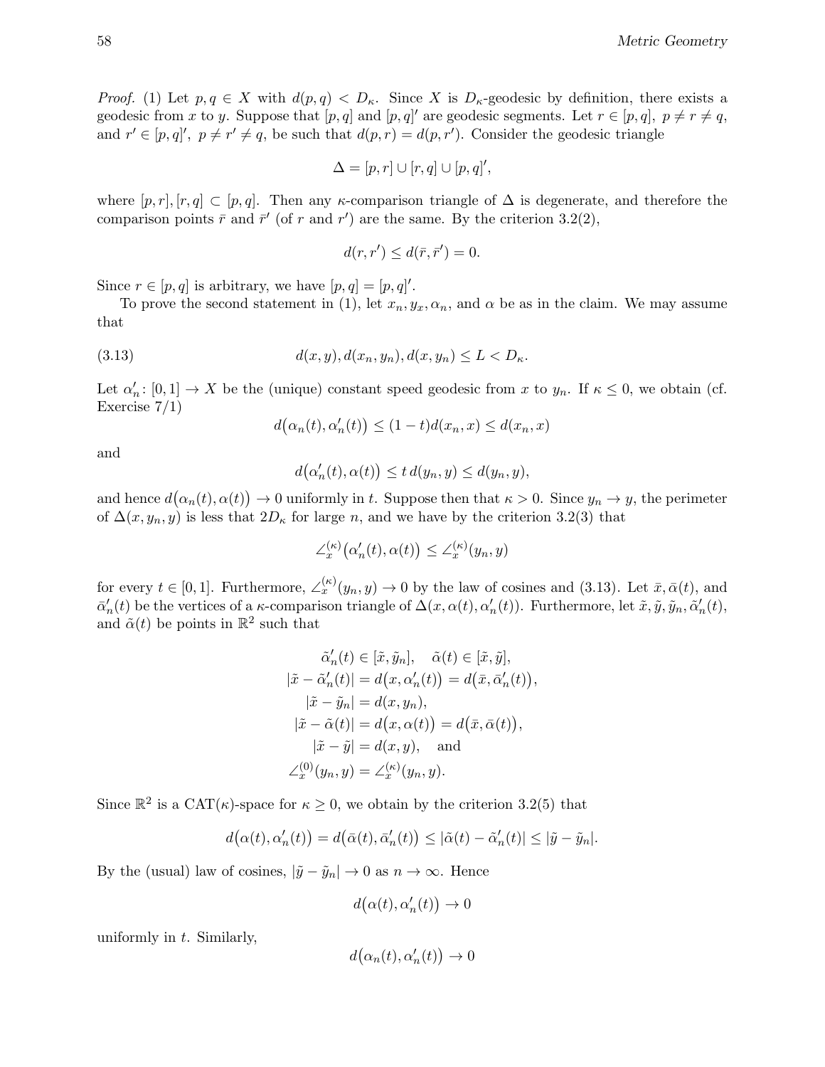*Proof.* (1) Let $p, q \in X$ with $d(p,q) < D_\kappa$. Since $X$ is $D_\kappa$-geodesic by definition, there exists a geodesic from $x$ to $y$. Suppose that $[p,q]$ and $[p,q]'$ are geodesic segments. Let $r \in [p,q],\ p \neq r \neq q$, and $r' \in [p,q]',\ p \neq r' \neq q$, be such that $d(p,r) = d(p,r')$. Consider the geodesic triangle

$$\Delta = [p,r] \cup [r,q] \cup [p,q]',$$

where $[p,r],[r,q] \subset [p,q]$. Then any $\kappa$-comparison triangle of $\Delta$ is degenerate, and therefore the comparison points $\bar{r}$ and $\bar{r}'$ (of $r$ and $r'$) are the same. By the criterion 3.2(2),

$$d(r,r') \le d(\bar{r},\bar{r}') = 0.$$

Since $r \in [p,q]$ is arbitrary, we have $[p,q] = [p,q]'$.

To prove the second statement in (1), let $x_n, y_x, \alpha_n$, and $\alpha$ be as in the claim. We may assume that

$$d(x,y), d(x_n,y_n), d(x,y_n) \le L < D_\kappa. \tag{3.13}$$

Let $\alpha_n' \colon [0,1] \to X$ be the (unique) constant speed geodesic from $x$ to $y_n$. If $\kappa \le 0$, we obtain (cf. Exercise 7/1)

$$d\big(\alpha_n(t), \alpha_n'(t)\big) \le (1-t) d(x_n, x) \le d(x_n, x)$$

and

$$d\big(\alpha_n'(t), \alpha(t)\big) \le t\, d(y_n, y) \le d(y_n, y),$$

and hence $d\big(\alpha_n(t), \alpha(t)\big) \to 0$ uniformly in $t$. Suppose then that $\kappa > 0$. Since $y_n \to y$, the perimeter of $\Delta(x, y_n, y)$ is less that $2D_\kappa$ for large $n$, and we have by the criterion 3.2(3) that

$$\angle_x^{(\kappa)}\big(\alpha_n'(t), \alpha(t)\big) \le \angle_x^{(\kappa)}(y_n, y)$$

for every $t \in [0,1]$. Furthermore, $\angle_x^{(\kappa)}(y_n, y) \to 0$ by the law of cosines and (3.13). Let $\bar{x}, \bar{\alpha}(t)$, and $\bar{\alpha}_n'(t)$ be the vertices of a $\kappa$-comparison triangle of $\Delta(x, \alpha(t), \alpha_n'(t))$. Furthermore, let $\tilde{x}, \tilde{y}, \tilde{y}_n, \tilde{\alpha}_n'(t)$, and $\tilde{\alpha}(t)$ be points in $\mathbb{R}^2$ such that

$$\begin{aligned}
\tilde{\alpha}_n'(t) \in [\tilde{x}, \tilde{y}_n], &\quad \tilde{\alpha}(t) \in [\tilde{x}, \tilde{y}],\\
|\tilde{x} - \tilde{\alpha}_n'(t)| &= d\big(x, \alpha_n'(t)\big) = d\big(\bar{x}, \bar{\alpha}_n'(t)\big),\\
|\tilde{x} - \tilde{y}_n| &= d(x, y_n),\\
|\tilde{x} - \tilde{\alpha}(t)| &= d\big(x, \alpha(t)\big) = d\big(\bar{x}, \bar{\alpha}(t)\big),\\
|\tilde{x} - \tilde{y}| &= d(x,y), \quad \text{and}\\
\angle_x^{(0)}(y_n, y) &= \angle_x^{(\kappa)}(y_n, y).
\end{aligned}$$

Since $\mathbb{R}^2$ is a CAT($\kappa$)-space for $\kappa \ge 0$, we obtain by the criterion 3.2(5) that

$$d\big(\alpha(t), \alpha_n'(t)\big) = d\big(\bar{\alpha}(t), \bar{\alpha}_n'(t)\big) \le |\tilde{\alpha}(t) - \tilde{\alpha}_n'(t)| \le |\tilde{y} - \tilde{y}_n|.$$

By the (usual) law of cosines, $|\tilde{y} - \tilde{y}_n| \to 0$ as $n \to \infty$. Hence

$$d\big(\alpha(t), \alpha_n'(t)\big) \to 0$$

uniformly in $t$. Similarly,

$$d\big(\alpha_n(t), \alpha_n'(t)\big) \to 0$$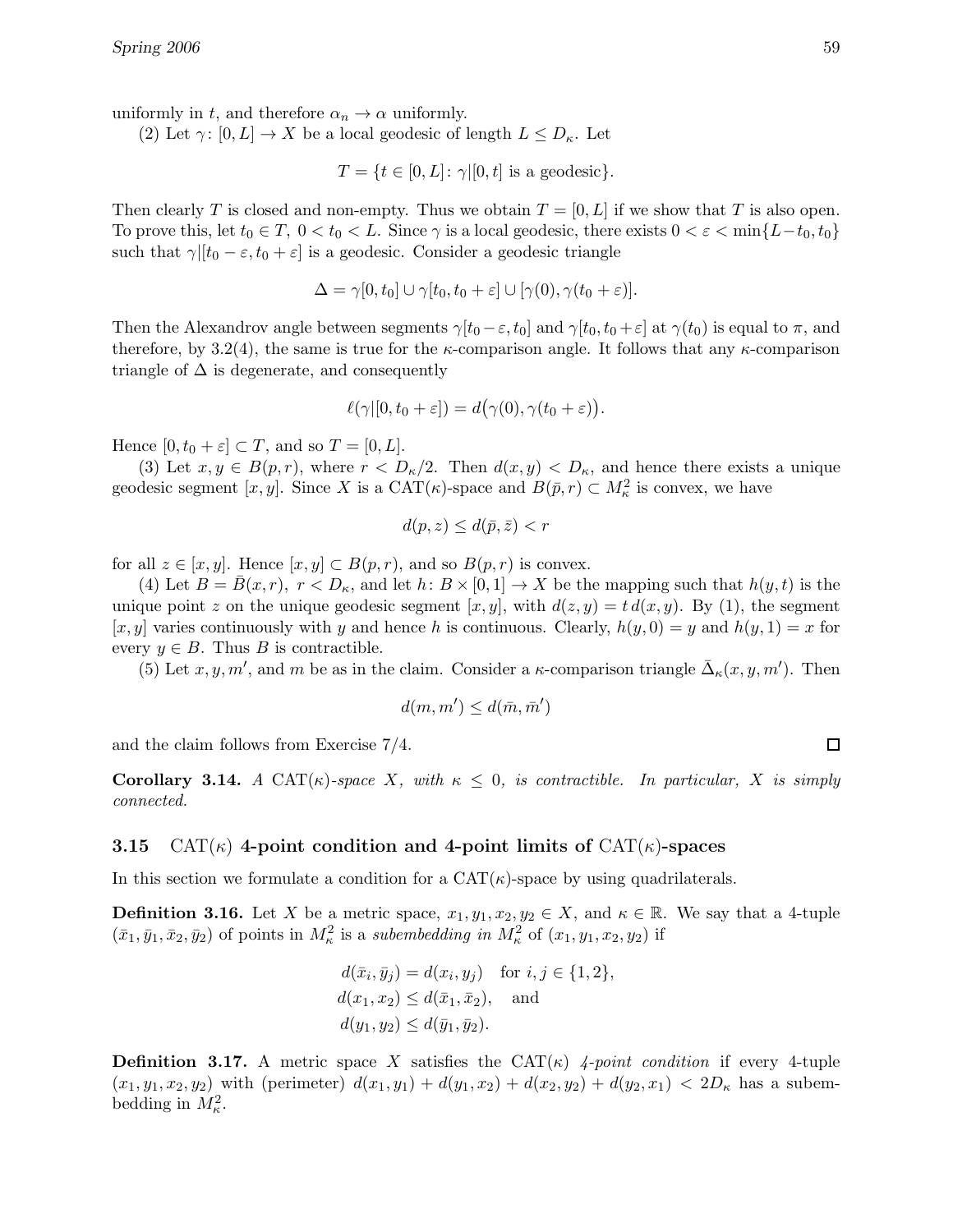uniformly in $t$, and therefore $\alpha_n \to \alpha$ uniformly.

(2) Let $\gamma\colon [0,L] \to X$ be a local geodesic of length $L \le D_\kappa$. Let

$$T = \{t \in [0,L] \colon \gamma|[0,t] \text{ is a geodesic}\}.$$

Then clearly $T$ is closed and non-empty. Thus we obtain $T = [0,L]$ if we show that $T$ is also open. To prove this, let $t_0 \in T,\ 0 < t_0 < L$. Since $\gamma$ is a local geodesic, there exists $0 < \varepsilon < \min\{L - t_0, t_0\}$ such that $\gamma|[t_0 - \varepsilon, t_0 + \varepsilon]$ is a geodesic. Consider a geodesic triangle

$$\Delta = \gamma[0,t_0] \cup \gamma[t_0, t_0+\varepsilon] \cup [\gamma(0), \gamma(t_0+\varepsilon)].$$

Then the Alexandrov angle between segments $\gamma[t_0-\varepsilon, t_0]$ and $\gamma[t_0, t_0+\varepsilon]$ at $\gamma(t_0)$ is equal to $\pi$, and therefore, by 3.2(4), the same is true for the $\kappa$-comparison angle. It follows that any $\kappa$-comparison triangle of $\Delta$ is degenerate, and consequently

$$\ell(\gamma|[0, t_0+\varepsilon]) = d\big(\gamma(0), \gamma(t_0+\varepsilon)\big).$$

Hence $[0, t_0+\varepsilon] \subset T$, and so $T = [0,L]$.

(3) Let $x, y \in B(p,r)$, where $r < D_\kappa/2$. Then $d(x,y) < D_\kappa$, and hence there exists a unique geodesic segment $[x,y]$. Since $X$ is a $\mathrm{CAT}(\kappa)$-space and $B(\bar p, r) \subset M_\kappa^2$ is convex, we have

$$d(p,z) \le d(\bar p, \bar z) < r$$

for all $z \in [x,y]$. Hence $[x,y] \subset B(p,r)$, and so $B(p,r)$ is convex.

(4) Let $B = \bar B(x,r),\ r < D_\kappa$, and let $h\colon B \times [0,1] \to X$ be the mapping such that $h(y,t)$ is the unique point $z$ on the unique geodesic segment $[x,y]$, with $d(z,y) = t\, d(x,y)$. By (1), the segment $[x,y]$ varies continuously with $y$ and hence $h$ is continuous. Clearly, $h(y,0) = y$ and $h(y,1) = x$ for every $y \in B$. Thus $B$ is contractible.

(5) Let $x, y, m'$, and $m$ be as in the claim. Consider a $\kappa$-comparison triangle $\bar\Delta_\kappa(x,y,m')$. Then

$$d(m,m') \le d(\bar m, \bar m')$$

and the claim follows from Exercise 7/4. □

**Corollary 3.14.** *A $\mathrm{CAT}(\kappa)$-space $X$, with $\kappa \le 0$, is contractible. In particular, $X$ is simply connected.*

### 3.15 $\mathrm{CAT}(\kappa)$ 4-point condition and 4-point limits of $\mathrm{CAT}(\kappa)$-spaces

In this section we formulate a condition for a $\mathrm{CAT}(\kappa)$-space by using quadrilaterals.

**Definition 3.16.** Let $X$ be a metric space, $x_1, y_1, x_2, y_2 \in X$, and $\kappa \in \mathbb{R}$. We say that a 4-tuple $(\bar x_1, \bar y_1, \bar x_2, \bar y_2)$ of points in $M_\kappa^2$ is a *subembedding in $M_\kappa^2$* of $(x_1, y_1, x_2, y_2)$ if

$$\begin{aligned} d(\bar x_i, \bar y_j) &= d(x_i, y_j) \quad \text{for } i,j \in \{1,2\},\\ d(x_1, x_2) &\le d(\bar x_1, \bar x_2), \quad \text{and}\\ d(y_1, y_2) &\le d(\bar y_1, \bar y_2). \end{aligned}$$

**Definition 3.17.** A metric space $X$ satisfies the $\mathrm{CAT}(\kappa)$ *4-point condition* if every 4-tuple $(x_1, y_1, x_2, y_2)$ with (perimeter) $d(x_1,y_1) + d(y_1,x_2) + d(x_2,y_2) + d(y_2,x_1) < 2D_\kappa$ has a subembedding in $M_\kappa^2$.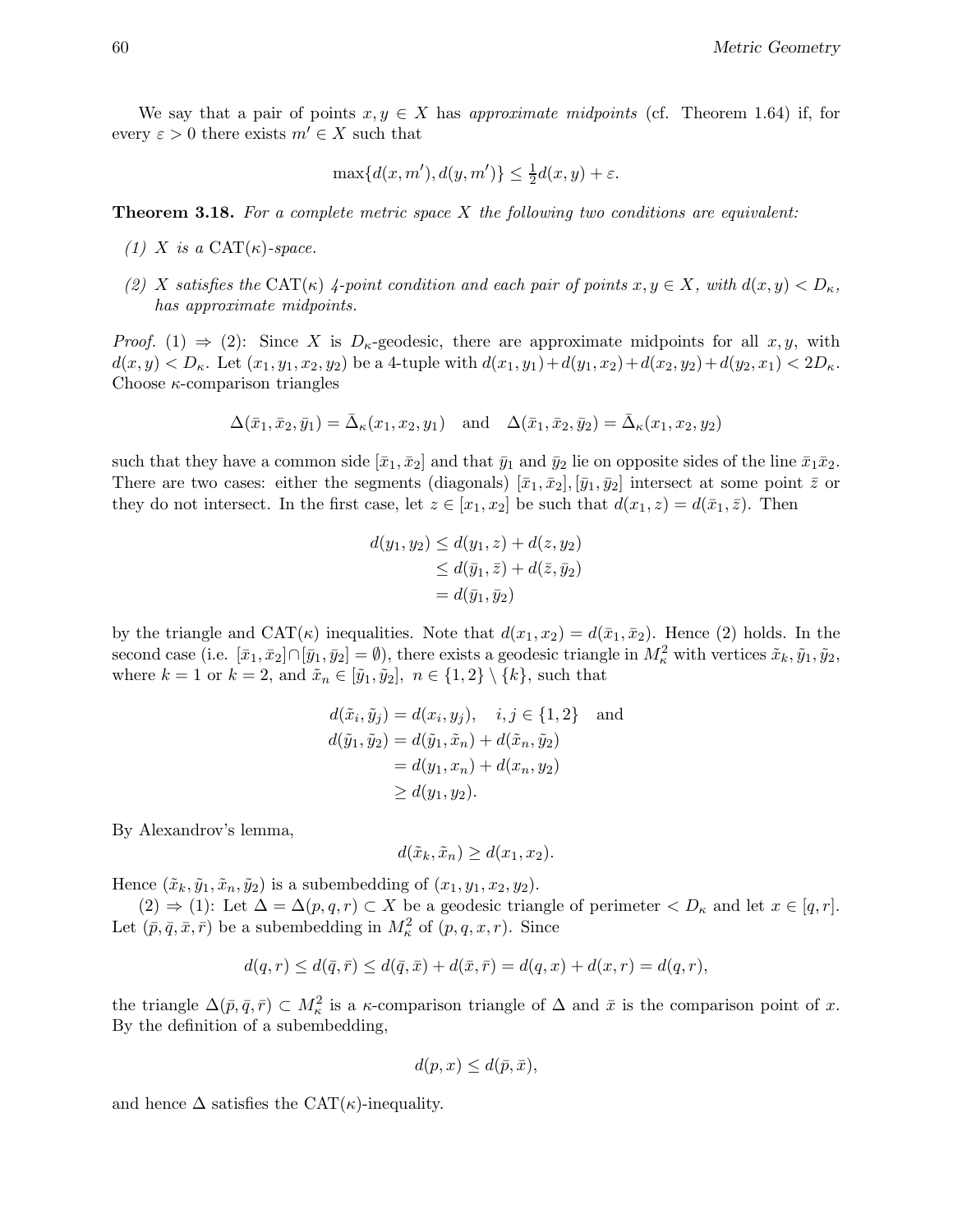We say that a pair of points $x, y \in X$ has *approximate midpoints* (cf. Theorem 1.64) if, for every $\varepsilon > 0$ there exists $m' \in X$ such that

$$\max\{d(x, m'), d(y, m')\} \leq \tfrac{1}{2} d(x, y) + \varepsilon.$$

**Theorem 3.18.** *For a complete metric space $X$ the following two conditions are equivalent:*

*(1) $X$ is a $\mathrm{CAT}(\kappa)$-space.*

*(2) $X$ satisfies the $\mathrm{CAT}(\kappa)$ 4-point condition and each pair of points $x, y \in X$, with $d(x, y) < D_\kappa$, has approximate midpoints.*

*Proof.* (1) $\Rightarrow$ (2): Since $X$ is $D_\kappa$-geodesic, there are approximate midpoints for all $x, y$, with $d(x, y) < D_\kappa$. Let $(x_1, y_1, x_2, y_2)$ be a 4-tuple with $d(x_1, y_1) + d(y_1, x_2) + d(x_2, y_2) + d(y_2, x_1) < 2D_\kappa$. Choose $\kappa$-comparison triangles

$$\Delta(\bar{x}_1, \bar{x}_2, \bar{y}_1) = \bar{\Delta}_\kappa(x_1, x_2, y_1) \quad \text{and} \quad \Delta(\bar{x}_1, \bar{x}_2, \bar{y}_2) = \bar{\Delta}_\kappa(x_1, x_2, y_2)$$

such that they have a common side $[\bar{x}_1, \bar{x}_2]$ and that $\bar{y}_1$ and $\bar{y}_2$ lie on opposite sides of the line $\bar{x}_1\bar{x}_2$. There are two cases: either the segments (diagonals) $[\bar{x}_1, \bar{x}_2], [\bar{y}_1, \bar{y}_2]$ intersect at some point $\bar{z}$ or they do not intersect. In the first case, let $z \in [x_1, x_2]$ be such that $d(x_1, z) = d(\bar{x}_1, \bar{z})$. Then

$$\begin{aligned}
d(y_1, y_2) &\leq d(y_1, z) + d(z, y_2) \\
&\leq d(\bar{y}_1, \bar{z}) + d(\bar{z}, \bar{y}_2) \\
&= d(\bar{y}_1, \bar{y}_2)
\end{aligned}$$

by the triangle and $\mathrm{CAT}(\kappa)$ inequalities. Note that $d(x_1, x_2) = d(\bar{x}_1, \bar{x}_2)$. Hence (2) holds. In the second case (i.e. $[\bar{x}_1, \bar{x}_2] \cap [\bar{y}_1, \bar{y}_2] = \emptyset$), there exists a geodesic triangle in $M^2_\kappa$ with vertices $\tilde{x}_k, \tilde{y}_1, \tilde{y}_2$, where $k = 1$ or $k = 2$, and $\tilde{x}_n \in [\tilde{y}_1, \tilde{y}_2]$, $n \in \{1, 2\} \setminus \{k\}$, such that

$$\begin{aligned}
d(\tilde{x}_i, \tilde{y}_j) &= d(x_i, y_j), \quad i, j \in \{1, 2\} \quad \text{and} \\
d(\tilde{y}_1, \tilde{y}_2) &= d(\tilde{y}_1, \tilde{x}_n) + d(\tilde{x}_n, \tilde{y}_2) \\
&= d(y_1, x_n) + d(x_n, y_2) \\
&\geq d(y_1, y_2).
\end{aligned}$$

By Alexandrov's lemma,

$$d(\tilde{x}_k, \tilde{x}_n) \geq d(x_1, x_2).$$

Hence $(\tilde{x}_k, \tilde{y}_1, \tilde{x}_n, \tilde{y}_2)$ is a subembedding of $(x_1, y_1, x_2, y_2)$.

(2) $\Rightarrow$ (1): Let $\Delta = \Delta(p, q, r) \subset X$ be a geodesic triangle of perimeter $< D_\kappa$ and let $x \in [q, r]$. Let $(\bar{p}, \bar{q}, \bar{x}, \bar{r})$ be a subembedding in $M^2_\kappa$ of $(p, q, x, r)$. Since

$$d(q, r) \leq d(\bar{q}, \bar{r}) \leq d(\bar{q}, \bar{x}) + d(\bar{x}, \bar{r}) = d(q, x) + d(x, r) = d(q, r),$$

the triangle $\Delta(\bar{p}, \bar{q}, \bar{r}) \subset M^2_\kappa$ is a $\kappa$-comparison triangle of $\Delta$ and $\bar{x}$ is the comparison point of $x$. By the definition of a subembedding,

$$d(p, x) \leq d(\bar{p}, \bar{x}),$$

and hence $\Delta$ satisfies the $\mathrm{CAT}(\kappa)$-inequality.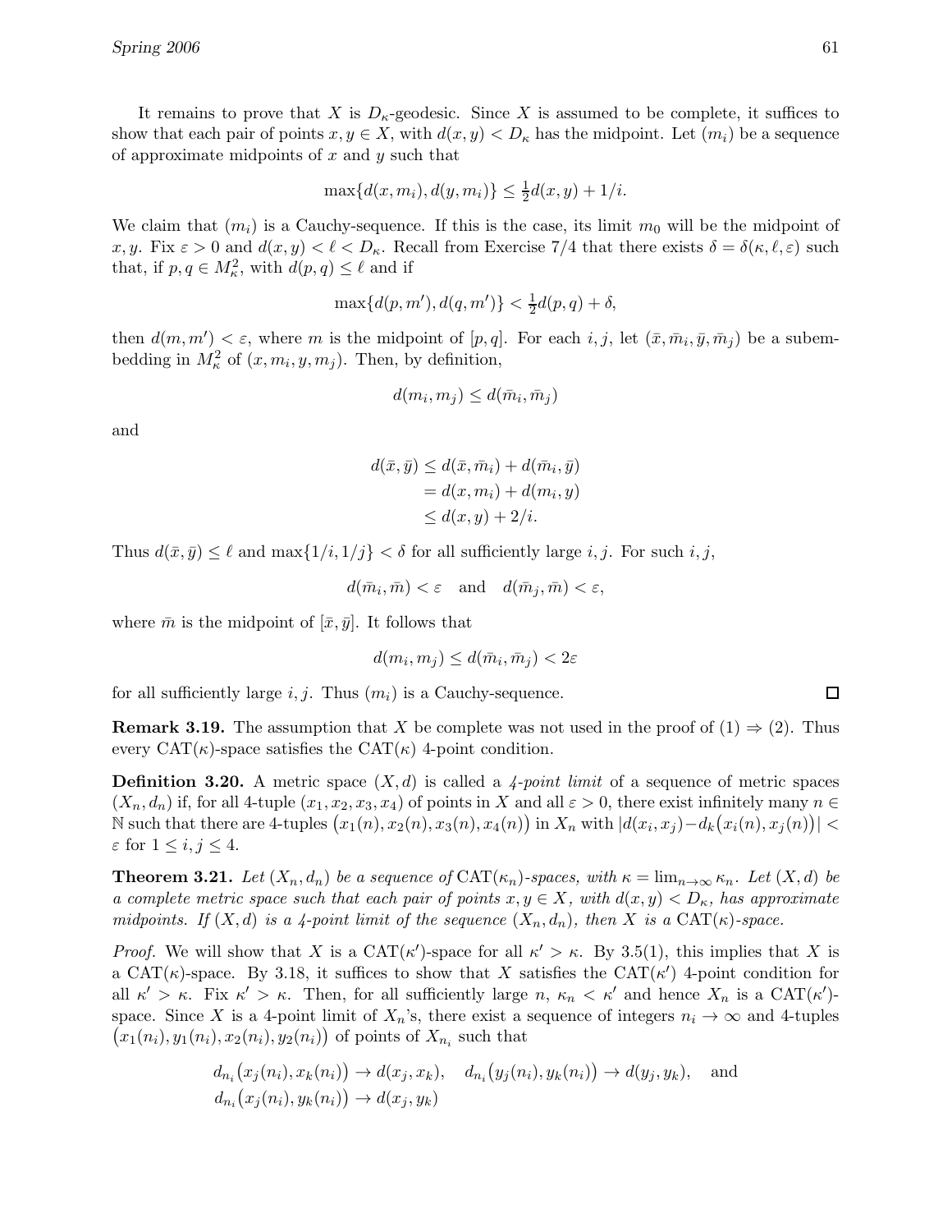It remains to prove that $X$ is $D_\kappa$-geodesic. Since $X$ is assumed to be complete, it suffices to show that each pair of points $x, y \in X$, with $d(x,y) < D_\kappa$ has the midpoint. Let $(m_i)$ be a sequence of approximate midpoints of $x$ and $y$ such that

$$\max\{d(x, m_i), d(y, m_i)\} \leq \tfrac{1}{2} d(x,y) + 1/i.$$

We claim that $(m_i)$ is a Cauchy-sequence. If this is the case, its limit $m_0$ will be the midpoint of $x, y$. Fix $\varepsilon > 0$ and $d(x,y) < \ell < D_\kappa$. Recall from Exercise 7/4 that there exists $\delta = \delta(\kappa, \ell, \varepsilon)$ such that, if $p, q \in M^2_\kappa$, with $d(p,q) \leq \ell$ and if

$$\max\{d(p, m'), d(q, m')\} < \tfrac{1}{2} d(p,q) + \delta,$$

then $d(m, m') < \varepsilon$, where $m$ is the midpoint of $[p,q]$. For each $i, j$, let $(\bar{x}, \bar{m}_i, \bar{y}, \bar{m}_j)$ be a subembedding in $M^2_\kappa$ of $(x, m_i, y, m_j)$. Then, by definition,

$$d(m_i, m_j) \leq d(\bar{m}_i, \bar{m}_j)$$

and

$$\begin{aligned} d(\bar{x}, \bar{y}) &\leq d(\bar{x}, \bar{m}_i) + d(\bar{m}_i, \bar{y}) \\ &= d(x, m_i) + d(m_i, y) \\ &\leq d(x,y) + 2/i. \end{aligned}$$

Thus $d(\bar{x}, \bar{y}) \leq \ell$ and $\max\{1/i, 1/j\} < \delta$ for all sufficiently large $i, j$. For such $i, j$,

$$d(\bar{m}_i, \bar{m}) < \varepsilon \quad \text{and} \quad d(\bar{m}_j, \bar{m}) < \varepsilon,$$

where $\bar{m}$ is the midpoint of $[\bar{x}, \bar{y}]$. It follows that

$$d(m_i, m_j) \leq d(\bar{m}_i, \bar{m}_j) < 2\varepsilon$$

for all sufficiently large $i, j$. Thus $(m_i)$ is a Cauchy-sequence. $\square$

**Remark 3.19.** The assumption that $X$ be complete was not used in the proof of (1) $\Rightarrow$ (2). Thus every $\mathrm{CAT}(\kappa)$-space satisfies the $\mathrm{CAT}(\kappa)$ 4-point condition.

**Definition 3.20.** A metric space $(X, d)$ is called a *4-point limit* of a sequence of metric spaces $(X_n, d_n)$ if, for all 4-tuple $(x_1, x_2, x_3, x_4)$ of points in $X$ and all $\varepsilon > 0$, there exist infinitely many $n \in \mathbb{N}$ such that there are 4-tuples $\big(x_1(n), x_2(n), x_3(n), x_4(n)\big)$ in $X_n$ with $|d(x_i, x_j) - d_k\big(x_i(n), x_j(n)\big)| < \varepsilon$ for $1 \leq i, j \leq 4$.

**Theorem 3.21.** *Let $(X_n, d_n)$ be a sequence of $\mathrm{CAT}(\kappa_n)$-spaces, with $\kappa = \lim_{n\to\infty} \kappa_n$. Let $(X,d)$ be a complete metric space such that each pair of points $x, y \in X$, with $d(x,y) < D_\kappa$, has approximate midpoints. If $(X,d)$ is a 4-point limit of the sequence $(X_n, d_n)$, then $X$ is a $\mathrm{CAT}(\kappa)$-space.*

*Proof.* We will show that $X$ is a $\mathrm{CAT}(\kappa')$-space for all $\kappa' > \kappa$. By 3.5(1), this implies that $X$ is a $\mathrm{CAT}(\kappa)$-space. By 3.18, it suffices to show that $X$ satisfies the $\mathrm{CAT}(\kappa')$ 4-point condition for all $\kappa' > \kappa$. Fix $\kappa' > \kappa$. Then, for all sufficiently large $n$, $\kappa_n < \kappa'$ and hence $X_n$ is a $\mathrm{CAT}(\kappa')$-space. Since $X$ is a 4-point limit of $X_n$'s, there exist a sequence of integers $n_i \to \infty$ and 4-tuples $\big(x_1(n_i), y_1(n_i), x_2(n_i), y_2(n_i)\big)$ of points of $X_{n_i}$ such that

$$\begin{aligned} &d_{n_i}\big(x_j(n_i), x_k(n_i)\big) \to d(x_j, x_k), \quad d_{n_i}\big(y_j(n_i), y_k(n_i)\big) \to d(y_j, y_k), \quad \text{and} \\ &d_{n_i}\big(x_j(n_i), y_k(n_i)\big) \to d(x_j, y_k) \end{aligned}$$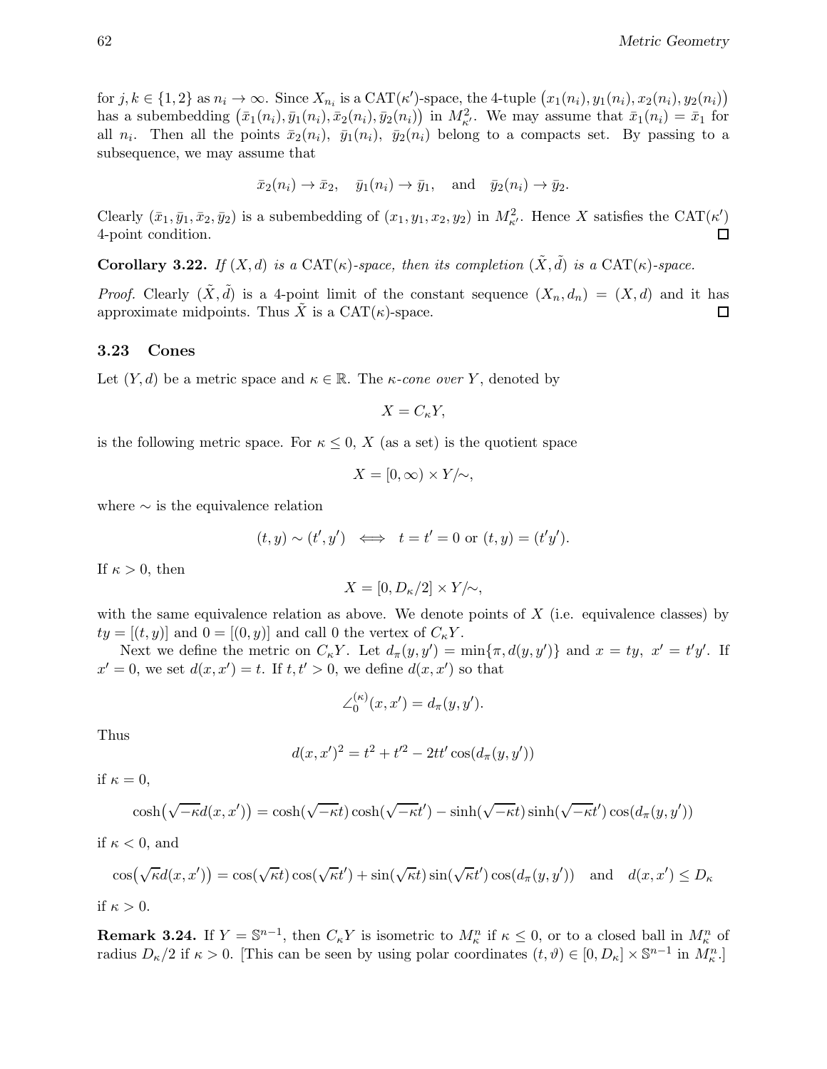for $j, k \in \{1, 2\}$ as $n_i \to \infty$. Since $X_{n_i}$ is a $\mathrm{CAT}(\kappa')$-space, the 4-tuple $\big(x_1(n_i), y_1(n_i), x_2(n_i), y_2(n_i)\big)$ has a subembedding $\big(\bar{x}_1(n_i), \bar{y}_1(n_i), \bar{x}_2(n_i), \bar{y}_2(n_i)\big)$ in $M^2_{\kappa'}$. We may assume that $\bar{x}_1(n_i) = \bar{x}_1$ for all $n_i$. Then all the points $\bar{x}_2(n_i)$, $\bar{y}_1(n_i)$, $\bar{y}_2(n_i)$ belong to a compacts set. By passing to a subsequence, we may assume that

$$\bar{x}_2(n_i) \to \bar{x}_2, \quad \bar{y}_1(n_i) \to \bar{y}_1, \quad \text{and} \quad \bar{y}_2(n_i) \to \bar{y}_2.$$

Clearly $(\bar{x}_1, \bar{y}_1, \bar{x}_2, \bar{y}_2)$ is a subembedding of $(x_1, y_1, x_2, y_2)$ in $M^2_{\kappa'}$. Hence $X$ satisfies the $\mathrm{CAT}(\kappa')$ 4-point condition. $\square$

**Corollary 3.22.** *If $(X, d)$ is a $\mathrm{CAT}(\kappa)$-space, then its completion $(\tilde{X}, \tilde{d})$ is a $\mathrm{CAT}(\kappa)$-space.*

*Proof.* Clearly $(\tilde{X}, \tilde{d})$ is a 4-point limit of the constant sequence $(X_n, d_n) = (X, d)$ and it has approximate midpoints. Thus $\tilde{X}$ is a $\mathrm{CAT}(\kappa)$-space. $\square$

### 3.23 Cones

Let $(Y, d)$ be a metric space and $\kappa \in \mathbb{R}$. The *$\kappa$-cone over $Y$*, denoted by

$$X = C_\kappa Y,$$

is the following metric space. For $\kappa \le 0$, $X$ (as a set) is the quotient space

$$X = [0, \infty) \times Y/\!\sim,$$

where $\sim$ is the equivalence relation

$$(t, y) \sim (t', y') \iff t = t' = 0 \text{ or } (t, y) = (t'y').$$

If $\kappa > 0$, then

$$X = [0, D_\kappa/2] \times Y/\!\sim,$$

with the same equivalence relation as above. We denote points of $X$ (i.e. equivalence classes) by $ty = [(t, y)]$ and $0 = [(0, y)]$ and call $0$ the vertex of $C_\kappa Y$.

Next we define the metric on $C_\kappa Y$. Let $d_\pi(y, y') = \min\{\pi, d(y, y')\}$ and $x = ty$, $x' = t'y'$. If $x' = 0$, we set $d(x, x') = t$. If $t, t' > 0$, we define $d(x, x')$ so that

$$\angle_0^{(\kappa)}(x, x') = d_\pi(y, y').$$

Thus

$$d(x, x')^2 = t^2 + t'^2 - 2tt' \cos(d_\pi(y, y'))$$

if $\kappa = 0$,

$$\cosh\big(\sqrt{-\kappa}\, d(x, x')\big) = \cosh(\sqrt{-\kappa}\, t)\cosh(\sqrt{-\kappa}\, t') - \sinh(\sqrt{-\kappa}\, t)\sinh(\sqrt{-\kappa}\, t')\cos(d_\pi(y, y'))$$

if $\kappa < 0$, and

$$\cos\big(\sqrt{\kappa}\, d(x, x')\big) = \cos(\sqrt{\kappa}\, t)\cos(\sqrt{\kappa}\, t') + \sin(\sqrt{\kappa}\, t)\sin(\sqrt{\kappa}\, t')\cos(d_\pi(y, y')) \quad \text{and} \quad d(x, x') \le D_\kappa$$

if $\kappa > 0$.

**Remark 3.24.** If $Y = \mathbb{S}^{n-1}$, then $C_\kappa Y$ is isometric to $M^n_\kappa$ if $\kappa \le 0$, or to a closed ball in $M^n_\kappa$ of radius $D_\kappa/2$ if $\kappa > 0$. [This can be seen by using polar coordinates $(t, \vartheta) \in [0, D_\kappa] \times \mathbb{S}^{n-1}$ in $M^n_\kappa$.]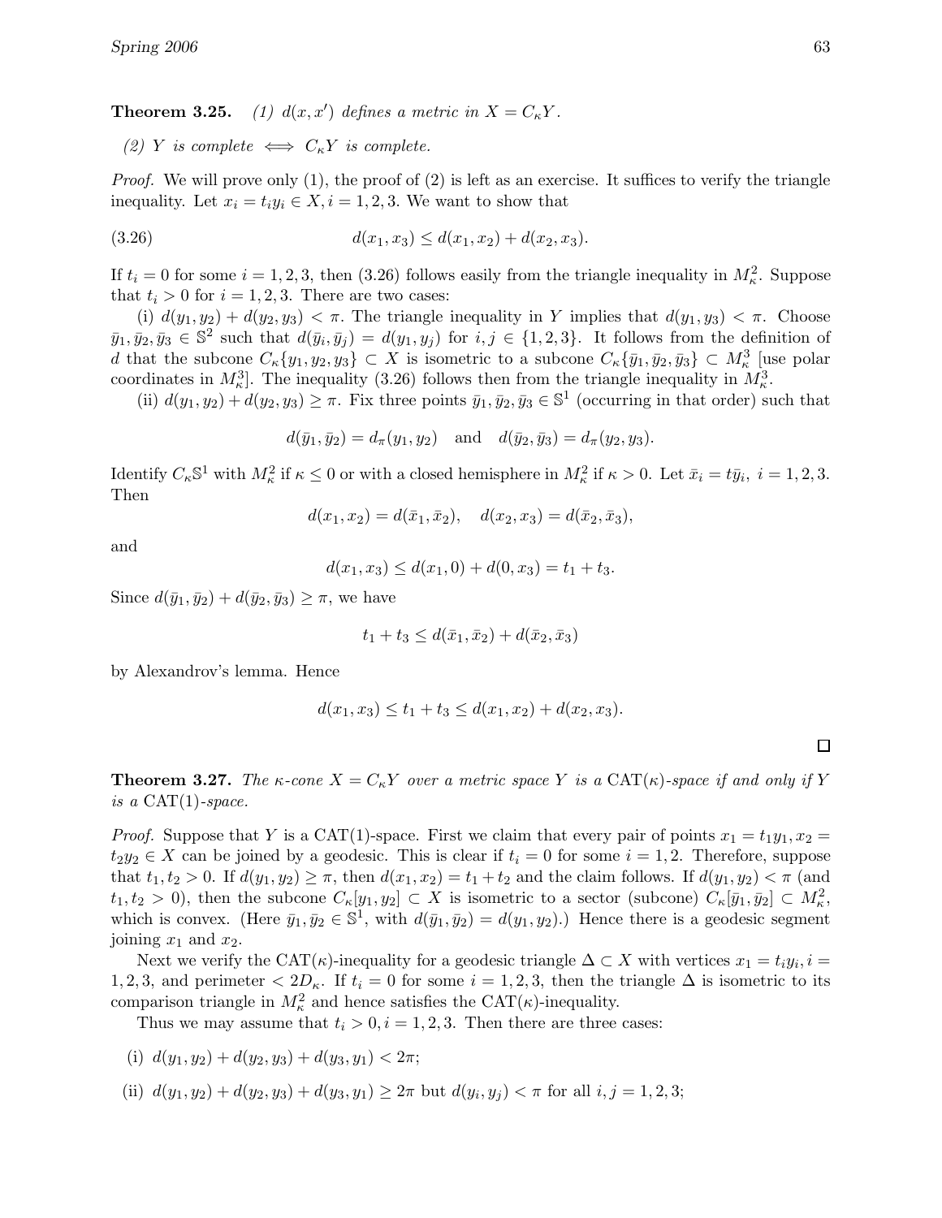**Theorem 3.25.** *(1) $d(x, x')$ defines a metric in $X = C_\kappa Y$.*

*(2) $Y$ is complete $\iff$ $C_\kappa Y$ is complete.*

*Proof.* We will prove only (1), the proof of (2) is left as an exercise. It suffices to verify the triangle inequality. Let $x_i = t_i y_i \in X, i = 1, 2, 3$. We want to show that

$$d(x_1, x_3) \le d(x_1, x_2) + d(x_2, x_3). \tag{3.26}$$

If $t_i = 0$ for some $i = 1, 2, 3$, then (3.26) follows easily from the triangle inequality in $M^2_\kappa$. Suppose that $t_i > 0$ for $i = 1, 2, 3$. There are two cases:

(i) $d(y_1, y_2) + d(y_2, y_3) < \pi$. The triangle inequality in $Y$ implies that $d(y_1, y_3) < \pi$. Choose $\bar{y}_1, \bar{y}_2, \bar{y}_3 \in \mathbb{S}^2$ such that $d(\bar{y}_i, \bar{y}_j) = d(y_i, y_j)$ for $i, j \in \{1, 2, 3\}$. It follows from the definition of $d$ that the subcone $C_\kappa\{y_1, y_2, y_3\} \subset X$ is isometric to a subcone $C_\kappa\{\bar{y}_1, \bar{y}_2, \bar{y}_3\} \subset M^3_\kappa$ [use polar coordinates in $M^3_\kappa$]. The inequality (3.26) follows then from the triangle inequality in $M^3_\kappa$.

(ii) $d(y_1, y_2) + d(y_2, y_3) \ge \pi$. Fix three points $\bar{y}_1, \bar{y}_2, \bar{y}_3 \in \mathbb{S}^1$ (occurring in that order) such that

$$d(\bar{y}_1, \bar{y}_2) = d_\pi(y_1, y_2) \quad \text{and} \quad d(\bar{y}_2, \bar{y}_3) = d_\pi(y_2, y_3).$$

Identify $C_\kappa \mathbb{S}^1$ with $M^2_\kappa$ if $\kappa \le 0$ or with a closed hemisphere in $M^2_\kappa$ if $\kappa > 0$. Let $\bar{x}_i = t\bar{y}_i,\ i = 1, 2, 3$. Then

$$d(x_1, x_2) = d(\bar{x}_1, \bar{x}_2), \quad d(x_2, x_3) = d(\bar{x}_2, \bar{x}_3),$$

and

$$d(x_1, x_3) \le d(x_1, 0) + d(0, x_3) = t_1 + t_3.$$

Since $d(\bar{y}_1, \bar{y}_2) + d(\bar{y}_2, \bar{y}_3) \ge \pi$, we have

$$t_1 + t_3 \le d(\bar{x}_1, \bar{x}_2) + d(\bar{x}_2, \bar{x}_3)$$

by Alexandrov's lemma. Hence

$$d(x_1, x_3) \le t_1 + t_3 \le d(x_1, x_2) + d(x_2, x_3).$$

$\square$

**Theorem 3.27.** *The $\kappa$-cone $X = C_\kappa Y$ over a metric space $Y$ is a $\mathrm{CAT}(\kappa)$-space if and only if $Y$ is a $\mathrm{CAT}(1)$-space.*

*Proof.* Suppose that $Y$ is a CAT(1)-space. First we claim that every pair of points $x_1 = t_1 y_1, x_2 = t_2 y_2 \in X$ can be joined by a geodesic. This is clear if $t_i = 0$ for some $i = 1, 2$. Therefore, suppose that $t_1, t_2 > 0$. If $d(y_1, y_2) \ge \pi$, then $d(x_1, x_2) = t_1 + t_2$ and the claim follows. If $d(y_1, y_2) < \pi$ (and $t_1, t_2 > 0$), then the subcone $C_\kappa[y_1, y_2] \subset X$ is isometric to a sector (subcone) $C_\kappa[\bar{y}_1, \bar{y}_2] \subset M^2_\kappa$, which is convex. (Here $\bar{y}_1, \bar{y}_2 \in \mathbb{S}^1$, with $d(\bar{y}_1, \bar{y}_2) = d(y_1, y_2)$.) Hence there is a geodesic segment joining $x_1$ and $x_2$.

Next we verify the CAT($\kappa$)-inequality for a geodesic triangle $\Delta \subset X$ with vertices $x_1 = t_i y_i, i = 1, 2, 3$, and perimeter $< 2D_\kappa$. If $t_i = 0$ for some $i = 1, 2, 3$, then the triangle $\Delta$ is isometric to its comparison triangle in $M^2_\kappa$ and hence satisfies the CAT($\kappa$)-inequality.

Thus we may assume that $t_i > 0, i = 1, 2, 3$. Then there are three cases:

(i) $d(y_1, y_2) + d(y_2, y_3) + d(y_3, y_1) < 2\pi$;

(ii) $d(y_1, y_2) + d(y_2, y_3) + d(y_3, y_1) \ge 2\pi$ but $d(y_i, y_j) < \pi$ for all $i, j = 1, 2, 3$;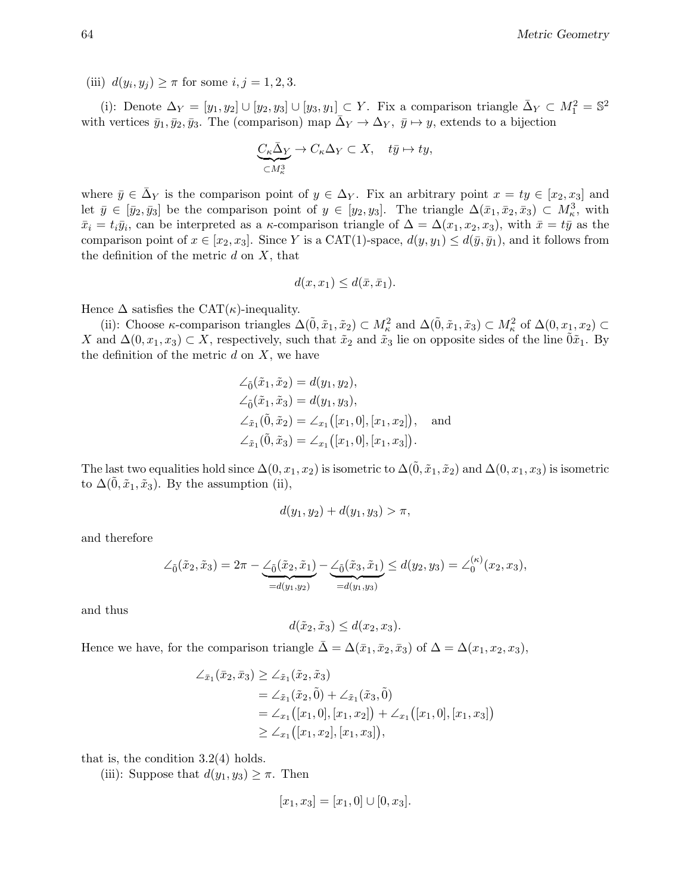(iii) $d(y_i, y_j) \geq \pi$ for some $i, j = 1, 2, 3$.

(i): Denote $\Delta_Y = [y_1, y_2] \cup [y_2, y_3] \cup [y_3, y_1] \subset Y$. Fix a comparison triangle $\bar{\Delta}_Y \subset M_1^2 = \mathbb{S}^2$ with vertices $\bar{y}_1, \bar{y}_2, \bar{y}_3$. The (comparison) map $\bar{\Delta}_Y \to \Delta_Y$, $\bar{y} \mapsto y$, extends to a bijection

$$\underbrace{C_\kappa \bar{\Delta}_Y}_{\subset M_\kappa^3} \to C_\kappa \Delta_Y \subset X, \quad t\bar{y} \mapsto ty,$$

where $\bar{y} \in \bar{\Delta}_Y$ is the comparison point of $y \in \Delta_Y$. Fix an arbitrary point $x = ty \in [x_2, x_3]$ and let $\bar{y} \in [\bar{y}_2, \bar{y}_3]$ be the comparison point of $y \in [y_2, y_3]$. The triangle $\Delta(\bar{x}_1, \bar{x}_2, \bar{x}_3) \subset M_\kappa^3$, with $\bar{x}_i = t_i \bar{y}_i$, can be interpreted as a $\kappa$-comparison triangle of $\Delta = \Delta(x_1, x_2, x_3)$, with $\bar{x} = t\bar{y}$ as the comparison point of $x \in [x_2, x_3]$. Since $Y$ is a CAT(1)-space, $d(y, y_1) \leq d(\bar{y}, \bar{y}_1)$, and it follows from the definition of the metric $d$ on $X$, that

$$d(x, x_1) \leq d(\bar{x}, \bar{x}_1).$$

Hence $\Delta$ satisfies the CAT($\kappa$)-inequality.

(ii): Choose $\kappa$-comparison triangles $\Delta(\tilde{0}, \tilde{x}_1, \tilde{x}_2) \subset M_\kappa^2$ and $\Delta(\tilde{0}, \tilde{x}_1, \tilde{x}_3) \subset M_\kappa^2$ of $\Delta(0, x_1, x_2) \subset X$ and $\Delta(0, x_1, x_3) \subset X$, respectively, such that $\tilde{x}_2$ and $\tilde{x}_3$ lie on opposite sides of the line $\tilde{0}\tilde{x}_1$. By the definition of the metric $d$ on $X$, we have

$$\begin{aligned}
&\angle_{\tilde{0}}(\tilde{x}_1, \tilde{x}_2) = d(y_1, y_2), \\
&\angle_{\tilde{0}}(\tilde{x}_1, \tilde{x}_3) = d(y_1, y_3), \\
&\angle_{\tilde{x}_1}(\tilde{0}, \tilde{x}_2) = \angle_{x_1}\big([x_1, 0], [x_1, x_2]\big), \quad \text{and} \\
&\angle_{\tilde{x}_1}(\tilde{0}, \tilde{x}_3) = \angle_{x_1}\big([x_1, 0], [x_1, x_3]\big).
\end{aligned}$$

The last two equalities hold since $\Delta(0, x_1, x_2)$ is isometric to $\Delta(\tilde{0}, \tilde{x}_1, \tilde{x}_2)$ and $\Delta(0, x_1, x_3)$ is isometric to $\Delta(\tilde{0}, \tilde{x}_1, \tilde{x}_3)$. By the assumption (ii),

$$d(y_1, y_2) + d(y_1, y_3) > \pi,$$

and therefore

$$\angle_{\tilde{0}}(\tilde{x}_2, \tilde{x}_3) = 2\pi - \underbrace{\angle_{\tilde{0}}(\tilde{x}_2, \tilde{x}_1)}_{= d(y_1, y_2)} - \underbrace{\angle_{\tilde{0}}(\tilde{x}_3, \tilde{x}_1)}_{= d(y_1, y_3)} \leq d(y_2, y_3) = \angle_0^{(\kappa)}(x_2, x_3),$$

and thus

$$d(\tilde{x}_2, \tilde{x}_3) \leq d(x_2, x_3).$$

Hence we have, for the comparison triangle $\bar{\Delta} = \Delta(\bar{x}_1, \bar{x}_2, \bar{x}_3)$ of $\Delta = \Delta(x_1, x_2, x_3)$,

$$\begin{aligned}
\angle_{\bar{x}_1}(\bar{x}_2, \bar{x}_3) &\geq \angle_{\tilde{x}_1}(\tilde{x}_2, \tilde{x}_3) \\
&= \angle_{\tilde{x}_1}(\tilde{x}_2, \tilde{0}) + \angle_{\tilde{x}_1}(\tilde{x}_3, \tilde{0}) \\
&= \angle_{x_1}\big([x_1, 0], [x_1, x_2]\big) + \angle_{x_1}\big([x_1, 0], [x_1, x_3]\big) \\
&\geq \angle_{x_1}\big([x_1, x_2], [x_1, x_3]\big),
\end{aligned}$$

that is, the condition 3.2(4) holds.

(iii): Suppose that $d(y_1, y_3) \geq \pi$. Then

$$[x_1, x_3] = [x_1, 0] \cup [0, x_3].$$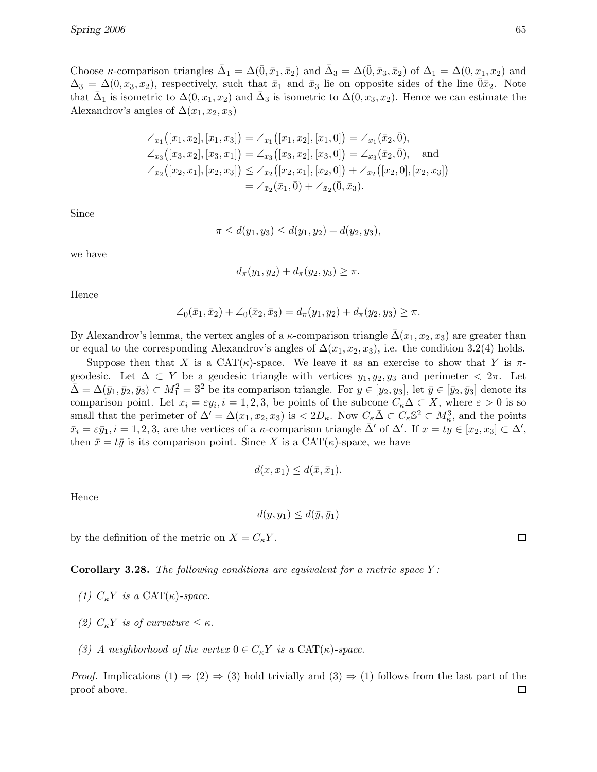Choose $\kappa$-comparison triangles $\bar{\Delta}_1 = \Delta(\bar{0}, \bar{x}_1, \bar{x}_2)$ and $\bar{\Delta}_3 = \Delta(\bar{0}, \bar{x}_3, \bar{x}_2)$ of $\Delta_1 = \Delta(0, x_1, x_2)$ and $\Delta_3 = \Delta(0, x_3, x_2)$, respectively, such that $\bar{x}_1$ and $\bar{x}_3$ lie on opposite sides of the line $\bar{0}\bar{x}_2$. Note that $\bar{\Delta}_1$ is isometric to $\Delta(0, x_1, x_2)$ and $\bar{\Delta}_3$ is isometric to $\Delta(0, x_3, x_2)$. Hence we can estimate the Alexandrov's angles of $\Delta(x_1, x_2, x_3)$

$$
\begin{aligned}
\angle_{x_1}\big([x_1, x_2], [x_1, x_3]\big) &= \angle_{x_1}\big([x_1, x_2], [x_1, 0]\big) = \angle_{\bar{x}_1}(\bar{x}_2, \bar{0}),\\
\angle_{x_3}\big([x_3, x_2], [x_3, x_1]\big) &= \angle_{x_3}\big([x_3, x_2], [x_3, 0]\big) = \angle_{\bar{x}_3}(\bar{x}_2, \bar{0}), \quad \text{and}\\
\angle_{x_2}\big([x_2, x_1], [x_2, x_3]\big) &\le \angle_{x_2}\big([x_2, x_1], [x_2, 0]\big) + \angle_{x_2}\big([x_2, 0], [x_2, x_3]\big)\\
&= \angle_{\bar{x}_2}(\bar{x}_1, \bar{0}) + \angle_{\bar{x}_2}(\bar{0}, \bar{x}_3).
\end{aligned}
$$

Since

$$\pi \le d(y_1, y_3) \le d(y_1, y_2) + d(y_2, y_3),$$

we have

$$d_\pi(y_1, y_2) + d_\pi(y_2, y_3) \ge \pi.$$

Hence

$$\angle_{\bar{0}}(\bar{x}_1, \bar{x}_2) + \angle_{\bar{0}}(\bar{x}_2, \bar{x}_3) = d_\pi(y_1, y_2) + d_\pi(y_2, y_3) \ge \pi.$$

By Alexandrov's lemma, the vertex angles of a $\kappa$-comparison triangle $\bar{\Delta}(x_1, x_2, x_3)$ are greater than or equal to the corresponding Alexandrov's angles of $\Delta(x_1, x_2, x_3)$, i.e. the condition 3.2(4) holds.

Suppose then that $X$ is a $\mathrm{CAT}(\kappa)$-space. We leave it as an exercise to show that $Y$ is $\pi$-geodesic. Let $\Delta \subset Y$ be a geodesic triangle with vertices $y_1, y_2, y_3$ and perimeter $< 2\pi$. Let $\bar{\Delta} = \Delta(\bar{y}_1, \bar{y}_2, \bar{y}_3) \subset M_1^2 = \mathbb{S}^2$ be its comparison triangle. For $y \in [y_2, y_3]$, let $\bar{y} \in [\bar{y}_2, \bar{y}_3]$ denote its comparison point. Let $x_i = \varepsilon y_i, i = 1, 2, 3$, be points of the subcone $C_\kappa \Delta \subset X$, where $\varepsilon > 0$ is so small that the perimeter of $\Delta' = \Delta(x_1, x_2, x_3)$ is $< 2D_\kappa$. Now $C_\kappa \bar{\Delta} \subset C_\kappa \mathbb{S}^2 \subset M_\kappa^3$, and the points $\bar{x}_i = \varepsilon \bar{y}_1, i = 1, 2, 3$, are the vertices of a $\kappa$-comparison triangle $\bar{\Delta}'$ of $\Delta'$. If $x = ty \in [x_2, x_3] \subset \Delta'$, then $\bar{x} = t\bar{y}$ is its comparison point. Since $X$ is a $\mathrm{CAT}(\kappa)$-space, we have

$$d(x, x_1) \le d(\bar{x}, \bar{x}_1).$$

Hence

$$d(y, y_1) \le d(\bar{y}, \bar{y}_1)$$

by the definition of the metric on $X = C_\kappa Y$. □

**Corollary 3.28.** *The following conditions are equivalent for a metric space $Y$:*

*(1) $C_\kappa Y$ is a $\mathrm{CAT}(\kappa)$-space.*

*(2) $C_\kappa Y$ is of curvature $\le \kappa$.*

*(3) A neighborhood of the vertex $0 \in C_\kappa Y$ is a $\mathrm{CAT}(\kappa)$-space.*

*Proof.* Implications (1) $\Rightarrow$ (2) $\Rightarrow$ (3) hold trivially and (3) $\Rightarrow$ (1) follows from the last part of the proof above. □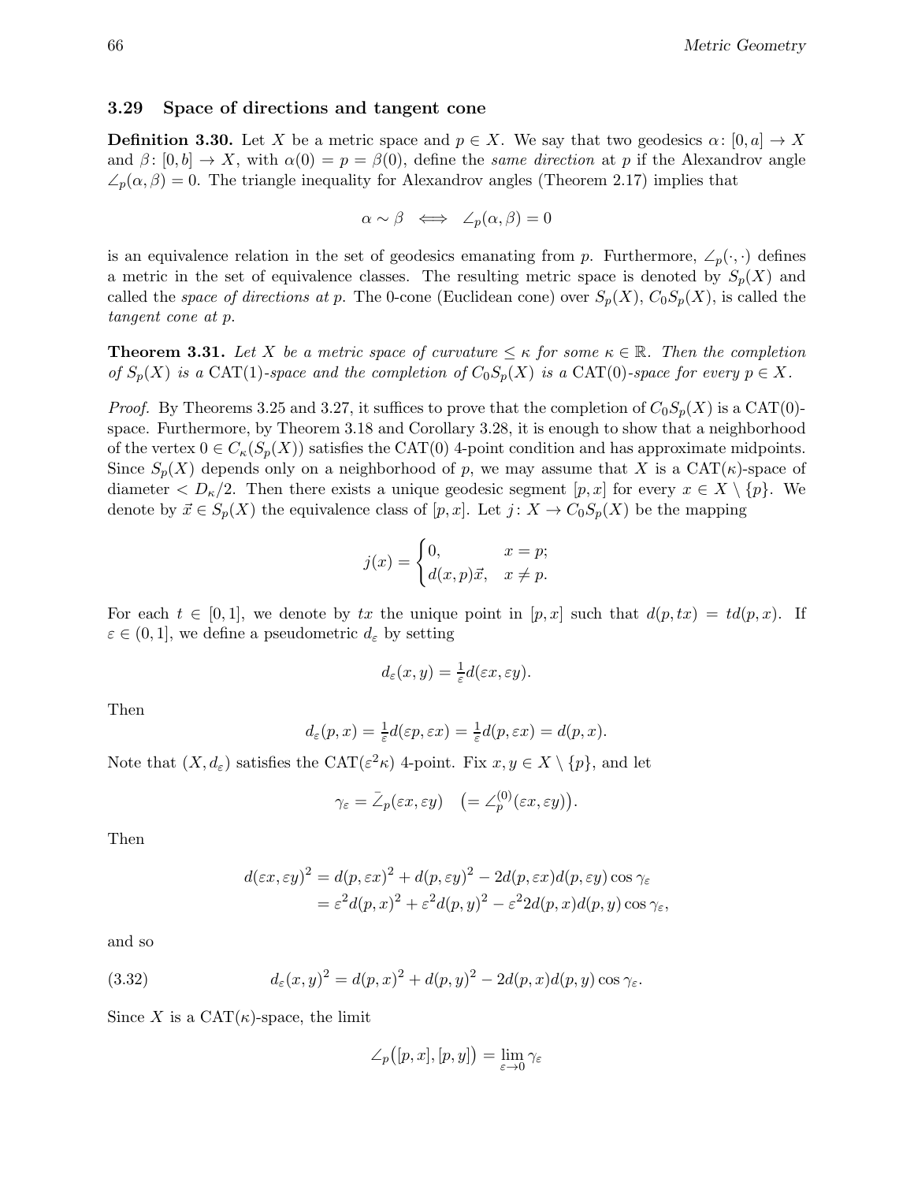### 3.29 Space of directions and tangent cone

**Definition 3.30.** Let $X$ be a metric space and $p \in X$. We say that two geodesics $\alpha\colon [0,a] \to X$ and $\beta\colon [0,b] \to X$, with $\alpha(0) = p = \beta(0)$, define the *same direction* at $p$ if the Alexandrov angle $\angle_p(\alpha, \beta) = 0$. The triangle inequality for Alexandrov angles (Theorem 2.17) implies that

$$\alpha \sim \beta \iff \angle_p(\alpha, \beta) = 0$$

is an equivalence relation in the set of geodesics emanating from $p$. Furthermore, $\angle_p(\cdot, \cdot)$ defines a metric in the set of equivalence classes. The resulting metric space is denoted by $S_p(X)$ and called the *space of directions at* $p$. The 0-cone (Euclidean cone) over $S_p(X)$, $C_0 S_p(X)$, is called the *tangent cone at* $p$.

**Theorem 3.31.** *Let $X$ be a metric space of curvature $\leq \kappa$ for some $\kappa \in \mathbb{R}$. Then the completion of $S_p(X)$ is a* $\mathrm{CAT}(1)$*-space and the completion of $C_0 S_p(X)$ is a* $\mathrm{CAT}(0)$*-space for every $p \in X$.*

*Proof.* By Theorems 3.25 and 3.27, it suffices to prove that the completion of $C_0 S_p(X)$ is a $\mathrm{CAT}(0)$-space. Furthermore, by Theorem 3.18 and Corollary 3.28, it is enough to show that a neighborhood of the vertex $0 \in C_\kappa(S_p(X))$ satisfies the $\mathrm{CAT}(0)$ 4-point condition and has approximate midpoints. Since $S_p(X)$ depends only on a neighborhood of $p$, we may assume that $X$ is a $\mathrm{CAT}(\kappa)$-space of diameter $< D_\kappa/2$. Then there exists a unique geodesic segment $[p, x]$ for every $x \in X \setminus \{p\}$. We denote by $\vec{x} \in S_p(X)$ the equivalence class of $[p, x]$. Let $j\colon X \to C_0 S_p(X)$ be the mapping

$$j(x) = \begin{cases} 0, & x = p; \\ d(x,p)\vec{x}, & x \neq p. \end{cases}$$

For each $t \in [0, 1]$, we denote by $tx$ the unique point in $[p, x]$ such that $d(p, tx) = t d(p, x)$. If $\varepsilon \in (0, 1]$, we define a pseudometric $d_\varepsilon$ by setting

$$d_\varepsilon(x, y) = \tfrac{1}{\varepsilon} d(\varepsilon x, \varepsilon y).$$

Then

$$d_\varepsilon(p, x) = \tfrac{1}{\varepsilon} d(\varepsilon p, \varepsilon x) = \tfrac{1}{\varepsilon} d(p, \varepsilon x) = d(p, x).$$

Note that $(X, d_\varepsilon)$ satisfies the $\mathrm{CAT}(\varepsilon^2\kappa)$ 4-point. Fix $x, y \in X \setminus \{p\}$, and let

$$\gamma_\varepsilon = \bar{\angle}_p(\varepsilon x, \varepsilon y) \quad \big(= \angle_p^{(0)}(\varepsilon x, \varepsilon y)\big).$$

Then

$$\begin{aligned} d(\varepsilon x, \varepsilon y)^2 &= d(p, \varepsilon x)^2 + d(p, \varepsilon y)^2 - 2 d(p, \varepsilon x) d(p, \varepsilon y) \cos \gamma_\varepsilon \\ &= \varepsilon^2 d(p, x)^2 + \varepsilon^2 d(p, y)^2 - \varepsilon^2 2 d(p, x) d(p, y) \cos \gamma_\varepsilon, \end{aligned}$$

and so

$$d_\varepsilon(x, y)^2 = d(p, x)^2 + d(p, y)^2 - 2 d(p, x) d(p, y) \cos \gamma_\varepsilon. \tag{3.32}$$

Since $X$ is a $\mathrm{CAT}(\kappa)$-space, the limit

$$\angle_p\big([p, x], [p, y]\big) = \lim_{\varepsilon \to 0} \gamma_\varepsilon$$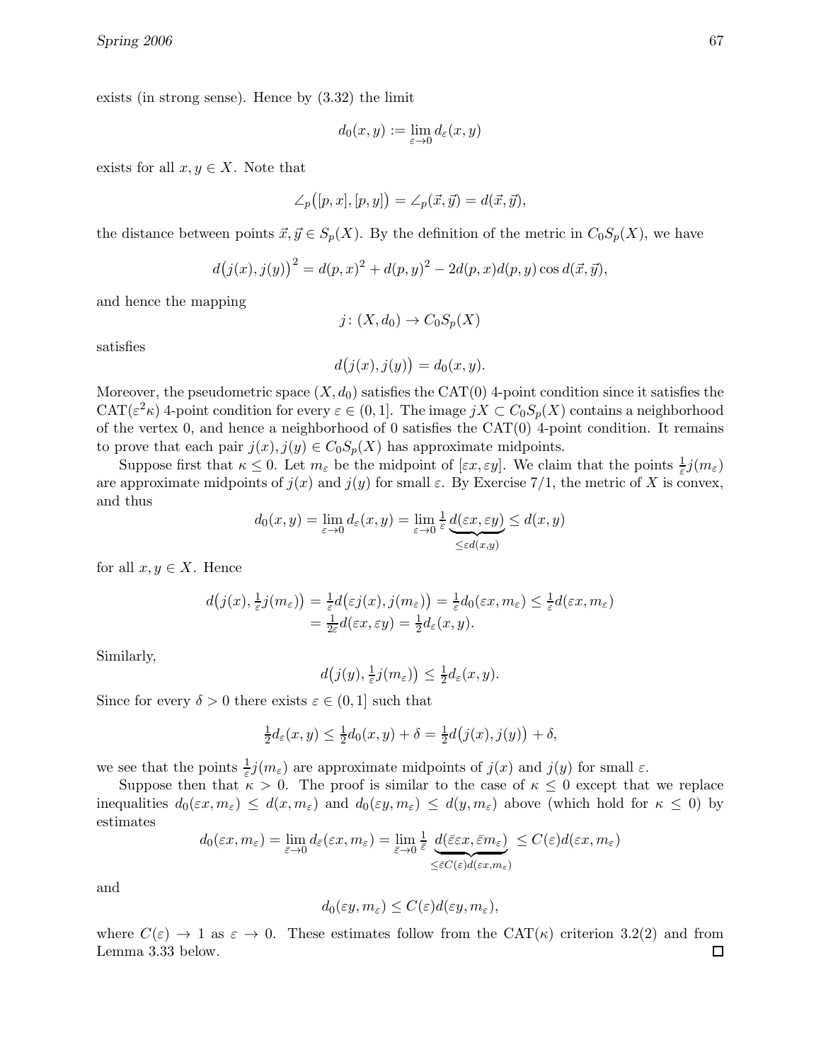exists (in strong sense). Hence by (3.32) the limit

$$d_0(x,y) := \lim_{\varepsilon\to 0} d_\varepsilon(x,y)$$

exists for all $x, y \in X$. Note that

$$\angle_p\big([p,x],[p,y]\big) = \angle_p(\vec{x},\vec{y}) = d(\vec{x},\vec{y}),$$

the distance between points $\vec{x}, \vec{y} \in S_p(X)$. By the definition of the metric in $C_0 S_p(X)$, we have

$$d\big(j(x), j(y)\big)^2 = d(p,x)^2 + d(p,y)^2 - 2d(p,x)d(p,y)\cos d(\vec{x},\vec{y}),$$

and hence the mapping

$$j \colon (X, d_0) \to C_0 S_p(X)$$

satisfies

$$d\big(j(x), j(y)\big) = d_0(x,y).$$

Moreover, the pseudometric space $(X, d_0)$ satisfies the CAT(0) 4-point condition since it satisfies the CAT($\varepsilon^2\kappa$) 4-point condition for every $\varepsilon \in (0,1]$. The image $jX \subset C_0 S_p(X)$ contains a neighborhood of the vertex 0, and hence a neighborhood of 0 satisfies the CAT(0) 4-point condition. It remains to prove that each pair $j(x), j(y) \in C_0 S_p(X)$ has approximate midpoints.

Suppose first that $\kappa \le 0$. Let $m_\varepsilon$ be the midpoint of $[\varepsilon x, \varepsilon y]$. We claim that the points $\frac{1}{\varepsilon} j(m_\varepsilon)$ are approximate midpoints of $j(x)$ and $j(y)$ for small $\varepsilon$. By Exercise 7/1, the metric of $X$ is convex, and thus

$$d_0(x,y) = \lim_{\varepsilon\to 0} d_\varepsilon(x,y) = \lim_{\varepsilon\to 0} \tfrac{1}{\varepsilon} \underbrace{d(\varepsilon x, \varepsilon y)}_{\le \varepsilon d(x,y)} \le d(x,y)$$

for all $x, y \in X$. Hence

$$\begin{aligned} d\big(j(x), \tfrac{1}{\varepsilon} j(m_\varepsilon)\big) &= \tfrac{1}{\varepsilon} d\big(\varepsilon j(x), j(m_\varepsilon)\big) = \tfrac{1}{\varepsilon} d_0(\varepsilon x, m_\varepsilon) \le \tfrac{1}{\varepsilon} d(\varepsilon x, m_\varepsilon) \\ &= \tfrac{1}{2\varepsilon} d(\varepsilon x, \varepsilon y) = \tfrac{1}{2} d_\varepsilon(x,y). \end{aligned}$$

Similarly,

$$d\big(j(y), \tfrac{1}{\varepsilon} j(m_\varepsilon)\big) \le \tfrac{1}{2} d_\varepsilon(x,y).$$

Since for every $\delta > 0$ there exists $\varepsilon \in (0,1]$ such that

$$\tfrac{1}{2} d_\varepsilon(x,y) \le \tfrac{1}{2} d_0(x,y) + \delta = \tfrac{1}{2} d\big(j(x), j(y)\big) + \delta,$$

we see that the points $\frac{1}{\varepsilon} j(m_\varepsilon)$ are approximate midpoints of $j(x)$ and $j(y)$ for small $\varepsilon$.

Suppose then that $\kappa > 0$. The proof is similar to the case of $\kappa \le 0$ except that we replace inequalities $d_0(\varepsilon x, m_\varepsilon) \le d(x, m_\varepsilon)$ and $d_0(\varepsilon y, m_\varepsilon) \le d(y, m_\varepsilon)$ above (which hold for $\kappa \le 0$) by estimates

$$d_0(\varepsilon x, m_\varepsilon) = \lim_{\bar\varepsilon\to 0} d_{\bar\varepsilon}(\varepsilon x, m_\varepsilon) = \lim_{\bar\varepsilon\to 0} \tfrac{1}{\bar\varepsilon} \underbrace{d(\bar\varepsilon \varepsilon x, \bar\varepsilon m_\varepsilon)}_{\le \bar\varepsilon C(\varepsilon) d(\varepsilon x, m_\varepsilon)} \le C(\varepsilon) d(\varepsilon x, m_\varepsilon)$$

and

$$d_0(\varepsilon y, m_\varepsilon) \le C(\varepsilon) d(\varepsilon y, m_\varepsilon),$$

where $C(\varepsilon) \to 1$ as $\varepsilon \to 0$. These estimates follow from the CAT($\kappa$) criterion 3.2(2) and from Lemma 3.33 below. $\square$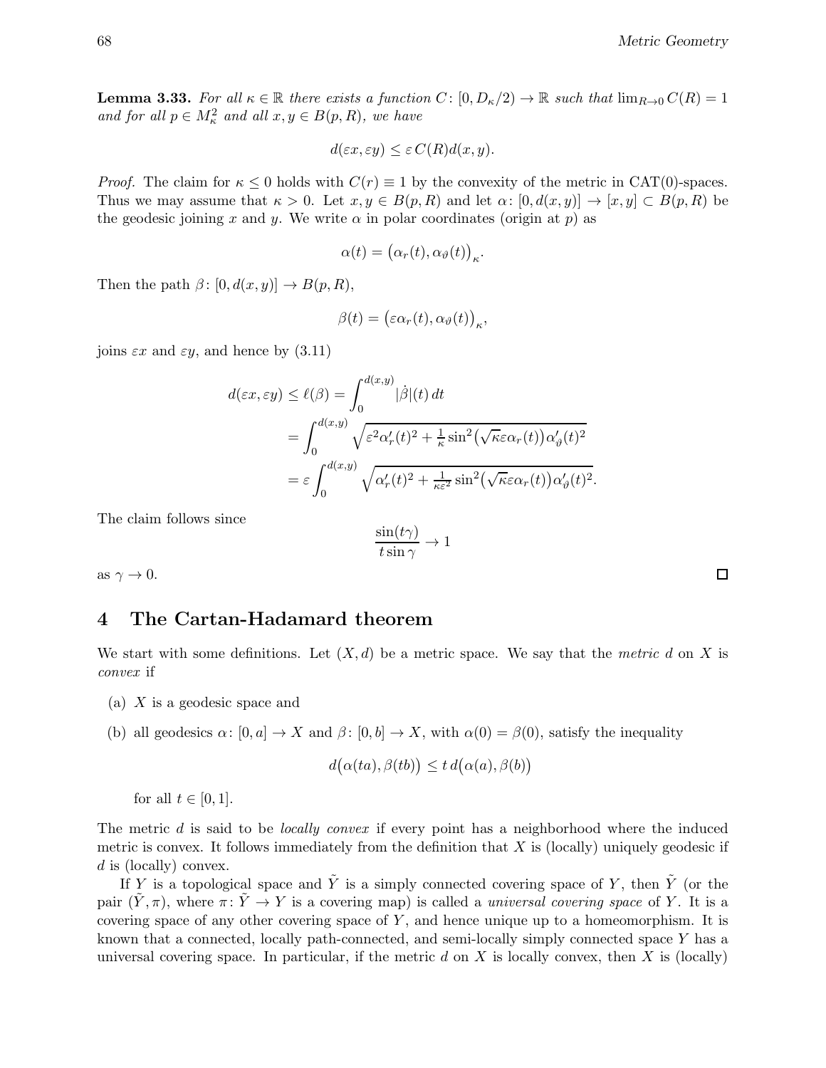**Lemma 3.33.** *For all $\kappa \in \mathbb{R}$ there exists a function $C\colon [0, D_\kappa/2) \to \mathbb{R}$ such that $\lim_{R\to 0} C(R) = 1$ and for all $p \in M^2_\kappa$ and all $x, y \in B(p, R)$, we have*

$$d(\varepsilon x, \varepsilon y) \leq \varepsilon\, C(R) d(x, y).$$

*Proof.* The claim for $\kappa \leq 0$ holds with $C(r) \equiv 1$ by the convexity of the metric in CAT(0)-spaces. Thus we may assume that $\kappa > 0$. Let $x, y \in B(p, R)$ and let $\alpha\colon [0, d(x, y)] \to [x, y] \subset B(p, R)$ be the geodesic joining $x$ and $y$. We write $\alpha$ in polar coordinates (origin at $p$) as

$$\alpha(t) = \big(\alpha_r(t), \alpha_\vartheta(t)\big)_\kappa.$$

Then the path $\beta\colon [0, d(x, y)] \to B(p, R)$,

$$\beta(t) = \big(\varepsilon\alpha_r(t), \alpha_\vartheta(t)\big)_\kappa,$$

joins $\varepsilon x$ and $\varepsilon y$, and hence by (3.11)

$$\begin{aligned}
d(\varepsilon x, \varepsilon y) \leq \ell(\beta) &= \int_0^{d(x,y)} |\dot{\beta}|(t)\, dt \\
&= \int_0^{d(x,y)} \sqrt{\varepsilon^2 \alpha_r'(t)^2 + \tfrac{1}{\kappa} \sin^2\big(\sqrt{\kappa}\varepsilon\alpha_r(t)\big)\alpha_\vartheta'(t)^2} \\
&= \varepsilon \int_0^{d(x,y)} \sqrt{\alpha_r'(t)^2 + \tfrac{1}{\kappa\varepsilon^2} \sin^2\big(\sqrt{\kappa}\varepsilon\alpha_r(t)\big)\alpha_\vartheta'(t)^2}.
\end{aligned}$$

The claim follows since

$$\frac{\sin(t\gamma)}{t \sin\gamma} \to 1$$

as $\gamma \to 0$. $\square$

## 4 The Cartan-Hadamard theorem

We start with some definitions. Let $(X, d)$ be a metric space. We say that the *metric* $d$ on $X$ is *convex* if

(a) $X$ is a geodesic space and

(b) all geodesics $\alpha\colon [0, a] \to X$ and $\beta\colon [0, b] \to X$, with $\alpha(0) = \beta(0)$, satisfy the inequality

$$d\big(\alpha(ta), \beta(tb)\big) \leq t\, d\big(\alpha(a), \beta(b)\big)$$

for all $t \in [0, 1]$.

The metric $d$ is said to be *locally convex* if every point has a neighborhood where the induced metric is convex. It follows immediately from the definition that $X$ is (locally) uniquely geodesic if $d$ is (locally) convex.

If $Y$ is a topological space and $\tilde{Y}$ is a simply connected covering space of $Y$, then $\tilde{Y}$ (or the pair $(\tilde{Y}, \pi)$, where $\pi\colon \tilde{Y} \to Y$ is a covering map) is called a *universal covering space* of $Y$. It is a covering space of any other covering space of $Y$, and hence unique up to a homeomorphism. It is known that a connected, locally path-connected, and semi-locally simply connected space $Y$ has a universal covering space. In particular, if the metric $d$ on $X$ is locally convex, then $X$ is (locally)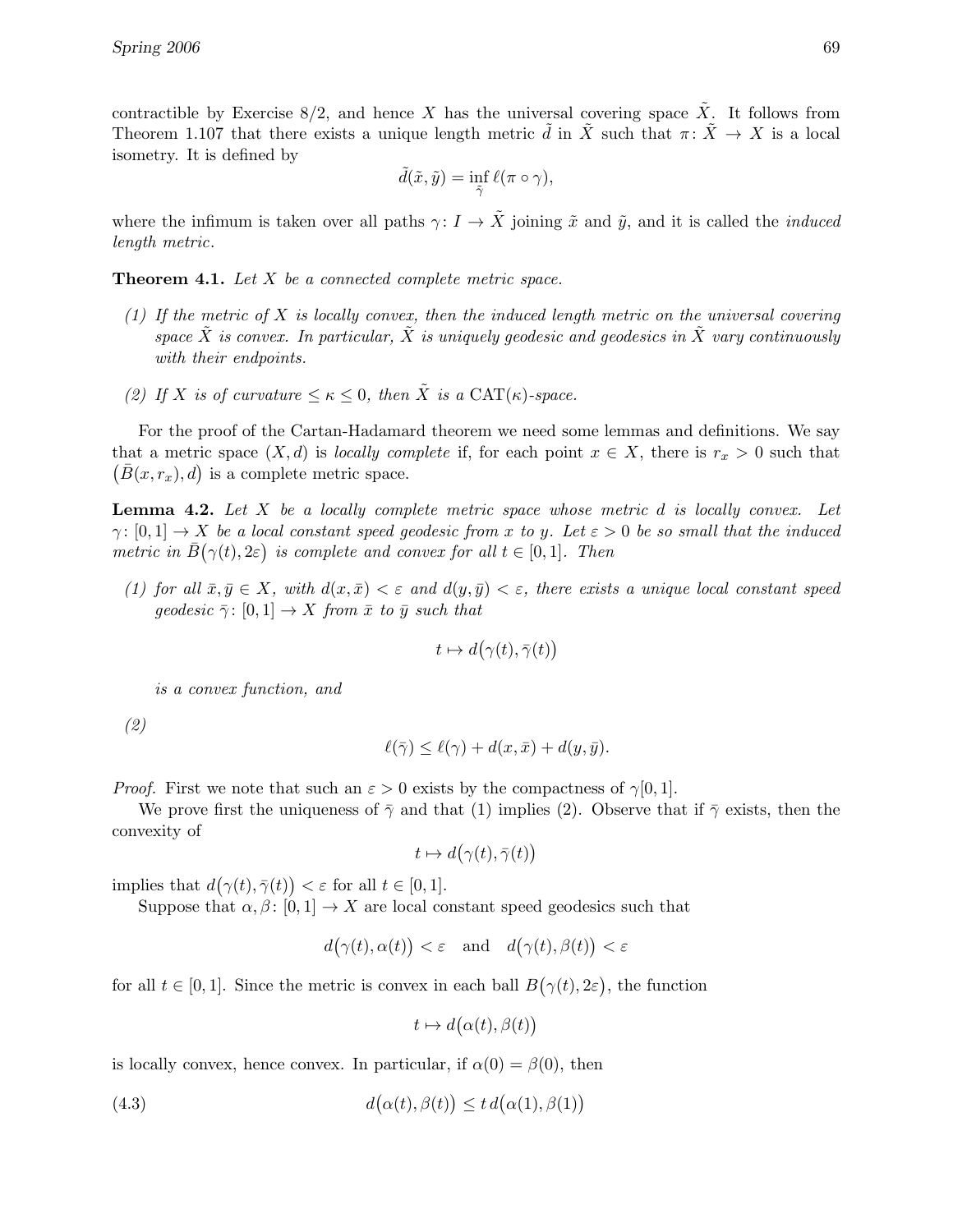contractible by Exercise 8/2, and hence $X$ has the universal covering space $\tilde{X}$. It follows from Theorem 1.107 that there exists a unique length metric $\tilde{d}$ in $\tilde{X}$ such that $\pi\colon \tilde{X} \to X$ is a local isometry. It is defined by

$$\tilde{d}(\tilde{x}, \tilde{y}) = \inf_{\tilde{\gamma}} \ell(\pi \circ \gamma),$$

where the infimum is taken over all paths $\gamma\colon I \to \tilde{X}$ joining $\tilde{x}$ and $\tilde{y}$, and it is called the *induced length metric*.

**Theorem 4.1.** *Let $X$ be a connected complete metric space.*

*(1) If the metric of $X$ is locally convex, then the induced length metric on the universal covering space $\tilde{X}$ is convex. In particular, $\tilde{X}$ is uniquely geodesic and geodesics in $\tilde{X}$ vary continuously with their endpoints.*

*(2) If $X$ is of curvature $\le \kappa \le 0$, then $\tilde{X}$ is a* $\mathrm{CAT}(\kappa)$*-space.*

For the proof of the Cartan-Hadamard theorem we need some lemmas and definitions. We say that a metric space $(X, d)$ is *locally complete* if, for each point $x \in X$, there is $r_x > 0$ such that $\big(\bar{B}(x, r_x), d\big)$ is a complete metric space.

**Lemma 4.2.** *Let $X$ be a locally complete metric space whose metric $d$ is locally convex. Let $\gamma\colon [0,1] \to X$ be a local constant speed geodesic from $x$ to $y$. Let $\varepsilon > 0$ be so small that the induced metric in $\bar{B}\big(\gamma(t), 2\varepsilon\big)$ is complete and convex for all $t \in [0,1]$. Then*

*(1) for all $\bar{x}, \bar{y} \in X$, with $d(x, \bar{x}) < \varepsilon$ and $d(y, \bar{y}) < \varepsilon$, there exists a unique local constant speed geodesic $\bar{\gamma}\colon [0,1] \to X$ from $\bar{x}$ to $\bar{y}$ such that*

$$t \mapsto d\big(\gamma(t), \bar{\gamma}(t)\big)$$

*is a convex function, and*

*(2)*

$$\ell(\bar{\gamma}) \le \ell(\gamma) + d(x, \bar{x}) + d(y, \bar{y}).$$

*Proof.* First we note that such an $\varepsilon > 0$ exists by the compactness of $\gamma[0,1]$.

We prove first the uniqueness of $\bar{\gamma}$ and that (1) implies (2). Observe that if $\bar{\gamma}$ exists, then the convexity of

$$t \mapsto d\big(\gamma(t), \bar{\gamma}(t)\big)$$

implies that $d\big(\gamma(t), \bar{\gamma}(t)\big) < \varepsilon$ for all $t \in [0,1]$.

Suppose that $\alpha, \beta\colon [0,1] \to X$ are local constant speed geodesics such that

$$d\big(\gamma(t), \alpha(t)\big) < \varepsilon \quad \text{and} \quad d\big(\gamma(t), \beta(t)\big) < \varepsilon$$

for all $t \in [0,1]$. Since the metric is convex in each ball $B\big(\gamma(t), 2\varepsilon\big)$, the function

$$t \mapsto d\big(\alpha(t), \beta(t)\big)$$

is locally convex, hence convex. In particular, if $\alpha(0) = \beta(0)$, then

$$d\big(\alpha(t), \beta(t)\big) \le t\, d\big(\alpha(1), \beta(1)\big) \tag{4.3}$$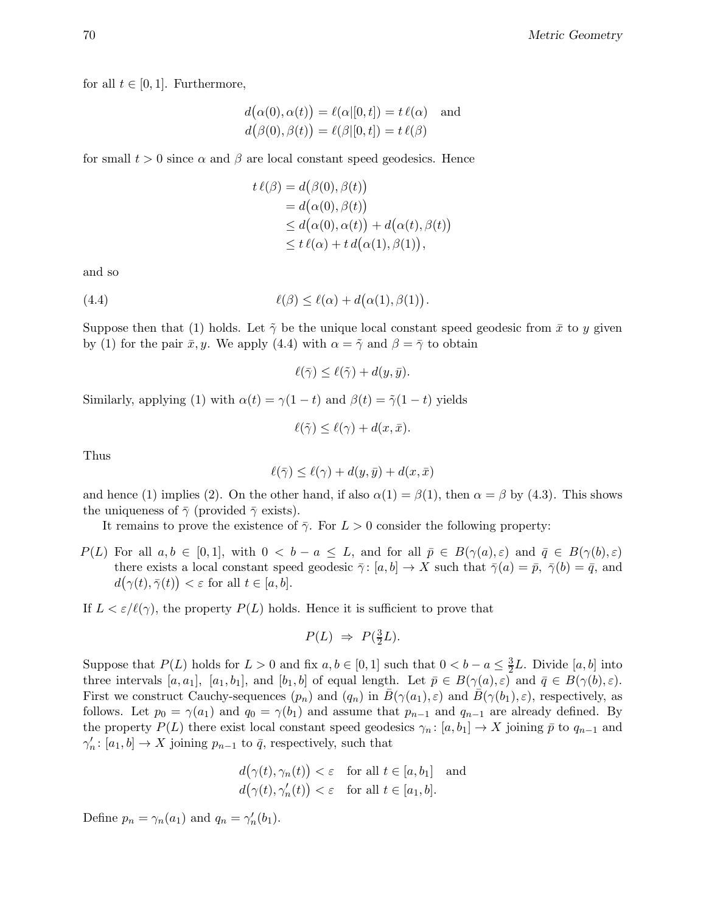for all $t \in [0,1]$. Furthermore,

$$
\begin{aligned}
d\big(\alpha(0), \alpha(t)\big) &= \ell(\alpha|[0,t]) = t\,\ell(\alpha) \quad \text{and} \\
d\big(\beta(0), \beta(t)\big) &= \ell(\beta|[0,t]) = t\,\ell(\beta)
\end{aligned}
$$

for small $t > 0$ since $\alpha$ and $\beta$ are local constant speed geodesics. Hence

$$
\begin{aligned}
t\,\ell(\beta) &= d\big(\beta(0), \beta(t)\big) \\
&= d\big(\alpha(0), \beta(t)\big) \\
&\le d\big(\alpha(0), \alpha(t)\big) + d\big(\alpha(t), \beta(t)\big) \\
&\le t\,\ell(\alpha) + t\,d\big(\alpha(1), \beta(1)\big),
\end{aligned}
$$

and so

$$
\ell(\beta) \le \ell(\alpha) + d\big(\alpha(1), \beta(1)\big). \tag{4.4}
$$

Suppose then that (1) holds. Let $\tilde{\gamma}$ be the unique local constant speed geodesic from $\bar{x}$ to $y$ given by (1) for the pair $\bar{x}, y$. We apply (4.4) with $\alpha = \tilde{\gamma}$ and $\beta = \bar{\gamma}$ to obtain

$$
\ell(\bar{\gamma}) \le \ell(\tilde{\gamma}) + d(y, \bar{y}).
$$

Similarly, applying (1) with $\alpha(t) = \gamma(1-t)$ and $\beta(t) = \tilde{\gamma}(1-t)$ yields

$$
\ell(\tilde{\gamma}) \le \ell(\gamma) + d(x, \bar{x}).
$$

Thus

$$
\ell(\bar{\gamma}) \le \ell(\gamma) + d(y, \bar{y}) + d(x, \bar{x})
$$

and hence (1) implies (2). On the other hand, if also $\alpha(1) = \beta(1)$, then $\alpha = \beta$ by (4.3). This shows the uniqueness of $\bar{\gamma}$ (provided $\bar{\gamma}$ exists).

It remains to prove the existence of $\bar{\gamma}$. For $L > 0$ consider the following property:

$P(L)$ For all $a, b \in [0,1]$, with $0 < b - a \le L$, and for all $\bar{p} \in B(\gamma(a), \varepsilon)$ and $\bar{q} \in B(\gamma(b), \varepsilon)$ there exists a local constant speed geodesic $\bar{\gamma}\colon [a,b] \to X$ such that $\bar{\gamma}(a) = \bar{p}$, $\bar{\gamma}(b) = \bar{q}$, and $d\big(\gamma(t), \bar{\gamma}(t)\big) < \varepsilon$ for all $t \in [a,b]$.

If $L < \varepsilon/\ell(\gamma)$, the property $P(L)$ holds. Hence it is sufficient to prove that

$$
P(L) \;\Rightarrow\; P(\tfrac{3}{2}L).
$$

Suppose that $P(L)$ holds for $L > 0$ and fix $a, b \in [0,1]$ such that $0 < b - a \le \frac{3}{2}L$. Divide $[a,b]$ into three intervals $[a, a_1]$, $[a_1, b_1]$, and $[b_1, b]$ of equal length. Let $\bar{p} \in B(\gamma(a), \varepsilon)$ and $\bar{q} \in B(\gamma(b), \varepsilon)$. First we construct Cauchy-sequences $(p_n)$ and $(q_n)$ in $\bar{B}(\gamma(a_1), \varepsilon)$ and $\bar{B}(\gamma(b_1), \varepsilon)$, respectively, as follows. Let $p_0 = \gamma(a_1)$ and $q_0 = \gamma(b_1)$ and assume that $p_{n-1}$ and $q_{n-1}$ are already defined. By the property $P(L)$ there exist local constant speed geodesics $\gamma_n\colon [a, b_1] \to X$ joining $\bar{p}$ to $q_{n-1}$ and $\gamma_n'\colon [a_1, b] \to X$ joining $p_{n-1}$ to $\bar{q}$, respectively, such that

$$
\begin{aligned}
d\big(\gamma(t), \gamma_n(t)\big) &< \varepsilon \quad \text{for all } t \in [a, b_1] \quad \text{and} \\
d\big(\gamma(t), \gamma_n'(t)\big) &< \varepsilon \quad \text{for all } t \in [a_1, b].
\end{aligned}
$$

Define $p_n = \gamma_n(a_1)$ and $q_n = \gamma_n'(b_1)$.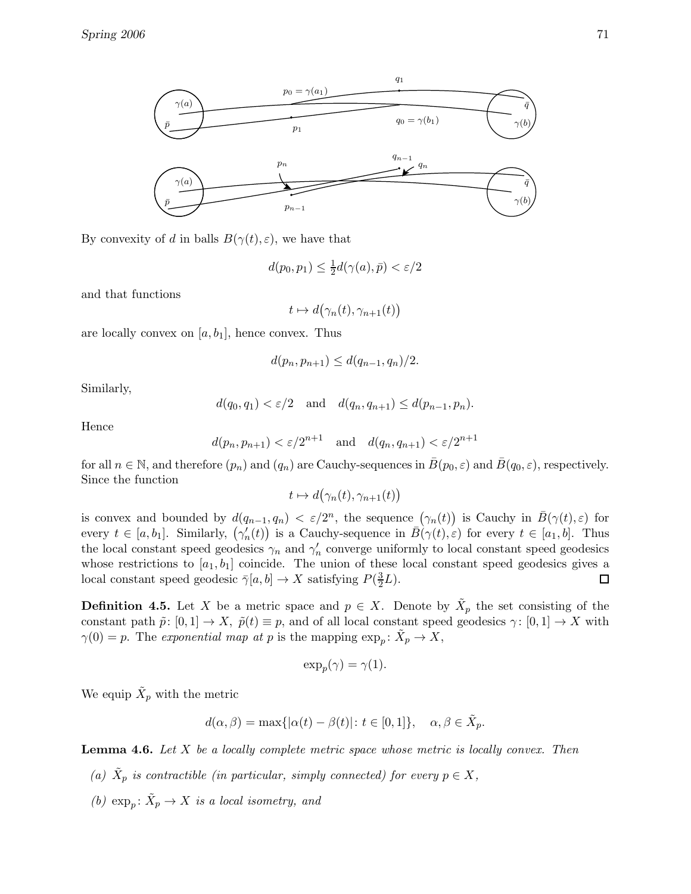By convexity of $d$ in balls $B(\gamma(t), \varepsilon)$, we have that

$$d(p_0, p_1) \leq \tfrac{1}{2} d(\gamma(a), \bar{p}) < \varepsilon/2$$

and that functions

$$t \mapsto d\big(\gamma_n(t), \gamma_{n+1}(t)\big)$$

are locally convex on $[a, b_1]$, hence convex. Thus

$$d(p_n, p_{n+1}) \leq d(q_{n-1}, q_n)/2.$$

Similarly,

$$d(q_0, q_1) < \varepsilon/2 \quad \text{and} \quad d(q_n, q_{n+1}) \leq d(p_{n-1}, p_n).$$

Hence

$$d(p_n, p_{n+1}) < \varepsilon/2^{n+1} \quad \text{and} \quad d(q_n, q_{n+1}) < \varepsilon/2^{n+1}$$

for all $n \in \mathbb{N}$, and therefore $(p_n)$ and $(q_n)$ are Cauchy-sequences in $\bar{B}(p_0, \varepsilon)$ and $\bar{B}(q_0, \varepsilon)$, respectively. Since the function

$$t \mapsto d\big(\gamma_n(t), \gamma_{n+1}(t)\big)$$

is convex and bounded by $d(q_{n-1}, q_n) < \varepsilon/2^n$, the sequence $\big(\gamma_n(t)\big)$ is Cauchy in $\bar{B}(\gamma(t), \varepsilon)$ for every $t \in [a, b_1]$. Similarly, $\big(\gamma_n'(t)\big)$ is a Cauchy-sequence in $\bar{B}(\gamma(t), \varepsilon)$ for every $t \in [a_1, b]$. Thus the local constant speed geodesics $\gamma_n$ and $\gamma_n'$ converge uniformly to local constant speed geodesics whose restrictions to $[a_1, b_1]$ coincide. The union of these local constant speed geodesics gives a local constant speed geodesic $\bar{\gamma}[a, b] \to X$ satisfying $P(\frac{3}{2}L)$. □

**Definition 4.5.** Let $X$ be a metric space and $p \in X$. Denote by $\tilde{X}_p$ the set consisting of the constant path $\tilde{p}\colon [0,1] \to X$, $\tilde{p}(t) \equiv p$, and of all local constant speed geodesics $\gamma\colon [0,1] \to X$ with $\gamma(0) = p$. The *exponential map at $p$* is the mapping $\exp_p\colon \tilde{X}_p \to X$,

$$\exp_p(\gamma) = \gamma(1).$$

We equip $\tilde{X}_p$ with the metric

$$d(\alpha, \beta) = \max\{|\alpha(t) - \beta(t)| \colon t \in [0,1]\}, \quad \alpha, \beta \in \tilde{X}_p.$$

**Lemma 4.6.** *Let $X$ be a locally complete metric space whose metric is locally convex. Then*

*(a) $\tilde{X}_p$ is contractible (in particular, simply connected) for every $p \in X$,*

*(b) $\exp_p\colon \tilde{X}_p \to X$ is a local isometry, and*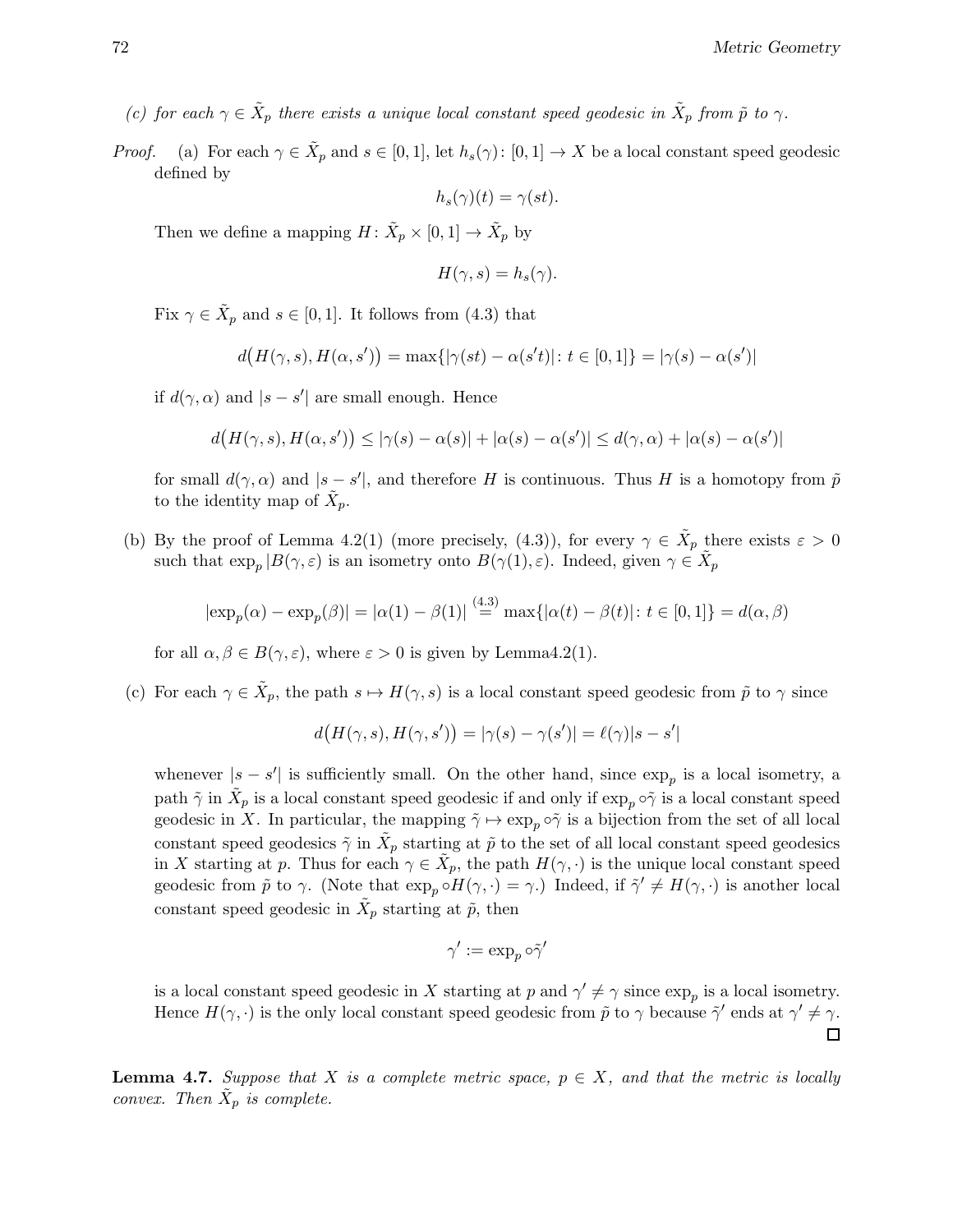*(c) for each $\gamma \in \tilde{X}_p$ there exists a unique local constant speed geodesic in $\tilde{X}_p$ from $\tilde{p}$ to $\gamma$.*

*Proof.* (a) For each $\gamma \in \tilde{X}_p$ and $s \in [0,1]$, let $h_s(\gamma)\colon [0,1] \to X$ be a local constant speed geodesic defined by

$$h_s(\gamma)(t) = \gamma(st).$$

Then we define a mapping $H\colon \tilde{X}_p \times [0,1] \to \tilde{X}_p$ by

$$H(\gamma, s) = h_s(\gamma).$$

Fix $\gamma \in \tilde{X}_p$ and $s \in [0,1]$. It follows from (4.3) that

$$d\big(H(\gamma,s), H(\alpha,s')\big) = \max\{|\gamma(st) - \alpha(s't)| : t \in [0,1]\} = |\gamma(s) - \alpha(s')|$$

if $d(\gamma,\alpha)$ and $|s - s'|$ are small enough. Hence

$$d\big(H(\gamma,s), H(\alpha,s')\big) \le |\gamma(s) - \alpha(s)| + |\alpha(s) - \alpha(s')| \le d(\gamma,\alpha) + |\alpha(s) - \alpha(s')|$$

for small $d(\gamma,\alpha)$ and $|s-s'|$, and therefore $H$ is continuous. Thus $H$ is a homotopy from $\tilde{p}$ to the identity map of $\tilde{X}_p$.

(b) By the proof of Lemma 4.2(1) (more precisely, (4.3)), for every $\gamma \in \tilde{X}_p$ there exists $\varepsilon > 0$ such that $\exp_p|B(\gamma,\varepsilon)$ is an isometry onto $B(\gamma(1),\varepsilon)$. Indeed, given $\gamma \in \tilde{X}_p$

$$|\exp_p(\alpha) - \exp_p(\beta)| = |\alpha(1) - \beta(1)| \overset{(4.3)}{=} \max\{|\alpha(t) - \beta(t)| : t \in [0,1]\} = d(\alpha,\beta)$$

for all $\alpha, \beta \in B(\gamma,\varepsilon)$, where $\varepsilon > 0$ is given by Lemma4.2(1).

(c) For each $\gamma \in \tilde{X}_p$, the path $s \mapsto H(\gamma,s)$ is a local constant speed geodesic from $\tilde{p}$ to $\gamma$ since

$$d\big(H(\gamma,s), H(\gamma,s')\big) = |\gamma(s) - \gamma(s')| = \ell(\gamma)|s - s'|$$

whenever $|s - s'|$ is sufficiently small. On the other hand, since $\exp_p$ is a local isometry, a path $\tilde{\gamma}$ in $\tilde{X}_p$ is a local constant speed geodesic if and only if $\exp_p \circ \tilde{\gamma}$ is a local constant speed geodesic in $X$. In particular, the mapping $\tilde{\gamma} \mapsto \exp_p \circ \tilde{\gamma}$ is a bijection from the set of all local constant speed geodesics $\tilde{\gamma}$ in $\tilde{X}_p$ starting at $\tilde{p}$ to the set of all local constant speed geodesics in $X$ starting at $p$. Thus for each $\gamma \in \tilde{X}_p$, the path $H(\gamma,\cdot)$ is the unique local constant speed geodesic from $\tilde{p}$ to $\gamma$. (Note that $\exp_p \circ H(\gamma,\cdot) = \gamma$.) Indeed, if $\tilde{\gamma}' \neq H(\gamma,\cdot)$ is another local constant speed geodesic in $\tilde{X}_p$ starting at $\tilde{p}$, then

$$\gamma' := \exp_p \circ \tilde{\gamma}'$$

is a local constant speed geodesic in $X$ starting at $p$ and $\gamma' \neq \gamma$ since $\exp_p$ is a local isometry. Hence $H(\gamma,\cdot)$ is the only local constant speed geodesic from $\tilde{p}$ to $\gamma$ because $\tilde{\gamma}'$ ends at $\gamma' \neq \gamma$. $\square$

**Lemma 4.7.** *Suppose that $X$ is a complete metric space, $p \in X$, and that the metric is locally convex. Then $\tilde{X}_p$ is complete.*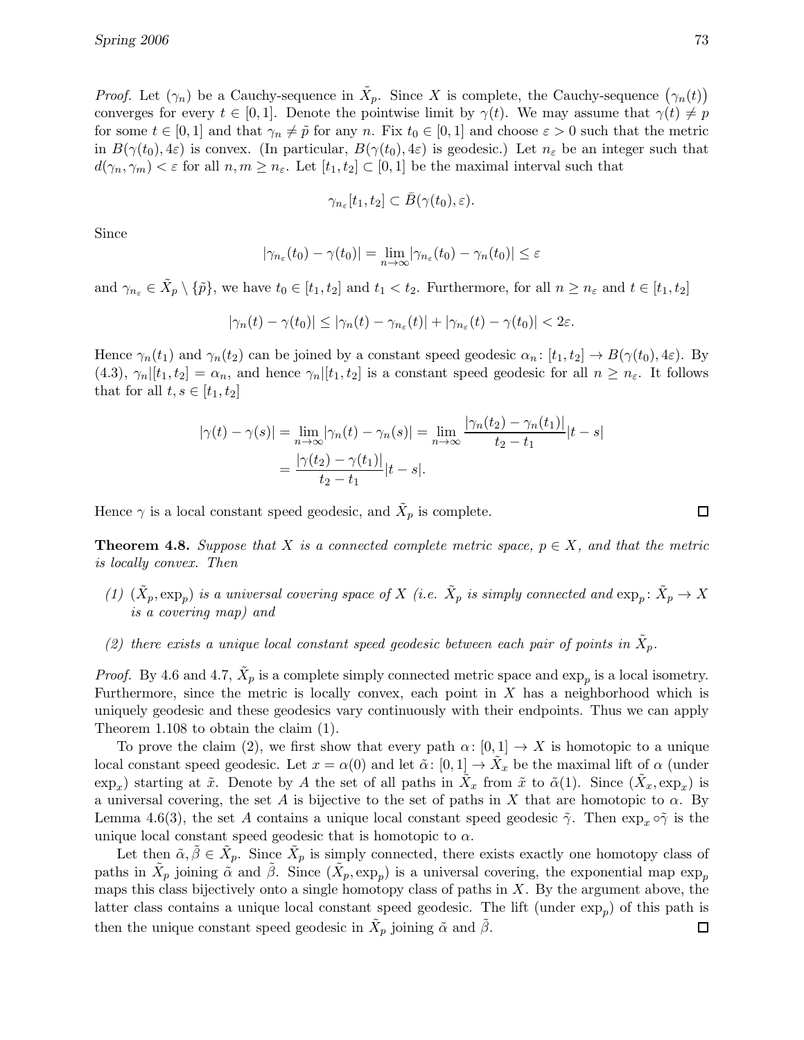*Proof.* Let $(\gamma_n)$ be a Cauchy-sequence in $\tilde{X}_p$. Since $X$ is complete, the Cauchy-sequence $\big(\gamma_n(t)\big)$ converges for every $t \in [0,1]$. Denote the pointwise limit by $\gamma(t)$. We may assume that $\gamma(t) \neq p$ for some $t \in [0,1]$ and that $\gamma_n \neq \tilde{p}$ for any $n$. Fix $t_0 \in [0,1]$ and choose $\varepsilon > 0$ such that the metric in $B(\gamma(t_0), 4\varepsilon)$ is convex. (In particular, $B(\gamma(t_0), 4\varepsilon)$ is geodesic.) Let $n_\varepsilon$ be an integer such that $d(\gamma_n, \gamma_m) < \varepsilon$ for all $n, m \geq n_\varepsilon$. Let $[t_1, t_2] \subset [0,1]$ be the maximal interval such that

$$\gamma_{n_\varepsilon}[t_1, t_2] \subset \bar{B}(\gamma(t_0), \varepsilon).$$

Since

$$|\gamma_{n_\varepsilon}(t_0) - \gamma(t_0)| = \lim_{n\to\infty} |\gamma_{n_\varepsilon}(t_0) - \gamma_n(t_0)| \leq \varepsilon$$

and $\gamma_{n_\varepsilon} \in \tilde{X}_p \setminus \{\tilde{p}\}$, we have $t_0 \in [t_1, t_2]$ and $t_1 < t_2$. Furthermore, for all $n \geq n_\varepsilon$ and $t \in [t_1, t_2]$

$$|\gamma_n(t) - \gamma(t_0)| \leq |\gamma_n(t) - \gamma_{n_\varepsilon}(t)| + |\gamma_{n_\varepsilon}(t) - \gamma(t_0)| < 2\varepsilon.$$

Hence $\gamma_n(t_1)$ and $\gamma_n(t_2)$ can be joined by a constant speed geodesic $\alpha_n \colon [t_1, t_2] \to B(\gamma(t_0), 4\varepsilon)$. By (4.3), $\gamma_n|[t_1, t_2] = \alpha_n$, and hence $\gamma_n|[t_1, t_2]$ is a constant speed geodesic for all $n \geq n_\varepsilon$. It follows that for all $t, s \in [t_1, t_2]$

$$\begin{aligned}
|\gamma(t) - \gamma(s)| &= \lim_{n\to\infty} |\gamma_n(t) - \gamma_n(s)| = \lim_{n\to\infty} \frac{|\gamma_n(t_2) - \gamma_n(t_1)|}{t_2 - t_1} |t - s| \\
&= \frac{|\gamma(t_2) - \gamma(t_1)|}{t_2 - t_1} |t - s|.
\end{aligned}$$

Hence $\gamma$ is a local constant speed geodesic, and $\tilde{X}_p$ is complete. $\square$

**Theorem 4.8.** *Suppose that $X$ is a connected complete metric space, $p \in X$, and that the metric is locally convex. Then*

*(1) $(\tilde{X}_p, \exp_p)$ is a universal covering space of $X$ (i.e. $\tilde{X}_p$ is simply connected and $\exp_p \colon \tilde{X}_p \to X$ is a covering map) and*

*(2) there exists a unique local constant speed geodesic between each pair of points in $\tilde{X}_p$.*

*Proof.* By 4.6 and 4.7, $\tilde{X}_p$ is a complete simply connected metric space and $\exp_p$ is a local isometry. Furthermore, since the metric is locally convex, each point in $X$ has a neighborhood which is uniquely geodesic and these geodesics vary continuously with their endpoints. Thus we can apply Theorem 1.108 to obtain the claim (1).

To prove the claim (2), we first show that every path $\alpha \colon [0,1] \to X$ is homotopic to a unique local constant speed geodesic. Let $x = \alpha(0)$ and let $\tilde{\alpha} \colon [0,1] \to \tilde{X}_x$ be the maximal lift of $\alpha$ (under $\exp_x$) starting at $\tilde{x}$. Denote by $A$ the set of all paths in $\tilde{X}_x$ from $\tilde{x}$ to $\tilde{\alpha}(1)$. Since $(\tilde{X}_x, \exp_x)$ is a universal covering, the set $A$ is bijective to the set of paths in $X$ that are homotopic to $\alpha$. By Lemma 4.6(3), the set $A$ contains a unique local constant speed geodesic $\tilde{\gamma}$. Then $\exp_x \circ \tilde{\gamma}$ is the unique local constant speed geodesic that is homotopic to $\alpha$.

Let then $\tilde{\alpha}, \tilde{\beta} \in \tilde{X}_p$. Since $\tilde{X}_p$ is simply connected, there exists exactly one homotopy class of paths in $\tilde{X}_p$ joining $\tilde{\alpha}$ and $\tilde{\beta}$. Since $(\tilde{X}_p, \exp_p)$ is a universal covering, the exponential map $\exp_p$ maps this class bijectively onto a single homotopy class of paths in $X$. By the argument above, the latter class contains a unique local constant speed geodesic. The lift (under $\exp_p$) of this path is then the unique constant speed geodesic in $\tilde{X}_p$ joining $\tilde{\alpha}$ and $\tilde{\beta}$. $\square$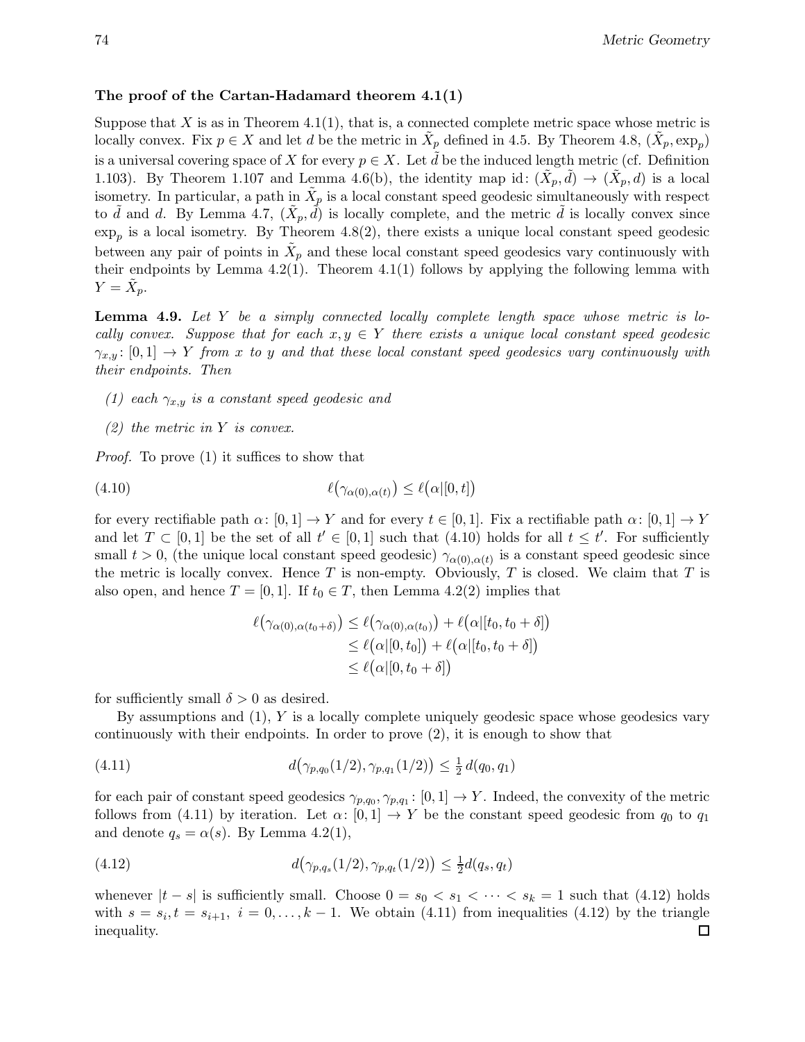**The proof of the Cartan-Hadamard theorem 4.1(1)**

Suppose that $X$ is as in Theorem 4.1(1), that is, a connected complete metric space whose metric is locally convex. Fix $p \in X$ and let $d$ be the metric in $\tilde{X}_p$ defined in 4.5. By Theorem 4.8, $(\tilde{X}_p, \exp_p)$ is a universal covering space of $X$ for every $p \in X$. Let $\tilde{d}$ be the induced length metric (cf. Definition 1.103). By Theorem 1.107 and Lemma 4.6(b), the identity map $\mathrm{id}\colon (\tilde{X}_p, \tilde{d}) \to (\tilde{X}_p, d)$ is a local isometry. In particular, a path in $\tilde{X}_p$ is a local constant speed geodesic simultaneously with respect to $\tilde{d}$ and $d$. By Lemma 4.7, $(\tilde{X}_p, \tilde{d})$ is locally complete, and the metric $\tilde{d}$ is locally convex since $\exp_p$ is a local isometry. By Theorem 4.8(2), there exists a unique local constant speed geodesic between any pair of points in $\tilde{X}_p$ and these local constant speed geodesics vary continuously with their endpoints by Lemma 4.2(1). Theorem 4.1(1) follows by applying the following lemma with $Y = \tilde{X}_p$.

**Lemma 4.9.** *Let $Y$ be a simply connected locally complete length space whose metric is locally convex. Suppose that for each $x, y \in Y$ there exists a unique local constant speed geodesic $\gamma_{x,y}\colon [0,1] \to Y$ from $x$ to $y$ and that these local constant speed geodesics vary continuously with their endpoints. Then*

*(1) each $\gamma_{x,y}$ is a constant speed geodesic and*

*(2) the metric in $Y$ is convex.*

*Proof.* To prove (1) it suffices to show that

$$\ell\big(\gamma_{\alpha(0),\alpha(t)}\big) \le \ell\big(\alpha|[0,t]\big) \tag{4.10}$$

for every rectifiable path $\alpha\colon [0,1] \to Y$ and for every $t \in [0,1]$. Fix a rectifiable path $\alpha\colon [0,1] \to Y$ and let $T \subset [0,1]$ be the set of all $t' \in [0,1]$ such that (4.10) holds for all $t \le t'$. For sufficiently small $t > 0$, (the unique local constant speed geodesic) $\gamma_{\alpha(0),\alpha(t)}$ is a constant speed geodesic since the metric is locally convex. Hence $T$ is non-empty. Obviously, $T$ is closed. We claim that $T$ is also open, and hence $T = [0,1]$. If $t_0 \in T$, then Lemma 4.2(2) implies that

$$\begin{aligned}
\ell\big(\gamma_{\alpha(0),\alpha(t_0+\delta)}\big) &\le \ell\big(\gamma_{\alpha(0),\alpha(t_0)}\big) + \ell\big(\alpha|[t_0, t_0+\delta]\big) \\
&\le \ell\big(\alpha|[0,t_0]\big) + \ell\big(\alpha|[t_0, t_0+\delta]\big) \\
&\le \ell\big(\alpha|[0, t_0+\delta]\big)
\end{aligned}$$

for sufficiently small $\delta > 0$ as desired.

By assumptions and (1), $Y$ is a locally complete uniquely geodesic space whose geodesics vary continuously with their endpoints. In order to prove (2), it is enough to show that

$$d\big(\gamma_{p,q_0}(1/2), \gamma_{p,q_1}(1/2)\big) \le \tfrac{1}{2}\, d(q_0, q_1) \tag{4.11}$$

for each pair of constant speed geodesics $\gamma_{p,q_0}, \gamma_{p,q_1}\colon [0,1] \to Y$. Indeed, the convexity of the metric follows from (4.11) by iteration. Let $\alpha\colon [0,1] \to Y$ be the constant speed geodesic from $q_0$ to $q_1$ and denote $q_s = \alpha(s)$. By Lemma 4.2(1),

$$d\big(\gamma_{p,q_s}(1/2), \gamma_{p,q_t}(1/2)\big) \le \tfrac{1}{2} d(q_s, q_t) \tag{4.12}$$

whenever $|t - s|$ is sufficiently small. Choose $0 = s_0 < s_1 < \cdots < s_k = 1$ such that (4.12) holds with $s = s_i, t = s_{i+1},\ i = 0, \ldots, k-1$. We obtain (4.11) from inequalities (4.12) by the triangle inequality. □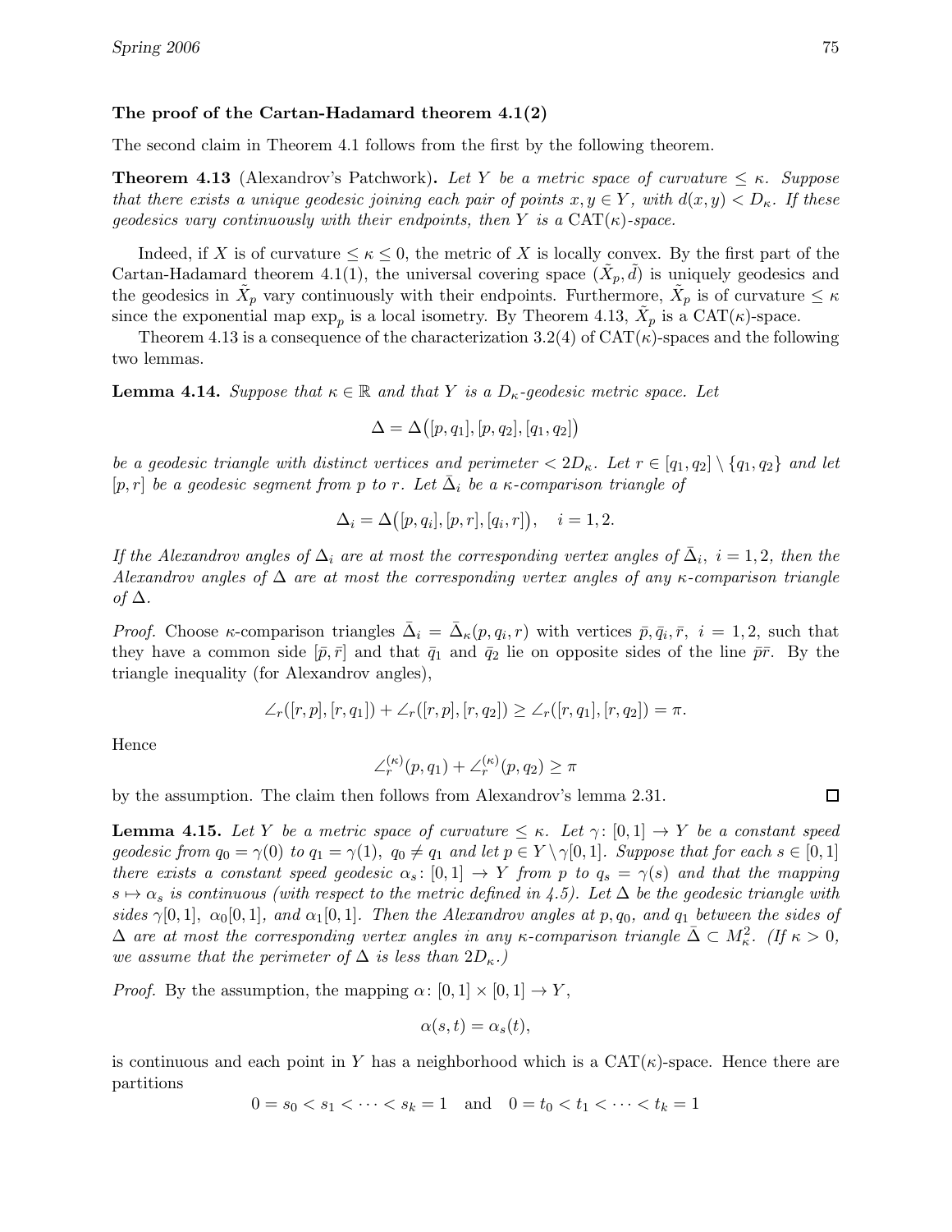### The proof of the Cartan-Hadamard theorem 4.1(2)

The second claim in Theorem 4.1 follows from the first by the following theorem.

**Theorem 4.13** (Alexandrov's Patchwork)**.** *Let $Y$ be a metric space of curvature $\le \kappa$. Suppose that there exists a unique geodesic joining each pair of points $x, y \in Y$, with $d(x,y) < D_\kappa$. If these geodesics vary continuously with their endpoints, then $Y$ is a $\mathrm{CAT}(\kappa)$-space.*

Indeed, if $X$ is of curvature $\le \kappa \le 0$, the metric of $X$ is locally convex. By the first part of the Cartan-Hadamard theorem 4.1(1), the universal covering space $(\tilde{X}_p, \tilde{d})$ is uniquely geodesics and the geodesics in $\tilde{X}_p$ vary continuously with their endpoints. Furthermore, $\tilde{X}_p$ is of curvature $\le \kappa$ since the exponential map $\exp_p$ is a local isometry. By Theorem 4.13, $\tilde{X}_p$ is a $\mathrm{CAT}(\kappa)$-space.

Theorem 4.13 is a consequence of the characterization 3.2(4) of $\mathrm{CAT}(\kappa)$-spaces and the following two lemmas.

**Lemma 4.14.** *Suppose that $\kappa \in \mathbb{R}$ and that $Y$ is a $D_\kappa$-geodesic metric space. Let*

$$\Delta = \Delta\big([p,q_1],[p,q_2],[q_1,q_2]\big)$$

*be a geodesic triangle with distinct vertices and perimeter $< 2D_\kappa$. Let $r \in [q_1,q_2] \setminus \{q_1,q_2\}$ and let $[p,r]$ be a geodesic segment from $p$ to $r$. Let $\bar{\Delta}_i$ be a $\kappa$-comparison triangle of*

$$\Delta_i = \Delta\big([p,q_i],[p,r],[q_i,r]\big), \quad i = 1,2.$$

*If the Alexandrov angles of $\Delta_i$ are at most the corresponding vertex angles of $\bar{\Delta}_i$, $i = 1,2$, then the Alexandrov angles of $\Delta$ are at most the corresponding vertex angles of any $\kappa$-comparison triangle of $\Delta$.*

*Proof.* Choose $\kappa$-comparison triangles $\bar{\Delta}_i = \bar{\Delta}_\kappa(p,q_i,r)$ with vertices $\bar{p}, \bar{q}_i, \bar{r}$, $i = 1,2$, such that they have a common side $[\bar{p},\bar{r}]$ and that $\bar{q}_1$ and $\bar{q}_2$ lie on opposite sides of the line $\bar{p}\bar{r}$. By the triangle inequality (for Alexandrov angles),

$$\angle_r([r,p],[r,q_1]) + \angle_r([r,p],[r,q_2]) \ge \angle_r([r,q_1],[r,q_2]) = \pi.$$

Hence

$$\angle_r^{(\kappa)}(p,q_1) + \angle_r^{(\kappa)}(p,q_2) \ge \pi$$

by the assumption. The claim then follows from Alexandrov's lemma 2.31. $\square$

**Lemma 4.15.** *Let $Y$ be a metric space of curvature $\le \kappa$. Let $\gamma\colon [0,1] \to Y$ be a constant speed geodesic from $q_0 = \gamma(0)$ to $q_1 = \gamma(1)$, $q_0 \ne q_1$ and let $p \in Y \setminus \gamma[0,1]$. Suppose that for each $s \in [0,1]$ there exists a constant speed geodesic $\alpha_s\colon [0,1] \to Y$ from $p$ to $q_s = \gamma(s)$ and that the mapping $s \mapsto \alpha_s$ is continuous (with respect to the metric defined in 4.5). Let $\Delta$ be the geodesic triangle with sides $\gamma[0,1]$, $\alpha_0[0,1]$, and $\alpha_1[0,1]$. Then the Alexandrov angles at $p, q_0$, and $q_1$ between the sides of $\Delta$ are at most the corresponding vertex angles in any $\kappa$-comparison triangle $\bar{\Delta} \subset M_\kappa^2$. (If $\kappa > 0$, we assume that the perimeter of $\Delta$ is less than $2D_\kappa$.)*

*Proof.* By the assumption, the mapping $\alpha\colon [0,1] \times [0,1] \to Y$,

$$\alpha(s,t) = \alpha_s(t),$$

is continuous and each point in $Y$ has a neighborhood which is a $\mathrm{CAT}(\kappa)$-space. Hence there are partitions

$$0 = s_0 < s_1 < \cdots < s_k = 1 \quad \text{and} \quad 0 = t_0 < t_1 < \cdots < t_k = 1$$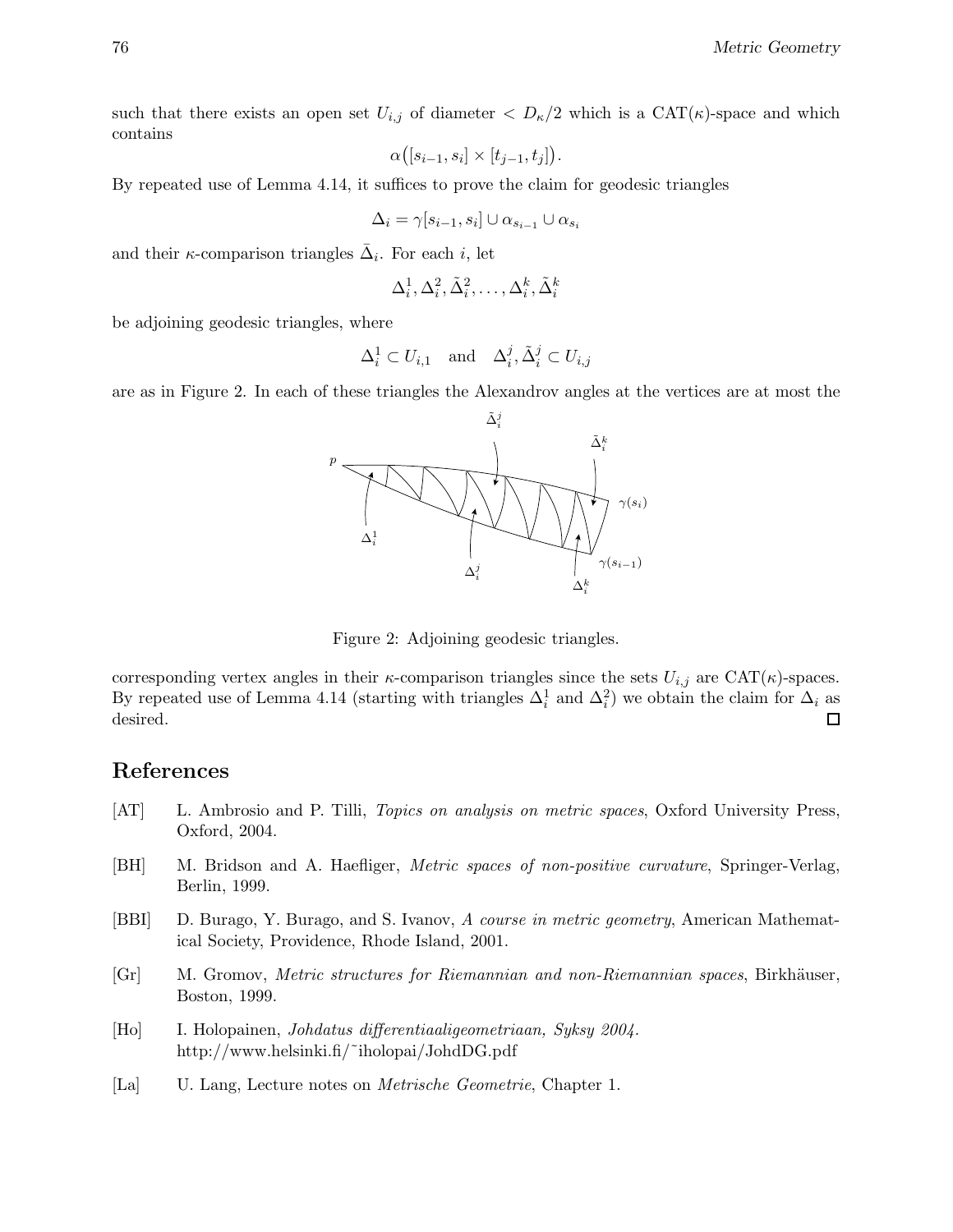such that there exists an open set $U_{i,j}$ of diameter $< D_\kappa/2$ which is a CAT($\kappa$)-space and which contains

$$\alpha\big([s_{i-1}, s_i] \times [t_{j-1}, t_j]\big).$$

By repeated use of Lemma 4.14, it suffices to prove the claim for geodesic triangles

$$\Delta_i = \gamma[s_{i-1}, s_i] \cup \alpha_{s_{i-1}} \cup \alpha_{s_i}$$

and their $\kappa$-comparison triangles $\bar{\Delta}_i$. For each $i$, let

$$\Delta_i^1, \Delta_i^2, \tilde{\Delta}_i^2, \ldots, \Delta_i^k, \tilde{\Delta}_i^k$$

be adjoining geodesic triangles, where

$$\Delta_i^1 \subset U_{i,1} \quad \text{and} \quad \Delta_i^j, \tilde{\Delta}_i^j \subset U_{i,j}$$

are as in Figure 2. In each of these triangles the Alexandrov angles at the vertices are at most the

$\tilde{\Delta}_i^j$

$\tilde{\Delta}_i^k$

$p$

$\gamma(s_i)$

$\Delta_i^1$

$\gamma(s_{i-1})$

$\Delta_i^j$

$\Delta_i^k$

Figure 2: Adjoining geodesic triangles.

corresponding vertex angles in their $\kappa$-comparison triangles since the sets $U_{i,j}$ are CAT($\kappa$)-spaces. By repeated use of Lemma 4.14 (starting with triangles $\Delta_i^1$ and $\Delta_i^2$) we obtain the claim for $\Delta_i$ as desired. □

## References

[AT] L. Ambrosio and P. Tilli, *Topics on analysis on metric spaces*, Oxford University Press, Oxford, 2004.

[BH] M. Bridson and A. Haefliger, *Metric spaces of non-positive curvature*, Springer-Verlag, Berlin, 1999.

[BBI] D. Burago, Y. Burago, and S. Ivanov, *A course in metric geometry*, American Mathematical Society, Providence, Rhode Island, 2001.

[Gr] M. Gromov, *Metric structures for Riemannian and non-Riemannian spaces*, Birkhäuser, Boston, 1999.

[Ho] I. Holopainen, *Johdatus differentiaaligeometriaan, Syksy 2004.* http://www.helsinki.fi/~iholopai/JohdDG.pdf

[La] U. Lang, Lecture notes on *Metrische Geometrie*, Chapter 1.